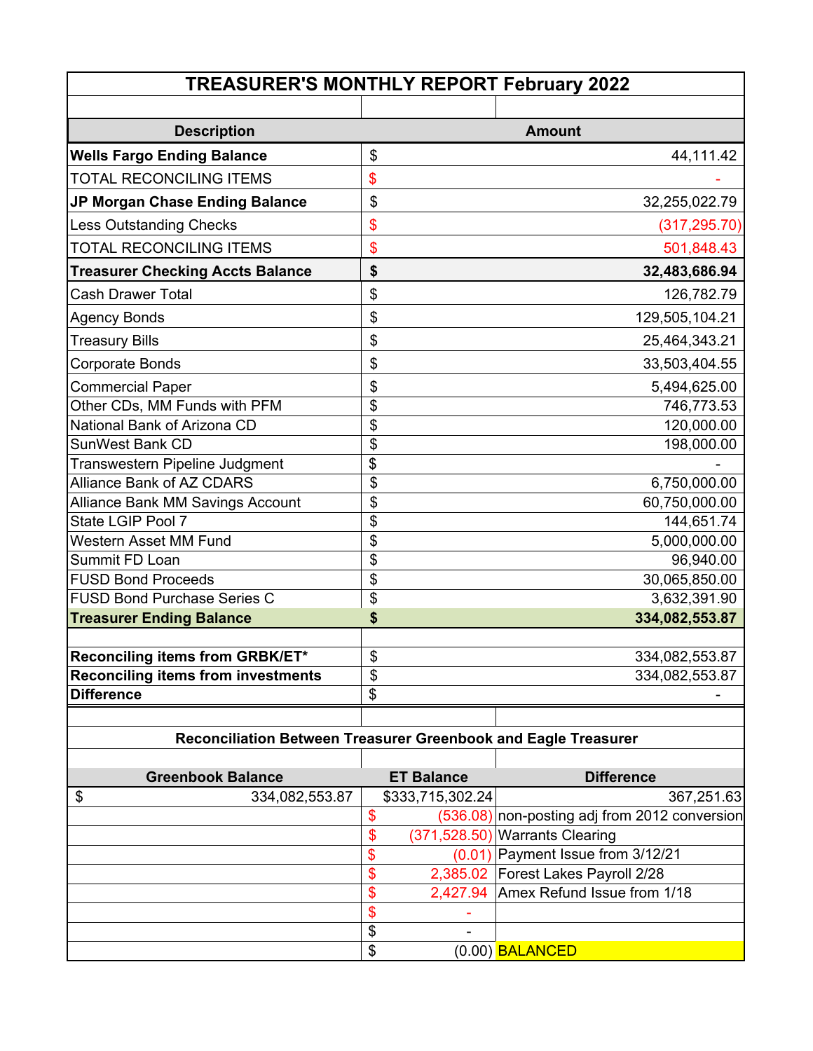# TREASURER'S MONTHLY REPORT February 2022

| Description | | Amount |
|---|---|---|
| **Wells Fargo Ending Balance** | $ | 44,111.42 |
| TOTAL RECONCILING ITEMS | $ | - |
| **JP Morgan Chase Ending Balance** | $ | 32,255,022.79 |
| Less Outstanding Checks | $ | (317,295.70) |
| TOTAL RECONCILING ITEMS | $ | 501,848.43 |
| **Treasurer Checking Accts Balance** | **$** | **32,483,686.94** |
| Cash Drawer Total | $ | 126,782.79 |
| Agency Bonds | $ | 129,505,104.21 |
| Treasury Bills | $ | 25,464,343.21 |
| Corporate Bonds | $ | 33,503,404.55 |
| Commercial Paper | $ | 5,494,625.00 |
| Other CDs, MM Funds with PFM | $ | 746,773.53 |
| National Bank of Arizona CD | $ | 120,000.00 |
| SunWest Bank CD | $ | 198,000.00 |
| Transwestern Pipeline Judgment | $ | - |
| Alliance Bank of AZ CDARS | $ | 6,750,000.00 |
| Alliance Bank MM Savings Account | $ | 60,750,000.00 |
| State LGIP Pool 7 | $ | 144,651.74 |
| Western Asset MM Fund | $ | 5,000,000.00 |
| Summit FD Loan | $ | 96,940.00 |
| FUSD Bond Proceeds | $ | 30,065,850.00 |
| FUSD Bond Purchase Series C | $ | 3,632,391.90 |
| **Treasurer Ending Balance** | **$** | **334,082,553.87** |
| | | |
| **Reconciling items from GRBK/ET*** | $ | 334,082,553.87 |
| **Reconciling items from investments** | $ | 334,082,553.87 |
| **Difference** | $ | - |

**Reconciliation Between Treasurer Greenbook and Eagle Treasurer**

| Greenbook Balance | ET Balance | Difference |
|---|---|---|
| $ 334,082,553.87 | $333,715,302.24 | 367,251.63 |
| | $ (536.08) | non-posting adj from 2012 conversion |
| | $ (371,528.50) | Warrants Clearing |
| | $ (0.01) | Payment Issue from 3/12/21 |
| | $ 2,385.02 | Forest Lakes Payroll 2/28 |
| | $ 2,427.94 | Amex Refund Issue from 1/18 |
| | $ - | |
| | $ - | |
| | $ (0.00) | BALANCED |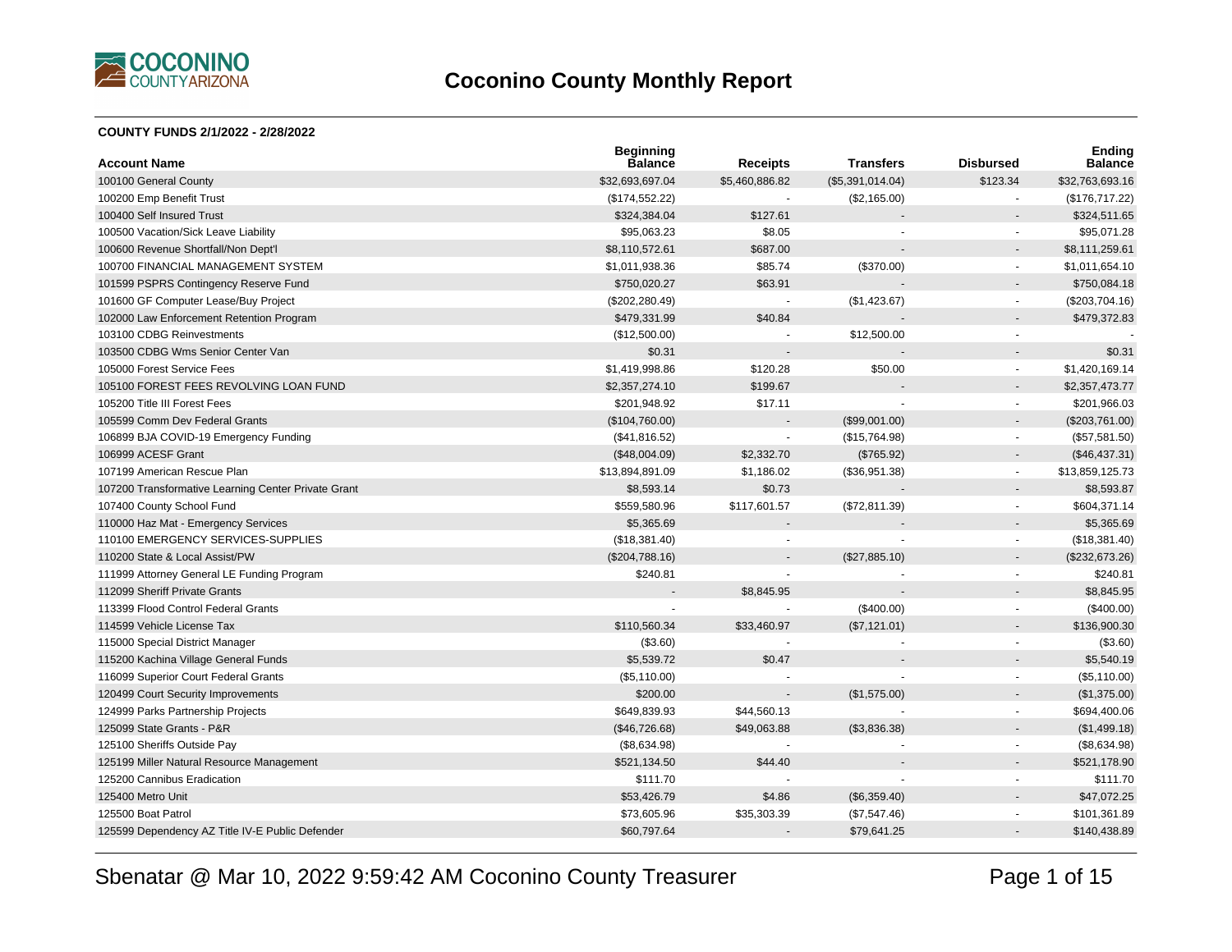# Coconino County Monthly Report

**COUNTY FUNDS 2/1/2022 - 2/28/2022**

| Account Name | Beginning Balance | Receipts | Transfers | Disbursed | Ending Balance |
|---|---|---|---|---|---|
| 100100 General County | $32,693,697.04 | $5,460,886.82 | ($5,391,014.04) | $123.34 | $32,763,693.16 |
| 100200 Emp Benefit Trust | ($174,552.22) | - | ($2,165.00) | - | ($176,717.22) |
| 100400 Self Insured Trust | $324,384.04 | $127.61 | - | - | $324,511.65 |
| 100500 Vacation/Sick Leave Liability | $95,063.23 | $8.05 | - | - | $95,071.28 |
| 100600 Revenue Shortfall/Non Dept'l | $8,110,572.61 | $687.00 | - | - | $8,111,259.61 |
| 100700 FINANCIAL MANAGEMENT SYSTEM | $1,011,938.36 | $85.74 | ($370.00) | - | $1,011,654.10 |
| 101599 PSPRS Contingency Reserve Fund | $750,020.27 | $63.91 | - | - | $750,084.18 |
| 101600 GF Computer Lease/Buy Project | ($202,280.49) | - | ($1,423.67) | - | ($203,704.16) |
| 102000 Law Enforcement Retention Program | $479,331.99 | $40.84 | - | - | $479,372.83 |
| 103100 CDBG Reinvestments | ($12,500.00) | - | $12,500.00 | - | - |
| 103500 CDBG Wms Senior Center Van | $0.31 | - | - | - | $0.31 |
| 105000 Forest Service Fees | $1,419,998.86 | $120.28 | $50.00 | - | $1,420,169.14 |
| 105100 FOREST FEES REVOLVING LOAN FUND | $2,357,274.10 | $199.67 | - | - | $2,357,473.77 |
| 105200 Title III Forest Fees | $201,948.92 | $17.11 | - | - | $201,966.03 |
| 105599 Comm Dev Federal Grants | ($104,760.00) | - | ($99,001.00) | - | ($203,761.00) |
| 106899 BJA COVID-19 Emergency Funding | ($41,816.52) | - | ($15,764.98) | - | ($57,581.50) |
| 106999 ACESF Grant | ($48,004.09) | $2,332.70 | ($765.92) | - | ($46,437.31) |
| 107199 American Rescue Plan | $13,894,891.09 | $1,186.02 | ($36,951.38) | - | $13,859,125.73 |
| 107200 Transformative Learning Center Private Grant | $8,593.14 | $0.73 | - | - | $8,593.87 |
| 107400 County School Fund | $559,580.96 | $117,601.57 | ($72,811.39) | - | $604,371.14 |
| 110000 Haz Mat - Emergency Services | $5,365.69 | - | - | - | $5,365.69 |
| 110100 EMERGENCY SERVICES-SUPPLIES | ($18,381.40) | - | - | - | ($18,381.40) |
| 110200 State & Local Assist/PW | ($204,788.16) | - | ($27,885.10) | - | ($232,673.26) |
| 111999 Attorney General LE Funding Program | $240.81 | - | - | - | $240.81 |
| 112099 Sheriff Private Grants | - | $8,845.95 | - | - | $8,845.95 |
| 113399 Flood Control Federal Grants | - | - | ($400.00) | - | ($400.00) |
| 114599 Vehicle License Tax | $110,560.34 | $33,460.97 | ($7,121.01) | - | $136,900.30 |
| 115000 Special District Manager | ($3.60) | - | - | - | ($3.60) |
| 115200 Kachina Village General Funds | $5,539.72 | $0.47 | - | - | $5,540.19 |
| 116099 Superior Court Federal Grants | ($5,110.00) | - | - | - | ($5,110.00) |
| 120499 Court Security Improvements | $200.00 | - | ($1,575.00) | - | ($1,375.00) |
| 124999 Parks Partnership Projects | $649,839.93 | $44,560.13 | - | - | $694,400.06 |
| 125099 State Grants - P&R | ($46,726.68) | $49,063.88 | ($3,836.38) | - | ($1,499.18) |
| 125100 Sheriffs Outside Pay | ($8,634.98) | - | - | - | ($8,634.98) |
| 125199 Miller Natural Resource Management | $521,134.50 | $44.40 | - | - | $521,178.90 |
| 125200 Cannibus Eradication | $111.70 | - | - | - | $111.70 |
| 125400 Metro Unit | $53,426.79 | $4.86 | ($6,359.40) | - | $47,072.25 |
| 125500 Boat Patrol | $73,605.96 | $35,303.39 | ($7,547.46) | - | $101,361.89 |
| 125599 Dependency AZ Title IV-E Public Defender | $60,797.64 | - | $79,641.25 | - | $140,438.89 |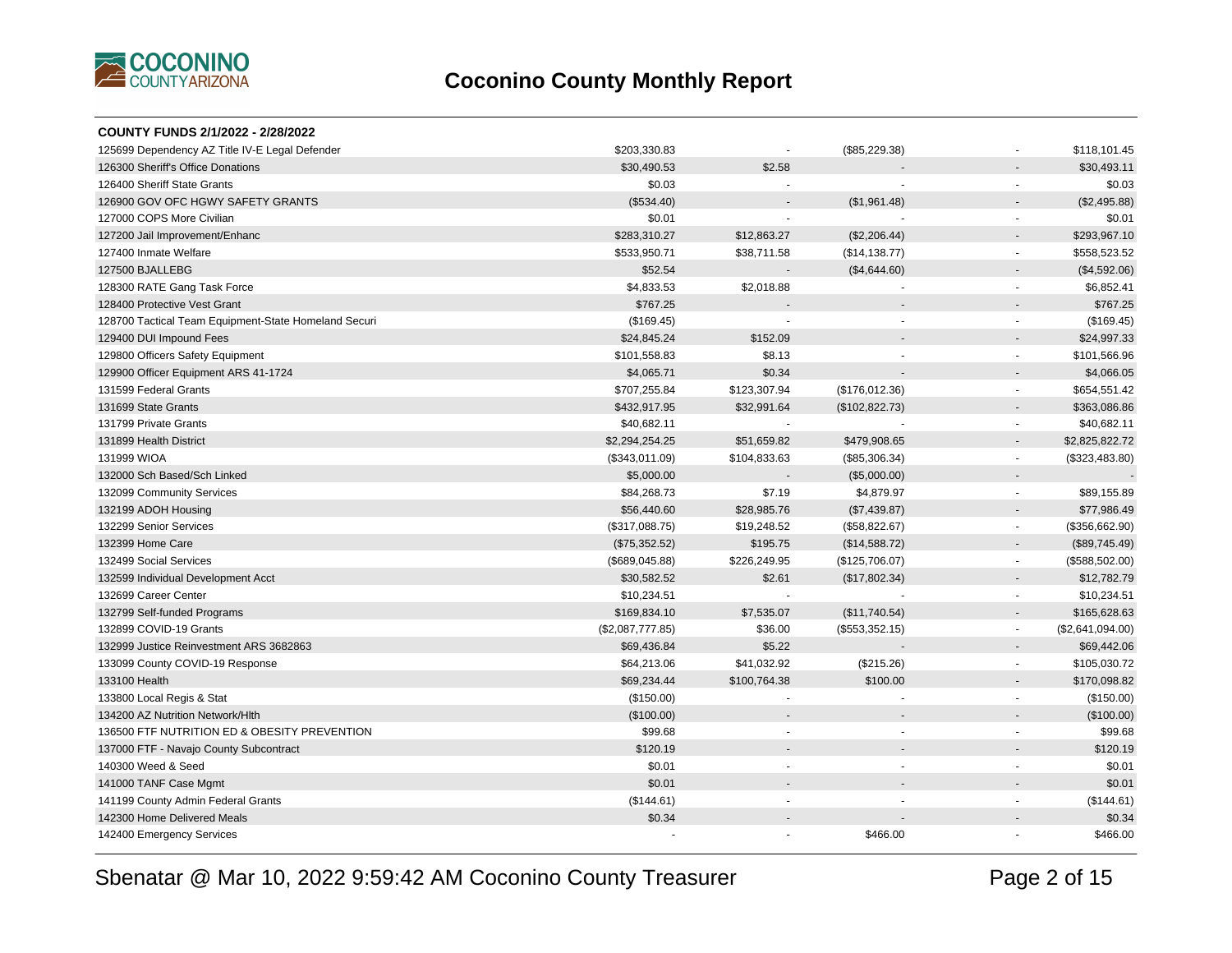# Coconino County Monthly Report

**COUNTY FUNDS 2/1/2022 - 2/28/2022**

| Fund | | | | | |
|---|---|---|---|---|---|
| 125699 Dependency AZ Title IV-E Legal Defender | $203,330.83 | - | ($85,229.38) | - | $118,101.45 |
| 126300 Sheriff's Office Donations | $30,490.53 | $2.58 | - | - | $30,493.11 |
| 126400 Sheriff State Grants | $0.03 | - | - | - | $0.03 |
| 126900 GOV OFC HGWY SAFETY GRANTS | ($534.40) | - | ($1,961.48) | - | ($2,495.88) |
| 127000 COPS More Civilian | $0.01 | - | - | - | $0.01 |
| 127200 Jail Improvement/Enhanc | $283,310.27 | $12,863.27 | ($2,206.44) | - | $293,967.10 |
| 127400 Inmate Welfare | $533,950.71 | $38,711.58 | ($14,138.77) | - | $558,523.52 |
| 127500 BJALLEBG | $52.54 | - | ($4,644.60) | - | ($4,592.06) |
| 128300 RATE Gang Task Force | $4,833.53 | $2,018.88 | - | - | $6,852.41 |
| 128400 Protective Vest Grant | $767.25 | - | - | - | $767.25 |
| 128700 Tactical Team Equipment-State Homeland Securi | ($169.45) | - | - | - | ($169.45) |
| 129400 DUI Impound Fees | $24,845.24 | $152.09 | - | - | $24,997.33 |
| 129800 Officers Safety Equipment | $101,558.83 | $8.13 | - | - | $101,566.96 |
| 129900 Officer Equipment ARS 41-1724 | $4,065.71 | $0.34 | - | - | $4,066.05 |
| 131599 Federal Grants | $707,255.84 | $123,307.94 | ($176,012.36) | - | $654,551.42 |
| 131699 State Grants | $432,917.95 | $32,991.64 | ($102,822.73) | - | $363,086.86 |
| 131799 Private Grants | $40,682.11 | - | - | - | $40,682.11 |
| 131899 Health District | $2,294,254.25 | $51,659.82 | $479,908.65 | - | $2,825,822.72 |
| 131999 WIOA | ($343,011.09) | $104,833.63 | ($85,306.34) | - | ($323,483.80) |
| 132000 Sch Based/Sch Linked | $5,000.00 | - | ($5,000.00) | - | - |
| 132099 Community Services | $84,268.73 | $7.19 | $4,879.97 | - | $89,155.89 |
| 132199 ADOH Housing | $56,440.60 | $28,985.76 | ($7,439.87) | - | $77,986.49 |
| 132299 Senior Services | ($317,088.75) | $19,248.52 | ($58,822.67) | - | ($356,662.90) |
| 132399 Home Care | ($75,352.52) | $195.75 | ($14,588.72) | - | ($89,745.49) |
| 132499 Social Services | ($689,045.88) | $226,249.95 | ($125,706.07) | - | ($588,502.00) |
| 132599 Individual Development Acct | $30,582.52 | $2.61 | ($17,802.34) | - | $12,782.79 |
| 132699 Career Center | $10,234.51 | - | - | - | $10,234.51 |
| 132799 Self-funded Programs | $169,834.10 | $7,535.07 | ($11,740.54) | - | $165,628.63 |
| 132899 COVID-19 Grants | ($2,087,777.85) | $36.00 | ($553,352.15) | - | ($2,641,094.00) |
| 132999 Justice Reinvestment ARS 3682863 | $69,436.84 | $5.22 | - | - | $69,442.06 |
| 133099 County COVID-19 Response | $64,213.06 | $41,032.92 | ($215.26) | - | $105,030.72 |
| 133100 Health | $69,234.44 | $100,764.38 | $100.00 | - | $170,098.82 |
| 133800 Local Regis & Stat | ($150.00) | - | - | - | ($150.00) |
| 134200 AZ Nutrition Network/Hlth | ($100.00) | - | - | - | ($100.00) |
| 136500 FTF NUTRITION ED & OBESITY PREVENTION | $99.68 | - | - | - | $99.68 |
| 137000 FTF - Navajo County Subcontract | $120.19 | - | - | - | $120.19 |
| 140300 Weed & Seed | $0.01 | - | - | - | $0.01 |
| 141000 TANF Case Mgmt | $0.01 | - | - | - | $0.01 |
| 141199 County Admin Federal Grants | ($144.61) | - | - | - | ($144.61) |
| 142300 Home Delivered Meals | $0.34 | - | - | - | $0.34 |
| 142400 Emergency Services | - | - | $466.00 | - | $466.00 |

Sbenatar @ Mar 10, 2022 9:59:42 AM Coconino County Treasurer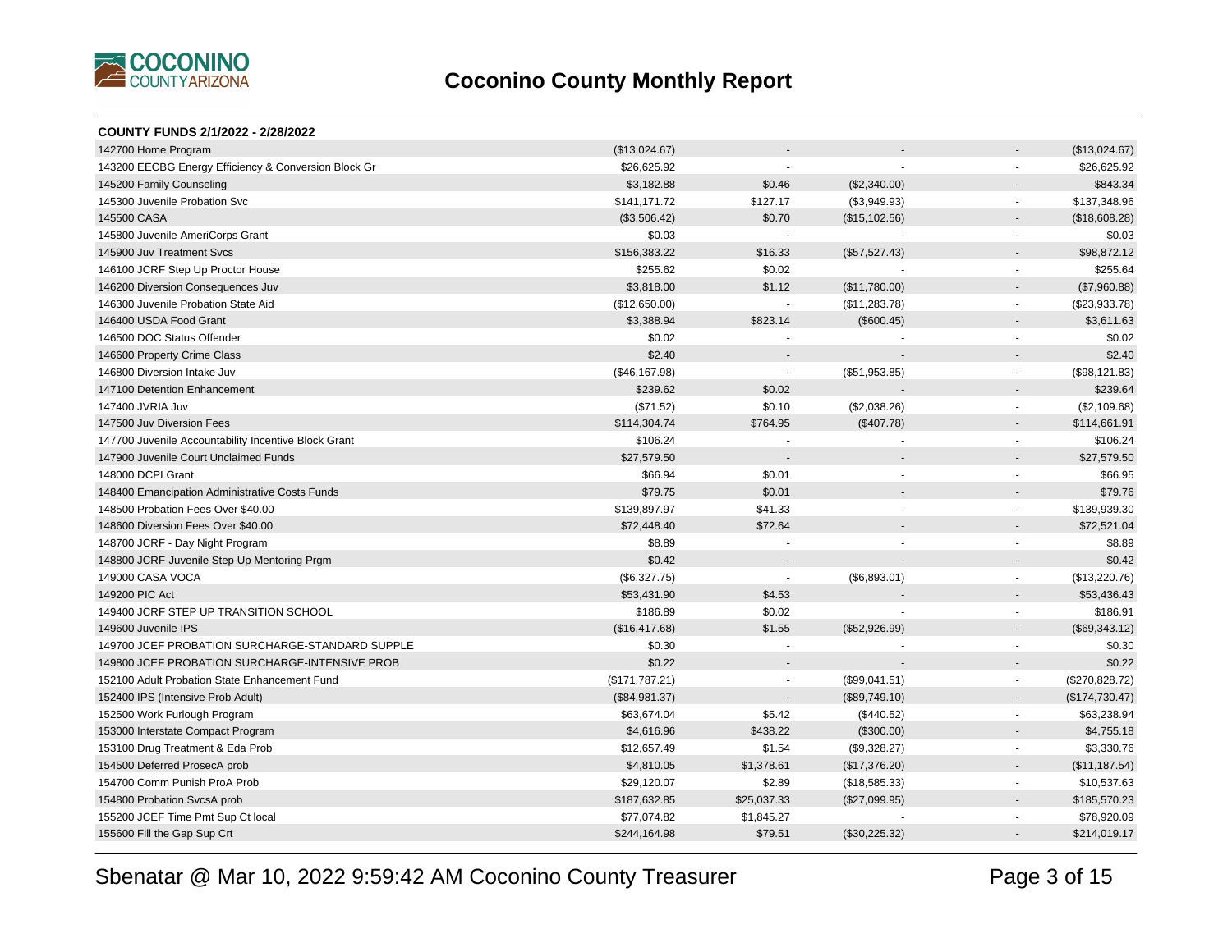# Coconino County Monthly Report

**COUNTY FUNDS 2/1/2022 - 2/28/2022**

| Fund | | | | | |
|---|---|---|---|---|---|
| 142700 Home Program | ($13,024.67) | - | - | - | ($13,024.67) |
| 143200 EECBG Energy Efficiency & Conversion Block Gr | $26,625.92 | - | - | - | $26,625.92 |
| 145200 Family Counseling | $3,182.88 | $0.46 | ($2,340.00) | - | $843.34 |
| 145300 Juvenile Probation Svc | $141,171.72 | $127.17 | ($3,949.93) | - | $137,348.96 |
| 145500 CASA | ($3,506.42) | $0.70 | ($15,102.56) | - | ($18,608.28) |
| 145800 Juvenile AmeriCorps Grant | $0.03 | - | - | - | $0.03 |
| 145900 Juv Treatment Svcs | $156,383.22 | $16.33 | ($57,527.43) | - | $98,872.12 |
| 146100 JCRF Step Up Proctor House | $255.62 | $0.02 | - | - | $255.64 |
| 146200 Diversion Consequences Juv | $3,818.00 | $1.12 | ($11,780.00) | - | ($7,960.88) |
| 146300 Juvenile Probation State Aid | ($12,650.00) | - | ($11,283.78) | - | ($23,933.78) |
| 146400 USDA Food Grant | $3,388.94 | $823.14 | ($600.45) | - | $3,611.63 |
| 146500 DOC Status Offender | $0.02 | - | - | - | $0.02 |
| 146600 Property Crime Class | $2.40 | - | - | - | $2.40 |
| 146800 Diversion Intake Juv | ($46,167.98) | - | ($51,953.85) | - | ($98,121.83) |
| 147100 Detention Enhancement | $239.62 | $0.02 | - | - | $239.64 |
| 147400 JVRIA Juv | ($71.52) | $0.10 | ($2,038.26) | - | ($2,109.68) |
| 147500 Juv Diversion Fees | $114,304.74 | $764.95 | ($407.78) | - | $114,661.91 |
| 147700 Juvenile Accountability Incentive Block Grant | $106.24 | - | - | - | $106.24 |
| 147900 Juvenile Court Unclaimed Funds | $27,579.50 | - | - | - | $27,579.50 |
| 148000 DCPI Grant | $66.94 | $0.01 | - | - | $66.95 |
| 148400 Emancipation Administrative Costs Funds | $79.75 | $0.01 | - | - | $79.76 |
| 148500 Probation Fees Over $40.00 | $139,897.97 | $41.33 | - | - | $139,939.30 |
| 148600 Diversion Fees Over $40.00 | $72,448.40 | $72.64 | - | - | $72,521.04 |
| 148700 JCRF - Day Night Program | $8.89 | - | - | - | $8.89 |
| 148800 JCRF-Juvenile Step Up Mentoring Prgm | $0.42 | - | - | - | $0.42 |
| 149000 CASA VOCA | ($6,327.75) | - | ($6,893.01) | - | ($13,220.76) |
| 149200 PIC Act | $53,431.90 | $4.53 | - | - | $53,436.43 |
| 149400 JCRF STEP UP TRANSITION SCHOOL | $186.89 | $0.02 | - | - | $186.91 |
| 149600 Juvenile IPS | ($16,417.68) | $1.55 | ($52,926.99) | - | ($69,343.12) |
| 149700 JCEF PROBATION SURCHARGE-STANDARD SUPPLE | $0.30 | - | - | - | $0.30 |
| 149800 JCEF PROBATION SURCHARGE-INTENSIVE PROB | $0.22 | - | - | - | $0.22 |
| 152100 Adult Probation State Enhancement Fund | ($171,787.21) | - | ($99,041.51) | - | ($270,828.72) |
| 152400 IPS (Intensive Prob Adult) | ($84,981.37) | - | ($89,749.10) | - | ($174,730.47) |
| 152500 Work Furlough Program | $63,674.04 | $5.42 | ($440.52) | - | $63,238.94 |
| 153000 Interstate Compact Program | $4,616.96 | $438.22 | ($300.00) | - | $4,755.18 |
| 153100 Drug Treatment & Eda Prob | $12,657.49 | $1.54 | ($9,328.27) | - | $3,330.76 |
| 154500 Deferred ProsecA prob | $4,810.05 | $1,378.61 | ($17,376.20) | - | ($11,187.54) |
| 154700 Comm Punish ProA Prob | $29,120.07 | $2.89 | ($18,585.33) | - | $10,537.63 |
| 154800 Probation SvcsA prob | $187,632.85 | $25,037.33 | ($27,099.95) | - | $185,570.23 |
| 155200 JCEF Time Pmt Sup Ct local | $77,074.82 | $1,845.27 | - | - | $78,920.09 |
| 155600 Fill the Gap Sup Crt | $244,164.98 | $79.51 | ($30,225.32) | - | $214,019.17 |

Sbenatar @ Mar 10, 2022 9:59:42 AM Coconino County Treasurer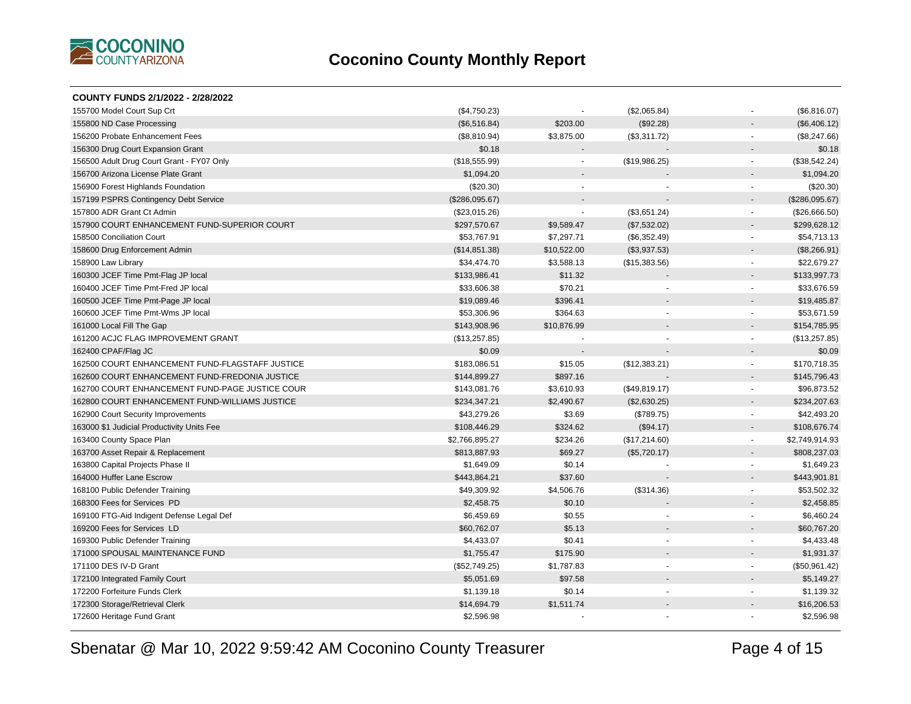## Coconino County Monthly Report

**COUNTY FUNDS 2/1/2022 - 2/28/2022**

| Fund | | | | | |
|---|---|---|---|---|---|
| 155700 Model Court Sup Crt | ($4,750.23) | - | ($2,065.84) | - | ($6,816.07) |
| 155800 ND Case Processing | ($6,516.84) | $203.00 | ($92.28) | - | ($6,406.12) |
| 156200 Probate Enhancement Fees | ($8,810.94) | $3,875.00 | ($3,311.72) | - | ($8,247.66) |
| 156300 Drug Court Expansion Grant | $0.18 | - | - | - | $0.18 |
| 156500 Adult Drug Court Grant - FY07 Only | ($18,555.99) | - | ($19,986.25) | - | ($38,542.24) |
| 156700 Arizona License Plate Grant | $1,094.20 | - | - | - | $1,094.20 |
| 156900 Forest Highlands Foundation | ($20.30) | - | - | - | ($20.30) |
| 157199 PSPRS Contingency Debt Service | ($286,095.67) | - | - | - | ($286,095.67) |
| 157800 ADR Grant Ct Admin | ($23,015.26) | - | ($3,651.24) | - | ($26,666.50) |
| 157900 COURT ENHANCEMENT FUND-SUPERIOR COURT | $297,570.67 | $9,589.47 | ($7,532.02) | - | $299,628.12 |
| 158500 Conciliation Court | $53,767.91 | $7,297.71 | ($6,352.49) | - | $54,713.13 |
| 158600 Drug Enforcement Admin | ($14,851.38) | $10,522.00 | ($3,937.53) | - | ($8,266.91) |
| 158900 Law Library | $34,474.70 | $3,588.13 | ($15,383.56) | - | $22,679.27 |
| 160300 JCEF Time Pmt-Flag JP local | $133,986.41 | $11.32 | - | - | $133,997.73 |
| 160400 JCEF Time Pmt-Fred JP local | $33,606.38 | $70.21 | - | - | $33,676.59 |
| 160500 JCEF Time Pmt-Page JP local | $19,089.46 | $396.41 | - | - | $19,485.87 |
| 160600 JCEF Time Pmt-Wms JP local | $53,306.96 | $364.63 | - | - | $53,671.59 |
| 161000 Local Fill The Gap | $143,908.96 | $10,876.99 | - | - | $154,785.95 |
| 161200 ACJC FLAG IMPROVEMENT GRANT | ($13,257.85) | - | - | - | ($13,257.85) |
| 162400 CPAF/Flag JC | $0.09 | - | - | - | $0.09 |
| 162500 COURT ENHANCEMENT FUND-FLAGSTAFF JUSTICE | $183,086.51 | $15.05 | ($12,383.21) | - | $170,718.35 |
| 162600 COURT ENHANCEMENT FUND-FREDONIA JUSTICE | $144,899.27 | $897.16 | - | - | $145,796.43 |
| 162700 COURT ENHANCEMENT FUND-PAGE JUSTICE COUR | $143,081.76 | $3,610.93 | ($49,819.17) | - | $96,873.52 |
| 162800 COURT ENHANCEMENT FUND-WILLIAMS JUSTICE | $234,347.21 | $2,490.67 | ($2,630.25) | - | $234,207.63 |
| 162900 Court Security Improvements | $43,279.26 | $3.69 | ($789.75) | - | $42,493.20 |
| 163000 $1 Judicial Productivity Units Fee | $108,446.29 | $324.62 | ($94.17) | - | $108,676.74 |
| 163400 County Space Plan | $2,766,895.27 | $234.26 | ($17,214.60) | - | $2,749,914.93 |
| 163700 Asset Repair & Replacement | $813,887.93 | $69.27 | ($5,720.17) | - | $808,237.03 |
| 163800 Capital Projects Phase II | $1,649.09 | $0.14 | - | - | $1,649.23 |
| 164000 Huffer Lane Escrow | $443,864.21 | $37.60 | - | - | $443,901.81 |
| 168100 Public Defender Training | $49,309.92 | $4,506.76 | ($314.36) | - | $53,502.32 |
| 168300 Fees for Services PD | $2,458.75 | $0.10 | - | - | $2,458.85 |
| 169100 FTG-Aid Indigent Defense Legal Def | $6,459.69 | $0.55 | - | - | $6,460.24 |
| 169200 Fees for Services LD | $60,762.07 | $5.13 | - | - | $60,767.20 |
| 169300 Public Defender Training | $4,433.07 | $0.41 | - | - | $4,433.48 |
| 171000 SPOUSAL MAINTENANCE FUND | $1,755.47 | $175.90 | - | - | $1,931.37 |
| 171100 DES IV-D Grant | ($52,749.25) | $1,787.83 | - | - | ($50,961.42) |
| 172100 Integrated Family Court | $5,051.69 | $97.58 | - | - | $5,149.27 |
| 172200 Forfeiture Funds Clerk | $1,139.18 | $0.14 | - | - | $1,139.32 |
| 172300 Storage/Retrieval Clerk | $14,694.79 | $1,511.74 | - | - | $16,206.53 |
| 172600 Heritage Fund Grant | $2,596.98 | - | - | - | $2,596.98 |

Sbenatar @ Mar 10, 2022 9:59:42 AM Coconino County Treasurer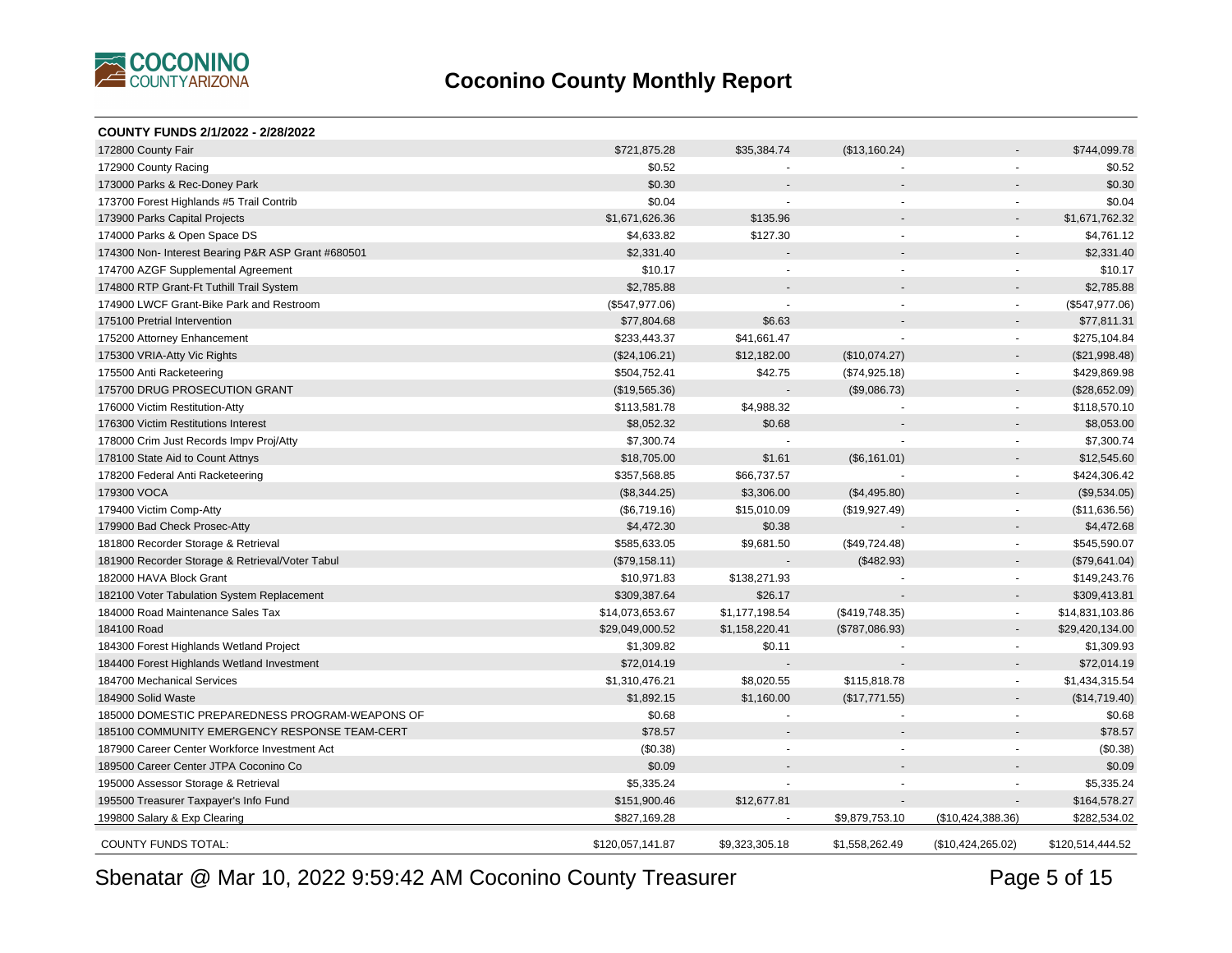# Coconino County Monthly Report

**COUNTY FUNDS 2/1/2022 - 2/28/2022**

| Fund | | | | | |
|---|---|---|---|---|---|
| 172800 County Fair | $721,875.28 | $35,384.74 | ($13,160.24) | - | $744,099.78 |
| 172900 County Racing | $0.52 | - | - | - | $0.52 |
| 173000 Parks & Rec-Doney Park | $0.30 | - | - | - | $0.30 |
| 173700 Forest Highlands #5 Trail Contrib | $0.04 | - | - | - | $0.04 |
| 173900 Parks Capital Projects | $1,671,626.36 | $135.96 | - | - | $1,671,762.32 |
| 174000 Parks & Open Space DS | $4,633.82 | $127.30 | - | - | $4,761.12 |
| 174300 Non- Interest Bearing P&R ASP Grant #680501 | $2,331.40 | - | - | - | $2,331.40 |
| 174700 AZGF Supplemental Agreement | $10.17 | - | - | - | $10.17 |
| 174800 RTP Grant-Ft Tuthill Trail System | $2,785.88 | - | - | - | $2,785.88 |
| 174900 LWCF Grant-Bike Park and Restroom | ($547,977.06) | - | - | - | ($547,977.06) |
| 175100 Pretrial Intervention | $77,804.68 | $6.63 | - | - | $77,811.31 |
| 175200 Attorney Enhancement | $233,443.37 | $41,661.47 | - | - | $275,104.84 |
| 175300 VRIA-Atty Vic Rights | ($24,106.21) | $12,182.00 | ($10,074.27) | - | ($21,998.48) |
| 175500 Anti Racketeering | $504,752.41 | $42.75 | ($74,925.18) | - | $429,869.98 |
| 175700 DRUG PROSECUTION GRANT | ($19,565.36) | - | ($9,086.73) | - | ($28,652.09) |
| 176000 Victim Restitution-Atty | $113,581.78 | $4,988.32 | - | - | $118,570.10 |
| 176300 Victim Restitutions Interest | $8,052.32 | $0.68 | - | - | $8,053.00 |
| 178000 Crim Just Records Impv Proj/Atty | $7,300.74 | - | - | - | $7,300.74 |
| 178100 State Aid to Count Attnys | $18,705.00 | $1.61 | ($6,161.01) | - | $12,545.60 |
| 178200 Federal Anti Racketeering | $357,568.85 | $66,737.57 | - | - | $424,306.42 |
| 179300 VOCA | ($8,344.25) | $3,306.00 | ($4,495.80) | - | ($9,534.05) |
| 179400 Victim Comp-Atty | ($6,719.16) | $15,010.09 | ($19,927.49) | - | ($11,636.56) |
| 179900 Bad Check Prosec-Atty | $4,472.30 | $0.38 | - | - | $4,472.68 |
| 181800 Recorder Storage & Retrieval | $585,633.05 | $9,681.50 | ($49,724.48) | - | $545,590.07 |
| 181900 Recorder Storage & Retrieval/Voter Tabul | ($79,158.11) | - | ($482.93) | - | ($79,641.04) |
| 182000 HAVA Block Grant | $10,971.83 | $138,271.93 | - | - | $149,243.76 |
| 182100 Voter Tabulation System Replacement | $309,387.64 | $26.17 | - | - | $309,413.81 |
| 184000 Road Maintenance Sales Tax | $14,073,653.67 | $1,177,198.54 | ($419,748.35) | - | $14,831,103.86 |
| 184100 Road | $29,049,000.52 | $1,158,220.41 | ($787,086.93) | - | $29,420,134.00 |
| 184300 Forest Highlands Wetland Project | $1,309.82 | $0.11 | - | - | $1,309.93 |
| 184400 Forest Highlands Wetland Investment | $72,014.19 | - | - | - | $72,014.19 |
| 184700 Mechanical Services | $1,310,476.21 | $8,020.55 | $115,818.78 | - | $1,434,315.54 |
| 184900 Solid Waste | $1,892.15 | $1,160.00 | ($17,771.55) | - | ($14,719.40) |
| 185000 DOMESTIC PREPAREDNESS PROGRAM-WEAPONS OF | $0.68 | - | - | - | $0.68 |
| 185100 COMMUNITY EMERGENCY RESPONSE TEAM-CERT | $78.57 | - | - | - | $78.57 |
| 187900 Career Center Workforce Investment Act | ($0.38) | - | - | - | ($0.38) |
| 189500 Career Center JTPA Coconino Co | $0.09 | - | - | - | $0.09 |
| 195000 Assessor Storage & Retrieval | $5,335.24 | - | - | - | $5,335.24 |
| 195500 Treasurer Taxpayer's Info Fund | $151,900.46 | $12,677.81 | - | - | $164,578.27 |
| 199800 Salary & Exp Clearing | $827,169.28 | - | $9,879,753.10 | ($10,424,388.36) | $282,534.02 |
| COUNTY FUNDS TOTAL: | $120,057,141.87 | $9,323,305.18 | $1,558,262.49 | ($10,424,265.02) | $120,514,444.52 |

Sbenatar @ Mar 10, 2022 9:59:42 AM Coconino County Treasurer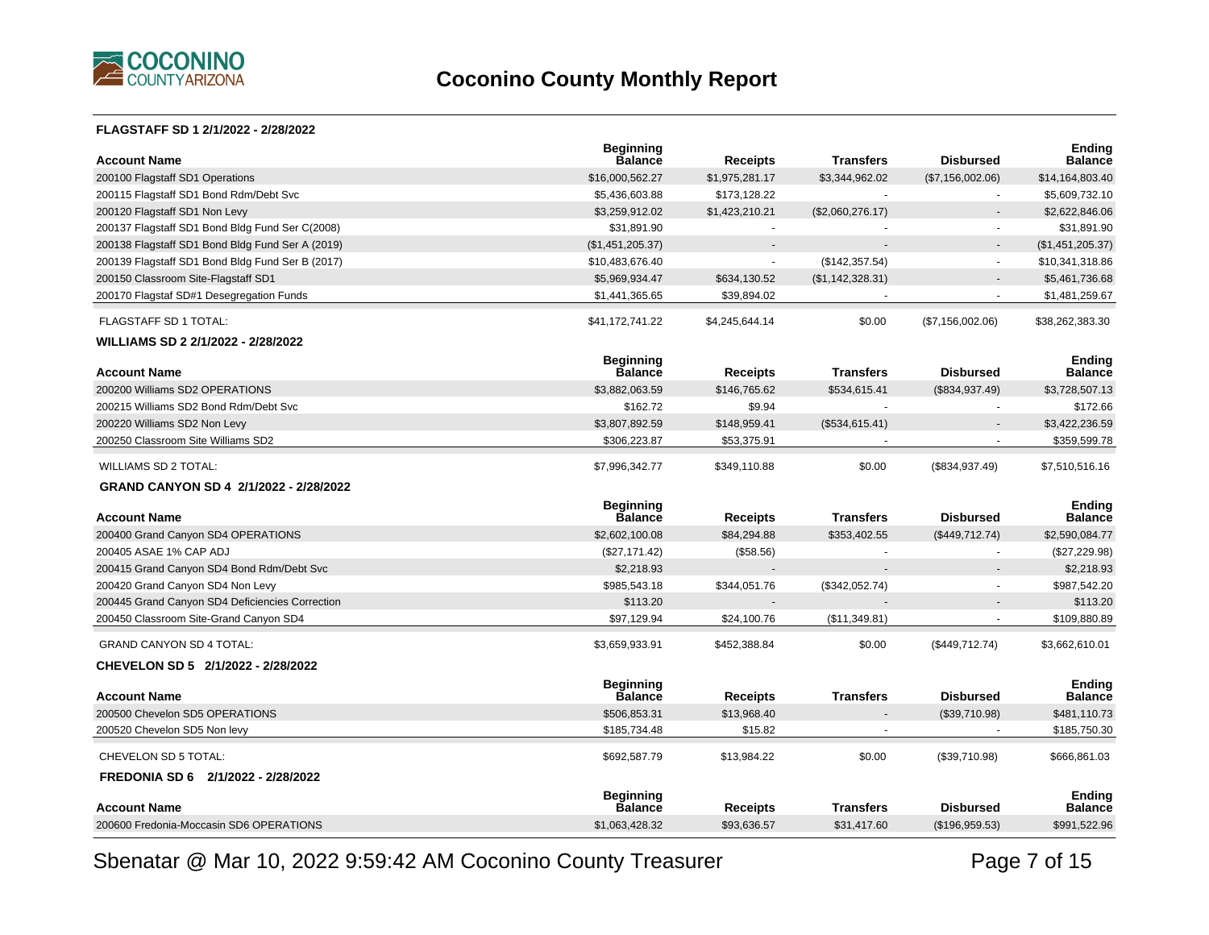# Coconino County Monthly Report

### FLAGSTAFF SD 1 2/1/2022 - 2/28/2022

| Account Name | Beginning Balance | Receipts | Transfers | Disbursed | Ending Balance |
|---|---|---|---|---|---|
| 200100 Flagstaff SD1 Operations | $16,000,562.27 | $1,975,281.17 | $3,344,962.02 | ($7,156,002.06) | $14,164,803.40 |
| 200115 Flagstaff SD1 Bond Rdm/Debt Svc | $5,436,603.88 | $173,128.22 | - | - | $5,609,732.10 |
| 200120 Flagstaff SD1 Non Levy | $3,259,912.02 | $1,423,210.21 | ($2,060,276.17) | - | $2,622,846.06 |
| 200137 Flagstaff SD1 Bond Bldg Fund Ser C(2008) | $31,891.90 | - | - | - | $31,891.90 |
| 200138 Flagstaff SD1 Bond Bldg Fund Ser A (2019) | ($1,451,205.37) | - | - | - | ($1,451,205.37) |
| 200139 Flagstaff SD1 Bond Bldg Fund Ser B (2017) | $10,483,676.40 | - | ($142,357.54) | - | $10,341,318.86 |
| 200150 Classroom Site-Flagstaff SD1 | $5,969,934.47 | $634,130.52 | ($1,142,328.31) | - | $5,461,736.68 |
| 200170 Flagstaf SD#1 Desegregation Funds | $1,441,365.65 | $39,894.02 | - | - | $1,481,259.67 |
| FLAGSTAFF SD 1 TOTAL: | $41,172,741.22 | $4,245,644.14 | $0.00 | ($7,156,002.06) | $38,262,383.30 |

### WILLIAMS SD 2 2/1/2022 - 2/28/2022

| Account Name | Beginning Balance | Receipts | Transfers | Disbursed | Ending Balance |
|---|---|---|---|---|---|
| 200200 Williams SD2 OPERATIONS | $3,882,063.59 | $146,765.62 | $534,615.41 | ($834,937.49) | $3,728,507.13 |
| 200215 Williams SD2 Bond Rdm/Debt Svc | $162.72 | $9.94 | - | - | $172.66 |
| 200220 Williams SD2 Non Levy | $3,807,892.59 | $148,959.41 | ($534,615.41) | - | $3,422,236.59 |
| 200250 Classroom Site Williams SD2 | $306,223.87 | $53,375.91 | - | - | $359,599.78 |
| WILLIAMS SD 2 TOTAL: | $7,996,342.77 | $349,110.88 | $0.00 | ($834,937.49) | $7,510,516.16 |

### GRAND CANYON SD 4 2/1/2022 - 2/28/2022

| Account Name | Beginning Balance | Receipts | Transfers | Disbursed | Ending Balance |
|---|---|---|---|---|---|
| 200400 Grand Canyon SD4 OPERATIONS | $2,602,100.08 | $84,294.88 | $353,402.55 | ($449,712.74) | $2,590,084.77 |
| 200405 ASAE 1% CAP ADJ | ($27,171.42) | ($58.56) | - | - | ($27,229.98) |
| 200415 Grand Canyon SD4 Bond Rdm/Debt Svc | $2,218.93 | - | - | - | $2,218.93 |
| 200420 Grand Canyon SD4 Non Levy | $985,543.18 | $344,051.76 | ($342,052.74) | - | $987,542.20 |
| 200445 Grand Canyon SD4 Deficiencies Correction | $113.20 | - | - | - | $113.20 |
| 200450 Classroom Site-Grand Canyon SD4 | $97,129.94 | $24,100.76 | ($11,349.81) | - | $109,880.89 |
| GRAND CANYON SD 4 TOTAL: | $3,659,933.91 | $452,388.84 | $0.00 | ($449,712.74) | $3,662,610.01 |

### CHEVELON SD 5 2/1/2022 - 2/28/2022

| Account Name | Beginning Balance | Receipts | Transfers | Disbursed | Ending Balance |
|---|---|---|---|---|---|
| 200500 Chevelon SD5 OPERATIONS | $506,853.31 | $13,968.40 | - | ($39,710.98) | $481,110.73 |
| 200520 Chevelon SD5 Non levy | $185,734.48 | $15.82 | - | - | $185,750.30 |
| CHEVELON SD 5 TOTAL: | $692,587.79 | $13,984.22 | $0.00 | ($39,710.98) | $666,861.03 |

### FREDONIA SD 6 2/1/2022 - 2/28/2022

| Account Name | Beginning Balance | Receipts | Transfers | Disbursed | Ending Balance |
|---|---|---|---|---|---|
| 200600 Fredonia-Moccasin SD6 OPERATIONS | $1,063,428.32 | $93,636.57 | $31,417.60 | ($196,959.53) | $991,522.96 |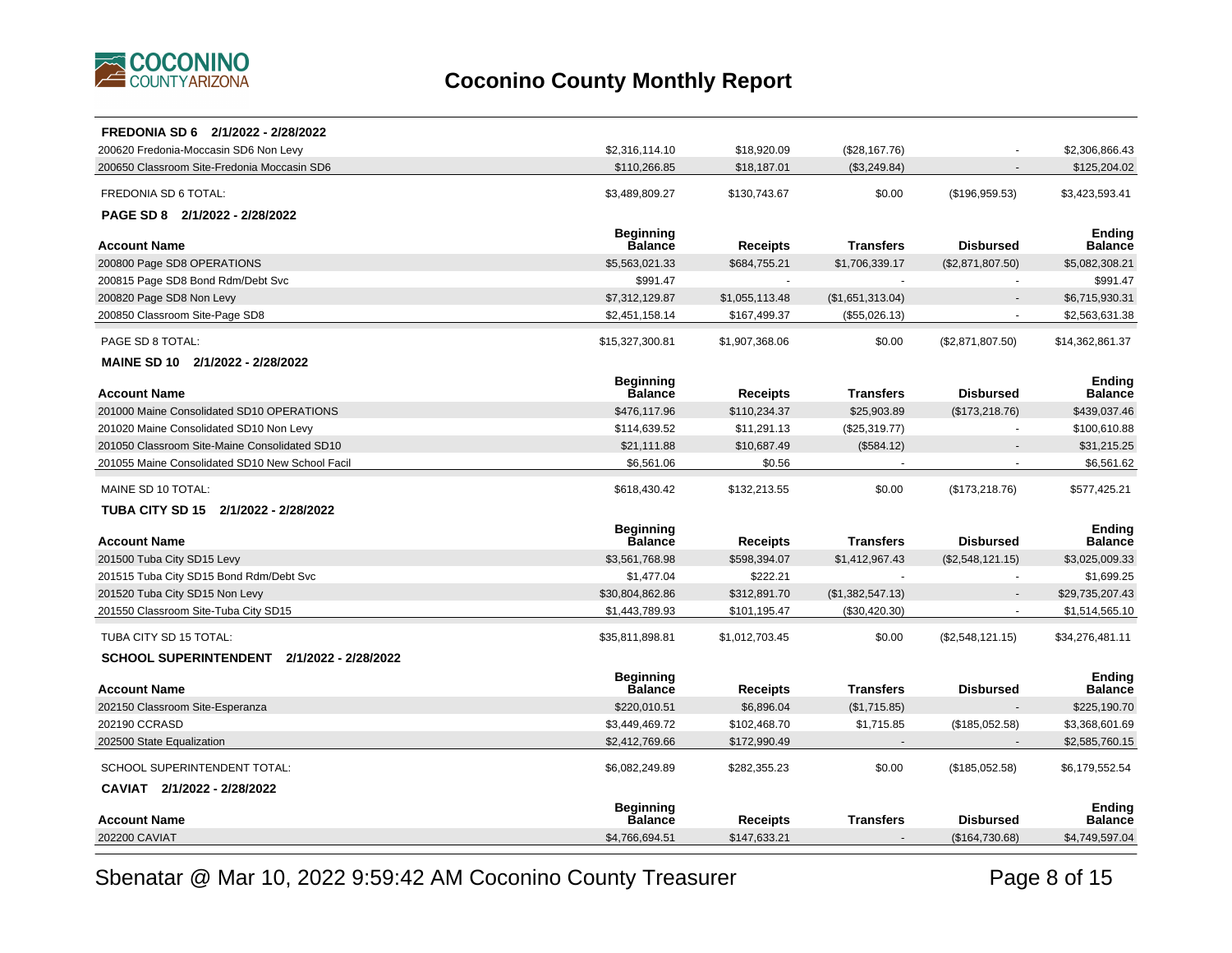## Coconino County Monthly Report

**FREDONIA SD 6 2/1/2022 - 2/28/2022**

| Account Name | Beginning Balance | Receipts | Transfers | Disbursed | Ending Balance |
|---|---|---|---|---|---|
| 200620 Fredonia-Moccasin SD6 Non Levy | $2,316,114.10 | $18,920.09 | ($28,167.76) | - | $2,306,866.43 |
| 200650 Classroom Site-Fredonia Moccasin SD6 | $110,266.85 | $18,187.01 | ($3,249.84) | - | $125,204.02 |
| FREDONIA SD 6 TOTAL: | $3,489,809.27 | $130,743.67 | $0.00 | ($196,959.53) | $3,423,593.41 |

**PAGE SD 8 2/1/2022 - 2/28/2022**

| Account Name | Beginning Balance | Receipts | Transfers | Disbursed | Ending Balance |
|---|---|---|---|---|---|
| 200800 Page SD8 OPERATIONS | $5,563,021.33 | $684,755.21 | $1,706,339.17 | ($2,871,807.50) | $5,082,308.21 |
| 200815 Page SD8 Bond Rdm/Debt Svc | $991.47 | - | - | - | $991.47 |
| 200820 Page SD8 Non Levy | $7,312,129.87 | $1,055,113.48 | ($1,651,313.04) | - | $6,715,930.31 |
| 200850 Classroom Site-Page SD8 | $2,451,158.14 | $167,499.37 | ($55,026.13) | - | $2,563,631.38 |
| PAGE SD 8 TOTAL: | $15,327,300.81 | $1,907,368.06 | $0.00 | ($2,871,807.50) | $14,362,861.37 |

**MAINE SD 10 2/1/2022 - 2/28/2022**

| Account Name | Beginning Balance | Receipts | Transfers | Disbursed | Ending Balance |
|---|---|---|---|---|---|
| 201000 Maine Consolidated SD10 OPERATIONS | $476,117.96 | $110,234.37 | $25,903.89 | ($173,218.76) | $439,037.46 |
| 201020 Maine Consolidated SD10 Non Levy | $114,639.52 | $11,291.13 | ($25,319.77) | - | $100,610.88 |
| 201050 Classroom Site-Maine Consolidated SD10 | $21,111.88 | $10,687.49 | ($584.12) | - | $31,215.25 |
| 201055 Maine Consolidated SD10 New School Facil | $6,561.06 | $0.56 | - | - | $6,561.62 |
| MAINE SD 10 TOTAL: | $618,430.42 | $132,213.55 | $0.00 | ($173,218.76) | $577,425.21 |

**TUBA CITY SD 15 2/1/2022 - 2/28/2022**

| Account Name | Beginning Balance | Receipts | Transfers | Disbursed | Ending Balance |
|---|---|---|---|---|---|
| 201500 Tuba City SD15 Levy | $3,561,768.98 | $598,394.07 | $1,412,967.43 | ($2,548,121.15) | $3,025,009.33 |
| 201515 Tuba City SD15 Bond Rdm/Debt Svc | $1,477.04 | $222.21 | - | - | $1,699.25 |
| 201520 Tuba City SD15 Non Levy | $30,804,862.86 | $312,891.70 | ($1,382,547.13) | - | $29,735,207.43 |
| 201550 Classroom Site-Tuba City SD15 | $1,443,789.93 | $101,195.47 | ($30,420.30) | - | $1,514,565.10 |
| TUBA CITY SD 15 TOTAL: | $35,811,898.81 | $1,012,703.45 | $0.00 | ($2,548,121.15) | $34,276,481.11 |

**SCHOOL SUPERINTENDENT 2/1/2022 - 2/28/2022**

| Account Name | Beginning Balance | Receipts | Transfers | Disbursed | Ending Balance |
|---|---|---|---|---|---|
| 202150 Classroom Site-Esperanza | $220,010.51 | $6,896.04 | ($1,715.85) | - | $225,190.70 |
| 202190 CCRASD | $3,449,469.72 | $102,468.70 | $1,715.85 | ($185,052.58) | $3,368,601.69 |
| 202500 State Equalization | $2,412,769.66 | $172,990.49 | - | - | $2,585,760.15 |
| SCHOOL SUPERINTENDENT TOTAL: | $6,082,249.89 | $282,355.23 | $0.00 | ($185,052.58) | $6,179,552.54 |

**CAVIAT 2/1/2022 - 2/28/2022**

| Account Name | Beginning Balance | Receipts | Transfers | Disbursed | Ending Balance |
|---|---|---|---|---|---|
| 202200 CAVIAT | $4,766,694.51 | $147,633.21 | - | ($164,730.68) | $4,749,597.04 |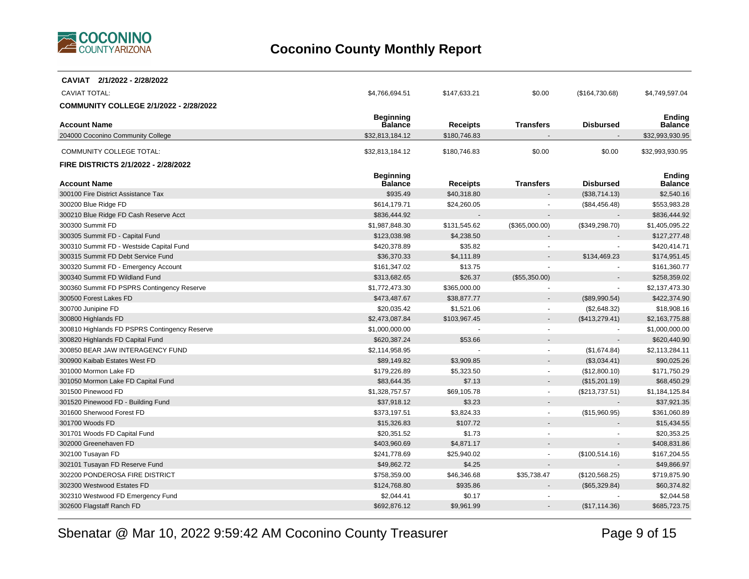# Coconino County Monthly Report

**CAVIAT 2/1/2022 - 2/28/2022**

| | | | | | |
|---|---|---|---|---|---|
| CAVIAT TOTAL: | $4,766,694.51 | $147,633.21 | $0.00 | ($164,730.68) | $4,749,597.04 |

**COMMUNITY COLLEGE 2/1/2022 - 2/28/2022**

| Account Name | Beginning Balance | Receipts | Transfers | Disbursed | Ending Balance |
|---|---|---|---|---|---|
| 204000 Coconino Community College | $32,813,184.12 | $180,746.83 | - | - | $32,993,930.95 |
| COMMUNITY COLLEGE TOTAL: | $32,813,184.12 | $180,746.83 | $0.00 | $0.00 | $32,993,930.95 |

**FIRE DISTRICTS 2/1/2022 - 2/28/2022**

| Account Name | Beginning Balance | Receipts | Transfers | Disbursed | Ending Balance |
|---|---|---|---|---|---|
| 300100 Fire District Assistance Tax | $935.49 | $40,318.80 | - | ($38,714.13) | $2,540.16 |
| 300200 Blue Ridge FD | $614,179.71 | $24,260.05 | - | ($84,456.48) | $553,983.28 |
| 300210 Blue Ridge FD Cash Reserve Acct | $836,444.92 | - | - | - | $836,444.92 |
| 300300 Summit FD | $1,987,848.30 | $131,545.62 | ($365,000.00) | ($349,298.70) | $1,405,095.22 |
| 300305 Summit FD - Capital Fund | $123,038.98 | $4,238.50 | - | - | $127,277.48 |
| 300310 Summit FD - Westside Capital Fund | $420,378.89 | $35.82 | - | - | $420,414.71 |
| 300315 Summit FD Debt Service Fund | $36,370.33 | $4,111.89 | - | $134,469.23 | $174,951.45 |
| 300320 Summit FD - Emergency Account | $161,347.02 | $13.75 | - | - | $161,360.77 |
| 300340 Summit FD Wildland Fund | $313,682.65 | $26.37 | ($55,350.00) | - | $258,359.02 |
| 300360 Summit FD PSPRS Contingency Reserve | $1,772,473.30 | $365,000.00 | - | - | $2,137,473.30 |
| 300500 Forest Lakes FD | $473,487.67 | $38,877.77 | - | ($89,990.54) | $422,374.90 |
| 300700 Junipine FD | $20,035.42 | $1,521.06 | - | ($2,648.32) | $18,908.16 |
| 300800 Highlands FD | $2,473,087.84 | $103,967.45 | - | ($413,279.41) | $2,163,775.88 |
| 300810 Highlands FD PSPRS Contingency Reserve | $1,000,000.00 | - | - | - | $1,000,000.00 |
| 300820 Highlands FD Capital Fund | $620,387.24 | $53.66 | - | - | $620,440.90 |
| 300850 BEAR JAW INTERAGENCY FUND | $2,114,958.95 | - | - | ($1,674.84) | $2,113,284.11 |
| 300900 Kaibab Estates West FD | $89,149.82 | $3,909.85 | - | ($3,034.41) | $90,025.26 |
| 301000 Mormon Lake FD | $179,226.89 | $5,323.50 | - | ($12,800.10) | $171,750.29 |
| 301050 Mormon Lake FD Capital Fund | $83,644.35 | $7.13 | - | ($15,201.19) | $68,450.29 |
| 301500 Pinewood FD | $1,328,757.57 | $69,105.78 | - | ($213,737.51) | $1,184,125.84 |
| 301520 Pinewood FD - Building Fund | $37,918.12 | $3.23 | - | - | $37,921.35 |
| 301600 Sherwood Forest FD | $373,197.51 | $3,824.33 | - | ($15,960.95) | $361,060.89 |
| 301700 Woods FD | $15,326.83 | $107.72 | - | - | $15,434.55 |
| 301701 Woods FD Capital Fund | $20,351.52 | $1.73 | - | - | $20,353.25 |
| 302000 Greenehaven FD | $403,960.69 | $4,871.17 | - | - | $408,831.86 |
| 302100 Tusayan FD | $241,778.69 | $25,940.02 | - | ($100,514.16) | $167,204.55 |
| 302101 Tusayan FD Reserve Fund | $49,862.72 | $4.25 | - | - | $49,866.97 |
| 302200 PONDEROSA FIRE DISTRICT | $758,359.00 | $46,346.68 | $35,738.47 | ($120,568.25) | $719,875.90 |
| 302300 Westwood Estates FD | $124,768.80 | $935.86 | - | ($65,329.84) | $60,374.82 |
| 302310 Westwood FD Emergency Fund | $2,044.41 | $0.17 | - | - | $2,044.58 |
| 302600 Flagstaff Ranch FD | $692,876.12 | $9,961.99 | - | ($17,114.36) | $685,723.75 |

Sbenatar @ Mar 10, 2022 9:59:42 AM Coconino County Treasurer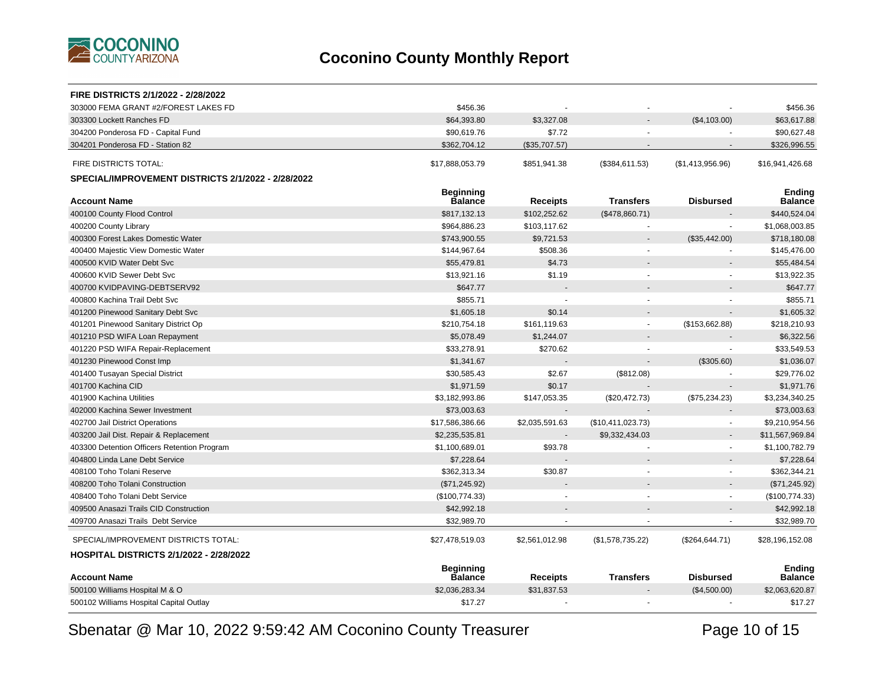## Coconino County Monthly Report

**FIRE DISTRICTS 2/1/2022 - 2/28/2022**

| Account Name | Beginning Balance | Receipts | Transfers | Disbursed | Ending Balance |
|---|---|---|---|---|---|
| 303000 FEMA GRANT #2/FOREST LAKES FD | $456.36 | - | - | - | $456.36 |
| 303300 Lockett Ranches FD | $64,393.80 | $3,327.08 | - | ($4,103.00) | $63,617.88 |
| 304200 Ponderosa FD - Capital Fund | $90,619.76 | $7.72 | - | - | $90,627.48 |
| 304201 Ponderosa FD - Station 82 | $362,704.12 | ($35,707.57) | - | - | $326,996.55 |
| FIRE DISTRICTS TOTAL: | $17,888,053.79 | $851,941.38 | ($384,611.53) | ($1,413,956.96) | $16,941,426.68 |

**SPECIAL/IMPROVEMENT DISTRICTS 2/1/2022 - 2/28/2022**

| Account Name | Beginning Balance | Receipts | Transfers | Disbursed | Ending Balance |
|---|---|---|---|---|---|
| 400100 County Flood Control | $817,132.13 | $102,252.62 | ($478,860.71) | - | $440,524.04 |
| 400200 County Library | $964,886.23 | $103,117.62 | - | - | $1,068,003.85 |
| 400300 Forest Lakes Domestic Water | $743,900.55 | $9,721.53 | - | ($35,442.00) | $718,180.08 |
| 400400 Majestic View Domestic Water | $144,967.64 | $508.36 | - | - | $145,476.00 |
| 400500 KVID Water Debt Svc | $55,479.81 | $4.73 | - | - | $55,484.54 |
| 400600 KVID Sewer Debt Svc | $13,921.16 | $1.19 | - | - | $13,922.35 |
| 400700 KVIDPAVING-DEBTSERV92 | $647.77 | - | - | - | $647.77 |
| 400800 Kachina Trail Debt Svc | $855.71 | - | - | - | $855.71 |
| 401200 Pinewood Sanitary Debt Svc | $1,605.18 | $0.14 | - | - | $1,605.32 |
| 401201 Pinewood Sanitary District Op | $210,754.18 | $161,119.63 | - | ($153,662.88) | $218,210.93 |
| 401210 PSD WIFA Loan Repayment | $5,078.49 | $1,244.07 | - | - | $6,322.56 |
| 401220 PSD WIFA Repair-Replacement | $33,278.91 | $270.62 | - | - | $33,549.53 |
| 401230 Pinewood Const Imp | $1,341.67 | - | - | ($305.60) | $1,036.07 |
| 401400 Tusayan Special District | $30,585.43 | $2.67 | ($812.08) | - | $29,776.02 |
| 401700 Kachina CID | $1,971.59 | $0.17 | - | - | $1,971.76 |
| 401900 Kachina Utilities | $3,182,993.86 | $147,053.35 | ($20,472.73) | ($75,234.23) | $3,234,340.25 |
| 402000 Kachina Sewer Investment | $73,003.63 | - | - | - | $73,003.63 |
| 402700 Jail District Operations | $17,586,386.66 | $2,035,591.63 | ($10,411,023.73) | - | $9,210,954.56 |
| 403200 Jail Dist. Repair & Replacement | $2,235,535.81 | - | $9,332,434.03 | - | $11,567,969.84 |
| 403300 Detention Officers Retention Program | $1,100,689.01 | $93.78 | - | - | $1,100,782.79 |
| 404800 Linda Lane Debt Service | $7,228.64 | - | - | - | $7,228.64 |
| 408100 Toho Tolani Reserve | $362,313.34 | $30.87 | - | - | $362,344.21 |
| 408200 Toho Tolani Construction | ($71,245.92) | - | - | - | ($71,245.92) |
| 408400 Toho Tolani Debt Service | ($100,774.33) | - | - | - | ($100,774.33) |
| 409500 Anasazi Trails CID Construction | $42,992.18 | - | - | - | $42,992.18 |
| 409700 Anasazi Trails Debt Service | $32,989.70 | - | - | - | $32,989.70 |
| SPECIAL/IMPROVEMENT DISTRICTS TOTAL: | $27,478,519.03 | $2,561,012.98 | ($1,578,735.22) | ($264,644.71) | $28,196,152.08 |

**HOSPITAL DISTRICTS 2/1/2022 - 2/28/2022**

| Account Name | Beginning Balance | Receipts | Transfers | Disbursed | Ending Balance |
|---|---|---|---|---|---|
| 500100 Williams Hospital M & O | $2,036,283.34 | $31,837.53 | - | ($4,500.00) | $2,063,620.87 |
| 500102 Williams Hospital Capital Outlay | $17.27 | - | - | - | $17.27 |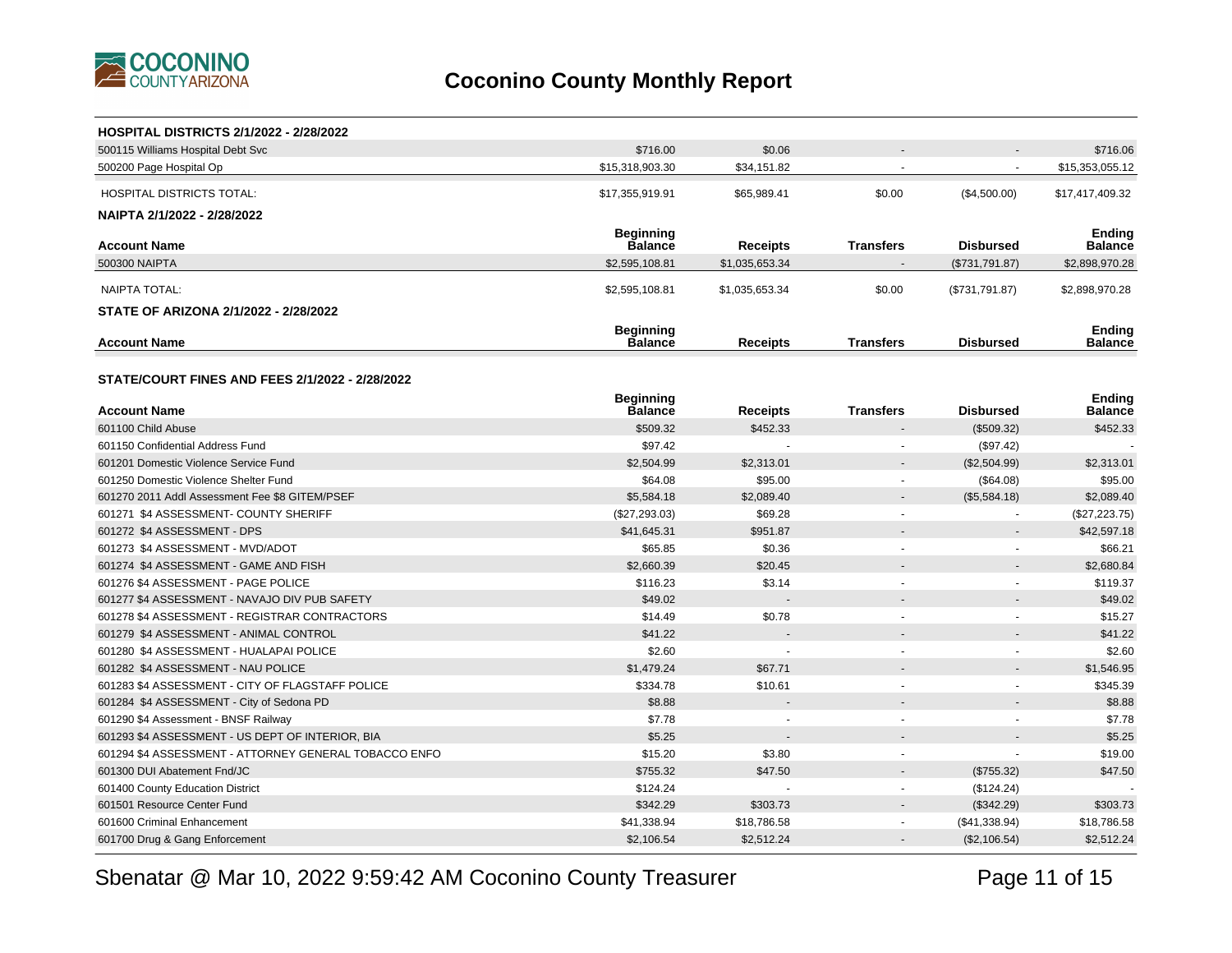# Coconino County Monthly Report

### HOSPITAL DISTRICTS 2/1/2022 - 2/28/2022

| Account Name | Beginning Balance | Receipts | Transfers | Disbursed | Ending Balance |
|---|---|---|---|---|---|
| 500115 Williams Hospital Debt Svc | $716.00 | $0.06 | - | - | $716.06 |
| 500200 Page Hospital Op | $15,318,903.30 | $34,151.82 | - | - | $15,353,055.12 |
| HOSPITAL DISTRICTS TOTAL: | $17,355,919.91 | $65,989.41 | $0.00 | ($4,500.00) | $17,417,409.32 |

### NAIPTA 2/1/2022 - 2/28/2022

| Account Name | Beginning Balance | Receipts | Transfers | Disbursed | Ending Balance |
|---|---|---|---|---|---|
| 500300 NAIPTA | $2,595,108.81 | $1,035,653.34 | - | ($731,791.87) | $2,898,970.28 |
| NAIPTA TOTAL: | $2,595,108.81 | $1,035,653.34 | $0.00 | ($731,791.87) | $2,898,970.28 |

### STATE OF ARIZONA 2/1/2022 - 2/28/2022

| Account Name | Beginning Balance | Receipts | Transfers | Disbursed | Ending Balance |
|---|---|---|---|---|---|

### STATE/COURT FINES AND FEES 2/1/2022 - 2/28/2022

| Account Name | Beginning Balance | Receipts | Transfers | Disbursed | Ending Balance |
|---|---|---|---|---|---|
| 601100 Child Abuse | $509.32 | $452.33 | - | ($509.32) | $452.33 |
| 601150 Confidential Address Fund | $97.42 | - | - | ($97.42) | - |
| 601201 Domestic Violence Service Fund | $2,504.99 | $2,313.01 | - | ($2,504.99) | $2,313.01 |
| 601250 Domestic Violence Shelter Fund | $64.08 | $95.00 | - | ($64.08) | $95.00 |
| 601270 2011 Addl Assessment Fee $8 GITEM/PSEF | $5,584.18 | $2,089.40 | - | ($5,584.18) | $2,089.40 |
| 601271 $4 ASSESSMENT- COUNTY SHERIFF | ($27,293.03) | $69.28 | - | - | ($27,223.75) |
| 601272 $4 ASSESSMENT - DPS | $41,645.31 | $951.87 | - | - | $42,597.18 |
| 601273 $4 ASSESSMENT - MVD/ADOT | $65.85 | $0.36 | - | - | $66.21 |
| 601274 $4 ASSESSMENT - GAME AND FISH | $2,660.39 | $20.45 | - | - | $2,680.84 |
| 601276 $4 ASSESSMENT - PAGE POLICE | $116.23 | $3.14 | - | - | $119.37 |
| 601277 $4 ASSESSMENT - NAVAJO DIV PUB SAFETY | $49.02 | - | - | - | $49.02 |
| 601278 $4 ASSESSMENT - REGISTRAR CONTRACTORS | $14.49 | $0.78 | - | - | $15.27 |
| 601279 $4 ASSESSMENT - ANIMAL CONTROL | $41.22 | - | - | - | $41.22 |
| 601280 $4 ASSESSMENT - HUALAPAI POLICE | $2.60 | - | - | - | $2.60 |
| 601282 $4 ASSESSMENT - NAU POLICE | $1,479.24 | $67.71 | - | - | $1,546.95 |
| 601283 $4 ASSESSMENT - CITY OF FLAGSTAFF POLICE | $334.78 | $10.61 | - | - | $345.39 |
| 601284 $4 ASSESSMENT - City of Sedona PD | $8.88 | - | - | - | $8.88 |
| 601290 $4 Assessment - BNSF Railway | $7.78 | - | - | - | $7.78 |
| 601293 $4 ASSESSMENT - US DEPT OF INTERIOR, BIA | $5.25 | - | - | - | $5.25 |
| 601294 $4 ASSESSMENT - ATTORNEY GENERAL TOBACCO ENFO | $15.20 | $3.80 | - | - | $19.00 |
| 601300 DUI Abatement Fnd/JC | $755.32 | $47.50 | - | ($755.32) | $47.50 |
| 601400 County Education District | $124.24 | - | - | ($124.24) | - |
| 601501 Resource Center Fund | $342.29 | $303.73 | - | ($342.29) | $303.73 |
| 601600 Criminal Enhancement | $41,338.94 | $18,786.58 | - | ($41,338.94) | $18,786.58 |
| 601700 Drug & Gang Enforcement | $2,106.54 | $2,512.24 | - | ($2,106.54) | $2,512.24 |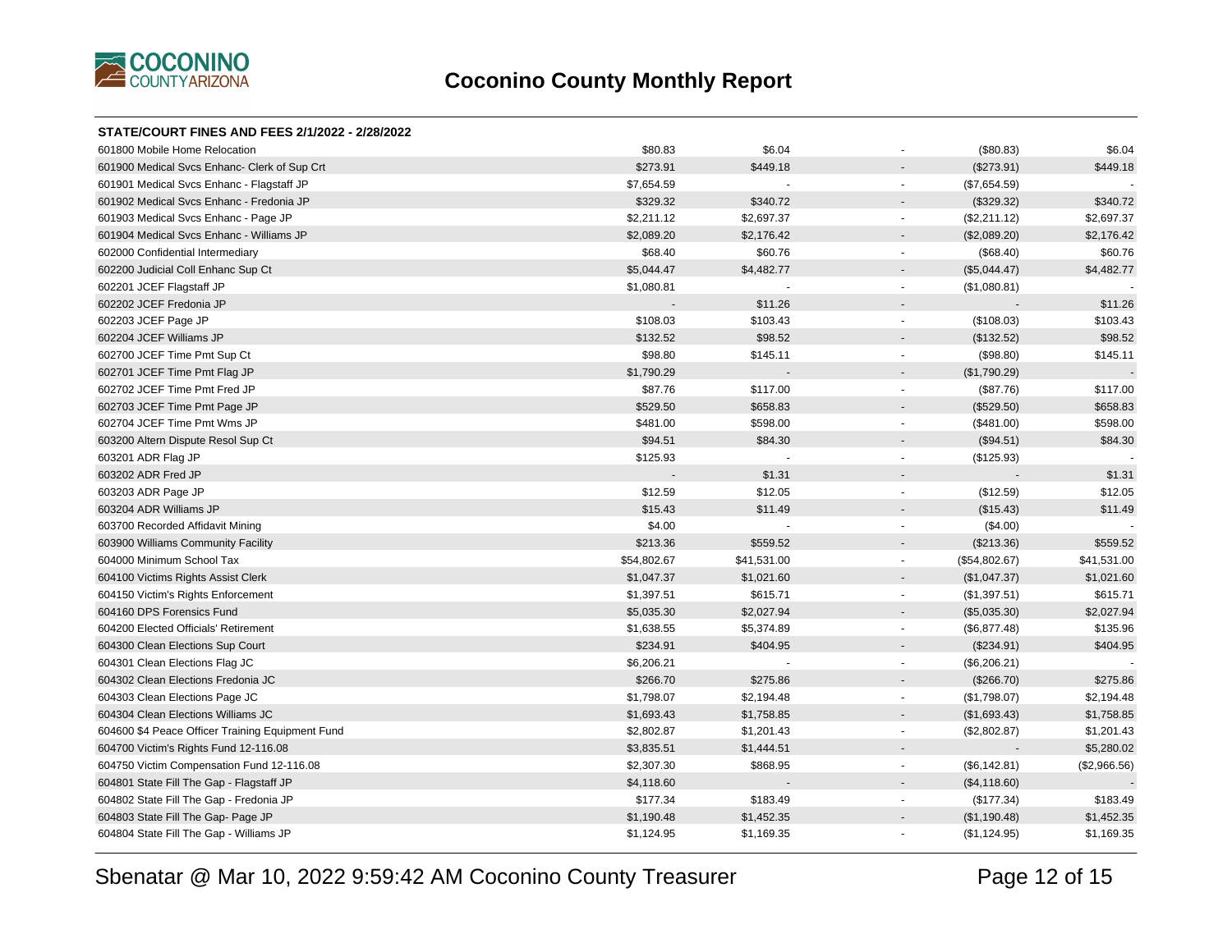# Coconino County Monthly Report

**STATE/COURT FINES AND FEES 2/1/2022 - 2/28/2022**

| Account | | | | | |
|---|---|---|---|---|---|
| 601800 Mobile Home Relocation | $80.83 | $6.04 | - | ($80.83) | $6.04 |
| 601900 Medical Svcs Enhanc- Clerk of Sup Crt | $273.91 | $449.18 | - | ($273.91) | $449.18 |
| 601901 Medical Svcs Enhanc - Flagstaff JP | $7,654.59 | - | - | ($7,654.59) | - |
| 601902 Medical Svcs Enhanc - Fredonia JP | $329.32 | $340.72 | - | ($329.32) | $340.72 |
| 601903 Medical Svcs Enhanc - Page JP | $2,211.12 | $2,697.37 | - | ($2,211.12) | $2,697.37 |
| 601904 Medical Svcs Enhanc - Williams JP | $2,089.20 | $2,176.42 | - | ($2,089.20) | $2,176.42 |
| 602000 Confidential Intermediary | $68.40 | $60.76 | - | ($68.40) | $60.76 |
| 602200 Judicial Coll Enhanc Sup Ct | $5,044.47 | $4,482.77 | - | ($5,044.47) | $4,482.77 |
| 602201 JCEF Flagstaff JP | $1,080.81 | - | - | ($1,080.81) | - |
| 602202 JCEF Fredonia JP | - | $11.26 | - | - | $11.26 |
| 602203 JCEF Page JP | $108.03 | $103.43 | - | ($108.03) | $103.43 |
| 602204 JCEF Williams JP | $132.52 | $98.52 | - | ($132.52) | $98.52 |
| 602700 JCEF Time Pmt Sup Ct | $98.80 | $145.11 | - | ($98.80) | $145.11 |
| 602701 JCEF Time Pmt Flag JP | $1,790.29 | - | - | ($1,790.29) | - |
| 602702 JCEF Time Pmt Fred JP | $87.76 | $117.00 | - | ($87.76) | $117.00 |
| 602703 JCEF Time Pmt Page JP | $529.50 | $658.83 | - | ($529.50) | $658.83 |
| 602704 JCEF Time Pmt Wms JP | $481.00 | $598.00 | - | ($481.00) | $598.00 |
| 603200 Altern Dispute Resol Sup Ct | $94.51 | $84.30 | - | ($94.51) | $84.30 |
| 603201 ADR Flag JP | $125.93 | - | - | ($125.93) | - |
| 603202 ADR Fred JP | - | $1.31 | - | - | $1.31 |
| 603203 ADR Page JP | $12.59 | $12.05 | - | ($12.59) | $12.05 |
| 603204 ADR Williams JP | $15.43 | $11.49 | - | ($15.43) | $11.49 |
| 603700 Recorded Affidavit Mining | $4.00 | - | - | ($4.00) | - |
| 603900 Williams Community Facility | $213.36 | $559.52 | - | ($213.36) | $559.52 |
| 604000 Minimum School Tax | $54,802.67 | $41,531.00 | - | ($54,802.67) | $41,531.00 |
| 604100 Victims Rights Assist Clerk | $1,047.37 | $1,021.60 | - | ($1,047.37) | $1,021.60 |
| 604150 Victim's Rights Enforcement | $1,397.51 | $615.71 | - | ($1,397.51) | $615.71 |
| 604160 DPS Forensics Fund | $5,035.30 | $2,027.94 | - | ($5,035.30) | $2,027.94 |
| 604200 Elected Officials' Retirement | $1,638.55 | $5,374.89 | - | ($6,877.48) | $135.96 |
| 604300 Clean Elections Sup Court | $234.91 | $404.95 | - | ($234.91) | $404.95 |
| 604301 Clean Elections Flag JC | $6,206.21 | - | - | ($6,206.21) | - |
| 604302 Clean Elections Fredonia JC | $266.70 | $275.86 | - | ($266.70) | $275.86 |
| 604303 Clean Elections Page JC | $1,798.07 | $2,194.48 | - | ($1,798.07) | $2,194.48 |
| 604304 Clean Elections Williams JC | $1,693.43 | $1,758.85 | - | ($1,693.43) | $1,758.85 |
| 604600 $4 Peace Officer Training Equipment Fund | $2,802.87 | $1,201.43 | - | ($2,802.87) | $1,201.43 |
| 604700 Victim's Rights Fund 12-116.08 | $3,835.51 | $1,444.51 | - | - | $5,280.02 |
| 604750 Victim Compensation Fund 12-116.08 | $2,307.30 | $868.95 | - | ($6,142.81) | ($2,966.56) |
| 604801 State Fill The Gap - Flagstaff JP | $4,118.60 | - | - | ($4,118.60) | - |
| 604802 State Fill The Gap - Fredonia JP | $177.34 | $183.49 | - | ($177.34) | $183.49 |
| 604803 State Fill The Gap- Page JP | $1,190.48 | $1,452.35 | - | ($1,190.48) | $1,452.35 |
| 604804 State Fill The Gap - Williams JP | $1,124.95 | $1,169.35 | - | ($1,124.95) | $1,169.35 |

Sbenatar @ Mar 10, 2022 9:59:42 AM Coconino County Treasurer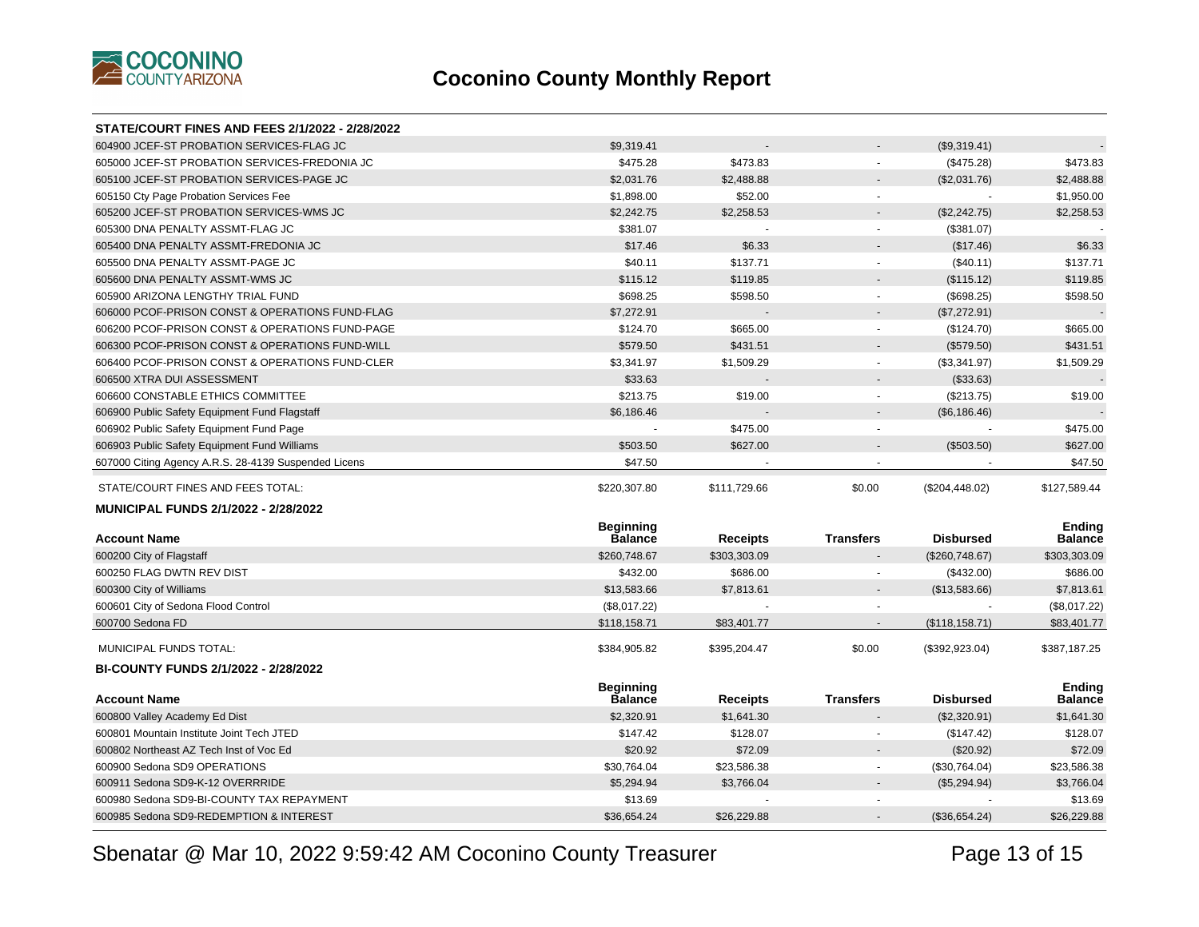# Coconino County Monthly Report

### STATE/COURT FINES AND FEES 2/1/2022 - 2/28/2022

| Account Name | Beginning Balance | Receipts | Transfers | Disbursed | Ending Balance |
|---|---|---|---|---|---|
| 604900 JCEF-ST PROBATION SERVICES-FLAG JC | $9,319.41 | - | - | ($9,319.41) | - |
| 605000 JCEF-ST PROBATION SERVICES-FREDONIA JC | $475.28 | $473.83 | - | ($475.28) | $473.83 |
| 605100 JCEF-ST PROBATION SERVICES-PAGE JC | $2,031.76 | $2,488.88 | - | ($2,031.76) | $2,488.88 |
| 605150 Cty Page Probation Services Fee | $1,898.00 | $52.00 | - | - | $1,950.00 |
| 605200 JCEF-ST PROBATION SERVICES-WMS JC | $2,242.75 | $2,258.53 | - | ($2,242.75) | $2,258.53 |
| 605300 DNA PENALTY ASSMT-FLAG JC | $381.07 | - | - | ($381.07) | - |
| 605400 DNA PENALTY ASSMT-FREDONIA JC | $17.46 | $6.33 | - | ($17.46) | $6.33 |
| 605500 DNA PENALTY ASSMT-PAGE JC | $40.11 | $137.71 | - | ($40.11) | $137.71 |
| 605600 DNA PENALTY ASSMT-WMS JC | $115.12 | $119.85 | - | ($115.12) | $119.85 |
| 605900 ARIZONA LENGTHY TRIAL FUND | $698.25 | $598.50 | - | ($698.25) | $598.50 |
| 606000 PCOF-PRISON CONST & OPERATIONS FUND-FLAG | $7,272.91 | - | - | ($7,272.91) | - |
| 606200 PCOF-PRISON CONST & OPERATIONS FUND-PAGE | $124.70 | $665.00 | - | ($124.70) | $665.00 |
| 606300 PCOF-PRISON CONST & OPERATIONS FUND-WILL | $579.50 | $431.51 | - | ($579.50) | $431.51 |
| 606400 PCOF-PRISON CONST & OPERATIONS FUND-CLER | $3,341.97 | $1,509.29 | - | ($3,341.97) | $1,509.29 |
| 606500 XTRA DUI ASSESSMENT | $33.63 | - | - | ($33.63) | - |
| 606600 CONSTABLE ETHICS COMMITTEE | $213.75 | $19.00 | - | ($213.75) | $19.00 |
| 606900 Public Safety Equipment Fund Flagstaff | $6,186.46 | - | - | ($6,186.46) | - |
| 606902 Public Safety Equipment Fund Page | - | $475.00 | - | - | $475.00 |
| 606903 Public Safety Equipment Fund Williams | $503.50 | $627.00 | - | ($503.50) | $627.00 |
| 607000 Citing Agency A.R.S. 28-4139 Suspended Licens | $47.50 | - | - | - | $47.50 |
| STATE/COURT FINES AND FEES TOTAL: | $220,307.80 | $111,729.66 | $0.00 | ($204,448.02) | $127,589.44 |

### MUNICIPAL FUNDS 2/1/2022 - 2/28/2022

| Account Name | Beginning Balance | Receipts | Transfers | Disbursed | Ending Balance |
|---|---|---|---|---|---|
| 600200 City of Flagstaff | $260,748.67 | $303,303.09 | - | ($260,748.67) | $303,303.09 |
| 600250 FLAG DWTN REV DIST | $432.00 | $686.00 | - | ($432.00) | $686.00 |
| 600300 City of Williams | $13,583.66 | $7,813.61 | - | ($13,583.66) | $7,813.61 |
| 600601 City of Sedona Flood Control | ($8,017.22) | - | - | - | ($8,017.22) |
| 600700 Sedona FD | $118,158.71 | $83,401.77 | - | ($118,158.71) | $83,401.77 |
| MUNICIPAL FUNDS TOTAL: | $384,905.82 | $395,204.47 | $0.00 | ($392,923.04) | $387,187.25 |

### BI-COUNTY FUNDS 2/1/2022 - 2/28/2022

| Account Name | Beginning Balance | Receipts | Transfers | Disbursed | Ending Balance |
|---|---|---|---|---|---|
| 600800 Valley Academy Ed Dist | $2,320.91 | $1,641.30 | - | ($2,320.91) | $1,641.30 |
| 600801 Mountain Institute Joint Tech JTED | $147.42 | $128.07 | - | ($147.42) | $128.07 |
| 600802 Northeast AZ Tech Inst of Voc Ed | $20.92 | $72.09 | - | ($20.92) | $72.09 |
| 600900 Sedona SD9 OPERATIONS | $30,764.04 | $23,586.38 | - | ($30,764.04) | $23,586.38 |
| 600911 Sedona SD9-K-12 OVERRRIDE | $5,294.94 | $3,766.04 | - | ($5,294.94) | $3,766.04 |
| 600980 Sedona SD9-BI-COUNTY TAX REPAYMENT | $13.69 | - | - | - | $13.69 |
| 600985 Sedona SD9-REDEMPTION & INTEREST | $36,654.24 | $26,229.88 | - | ($36,654.24) | $26,229.88 |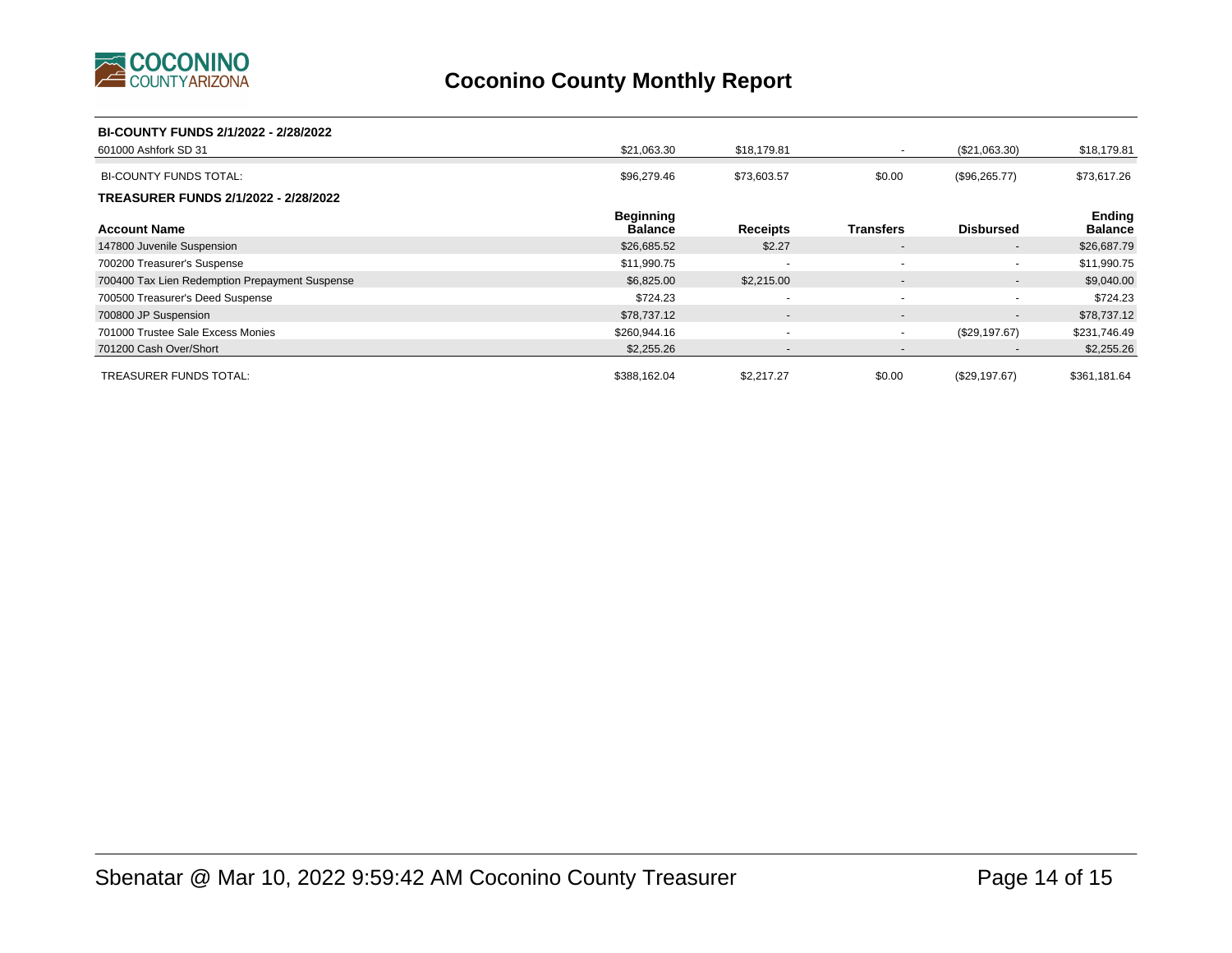# Coconino County Monthly Report

**BI-COUNTY FUNDS 2/1/2022 - 2/28/2022**

| Account Name | Beginning Balance | Receipts | Transfers | Disbursed | Ending Balance |
|---|---|---|---|---|---|
| 601000 Ashfork SD 31 | $21,063.30 | $18,179.81 | - | ($21,063.30) | $18,179.81 |
| BI-COUNTY FUNDS TOTAL: | $96,279.46 | $73,603.57 | $0.00 | ($96,265.77) | $73,617.26 |

**TREASURER FUNDS 2/1/2022 - 2/28/2022**

| Account Name | Beginning Balance | Receipts | Transfers | Disbursed | Ending Balance |
|---|---|---|---|---|---|
| 147800 Juvenile Suspension | $26,685.52 | $2.27 | - | - | $26,687.79 |
| 700200 Treasurer's Suspense | $11,990.75 | - | - | - | $11,990.75 |
| 700400 Tax Lien Redemption Prepayment Suspense | $6,825.00 | $2,215.00 | - | - | $9,040.00 |
| 700500 Treasurer's Deed Suspense | $724.23 | - | - | - | $724.23 |
| 700800 JP Suspension | $78,737.12 | - | - | - | $78,737.12 |
| 701000 Trustee Sale Excess Monies | $260,944.16 | - | - | ($29,197.67) | $231,746.49 |
| 701200 Cash Over/Short | $2,255.26 | - | - | - | $2,255.26 |
| TREASURER FUNDS TOTAL: | $388,162.04 | $2,217.27 | $0.00 | ($29,197.67) | $361,181.64 |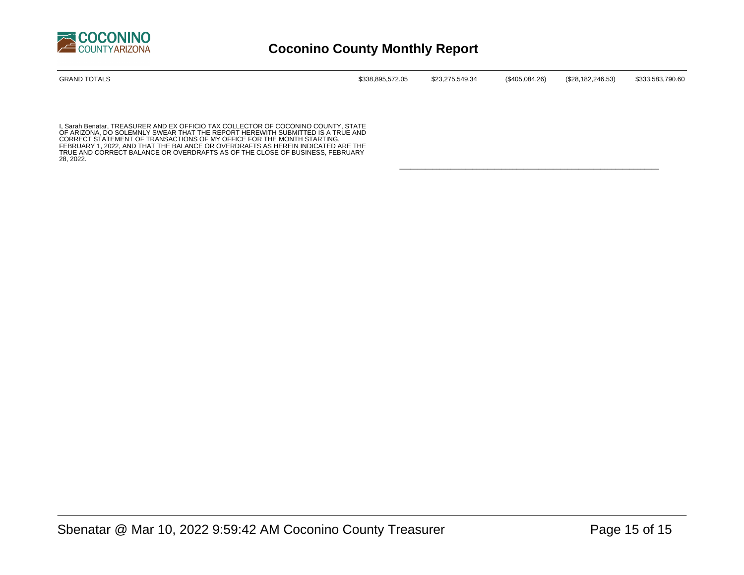# Coconino County Monthly Report

| GRAND TOTALS | $338,895,572.05 | $23,275,549.34 | ($405,084.26) | ($28,182,246.53) | $333,583,790.60 |
|---|---|---|---|---|---|

I, Sarah Benatar, TREASURER AND EX OFFICIO TAX COLLECTOR OF COCONINO COUNTY, STATE OF ARIZONA, DO SOLEMNLY SWEAR THAT THE REPORT HEREWITH SUBMITTED IS A TRUE AND CORRECT STATEMENT OF TRANSACTIONS OF MY OFFICE FOR THE MONTH STARTING, FEBRUARY 1, 2022, AND THAT THE BALANCE OR OVERDRAFTS AS HEREIN INDICATED ARE THE TRUE AND CORRECT BALANCE OR OVERDRAFTS AS OF THE CLOSE OF BUSINESS, FEBRUARY 28, 2022.

\_\_\_\_\_\_\_\_\_\_\_\_\_\_\_\_\_\_\_\_\_\_\_\_\_\_\_\_\_\_\_\_\_\_\_\_\_\_\_\_\_\_\_\_\_\_\_\_\_\_\_\_\_\_\_\_\_\_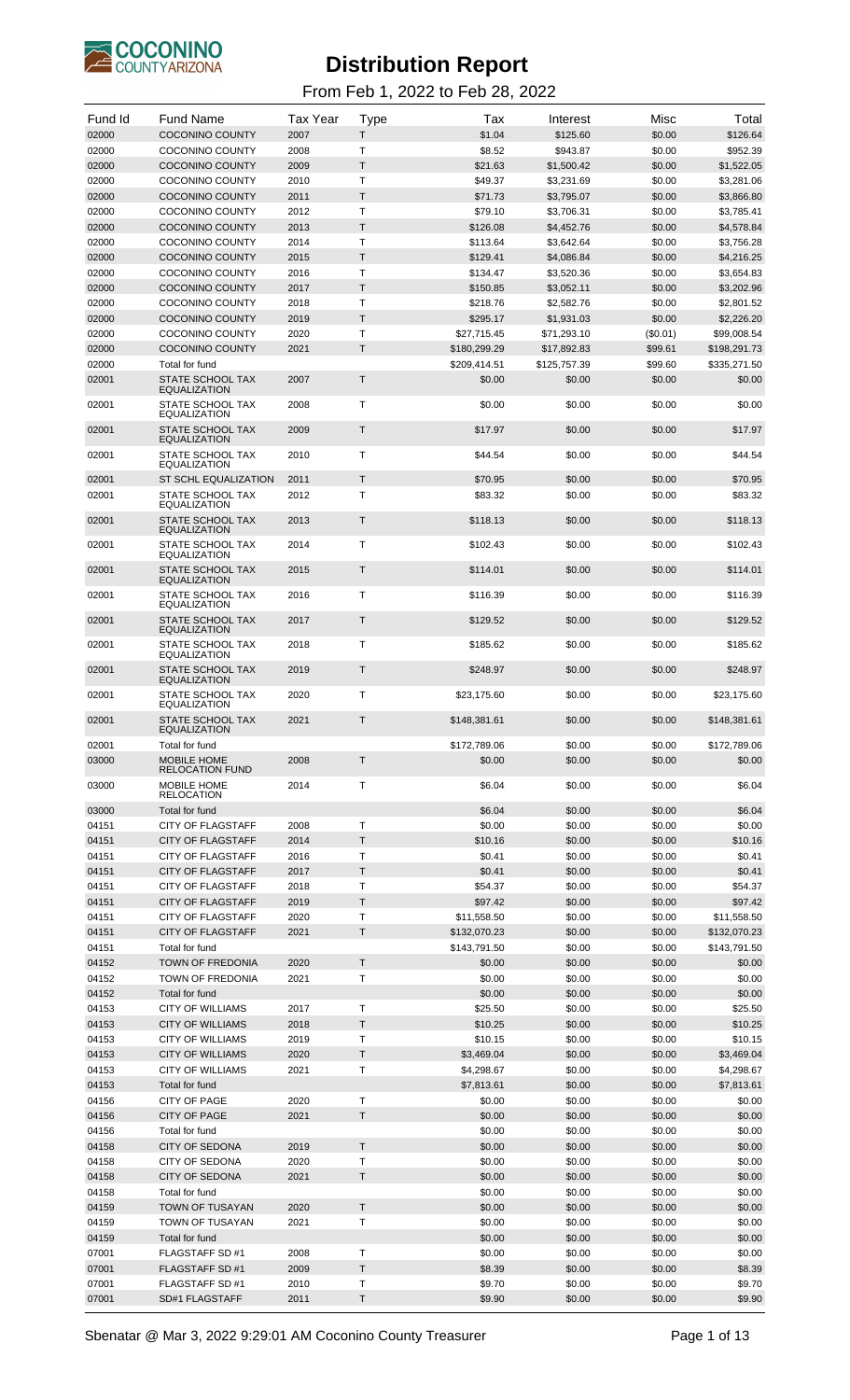# Distribution Report

From Feb 1, 2022 to Feb 28, 2022

| Fund Id | Fund Name | Tax Year | Type | Tax | Interest | Misc | Total |
|---|---|---|---|---|---|---|---|
| 02000 | COCONINO COUNTY | 2007 | T | $1.04 | $125.60 | $0.00 | $126.64 |
| 02000 | COCONINO COUNTY | 2008 | T | $8.52 | $943.87 | $0.00 | $952.39 |
| 02000 | COCONINO COUNTY | 2009 | T | $21.63 | $1,500.42 | $0.00 | $1,522.05 |
| 02000 | COCONINO COUNTY | 2010 | T | $49.37 | $3,231.69 | $0.00 | $3,281.06 |
| 02000 | COCONINO COUNTY | 2011 | T | $71.73 | $3,795.07 | $0.00 | $3,866.80 |
| 02000 | COCONINO COUNTY | 2012 | T | $79.10 | $3,706.31 | $0.00 | $3,785.41 |
| 02000 | COCONINO COUNTY | 2013 | T | $126.08 | $4,452.76 | $0.00 | $4,578.84 |
| 02000 | COCONINO COUNTY | 2014 | T | $113.64 | $3,642.64 | $0.00 | $3,756.28 |
| 02000 | COCONINO COUNTY | 2015 | T | $129.41 | $4,086.84 | $0.00 | $4,216.25 |
| 02000 | COCONINO COUNTY | 2016 | T | $134.47 | $3,520.36 | $0.00 | $3,654.83 |
| 02000 | COCONINO COUNTY | 2017 | T | $150.85 | $3,052.11 | $0.00 | $3,202.96 |
| 02000 | COCONINO COUNTY | 2018 | T | $218.76 | $2,582.76 | $0.00 | $2,801.52 |
| 02000 | COCONINO COUNTY | 2019 | T | $295.17 | $1,931.03 | $0.00 | $2,226.20 |
| 02000 | COCONINO COUNTY | 2020 | T | $27,715.45 | $71,293.10 | ($0.01) | $99,008.54 |
| 02000 | COCONINO COUNTY | 2021 | T | $180,299.29 | $17,892.83 | $99.61 | $198,291.73 |
| 02000 | Total for fund | | | $209,414.51 | $125,757.39 | $99.60 | $335,271.50 |
| 02001 | STATE SCHOOL TAX EQUALIZATION | 2007 | T | $0.00 | $0.00 | $0.00 | $0.00 |
| 02001 | STATE SCHOOL TAX EQUALIZATION | 2008 | T | $0.00 | $0.00 | $0.00 | $0.00 |
| 02001 | STATE SCHOOL TAX EQUALIZATION | 2009 | T | $17.97 | $0.00 | $0.00 | $17.97 |
| 02001 | STATE SCHOOL TAX EQUALIZATION | 2010 | T | $44.54 | $0.00 | $0.00 | $44.54 |
| 02001 | ST SCHL EQUALIZATION | 2011 | T | $70.95 | $0.00 | $0.00 | $70.95 |
| 02001 | STATE SCHOOL TAX EQUALIZATION | 2012 | T | $83.32 | $0.00 | $0.00 | $83.32 |
| 02001 | STATE SCHOOL TAX EQUALIZATION | 2013 | T | $118.13 | $0.00 | $0.00 | $118.13 |
| 02001 | STATE SCHOOL TAX EQUALIZATION | 2014 | T | $102.43 | $0.00 | $0.00 | $102.43 |
| 02001 | STATE SCHOOL TAX EQUALIZATION | 2015 | T | $114.01 | $0.00 | $0.00 | $114.01 |
| 02001 | STATE SCHOOL TAX EQUALIZATION | 2016 | T | $116.39 | $0.00 | $0.00 | $116.39 |
| 02001 | STATE SCHOOL TAX EQUALIZATION | 2017 | T | $129.52 | $0.00 | $0.00 | $129.52 |
| 02001 | STATE SCHOOL TAX EQUALIZATION | 2018 | T | $185.62 | $0.00 | $0.00 | $185.62 |
| 02001 | STATE SCHOOL TAX EQUALIZATION | 2019 | T | $248.97 | $0.00 | $0.00 | $248.97 |
| 02001 | STATE SCHOOL TAX EQUALIZATION | 2020 | T | $23,175.60 | $0.00 | $0.00 | $23,175.60 |
| 02001 | STATE SCHOOL TAX EQUALIZATION | 2021 | T | $148,381.61 | $0.00 | $0.00 | $148,381.61 |
| 02001 | Total for fund | | | $172,789.06 | $0.00 | $0.00 | $172,789.06 |
| 03000 | MOBILE HOME RELOCATION FUND | 2008 | T | $0.00 | $0.00 | $0.00 | $0.00 |
| 03000 | MOBILE HOME RELOCATION | 2014 | T | $6.04 | $0.00 | $0.00 | $6.04 |
| 03000 | Total for fund | | | $6.04 | $0.00 | $0.00 | $6.04 |
| 04151 | CITY OF FLAGSTAFF | 2008 | T | $0.00 | $0.00 | $0.00 | $0.00 |
| 04151 | CITY OF FLAGSTAFF | 2014 | T | $10.16 | $0.00 | $0.00 | $10.16 |
| 04151 | CITY OF FLAGSTAFF | 2016 | T | $0.41 | $0.00 | $0.00 | $0.41 |
| 04151 | CITY OF FLAGSTAFF | 2017 | T | $0.41 | $0.00 | $0.00 | $0.41 |
| 04151 | CITY OF FLAGSTAFF | 2018 | T | $54.37 | $0.00 | $0.00 | $54.37 |
| 04151 | CITY OF FLAGSTAFF | 2019 | T | $97.42 | $0.00 | $0.00 | $97.42 |
| 04151 | CITY OF FLAGSTAFF | 2020 | T | $11,558.50 | $0.00 | $0.00 | $11,558.50 |
| 04151 | CITY OF FLAGSTAFF | 2021 | T | $132,070.23 | $0.00 | $0.00 | $132,070.23 |
| 04151 | Total for fund | | | $143,791.50 | $0.00 | $0.00 | $143,791.50 |
| 04152 | TOWN OF FREDONIA | 2020 | T | $0.00 | $0.00 | $0.00 | $0.00 |
| 04152 | TOWN OF FREDONIA | 2021 | T | $0.00 | $0.00 | $0.00 | $0.00 |
| 04152 | Total for fund | | | $0.00 | $0.00 | $0.00 | $0.00 |
| 04153 | CITY OF WILLIAMS | 2017 | T | $25.50 | $0.00 | $0.00 | $25.50 |
| 04153 | CITY OF WILLIAMS | 2018 | T | $10.25 | $0.00 | $0.00 | $10.25 |
| 04153 | CITY OF WILLIAMS | 2019 | T | $10.15 | $0.00 | $0.00 | $10.15 |
| 04153 | CITY OF WILLIAMS | 2020 | T | $3,469.04 | $0.00 | $0.00 | $3,469.04 |
| 04153 | CITY OF WILLIAMS | 2021 | T | $4,298.67 | $0.00 | $0.00 | $4,298.67 |
| 04153 | Total for fund | | | $7,813.61 | $0.00 | $0.00 | $7,813.61 |
| 04156 | CITY OF PAGE | 2020 | T | $0.00 | $0.00 | $0.00 | $0.00 |
| 04156 | CITY OF PAGE | 2021 | T | $0.00 | $0.00 | $0.00 | $0.00 |
| 04156 | Total for fund | | | $0.00 | $0.00 | $0.00 | $0.00 |
| 04158 | CITY OF SEDONA | 2019 | T | $0.00 | $0.00 | $0.00 | $0.00 |
| 04158 | CITY OF SEDONA | 2020 | T | $0.00 | $0.00 | $0.00 | $0.00 |
| 04158 | CITY OF SEDONA | 2021 | T | $0.00 | $0.00 | $0.00 | $0.00 |
| 04158 | Total for fund | | | $0.00 | $0.00 | $0.00 | $0.00 |
| 04159 | TOWN OF TUSAYAN | 2020 | T | $0.00 | $0.00 | $0.00 | $0.00 |
| 04159 | TOWN OF TUSAYAN | 2021 | T | $0.00 | $0.00 | $0.00 | $0.00 |
| 04159 | Total for fund | | | $0.00 | $0.00 | $0.00 | $0.00 |
| 07001 | FLAGSTAFF SD #1 | 2008 | T | $0.00 | $0.00 | $0.00 | $0.00 |
| 07001 | FLAGSTAFF SD #1 | 2009 | T | $8.39 | $0.00 | $0.00 | $8.39 |
| 07001 | FLAGSTAFF SD #1 | 2010 | T | $9.70 | $0.00 | $0.00 | $9.70 |
| 07001 | SD#1 FLAGSTAFF | 2011 | T | $9.90 | $0.00 | $0.00 | $9.90 |

Sbenatar @ Mar 3, 2022 9:29:01 AM Coconino County Treasurer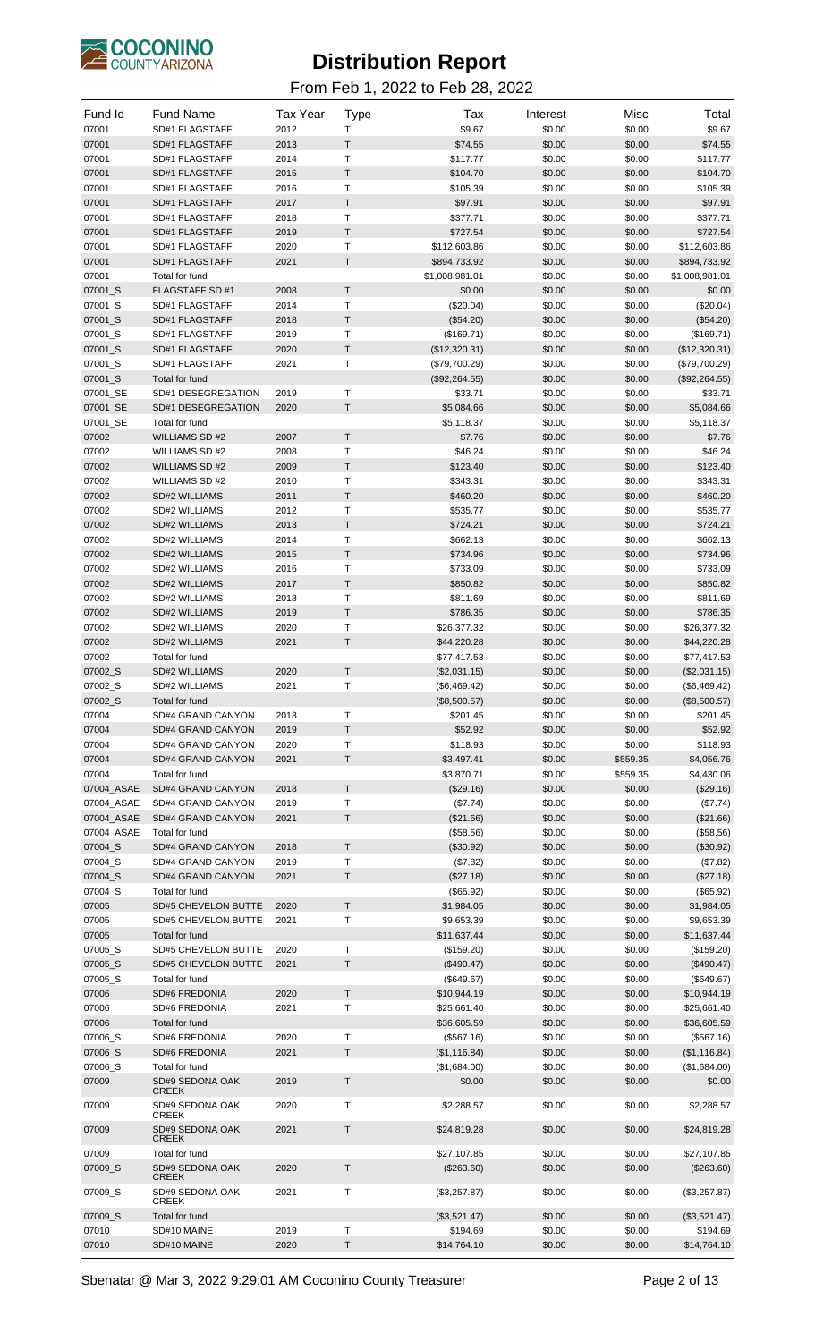# Distribution Report

From Feb 1, 2022 to Feb 28, 2022

| Fund Id | Fund Name | Tax Year | Type | Tax | Interest | Misc | Total |
|---|---|---|---|---|---|---|---|
| 07001 | SD#1 FLAGSTAFF | 2012 | T | $9.67 | $0.00 | $0.00 | $9.67 |
| 07001 | SD#1 FLAGSTAFF | 2013 | T | $74.55 | $0.00 | $0.00 | $74.55 |
| 07001 | SD#1 FLAGSTAFF | 2014 | T | $117.77 | $0.00 | $0.00 | $117.77 |
| 07001 | SD#1 FLAGSTAFF | 2015 | T | $104.70 | $0.00 | $0.00 | $104.70 |
| 07001 | SD#1 FLAGSTAFF | 2016 | T | $105.39 | $0.00 | $0.00 | $105.39 |
| 07001 | SD#1 FLAGSTAFF | 2017 | T | $97.91 | $0.00 | $0.00 | $97.91 |
| 07001 | SD#1 FLAGSTAFF | 2018 | T | $377.71 | $0.00 | $0.00 | $377.71 |
| 07001 | SD#1 FLAGSTAFF | 2019 | T | $727.54 | $0.00 | $0.00 | $727.54 |
| 07001 | SD#1 FLAGSTAFF | 2020 | T | $112,603.86 | $0.00 | $0.00 | $112,603.86 |
| 07001 | SD#1 FLAGSTAFF | 2021 | T | $894,733.92 | $0.00 | $0.00 | $894,733.92 |
| 07001 | Total for fund | | | $1,008,981.01 | $0.00 | $0.00 | $1,008,981.01 |
| 07001_S | FLAGSTAFF SD #1 | 2008 | T | $0.00 | $0.00 | $0.00 | $0.00 |
| 07001_S | SD#1 FLAGSTAFF | 2014 | T | ($20.04) | $0.00 | $0.00 | ($20.04) |
| 07001_S | SD#1 FLAGSTAFF | 2018 | T | ($54.20) | $0.00 | $0.00 | ($54.20) |
| 07001_S | SD#1 FLAGSTAFF | 2019 | T | ($169.71) | $0.00 | $0.00 | ($169.71) |
| 07001_S | SD#1 FLAGSTAFF | 2020 | T | ($12,320.31) | $0.00 | $0.00 | ($12,320.31) |
| 07001_S | SD#1 FLAGSTAFF | 2021 | T | ($79,700.29) | $0.00 | $0.00 | ($79,700.29) |
| 07001_S | Total for fund | | | ($92,264.55) | $0.00 | $0.00 | ($92,264.55) |
| 07001_SE | SD#1 DESEGREGATION | 2019 | T | $33.71 | $0.00 | $0.00 | $33.71 |
| 07001_SE | SD#1 DESEGREGATION | 2020 | T | $5,084.66 | $0.00 | $0.00 | $5,084.66 |
| 07001_SE | Total for fund | | | $5,118.37 | $0.00 | $0.00 | $5,118.37 |
| 07002 | WILLIAMS SD #2 | 2007 | T | $7.76 | $0.00 | $0.00 | $7.76 |
| 07002 | WILLIAMS SD #2 | 2008 | T | $46.24 | $0.00 | $0.00 | $46.24 |
| 07002 | WILLIAMS SD #2 | 2009 | T | $123.40 | $0.00 | $0.00 | $123.40 |
| 07002 | WILLIAMS SD #2 | 2010 | T | $343.31 | $0.00 | $0.00 | $343.31 |
| 07002 | SD#2 WILLIAMS | 2011 | T | $460.20 | $0.00 | $0.00 | $460.20 |
| 07002 | SD#2 WILLIAMS | 2012 | T | $535.77 | $0.00 | $0.00 | $535.77 |
| 07002 | SD#2 WILLIAMS | 2013 | T | $724.21 | $0.00 | $0.00 | $724.21 |
| 07002 | SD#2 WILLIAMS | 2014 | T | $662.13 | $0.00 | $0.00 | $662.13 |
| 07002 | SD#2 WILLIAMS | 2015 | T | $734.96 | $0.00 | $0.00 | $734.96 |
| 07002 | SD#2 WILLIAMS | 2016 | T | $733.09 | $0.00 | $0.00 | $733.09 |
| 07002 | SD#2 WILLIAMS | 2017 | T | $850.82 | $0.00 | $0.00 | $850.82 |
| 07002 | SD#2 WILLIAMS | 2018 | T | $811.69 | $0.00 | $0.00 | $811.69 |
| 07002 | SD#2 WILLIAMS | 2019 | T | $786.35 | $0.00 | $0.00 | $786.35 |
| 07002 | SD#2 WILLIAMS | 2020 | T | $26,377.32 | $0.00 | $0.00 | $26,377.32 |
| 07002 | SD#2 WILLIAMS | 2021 | T | $44,220.28 | $0.00 | $0.00 | $44,220.28 |
| 07002 | Total for fund | | | $77,417.53 | $0.00 | $0.00 | $77,417.53 |
| 07002_S | SD#2 WILLIAMS | 2020 | T | ($2,031.15) | $0.00 | $0.00 | ($2,031.15) |
| 07002_S | SD#2 WILLIAMS | 2021 | T | ($6,469.42) | $0.00 | $0.00 | ($6,469.42) |
| 07002_S | Total for fund | | | ($8,500.57) | $0.00 | $0.00 | ($8,500.57) |
| 07004 | SD#4 GRAND CANYON | 2018 | T | $201.45 | $0.00 | $0.00 | $201.45 |
| 07004 | SD#4 GRAND CANYON | 2019 | T | $52.92 | $0.00 | $0.00 | $52.92 |
| 07004 | SD#4 GRAND CANYON | 2020 | T | $118.93 | $0.00 | $0.00 | $118.93 |
| 07004 | SD#4 GRAND CANYON | 2021 | T | $3,497.41 | $0.00 | $559.35 | $4,056.76 |
| 07004 | Total for fund | | | $3,870.71 | $0.00 | $559.35 | $4,430.06 |
| 07004_ASAE | SD#4 GRAND CANYON | 2018 | T | ($29.16) | $0.00 | $0.00 | ($29.16) |
| 07004_ASAE | SD#4 GRAND CANYON | 2019 | T | ($7.74) | $0.00 | $0.00 | ($7.74) |
| 07004_ASAE | SD#4 GRAND CANYON | 2021 | T | ($21.66) | $0.00 | $0.00 | ($21.66) |
| 07004_ASAE | Total for fund | | | ($58.56) | $0.00 | $0.00 | ($58.56) |
| 07004_S | SD#4 GRAND CANYON | 2018 | T | ($30.92) | $0.00 | $0.00 | ($30.92) |
| 07004_S | SD#4 GRAND CANYON | 2019 | T | ($7.82) | $0.00 | $0.00 | ($7.82) |
| 07004_S | SD#4 GRAND CANYON | 2021 | T | ($27.18) | $0.00 | $0.00 | ($27.18) |
| 07004_S | Total for fund | | | ($65.92) | $0.00 | $0.00 | ($65.92) |
| 07005 | SD#5 CHEVELON BUTTE | 2020 | T | $1,984.05 | $0.00 | $0.00 | $1,984.05 |
| 07005 | SD#5 CHEVELON BUTTE | 2021 | T | $9,653.39 | $0.00 | $0.00 | $9,653.39 |
| 07005 | Total for fund | | | $11,637.44 | $0.00 | $0.00 | $11,637.44 |
| 07005_S | SD#5 CHEVELON BUTTE | 2020 | T | ($159.20) | $0.00 | $0.00 | ($159.20) |
| 07005_S | SD#5 CHEVELON BUTTE | 2021 | T | ($490.47) | $0.00 | $0.00 | ($490.47) |
| 07005_S | Total for fund | | | ($649.67) | $0.00 | $0.00 | ($649.67) |
| 07006 | SD#6 FREDONIA | 2020 | T | $10,944.19 | $0.00 | $0.00 | $10,944.19 |
| 07006 | SD#6 FREDONIA | 2021 | T | $25,661.40 | $0.00 | $0.00 | $25,661.40 |
| 07006 | Total for fund | | | $36,605.59 | $0.00 | $0.00 | $36,605.59 |
| 07006_S | SD#6 FREDONIA | 2020 | T | ($567.16) | $0.00 | $0.00 | ($567.16) |
| 07006_S | SD#6 FREDONIA | 2021 | T | ($1,116.84) | $0.00 | $0.00 | ($1,116.84) |
| 07006_S | Total for fund | | | ($1,684.00) | $0.00 | $0.00 | ($1,684.00) |
| 07009 | SD#9 SEDONA OAK CREEK | 2019 | T | $0.00 | $0.00 | $0.00 | $0.00 |
| 07009 | SD#9 SEDONA OAK CREEK | 2020 | T | $2,288.57 | $0.00 | $0.00 | $2,288.57 |
| 07009 | SD#9 SEDONA OAK CREEK | 2021 | T | $24,819.28 | $0.00 | $0.00 | $24,819.28 |
| 07009 | Total for fund | | | $27,107.85 | $0.00 | $0.00 | $27,107.85 |
| 07009_S | SD#9 SEDONA OAK CREEK | 2020 | T | ($263.60) | $0.00 | $0.00 | ($263.60) |
| 07009_S | SD#9 SEDONA OAK CREEK | 2021 | T | ($3,257.87) | $0.00 | $0.00 | ($3,257.87) |
| 07009_S | Total for fund | | | ($3,521.47) | $0.00 | $0.00 | ($3,521.47) |
| 07010 | SD#10 MAINE | 2019 | T | $194.69 | $0.00 | $0.00 | $194.69 |
| 07010 | SD#10 MAINE | 2020 | T | $14,764.10 | $0.00 | $0.00 | $14,764.10 |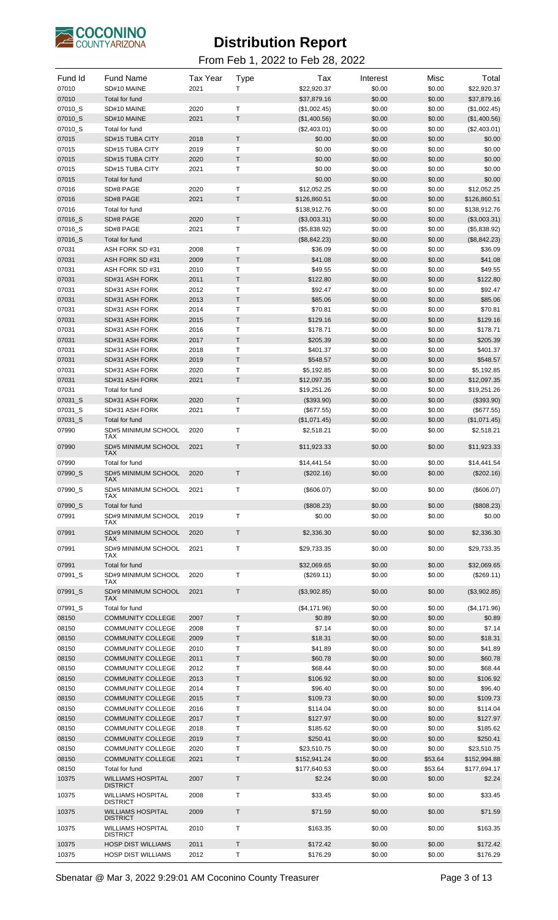# Distribution Report

From Feb 1, 2022 to Feb 28, 2022

| Fund Id | Fund Name | Tax Year | Type | Tax | Interest | Misc | Total |
|---|---|---|---|---|---|---|---|
| 07010 | SD#10 MAINE | 2021 | T | $22,920.37 | $0.00 | $0.00 | $22,920.37 |
| 07010 | Total for fund | | | $37,879.16 | $0.00 | $0.00 | $37,879.16 |
| 07010_S | SD#10 MAINE | 2020 | T | ($1,002.45) | $0.00 | $0.00 | ($1,002.45) |
| 07010_S | SD#10 MAINE | 2021 | T | ($1,400.56) | $0.00 | $0.00 | ($1,400.56) |
| 07010_S | Total for fund | | | ($2,403.01) | $0.00 | $0.00 | ($2,403.01) |
| 07015 | SD#15 TUBA CITY | 2018 | T | $0.00 | $0.00 | $0.00 | $0.00 |
| 07015 | SD#15 TUBA CITY | 2019 | T | $0.00 | $0.00 | $0.00 | $0.00 |
| 07015 | SD#15 TUBA CITY | 2020 | T | $0.00 | $0.00 | $0.00 | $0.00 |
| 07015 | SD#15 TUBA CITY | 2021 | T | $0.00 | $0.00 | $0.00 | $0.00 |
| 07015 | Total for fund | | | $0.00 | $0.00 | $0.00 | $0.00 |
| 07016 | SD#8 PAGE | 2020 | T | $12,052.25 | $0.00 | $0.00 | $12,052.25 |
| 07016 | SD#8 PAGE | 2021 | T | $126,860.51 | $0.00 | $0.00 | $126,860.51 |
| 07016 | Total for fund | | | $138,912.76 | $0.00 | $0.00 | $138,912.76 |
| 07016_S | SD#8 PAGE | 2020 | T | ($3,003.31) | $0.00 | $0.00 | ($3,003.31) |
| 07016_S | SD#8 PAGE | 2021 | T | ($5,838.92) | $0.00 | $0.00 | ($5,838.92) |
| 07016_S | Total for fund | | | ($8,842.23) | $0.00 | $0.00 | ($8,842.23) |
| 07031 | ASH FORK SD #31 | 2008 | T | $36.09 | $0.00 | $0.00 | $36.09 |
| 07031 | ASH FORK SD #31 | 2009 | T | $41.08 | $0.00 | $0.00 | $41.08 |
| 07031 | ASH FORK SD #31 | 2010 | T | $49.55 | $0.00 | $0.00 | $49.55 |
| 07031 | SD#31 ASH FORK | 2011 | T | $122.80 | $0.00 | $0.00 | $122.80 |
| 07031 | SD#31 ASH FORK | 2012 | T | $92.47 | $0.00 | $0.00 | $92.47 |
| 07031 | SD#31 ASH FORK | 2013 | T | $85.06 | $0.00 | $0.00 | $85.06 |
| 07031 | SD#31 ASH FORK | 2014 | T | $70.81 | $0.00 | $0.00 | $70.81 |
| 07031 | SD#31 ASH FORK | 2015 | T | $129.16 | $0.00 | $0.00 | $129.16 |
| 07031 | SD#31 ASH FORK | 2016 | T | $178.71 | $0.00 | $0.00 | $178.71 |
| 07031 | SD#31 ASH FORK | 2017 | T | $205.39 | $0.00 | $0.00 | $205.39 |
| 07031 | SD#31 ASH FORK | 2018 | T | $401.37 | $0.00 | $0.00 | $401.37 |
| 07031 | SD#31 ASH FORK | 2019 | T | $548.57 | $0.00 | $0.00 | $548.57 |
| 07031 | SD#31 ASH FORK | 2020 | T | $5,192.85 | $0.00 | $0.00 | $5,192.85 |
| 07031 | SD#31 ASH FORK | 2021 | T | $12,097.35 | $0.00 | $0.00 | $12,097.35 |
| 07031 | Total for fund | | | $19,251.26 | $0.00 | $0.00 | $19,251.26 |
| 07031_S | SD#31 ASH FORK | 2020 | T | ($393.90) | $0.00 | $0.00 | ($393.90) |
| 07031_S | SD#31 ASH FORK | 2021 | T | ($677.55) | $0.00 | $0.00 | ($677.55) |
| 07031_S | Total for fund | | | ($1,071.45) | $0.00 | $0.00 | ($1,071.45) |
| 07990 | SD#5 MINIMUM SCHOOL TAX | 2020 | T | $2,518.21 | $0.00 | $0.00 | $2,518.21 |
| 07990 | SD#5 MINIMUM SCHOOL TAX | 2021 | T | $11,923.33 | $0.00 | $0.00 | $11,923.33 |
| 07990 | Total for fund | | | $14,441.54 | $0.00 | $0.00 | $14,441.54 |
| 07990_S | SD#5 MINIMUM SCHOOL TAX | 2020 | T | ($202.16) | $0.00 | $0.00 | ($202.16) |
| 07990_S | SD#5 MINIMUM SCHOOL TAX | 2021 | T | ($606.07) | $0.00 | $0.00 | ($606.07) |
| 07990_S | Total for fund | | | ($808.23) | $0.00 | $0.00 | ($808.23) |
| 07991 | SD#9 MINIMUM SCHOOL TAX | 2019 | T | $0.00 | $0.00 | $0.00 | $0.00 |
| 07991 | SD#9 MINIMUM SCHOOL TAX | 2020 | T | $2,336.30 | $0.00 | $0.00 | $2,336.30 |
| 07991 | SD#9 MINIMUM SCHOOL TAX | 2021 | T | $29,733.35 | $0.00 | $0.00 | $29,733.35 |
| 07991 | Total for fund | | | $32,069.65 | $0.00 | $0.00 | $32,069.65 |
| 07991_S | SD#9 MINIMUM SCHOOL TAX | 2020 | T | ($269.11) | $0.00 | $0.00 | ($269.11) |
| 07991_S | SD#9 MINIMUM SCHOOL TAX | 2021 | T | ($3,902.85) | $0.00 | $0.00 | ($3,902.85) |
| 07991_S | Total for fund | | | ($4,171.96) | $0.00 | $0.00 | ($4,171.96) |
| 08150 | COMMUNITY COLLEGE | 2007 | T | $0.89 | $0.00 | $0.00 | $0.89 |
| 08150 | COMMUNITY COLLEGE | 2008 | T | $7.14 | $0.00 | $0.00 | $7.14 |
| 08150 | COMMUNITY COLLEGE | 2009 | T | $18.31 | $0.00 | $0.00 | $18.31 |
| 08150 | COMMUNITY COLLEGE | 2010 | T | $41.89 | $0.00 | $0.00 | $41.89 |
| 08150 | COMMUNITY COLLEGE | 2011 | T | $60.78 | $0.00 | $0.00 | $60.78 |
| 08150 | COMMUNITY COLLEGE | 2012 | T | $68.44 | $0.00 | $0.00 | $68.44 |
| 08150 | COMMUNITY COLLEGE | 2013 | T | $106.92 | $0.00 | $0.00 | $106.92 |
| 08150 | COMMUNITY COLLEGE | 2014 | T | $96.40 | $0.00 | $0.00 | $96.40 |
| 08150 | COMMUNITY COLLEGE | 2015 | T | $109.73 | $0.00 | $0.00 | $109.73 |
| 08150 | COMMUNITY COLLEGE | 2016 | T | $114.04 | $0.00 | $0.00 | $114.04 |
| 08150 | COMMUNITY COLLEGE | 2017 | T | $127.97 | $0.00 | $0.00 | $127.97 |
| 08150 | COMMUNITY COLLEGE | 2018 | T | $185.62 | $0.00 | $0.00 | $185.62 |
| 08150 | COMMUNITY COLLEGE | 2019 | T | $250.41 | $0.00 | $0.00 | $250.41 |
| 08150 | COMMUNITY COLLEGE | 2020 | T | $23,510.75 | $0.00 | $0.00 | $23,510.75 |
| 08150 | COMMUNITY COLLEGE | 2021 | T | $152,941.24 | $0.00 | $53.64 | $152,994.88 |
| 08150 | Total for fund | | | $177,640.53 | $0.00 | $53.64 | $177,694.17 |
| 10375 | WILLIAMS HOSPITAL DISTRICT | 2007 | T | $2.24 | $0.00 | $0.00 | $2.24 |
| 10375 | WILLIAMS HOSPITAL DISTRICT | 2008 | T | $33.45 | $0.00 | $0.00 | $33.45 |
| 10375 | WILLIAMS HOSPITAL DISTRICT | 2009 | T | $71.59 | $0.00 | $0.00 | $71.59 |
| 10375 | WILLIAMS HOSPITAL DISTRICT | 2010 | T | $163.35 | $0.00 | $0.00 | $163.35 |
| 10375 | HOSP DIST WILLIAMS | 2011 | T | $172.42 | $0.00 | $0.00 | $172.42 |
| 10375 | HOSP DIST WILLIAMS | 2012 | T | $176.29 | $0.00 | $0.00 | $176.29 |

Sbenatar @ Mar 3, 2022 9:29:01 AM Coconino County Treasurer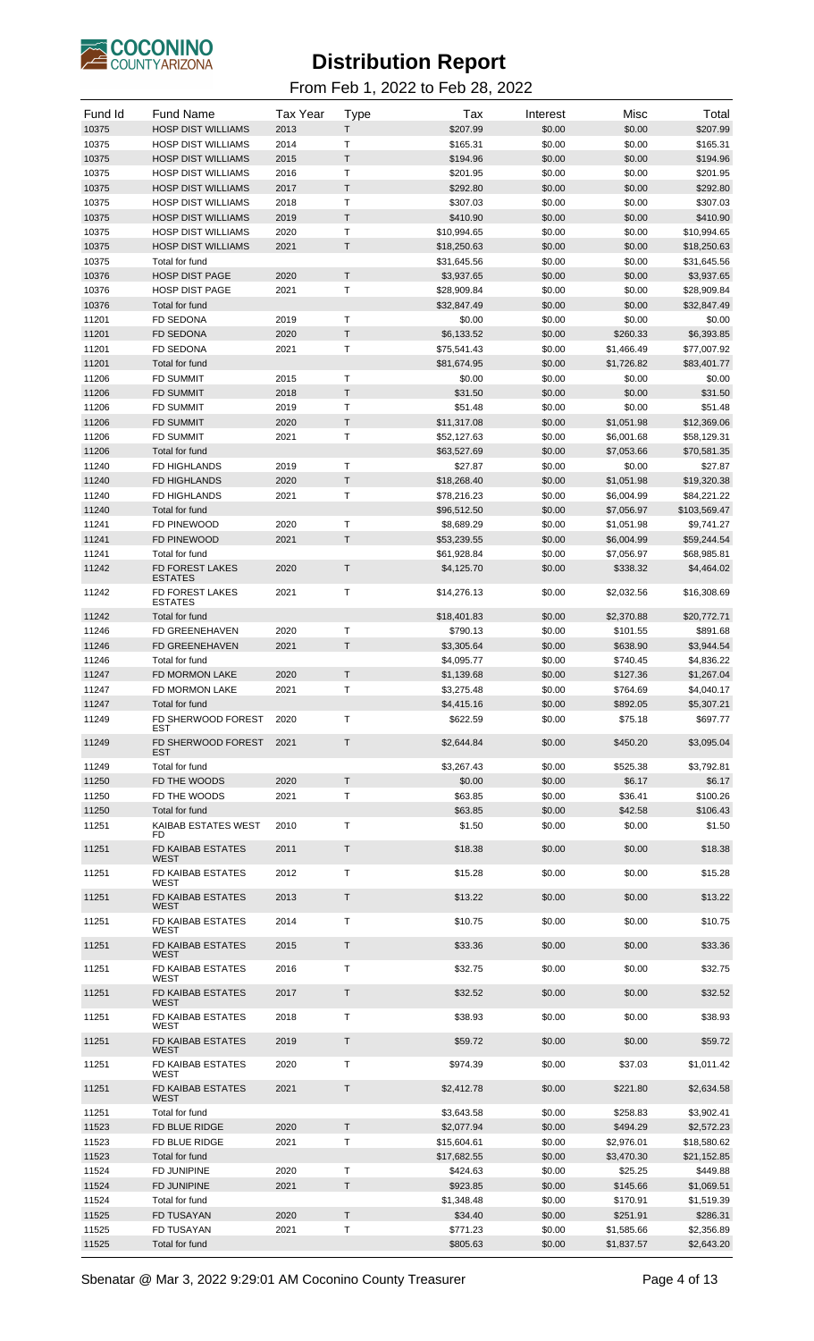# Distribution Report

From Feb 1, 2022 to Feb 28, 2022

| Fund Id | Fund Name | Tax Year | Type | Tax | Interest | Misc | Total |
|---|---|---|---|---|---|---|---|
| 10375 | HOSP DIST WILLIAMS | 2013 | T | $207.99 | $0.00 | $0.00 | $207.99 |
| 10375 | HOSP DIST WILLIAMS | 2014 | T | $165.31 | $0.00 | $0.00 | $165.31 |
| 10375 | HOSP DIST WILLIAMS | 2015 | T | $194.96 | $0.00 | $0.00 | $194.96 |
| 10375 | HOSP DIST WILLIAMS | 2016 | T | $201.95 | $0.00 | $0.00 | $201.95 |
| 10375 | HOSP DIST WILLIAMS | 2017 | T | $292.80 | $0.00 | $0.00 | $292.80 |
| 10375 | HOSP DIST WILLIAMS | 2018 | T | $307.03 | $0.00 | $0.00 | $307.03 |
| 10375 | HOSP DIST WILLIAMS | 2019 | T | $410.90 | $0.00 | $0.00 | $410.90 |
| 10375 | HOSP DIST WILLIAMS | 2020 | T | $10,994.65 | $0.00 | $0.00 | $10,994.65 |
| 10375 | HOSP DIST WILLIAMS | 2021 | T | $18,250.63 | $0.00 | $0.00 | $18,250.63 |
| 10375 | Total for fund | | | $31,645.56 | $0.00 | $0.00 | $31,645.56 |
| 10376 | HOSP DIST PAGE | 2020 | T | $3,937.65 | $0.00 | $0.00 | $3,937.65 |
| 10376 | HOSP DIST PAGE | 2021 | T | $28,909.84 | $0.00 | $0.00 | $28,909.84 |
| 10376 | Total for fund | | | $32,847.49 | $0.00 | $0.00 | $32,847.49 |
| 11201 | FD SEDONA | 2019 | T | $0.00 | $0.00 | $0.00 | $0.00 |
| 11201 | FD SEDONA | 2020 | T | $6,133.52 | $0.00 | $260.33 | $6,393.85 |
| 11201 | FD SEDONA | 2021 | T | $75,541.43 | $0.00 | $1,466.49 | $77,007.92 |
| 11201 | Total for fund | | | $81,674.95 | $0.00 | $1,726.82 | $83,401.77 |
| 11206 | FD SUMMIT | 2015 | T | $0.00 | $0.00 | $0.00 | $0.00 |
| 11206 | FD SUMMIT | 2018 | T | $31.50 | $0.00 | $0.00 | $31.50 |
| 11206 | FD SUMMIT | 2019 | T | $51.48 | $0.00 | $0.00 | $51.48 |
| 11206 | FD SUMMIT | 2020 | T | $11,317.08 | $0.00 | $1,051.98 | $12,369.06 |
| 11206 | FD SUMMIT | 2021 | T | $52,127.63 | $0.00 | $6,001.68 | $58,129.31 |
| 11206 | Total for fund | | | $63,527.69 | $0.00 | $7,053.66 | $70,581.35 |
| 11240 | FD HIGHLANDS | 2019 | T | $27.87 | $0.00 | $0.00 | $27.87 |
| 11240 | FD HIGHLANDS | 2020 | T | $18,268.40 | $0.00 | $1,051.98 | $19,320.38 |
| 11240 | FD HIGHLANDS | 2021 | T | $78,216.23 | $0.00 | $6,004.99 | $84,221.22 |
| 11240 | Total for fund | | | $96,512.50 | $0.00 | $7,056.97 | $103,569.47 |
| 11241 | FD PINEWOOD | 2020 | T | $8,689.29 | $0.00 | $1,051.98 | $9,741.27 |
| 11241 | FD PINEWOOD | 2021 | T | $53,239.55 | $0.00 | $6,004.99 | $59,244.54 |
| 11241 | Total for fund | | | $61,928.84 | $0.00 | $7,056.97 | $68,985.81 |
| 11242 | FD FOREST LAKES ESTATES | 2020 | T | $4,125.70 | $0.00 | $338.32 | $4,464.02 |
| 11242 | FD FOREST LAKES ESTATES | 2021 | T | $14,276.13 | $0.00 | $2,032.56 | $16,308.69 |
| 11242 | Total for fund | | | $18,401.83 | $0.00 | $2,370.88 | $20,772.71 |
| 11246 | FD GREENEHAVEN | 2020 | T | $790.13 | $0.00 | $101.55 | $891.68 |
| 11246 | FD GREENEHAVEN | 2021 | T | $3,305.64 | $0.00 | $638.90 | $3,944.54 |
| 11246 | Total for fund | | | $4,095.77 | $0.00 | $740.45 | $4,836.22 |
| 11247 | FD MORMON LAKE | 2020 | T | $1,139.68 | $0.00 | $127.36 | $1,267.04 |
| 11247 | FD MORMON LAKE | 2021 | T | $3,275.48 | $0.00 | $764.69 | $4,040.17 |
| 11247 | Total for fund | | | $4,415.16 | $0.00 | $892.05 | $5,307.21 |
| 11249 | FD SHERWOOD FOREST EST | 2020 | T | $622.59 | $0.00 | $75.18 | $697.77 |
| 11249 | FD SHERWOOD FOREST EST | 2021 | T | $2,644.84 | $0.00 | $450.20 | $3,095.04 |
| 11249 | Total for fund | | | $3,267.43 | $0.00 | $525.38 | $3,792.81 |
| 11250 | FD THE WOODS | 2020 | T | $0.00 | $0.00 | $6.17 | $6.17 |
| 11250 | FD THE WOODS | 2021 | T | $63.85 | $0.00 | $36.41 | $100.26 |
| 11250 | Total for fund | | | $63.85 | $0.00 | $42.58 | $106.43 |
| 11251 | KAIBAB ESTATES WEST FD | 2010 | T | $1.50 | $0.00 | $0.00 | $1.50 |
| 11251 | FD KAIBAB ESTATES WEST | 2011 | T | $18.38 | $0.00 | $0.00 | $18.38 |
| 11251 | FD KAIBAB ESTATES WEST | 2012 | T | $15.28 | $0.00 | $0.00 | $15.28 |
| 11251 | FD KAIBAB ESTATES WEST | 2013 | T | $13.22 | $0.00 | $0.00 | $13.22 |
| 11251 | FD KAIBAB ESTATES WEST | 2014 | T | $10.75 | $0.00 | $0.00 | $10.75 |
| 11251 | FD KAIBAB ESTATES WEST | 2015 | T | $33.36 | $0.00 | $0.00 | $33.36 |
| 11251 | FD KAIBAB ESTATES WEST | 2016 | T | $32.75 | $0.00 | $0.00 | $32.75 |
| 11251 | FD KAIBAB ESTATES WEST | 2017 | T | $32.52 | $0.00 | $0.00 | $32.52 |
| 11251 | FD KAIBAB ESTATES WEST | 2018 | T | $38.93 | $0.00 | $0.00 | $38.93 |
| 11251 | FD KAIBAB ESTATES WEST | 2019 | T | $59.72 | $0.00 | $0.00 | $59.72 |
| 11251 | FD KAIBAB ESTATES WEST | 2020 | T | $974.39 | $0.00 | $37.03 | $1,011.42 |
| 11251 | FD KAIBAB ESTATES WEST | 2021 | T | $2,412.78 | $0.00 | $221.80 | $2,634.58 |
| 11251 | Total for fund | | | $3,643.58 | $0.00 | $258.83 | $3,902.41 |
| 11523 | FD BLUE RIDGE | 2020 | T | $2,077.94 | $0.00 | $494.29 | $2,572.23 |
| 11523 | FD BLUE RIDGE | 2021 | T | $15,604.61 | $0.00 | $2,976.01 | $18,580.62 |
| 11523 | Total for fund | | | $17,682.55 | $0.00 | $3,470.30 | $21,152.85 |
| 11524 | FD JUNIPINE | 2020 | T | $424.63 | $0.00 | $25.25 | $449.88 |
| 11524 | FD JUNIPINE | 2021 | T | $923.85 | $0.00 | $145.66 | $1,069.51 |
| 11524 | Total for fund | | | $1,348.48 | $0.00 | $170.91 | $1,519.39 |
| 11525 | FD TUSAYAN | 2020 | T | $34.40 | $0.00 | $251.91 | $286.31 |
| 11525 | FD TUSAYAN | 2021 | T | $771.23 | $0.00 | $1,585.66 | $2,356.89 |
| 11525 | Total for fund | | | $805.63 | $0.00 | $1,837.57 | $2,643.20 |

Sbenatar @ Mar 3, 2022 9:29:01 AM Coconino County Treasurer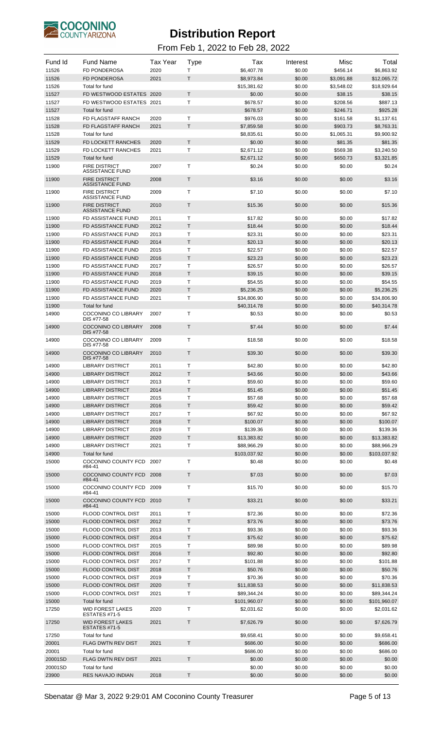# Distribution Report

From Feb 1, 2022 to Feb 28, 2022

| Fund Id | Fund Name | Tax Year | Type | Tax | Interest | Misc | Total |
|---|---|---|---|---|---|---|---|
| 11526 | FD PONDEROSA | 2020 | T | $6,407.78 | $0.00 | $456.14 | $6,863.92 |
| 11526 | FD PONDEROSA | 2021 | T | $8,973.84 | $0.00 | $3,091.88 | $12,065.72 |
| 11526 | Total for fund | | | $15,381.62 | $0.00 | $3,548.02 | $18,929.64 |
| 11527 | FD WESTWOOD ESTATES | 2020 | T | $0.00 | $0.00 | $38.15 | $38.15 |
| 11527 | FD WESTWOOD ESTATES | 2021 | T | $678.57 | $0.00 | $208.56 | $887.13 |
| 11527 | Total for fund | | | $678.57 | $0.00 | $246.71 | $925.28 |
| 11528 | FD FLAGSTAFF RANCH | 2020 | T | $976.03 | $0.00 | $161.58 | $1,137.61 |
| 11528 | FD FLAGSTAFF RANCH | 2021 | T | $7,859.58 | $0.00 | $903.73 | $8,763.31 |
| 11528 | Total for fund | | | $8,835.61 | $0.00 | $1,065.31 | $9,900.92 |
| 11529 | FD LOCKETT RANCHES | 2020 | T | $0.00 | $0.00 | $81.35 | $81.35 |
| 11529 | FD LOCKETT RANCHES | 2021 | T | $2,671.12 | $0.00 | $569.38 | $3,240.50 |
| 11529 | Total for fund | | | $2,671.12 | $0.00 | $650.73 | $3,321.85 |
| 11900 | FIRE DISTRICT ASSISTANCE FUND | 2007 | T | $0.24 | $0.00 | $0.00 | $0.24 |
| 11900 | FIRE DISTRICT ASSISTANCE FUND | 2008 | T | $3.16 | $0.00 | $0.00 | $3.16 |
| 11900 | FIRE DISTRICT ASSISTANCE FUND | 2009 | T | $7.10 | $0.00 | $0.00 | $7.10 |
| 11900 | FIRE DISTRICT ASSISTANCE FUND | 2010 | T | $15.36 | $0.00 | $0.00 | $15.36 |
| 11900 | FD ASSISTANCE FUND | 2011 | T | $17.82 | $0.00 | $0.00 | $17.82 |
| 11900 | FD ASSISTANCE FUND | 2012 | T | $18.44 | $0.00 | $0.00 | $18.44 |
| 11900 | FD ASSISTANCE FUND | 2013 | T | $23.31 | $0.00 | $0.00 | $23.31 |
| 11900 | FD ASSISTANCE FUND | 2014 | T | $20.13 | $0.00 | $0.00 | $20.13 |
| 11900 | FD ASSISTANCE FUND | 2015 | T | $22.57 | $0.00 | $0.00 | $22.57 |
| 11900 | FD ASSISTANCE FUND | 2016 | T | $23.23 | $0.00 | $0.00 | $23.23 |
| 11900 | FD ASSISTANCE FUND | 2017 | T | $26.57 | $0.00 | $0.00 | $26.57 |
| 11900 | FD ASSISTANCE FUND | 2018 | T | $39.15 | $0.00 | $0.00 | $39.15 |
| 11900 | FD ASSISTANCE FUND | 2019 | T | $54.55 | $0.00 | $0.00 | $54.55 |
| 11900 | FD ASSISTANCE FUND | 2020 | T | $5,236.25 | $0.00 | $0.00 | $5,236.25 |
| 11900 | FD ASSISTANCE FUND | 2021 | T | $34,806.90 | $0.00 | $0.00 | $34,806.90 |
| 11900 | Total for fund | | | $40,314.78 | $0.00 | $0.00 | $40,314.78 |
| 14900 | COCONINO CO LIBRARY DIS #77-58 | 2007 | T | $0.53 | $0.00 | $0.00 | $0.53 |
| 14900 | COCONINO CO LIBRARY DIS #77-58 | 2008 | T | $7.44 | $0.00 | $0.00 | $7.44 |
| 14900 | COCONINO CO LIBRARY DIS #77-58 | 2009 | T | $18.58 | $0.00 | $0.00 | $18.58 |
| 14900 | COCONINO CO LIBRARY DIS #77-58 | 2010 | T | $39.30 | $0.00 | $0.00 | $39.30 |
| 14900 | LIBRARY DISTRICT | 2011 | T | $42.80 | $0.00 | $0.00 | $42.80 |
| 14900 | LIBRARY DISTRICT | 2012 | T | $43.66 | $0.00 | $0.00 | $43.66 |
| 14900 | LIBRARY DISTRICT | 2013 | T | $59.60 | $0.00 | $0.00 | $59.60 |
| 14900 | LIBRARY DISTRICT | 2014 | T | $51.45 | $0.00 | $0.00 | $51.45 |
| 14900 | LIBRARY DISTRICT | 2015 | T | $57.68 | $0.00 | $0.00 | $57.68 |
| 14900 | LIBRARY DISTRICT | 2016 | T | $59.42 | $0.00 | $0.00 | $59.42 |
| 14900 | LIBRARY DISTRICT | 2017 | T | $67.92 | $0.00 | $0.00 | $67.92 |
| 14900 | LIBRARY DISTRICT | 2018 | T | $100.07 | $0.00 | $0.00 | $100.07 |
| 14900 | LIBRARY DISTRICT | 2019 | T | $139.36 | $0.00 | $0.00 | $139.36 |
| 14900 | LIBRARY DISTRICT | 2020 | T | $13,383.82 | $0.00 | $0.00 | $13,383.82 |
| 14900 | LIBRARY DISTRICT | 2021 | T | $88,966.29 | $0.00 | $0.00 | $88,966.29 |
| 14900 | Total for fund | | | $103,037.92 | $0.00 | $0.00 | $103,037.92 |
| 15000 | COCONINO COUNTY FCD #84-41 | 2007 | T | $0.48 | $0.00 | $0.00 | $0.48 |
| 15000 | COCONINO COUNTY FCD #84-41 | 2008 | T | $7.03 | $0.00 | $0.00 | $7.03 |
| 15000 | COCONINO COUNTY FCD #84-41 | 2009 | T | $15.70 | $0.00 | $0.00 | $15.70 |
| 15000 | COCONINO COUNTY FCD #84-41 | 2010 | T | $33.21 | $0.00 | $0.00 | $33.21 |
| 15000 | FLOOD CONTROL DIST | 2011 | T | $72.36 | $0.00 | $0.00 | $72.36 |
| 15000 | FLOOD CONTROL DIST | 2012 | T | $73.76 | $0.00 | $0.00 | $73.76 |
| 15000 | FLOOD CONTROL DIST | 2013 | T | $93.36 | $0.00 | $0.00 | $93.36 |
| 15000 | FLOOD CONTROL DIST | 2014 | T | $75.62 | $0.00 | $0.00 | $75.62 |
| 15000 | FLOOD CONTROL DIST | 2015 | T | $89.98 | $0.00 | $0.00 | $89.98 |
| 15000 | FLOOD CONTROL DIST | 2016 | T | $92.80 | $0.00 | $0.00 | $92.80 |
| 15000 | FLOOD CONTROL DIST | 2017 | T | $101.88 | $0.00 | $0.00 | $101.88 |
| 15000 | FLOOD CONTROL DIST | 2018 | T | $50.76 | $0.00 | $0.00 | $50.76 |
| 15000 | FLOOD CONTROL DIST | 2019 | T | $70.36 | $0.00 | $0.00 | $70.36 |
| 15000 | FLOOD CONTROL DIST | 2020 | T | $11,838.53 | $0.00 | $0.00 | $11,838.53 |
| 15000 | FLOOD CONTROL DIST | 2021 | T | $89,344.24 | $0.00 | $0.00 | $89,344.24 |
| 15000 | Total for fund | | | $101,960.07 | $0.00 | $0.00 | $101,960.07 |
| 17250 | WID FOREST LAKES ESTATES #71-5 | 2020 | T | $2,031.62 | $0.00 | $0.00 | $2,031.62 |
| 17250 | WID FOREST LAKES ESTATES #71-5 | 2021 | T | $7,626.79 | $0.00 | $0.00 | $7,626.79 |
| 17250 | Total for fund | | | $9,658.41 | $0.00 | $0.00 | $9,658.41 |
| 20001 | FLAG DWTN REV DIST | 2021 | T | $686.00 | $0.00 | $0.00 | $686.00 |
| 20001 | Total for fund | | | $686.00 | $0.00 | $0.00 | $686.00 |
| 20001SD | FLAG DWTN REV DIST | 2021 | T | $0.00 | $0.00 | $0.00 | $0.00 |
| 20001SD | Total for fund | | | $0.00 | $0.00 | $0.00 | $0.00 |
| 23900 | RES NAVAJO INDIAN | 2018 | T | $0.00 | $0.00 | $0.00 | $0.00 |

Sbenatar @ Mar 3, 2022 9:29:01 AM Coconino County Treasurer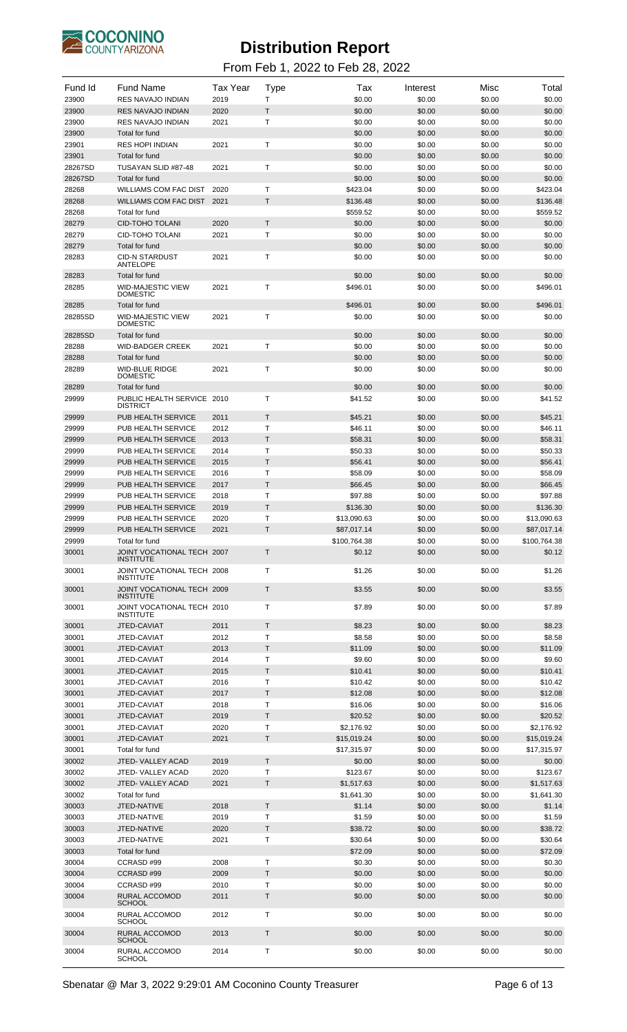# Distribution Report

From Feb 1, 2022 to Feb 28, 2022

| Fund Id | Fund Name | Tax Year | Type | Tax | Interest | Misc | Total |
|---|---|---|---|---|---|---|---|
| 23900 | RES NAVAJO INDIAN | 2019 | T | $0.00 | $0.00 | $0.00 | $0.00 |
| 23900 | RES NAVAJO INDIAN | 2020 | T | $0.00 | $0.00 | $0.00 | $0.00 |
| 23900 | RES NAVAJO INDIAN | 2021 | T | $0.00 | $0.00 | $0.00 | $0.00 |
| 23900 | Total for fund | | | $0.00 | $0.00 | $0.00 | $0.00 |
| 23901 | RES HOPI INDIAN | 2021 | T | $0.00 | $0.00 | $0.00 | $0.00 |
| 23901 | Total for fund | | | $0.00 | $0.00 | $0.00 | $0.00 |
| 28267SD | TUSAYAN SLID #87-48 | 2021 | T | $0.00 | $0.00 | $0.00 | $0.00 |
| 28267SD | Total for fund | | | $0.00 | $0.00 | $0.00 | $0.00 |
| 28268 | WILLIAMS COM FAC DIST | 2020 | T | $423.04 | $0.00 | $0.00 | $423.04 |
| 28268 | WILLIAMS COM FAC DIST | 2021 | T | $136.48 | $0.00 | $0.00 | $136.48 |
| 28268 | Total for fund | | | $559.52 | $0.00 | $0.00 | $559.52 |
| 28279 | CID-TOHO TOLANI | 2020 | T | $0.00 | $0.00 | $0.00 | $0.00 |
| 28279 | CID-TOHO TOLANI | 2021 | T | $0.00 | $0.00 | $0.00 | $0.00 |
| 28279 | Total for fund | | | $0.00 | $0.00 | $0.00 | $0.00 |
| 28283 | CID-N STARDUST ANTELOPE | 2021 | T | $0.00 | $0.00 | $0.00 | $0.00 |
| 28283 | Total for fund | | | $0.00 | $0.00 | $0.00 | $0.00 |
| 28285 | WID-MAJESTIC VIEW DOMESTIC | 2021 | T | $496.01 | $0.00 | $0.00 | $496.01 |
| 28285 | Total for fund | | | $496.01 | $0.00 | $0.00 | $496.01 |
| 28285SD | WID-MAJESTIC VIEW DOMESTIC | 2021 | T | $0.00 | $0.00 | $0.00 | $0.00 |
| 28285SD | Total for fund | | | $0.00 | $0.00 | $0.00 | $0.00 |
| 28288 | WID-BADGER CREEK | 2021 | T | $0.00 | $0.00 | $0.00 | $0.00 |
| 28288 | Total for fund | | | $0.00 | $0.00 | $0.00 | $0.00 |
| 28289 | WID-BLUE RIDGE DOMESTIC | 2021 | T | $0.00 | $0.00 | $0.00 | $0.00 |
| 28289 | Total for fund | | | $0.00 | $0.00 | $0.00 | $0.00 |
| 29999 | PUBLIC HEALTH SERVICE DISTRICT | 2010 | T | $41.52 | $0.00 | $0.00 | $41.52 |
| 29999 | PUB HEALTH SERVICE | 2011 | T | $45.21 | $0.00 | $0.00 | $45.21 |
| 29999 | PUB HEALTH SERVICE | 2012 | T | $46.11 | $0.00 | $0.00 | $46.11 |
| 29999 | PUB HEALTH SERVICE | 2013 | T | $58.31 | $0.00 | $0.00 | $58.31 |
| 29999 | PUB HEALTH SERVICE | 2014 | T | $50.33 | $0.00 | $0.00 | $50.33 |
| 29999 | PUB HEALTH SERVICE | 2015 | T | $56.41 | $0.00 | $0.00 | $56.41 |
| 29999 | PUB HEALTH SERVICE | 2016 | T | $58.09 | $0.00 | $0.00 | $58.09 |
| 29999 | PUB HEALTH SERVICE | 2017 | T | $66.45 | $0.00 | $0.00 | $66.45 |
| 29999 | PUB HEALTH SERVICE | 2018 | T | $97.88 | $0.00 | $0.00 | $97.88 |
| 29999 | PUB HEALTH SERVICE | 2019 | T | $136.30 | $0.00 | $0.00 | $136.30 |
| 29999 | PUB HEALTH SERVICE | 2020 | T | $13,090.63 | $0.00 | $0.00 | $13,090.63 |
| 29999 | PUB HEALTH SERVICE | 2021 | T | $87,017.14 | $0.00 | $0.00 | $87,017.14 |
| 29999 | Total for fund | | | $100,764.38 | $0.00 | $0.00 | $100,764.38 |
| 30001 | JOINT VOCATIONAL TECH INSTITUTE | 2007 | T | $0.12 | $0.00 | $0.00 | $0.12 |
| 30001 | JOINT VOCATIONAL TECH INSTITUTE | 2008 | T | $1.26 | $0.00 | $0.00 | $1.26 |
| 30001 | JOINT VOCATIONAL TECH INSTITUTE | 2009 | T | $3.55 | $0.00 | $0.00 | $3.55 |
| 30001 | JOINT VOCATIONAL TECH INSTITUTE | 2010 | T | $7.89 | $0.00 | $0.00 | $7.89 |
| 30001 | JTED-CAVIAT | 2011 | T | $8.23 | $0.00 | $0.00 | $8.23 |
| 30001 | JTED-CAVIAT | 2012 | T | $8.58 | $0.00 | $0.00 | $8.58 |
| 30001 | JTED-CAVIAT | 2013 | T | $11.09 | $0.00 | $0.00 | $11.09 |
| 30001 | JTED-CAVIAT | 2014 | T | $9.60 | $0.00 | $0.00 | $9.60 |
| 30001 | JTED-CAVIAT | 2015 | T | $10.41 | $0.00 | $0.00 | $10.41 |
| 30001 | JTED-CAVIAT | 2016 | T | $10.42 | $0.00 | $0.00 | $10.42 |
| 30001 | JTED-CAVIAT | 2017 | T | $12.08 | $0.00 | $0.00 | $12.08 |
| 30001 | JTED-CAVIAT | 2018 | T | $16.06 | $0.00 | $0.00 | $16.06 |
| 30001 | JTED-CAVIAT | 2019 | T | $20.52 | $0.00 | $0.00 | $20.52 |
| 30001 | JTED-CAVIAT | 2020 | T | $2,176.92 | $0.00 | $0.00 | $2,176.92 |
| 30001 | JTED-CAVIAT | 2021 | T | $15,019.24 | $0.00 | $0.00 | $15,019.24 |
| 30001 | Total for fund | | | $17,315.97 | $0.00 | $0.00 | $17,315.97 |
| 30002 | JTED- VALLEY ACAD | 2019 | T | $0.00 | $0.00 | $0.00 | $0.00 |
| 30002 | JTED- VALLEY ACAD | 2020 | T | $123.67 | $0.00 | $0.00 | $123.67 |
| 30002 | JTED- VALLEY ACAD | 2021 | T | $1,517.63 | $0.00 | $0.00 | $1,517.63 |
| 30002 | Total for fund | | | $1,641.30 | $0.00 | $0.00 | $1,641.30 |
| 30003 | JTED-NATIVE | 2018 | T | $1.14 | $0.00 | $0.00 | $1.14 |
| 30003 | JTED-NATIVE | 2019 | T | $1.59 | $0.00 | $0.00 | $1.59 |
| 30003 | JTED-NATIVE | 2020 | T | $38.72 | $0.00 | $0.00 | $38.72 |
| 30003 | JTED-NATIVE | 2021 | T | $30.64 | $0.00 | $0.00 | $30.64 |
| 30003 | Total for fund | | | $72.09 | $0.00 | $0.00 | $72.09 |
| 30004 | CCRASD #99 | 2008 | T | $0.30 | $0.00 | $0.00 | $0.30 |
| 30004 | CCRASD #99 | 2009 | T | $0.00 | $0.00 | $0.00 | $0.00 |
| 30004 | CCRASD #99 | 2010 | T | $0.00 | $0.00 | $0.00 | $0.00 |
| 30004 | RURAL ACCOMOD SCHOOL | 2011 | T | $0.00 | $0.00 | $0.00 | $0.00 |
| 30004 | RURAL ACCOMOD SCHOOL | 2012 | T | $0.00 | $0.00 | $0.00 | $0.00 |
| 30004 | RURAL ACCOMOD SCHOOL | 2013 | T | $0.00 | $0.00 | $0.00 | $0.00 |
| 30004 | RURAL ACCOMOD SCHOOL | 2014 | T | $0.00 | $0.00 | $0.00 | $0.00 |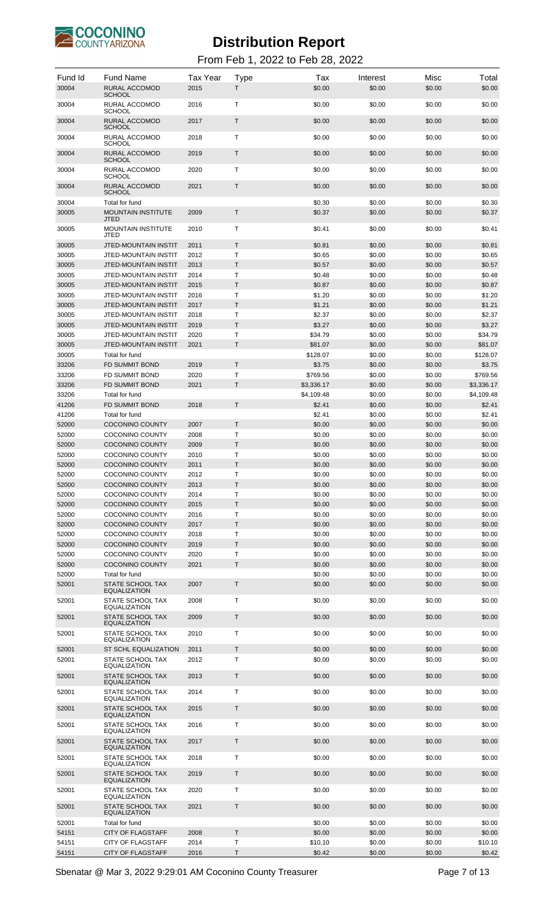# Distribution Report

From Feb 1, 2022 to Feb 28, 2022

| Fund Id | Fund Name | Tax Year | Type | Tax | Interest | Misc | Total |
|---|---|---|---|---|---|---|---|
| 30004 | RURAL ACCOMOD SCHOOL | 2015 | T | $0.00 | $0.00 | $0.00 | $0.00 |
| 30004 | RURAL ACCOMOD SCHOOL | 2016 | T | $0.00 | $0.00 | $0.00 | $0.00 |
| 30004 | RURAL ACCOMOD SCHOOL | 2017 | T | $0.00 | $0.00 | $0.00 | $0.00 |
| 30004 | RURAL ACCOMOD SCHOOL | 2018 | T | $0.00 | $0.00 | $0.00 | $0.00 |
| 30004 | RURAL ACCOMOD SCHOOL | 2019 | T | $0.00 | $0.00 | $0.00 | $0.00 |
| 30004 | RURAL ACCOMOD SCHOOL | 2020 | T | $0.00 | $0.00 | $0.00 | $0.00 |
| 30004 | RURAL ACCOMOD SCHOOL | 2021 | T | $0.00 | $0.00 | $0.00 | $0.00 |
| 30004 | Total for fund | | | $0.30 | $0.00 | $0.00 | $0.30 |
| 30005 | MOUNTAIN INSTITUTE JTED | 2009 | T | $0.37 | $0.00 | $0.00 | $0.37 |
| 30005 | MOUNTAIN INSTITUTE JTED | 2010 | T | $0.41 | $0.00 | $0.00 | $0.41 |
| 30005 | JTED-MOUNTAIN INSTIT | 2011 | T | $0.81 | $0.00 | $0.00 | $0.81 |
| 30005 | JTED-MOUNTAIN INSTIT | 2012 | T | $0.65 | $0.00 | $0.00 | $0.65 |
| 30005 | JTED-MOUNTAIN INSTIT | 2013 | T | $0.57 | $0.00 | $0.00 | $0.57 |
| 30005 | JTED-MOUNTAIN INSTIT | 2014 | T | $0.48 | $0.00 | $0.00 | $0.48 |
| 30005 | JTED-MOUNTAIN INSTIT | 2015 | T | $0.87 | $0.00 | $0.00 | $0.87 |
| 30005 | JTED-MOUNTAIN INSTIT | 2016 | T | $1.20 | $0.00 | $0.00 | $1.20 |
| 30005 | JTED-MOUNTAIN INSTIT | 2017 | T | $1.21 | $0.00 | $0.00 | $1.21 |
| 30005 | JTED-MOUNTAIN INSTIT | 2018 | T | $2.37 | $0.00 | $0.00 | $2.37 |
| 30005 | JTED-MOUNTAIN INSTIT | 2019 | T | $3.27 | $0.00 | $0.00 | $3.27 |
| 30005 | JTED-MOUNTAIN INSTIT | 2020 | T | $34.79 | $0.00 | $0.00 | $34.79 |
| 30005 | JTED-MOUNTAIN INSTIT | 2021 | T | $81.07 | $0.00 | $0.00 | $81.07 |
| 30005 | Total for fund | | | $128.07 | $0.00 | $0.00 | $128.07 |
| 33206 | FD SUMMIT BOND | 2019 | T | $3.75 | $0.00 | $0.00 | $3.75 |
| 33206 | FD SUMMIT BOND | 2020 | T | $769.56 | $0.00 | $0.00 | $769.56 |
| 33206 | FD SUMMIT BOND | 2021 | T | $3,336.17 | $0.00 | $0.00 | $3,336.17 |
| 33206 | Total for fund | | | $4,109.48 | $0.00 | $0.00 | $4,109.48 |
| 41206 | FD SUMMIT BOND | 2018 | T | $2.41 | $0.00 | $0.00 | $2.41 |
| 41206 | Total for fund | | | $2.41 | $0.00 | $0.00 | $2.41 |
| 52000 | COCONINO COUNTY | 2007 | T | $0.00 | $0.00 | $0.00 | $0.00 |
| 52000 | COCONINO COUNTY | 2008 | T | $0.00 | $0.00 | $0.00 | $0.00 |
| 52000 | COCONINO COUNTY | 2009 | T | $0.00 | $0.00 | $0.00 | $0.00 |
| 52000 | COCONINO COUNTY | 2010 | T | $0.00 | $0.00 | $0.00 | $0.00 |
| 52000 | COCONINO COUNTY | 2011 | T | $0.00 | $0.00 | $0.00 | $0.00 |
| 52000 | COCONINO COUNTY | 2012 | T | $0.00 | $0.00 | $0.00 | $0.00 |
| 52000 | COCONINO COUNTY | 2013 | T | $0.00 | $0.00 | $0.00 | $0.00 |
| 52000 | COCONINO COUNTY | 2014 | T | $0.00 | $0.00 | $0.00 | $0.00 |
| 52000 | COCONINO COUNTY | 2015 | T | $0.00 | $0.00 | $0.00 | $0.00 |
| 52000 | COCONINO COUNTY | 2016 | T | $0.00 | $0.00 | $0.00 | $0.00 |
| 52000 | COCONINO COUNTY | 2017 | T | $0.00 | $0.00 | $0.00 | $0.00 |
| 52000 | COCONINO COUNTY | 2018 | T | $0.00 | $0.00 | $0.00 | $0.00 |
| 52000 | COCONINO COUNTY | 2019 | T | $0.00 | $0.00 | $0.00 | $0.00 |
| 52000 | COCONINO COUNTY | 2020 | T | $0.00 | $0.00 | $0.00 | $0.00 |
| 52000 | COCONINO COUNTY | 2021 | T | $0.00 | $0.00 | $0.00 | $0.00 |
| 52000 | Total for fund | | | $0.00 | $0.00 | $0.00 | $0.00 |
| 52001 | STATE SCHOOL TAX EQUALIZATION | 2007 | T | $0.00 | $0.00 | $0.00 | $0.00 |
| 52001 | STATE SCHOOL TAX EQUALIZATION | 2008 | T | $0.00 | $0.00 | $0.00 | $0.00 |
| 52001 | STATE SCHOOL TAX EQUALIZATION | 2009 | T | $0.00 | $0.00 | $0.00 | $0.00 |
| 52001 | STATE SCHOOL TAX EQUALIZATION | 2010 | T | $0.00 | $0.00 | $0.00 | $0.00 |
| 52001 | ST SCHL EQUALIZATION | 2011 | T | $0.00 | $0.00 | $0.00 | $0.00 |
| 52001 | STATE SCHOOL TAX EQUALIZATION | 2012 | T | $0.00 | $0.00 | $0.00 | $0.00 |
| 52001 | STATE SCHOOL TAX EQUALIZATION | 2013 | T | $0.00 | $0.00 | $0.00 | $0.00 |
| 52001 | STATE SCHOOL TAX EQUALIZATION | 2014 | T | $0.00 | $0.00 | $0.00 | $0.00 |
| 52001 | STATE SCHOOL TAX EQUALIZATION | 2015 | T | $0.00 | $0.00 | $0.00 | $0.00 |
| 52001 | STATE SCHOOL TAX EQUALIZATION | 2016 | T | $0.00 | $0.00 | $0.00 | $0.00 |
| 52001 | STATE SCHOOL TAX EQUALIZATION | 2017 | T | $0.00 | $0.00 | $0.00 | $0.00 |
| 52001 | STATE SCHOOL TAX EQUALIZATION | 2018 | T | $0.00 | $0.00 | $0.00 | $0.00 |
| 52001 | STATE SCHOOL TAX EQUALIZATION | 2019 | T | $0.00 | $0.00 | $0.00 | $0.00 |
| 52001 | STATE SCHOOL TAX EQUALIZATION | 2020 | T | $0.00 | $0.00 | $0.00 | $0.00 |
| 52001 | STATE SCHOOL TAX EQUALIZATION | 2021 | T | $0.00 | $0.00 | $0.00 | $0.00 |
| 52001 | Total for fund | | | $0.00 | $0.00 | $0.00 | $0.00 |
| 54151 | CITY OF FLAGSTAFF | 2008 | T | $0.00 | $0.00 | $0.00 | $0.00 |
| 54151 | CITY OF FLAGSTAFF | 2014 | T | $10.10 | $0.00 | $0.00 | $10.10 |
| 54151 | CITY OF FLAGSTAFF | 2016 | T | $0.42 | $0.00 | $0.00 | $0.42 |

Sbenatar @ Mar 3, 2022 9:29:01 AM Coconino County Treasurer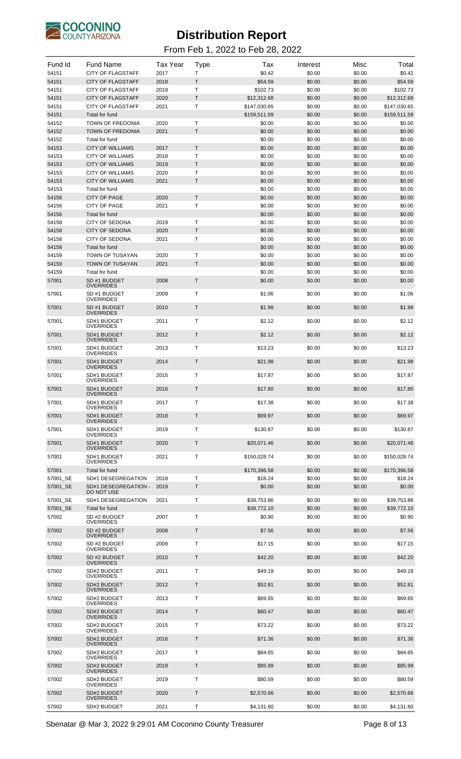# Distribution Report

From Feb 1, 2022 to Feb 28, 2022

| Fund Id | Fund Name | Tax Year | Type | Tax | Interest | Misc | Total |
|---|---|---|---|---|---|---|---|
| 54151 | CITY OF FLAGSTAFF | 2017 | T | $0.42 | $0.00 | $0.00 | $0.42 |
| 54151 | CITY OF FLAGSTAFF | 2018 | T | $54.59 | $0.00 | $0.00 | $54.59 |
| 54151 | CITY OF FLAGSTAFF | 2019 | T | $102.73 | $0.00 | $0.00 | $102.73 |
| 54151 | CITY OF FLAGSTAFF | 2020 | T | $12,312.68 | $0.00 | $0.00 | $12,312.68 |
| 54151 | CITY OF FLAGSTAFF | 2021 | T | $147,030.65 | $0.00 | $0.00 | $147,030.65 |
| 54151 | Total for fund | | | $159,511.59 | $0.00 | $0.00 | $159,511.59 |
| 54152 | TOWN OF FREDONIA | 2020 | T | $0.00 | $0.00 | $0.00 | $0.00 |
| 54152 | TOWN OF FREDONIA | 2021 | T | $0.00 | $0.00 | $0.00 | $0.00 |
| 54152 | Total for fund | | | $0.00 | $0.00 | $0.00 | $0.00 |
| 54153 | CITY OF WILLIAMS | 2017 | T | $0.00 | $0.00 | $0.00 | $0.00 |
| 54153 | CITY OF WILLIAMS | 2018 | T | $0.00 | $0.00 | $0.00 | $0.00 |
| 54153 | CITY OF WILLIAMS | 2019 | T | $0.00 | $0.00 | $0.00 | $0.00 |
| 54153 | CITY OF WILLIAMS | 2020 | T | $0.00 | $0.00 | $0.00 | $0.00 |
| 54153 | CITY OF WILLIAMS | 2021 | T | $0.00 | $0.00 | $0.00 | $0.00 |
| 54153 | Total for fund | | | $0.00 | $0.00 | $0.00 | $0.00 |
| 54156 | CITY OF PAGE | 2020 | T | $0.00 | $0.00 | $0.00 | $0.00 |
| 54156 | CITY OF PAGE | 2021 | T | $0.00 | $0.00 | $0.00 | $0.00 |
| 54156 | Total for fund | | | $0.00 | $0.00 | $0.00 | $0.00 |
| 54158 | CITY OF SEDONA | 2019 | T | $0.00 | $0.00 | $0.00 | $0.00 |
| 54158 | CITY OF SEDONA | 2020 | T | $0.00 | $0.00 | $0.00 | $0.00 |
| 54158 | CITY OF SEDONA | 2021 | T | $0.00 | $0.00 | $0.00 | $0.00 |
| 54158 | Total for fund | | | $0.00 | $0.00 | $0.00 | $0.00 |
| 54159 | TOWN OF TUSAYAN | 2020 | T | $0.00 | $0.00 | $0.00 | $0.00 |
| 54159 | TOWN OF TUSAYAN | 2021 | T | $0.00 | $0.00 | $0.00 | $0.00 |
| 54159 | Total for fund | | | $0.00 | $0.00 | $0.00 | $0.00 |
| 57001 | SD #1 BUDGET OVERRIDES | 2008 | T | $0.00 | $0.00 | $0.00 | $0.00 |
| 57001 | SD #1 BUDGET OVERRIDES | 2009 | T | $1.06 | $0.00 | $0.00 | $1.06 |
| 57001 | SD #1 BUDGET OVERRIDES | 2010 | T | $1.98 | $0.00 | $0.00 | $1.98 |
| 57001 | SD#1 BUDGET OVERRIDES | 2011 | T | $2.12 | $0.00 | $0.00 | $2.12 |
| 57001 | SD#1 BUDGET OVERRIDES | 2012 | T | $2.12 | $0.00 | $0.00 | $2.12 |
| 57001 | SD#1 BUDGET OVERRIDES | 2013 | T | $13.23 | $0.00 | $0.00 | $13.23 |
| 57001 | SD#1 BUDGET OVERRIDES | 2014 | T | $21.98 | $0.00 | $0.00 | $21.98 |
| 57001 | SD#1 BUDGET OVERRIDES | 2015 | T | $17.87 | $0.00 | $0.00 | $17.87 |
| 57001 | SD#1 BUDGET OVERRIDES | 2016 | T | $17.80 | $0.00 | $0.00 | $17.80 |
| 57001 | SD#1 BUDGET OVERRIDES | 2017 | T | $17.38 | $0.00 | $0.00 | $17.38 |
| 57001 | SD#1 BUDGET OVERRIDES | 2018 | T | $69.97 | $0.00 | $0.00 | $69.97 |
| 57001 | SD#1 BUDGET OVERRIDES | 2019 | T | $130.87 | $0.00 | $0.00 | $130.87 |
| 57001 | SD#1 BUDGET OVERRIDES | 2020 | T | $20,071.46 | $0.00 | $0.00 | $20,071.46 |
| 57001 | SD#1 BUDGET OVERRIDES | 2021 | T | $150,028.74 | $0.00 | $0.00 | $150,028.74 |
| 57001 | Total for fund | | | $170,396.58 | $0.00 | $0.00 | $170,396.58 |
| 57001_SE | SD#1 DESEGREGATION | 2018 | T | $18.24 | $0.00 | $0.00 | $18.24 |
| 57001_SE | SD#1 DESEGREGATION - DO NOT USE | 2019 | T | $0.00 | $0.00 | $0.00 | $0.00 |
| 57001_SE | SD#1 DESEGREGATION | 2021 | T | $39,753.86 | $0.00 | $0.00 | $39,753.86 |
| 57001_SE | Total for fund | | | $39,772.10 | $0.00 | $0.00 | $39,772.10 |
| 57002 | SD #2 BUDGET OVERRIDES | 2007 | T | $0.90 | $0.00 | $0.00 | $0.90 |
| 57002 | SD #2 BUDGET OVERRIDES | 2008 | T | $7.56 | $0.00 | $0.00 | $7.56 |
| 57002 | SD #2 BUDGET OVERRIDES | 2009 | T | $17.15 | $0.00 | $0.00 | $17.15 |
| 57002 | SD #2 BUDGET OVERRIDES | 2010 | T | $42.20 | $0.00 | $0.00 | $42.20 |
| 57002 | SD#2 BUDGET OVERRIDES | 2011 | T | $49.19 | $0.00 | $0.00 | $49.19 |
| 57002 | SD#2 BUDGET OVERRIDES | 2012 | T | $52.81 | $0.00 | $0.00 | $52.81 |
| 57002 | SD#2 BUDGET OVERRIDES | 2013 | T | $69.65 | $0.00 | $0.00 | $69.65 |
| 57002 | SD#2 BUDGET OVERRIDES | 2014 | T | $60.47 | $0.00 | $0.00 | $60.47 |
| 57002 | SD#2 BUDGET OVERRIDES | 2015 | T | $73.22 | $0.00 | $0.00 | $73.22 |
| 57002 | SD#2 BUDGET OVERRIDES | 2016 | T | $71.36 | $0.00 | $0.00 | $71.36 |
| 57002 | SD#2 BUDGET OVERRIDES | 2017 | T | $84.65 | $0.00 | $0.00 | $84.65 |
| 57002 | SD#2 BUDGET OVERRIDES | 2018 | T | $85.99 | $0.00 | $0.00 | $85.99 |
| 57002 | SD#2 BUDGET OVERRIDES | 2019 | T | $80.59 | $0.00 | $0.00 | $80.59 |
| 57002 | SD#2 BUDGET OVERRIDES | 2020 | T | $2,570.66 | $0.00 | $0.00 | $2,570.66 |
| 57002 | SD#2 BUDGET | 2021 | T | $4,131.60 | $0.00 | $0.00 | $4,131.60 |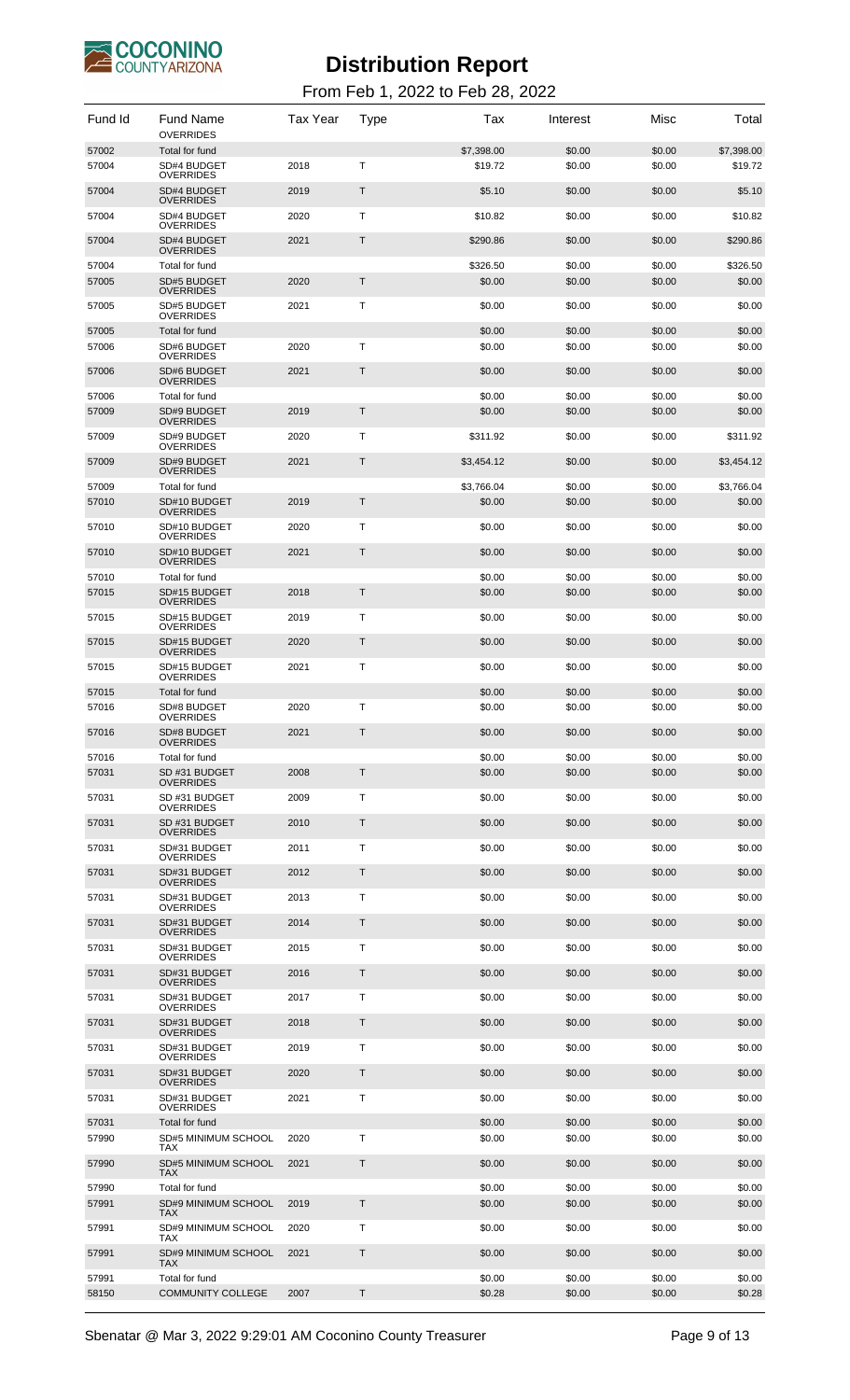# Distribution Report

From Feb 1, 2022 to Feb 28, 2022

| Fund Id | Fund Name | Tax Year | Type | Tax | Interest | Misc | Total |
|---|---|---|---|---|---|---|---|
| | OVERRIDES | | | | | | |
| 57002 | Total for fund | | | $7,398.00 | $0.00 | $0.00 | $7,398.00 |
| 57004 | SD#4 BUDGET OVERRIDES | 2018 | T | $19.72 | $0.00 | $0.00 | $19.72 |
| 57004 | SD#4 BUDGET OVERRIDES | 2019 | T | $5.10 | $0.00 | $0.00 | $5.10 |
| 57004 | SD#4 BUDGET OVERRIDES | 2020 | T | $10.82 | $0.00 | $0.00 | $10.82 |
| 57004 | SD#4 BUDGET OVERRIDES | 2021 | T | $290.86 | $0.00 | $0.00 | $290.86 |
| 57004 | Total for fund | | | $326.50 | $0.00 | $0.00 | $326.50 |
| 57005 | SD#5 BUDGET OVERRIDES | 2020 | T | $0.00 | $0.00 | $0.00 | $0.00 |
| 57005 | SD#5 BUDGET OVERRIDES | 2021 | T | $0.00 | $0.00 | $0.00 | $0.00 |
| 57005 | Total for fund | | | $0.00 | $0.00 | $0.00 | $0.00 |
| 57006 | SD#6 BUDGET OVERRIDES | 2020 | T | $0.00 | $0.00 | $0.00 | $0.00 |
| 57006 | SD#6 BUDGET OVERRIDES | 2021 | T | $0.00 | $0.00 | $0.00 | $0.00 |
| 57006 | Total for fund | | | $0.00 | $0.00 | $0.00 | $0.00 |
| 57009 | SD#9 BUDGET OVERRIDES | 2019 | T | $0.00 | $0.00 | $0.00 | $0.00 |
| 57009 | SD#9 BUDGET OVERRIDES | 2020 | T | $311.92 | $0.00 | $0.00 | $311.92 |
| 57009 | SD#9 BUDGET OVERRIDES | 2021 | T | $3,454.12 | $0.00 | $0.00 | $3,454.12 |
| 57009 | Total for fund | | | $3,766.04 | $0.00 | $0.00 | $3,766.04 |
| 57010 | SD#10 BUDGET OVERRIDES | 2019 | T | $0.00 | $0.00 | $0.00 | $0.00 |
| 57010 | SD#10 BUDGET OVERRIDES | 2020 | T | $0.00 | $0.00 | $0.00 | $0.00 |
| 57010 | SD#10 BUDGET OVERRIDES | 2021 | T | $0.00 | $0.00 | $0.00 | $0.00 |
| 57010 | Total for fund | | | $0.00 | $0.00 | $0.00 | $0.00 |
| 57015 | SD#15 BUDGET OVERRIDES | 2018 | T | $0.00 | $0.00 | $0.00 | $0.00 |
| 57015 | SD#15 BUDGET OVERRIDES | 2019 | T | $0.00 | $0.00 | $0.00 | $0.00 |
| 57015 | SD#15 BUDGET OVERRIDES | 2020 | T | $0.00 | $0.00 | $0.00 | $0.00 |
| 57015 | SD#15 BUDGET OVERRIDES | 2021 | T | $0.00 | $0.00 | $0.00 | $0.00 |
| 57015 | Total for fund | | | $0.00 | $0.00 | $0.00 | $0.00 |
| 57016 | SD#8 BUDGET OVERRIDES | 2020 | T | $0.00 | $0.00 | $0.00 | $0.00 |
| 57016 | SD#8 BUDGET OVERRIDES | 2021 | T | $0.00 | $0.00 | $0.00 | $0.00 |
| 57016 | Total for fund | | | $0.00 | $0.00 | $0.00 | $0.00 |
| 57031 | SD #31 BUDGET OVERRIDES | 2008 | T | $0.00 | $0.00 | $0.00 | $0.00 |
| 57031 | SD #31 BUDGET OVERRIDES | 2009 | T | $0.00 | $0.00 | $0.00 | $0.00 |
| 57031 | SD #31 BUDGET OVERRIDES | 2010 | T | $0.00 | $0.00 | $0.00 | $0.00 |
| 57031 | SD#31 BUDGET OVERRIDES | 2011 | T | $0.00 | $0.00 | $0.00 | $0.00 |
| 57031 | SD#31 BUDGET OVERRIDES | 2012 | T | $0.00 | $0.00 | $0.00 | $0.00 |
| 57031 | SD#31 BUDGET OVERRIDES | 2013 | T | $0.00 | $0.00 | $0.00 | $0.00 |
| 57031 | SD#31 BUDGET OVERRIDES | 2014 | T | $0.00 | $0.00 | $0.00 | $0.00 |
| 57031 | SD#31 BUDGET OVERRIDES | 2015 | T | $0.00 | $0.00 | $0.00 | $0.00 |
| 57031 | SD#31 BUDGET OVERRIDES | 2016 | T | $0.00 | $0.00 | $0.00 | $0.00 |
| 57031 | SD#31 BUDGET OVERRIDES | 2017 | T | $0.00 | $0.00 | $0.00 | $0.00 |
| 57031 | SD#31 BUDGET OVERRIDES | 2018 | T | $0.00 | $0.00 | $0.00 | $0.00 |
| 57031 | SD#31 BUDGET OVERRIDES | 2019 | T | $0.00 | $0.00 | $0.00 | $0.00 |
| 57031 | SD#31 BUDGET OVERRIDES | 2020 | T | $0.00 | $0.00 | $0.00 | $0.00 |
| 57031 | SD#31 BUDGET OVERRIDES | 2021 | T | $0.00 | $0.00 | $0.00 | $0.00 |
| 57031 | Total for fund | | | $0.00 | $0.00 | $0.00 | $0.00 |
| 57990 | SD#5 MINIMUM SCHOOL TAX | 2020 | T | $0.00 | $0.00 | $0.00 | $0.00 |
| 57990 | SD#5 MINIMUM SCHOOL TAX | 2021 | T | $0.00 | $0.00 | $0.00 | $0.00 |
| 57990 | Total for fund | | | $0.00 | $0.00 | $0.00 | $0.00 |
| 57991 | SD#9 MINIMUM SCHOOL TAX | 2019 | T | $0.00 | $0.00 | $0.00 | $0.00 |
| 57991 | SD#9 MINIMUM SCHOOL TAX | 2020 | T | $0.00 | $0.00 | $0.00 | $0.00 |
| 57991 | SD#9 MINIMUM SCHOOL TAX | 2021 | T | $0.00 | $0.00 | $0.00 | $0.00 |
| 57991 | Total for fund | | | $0.00 | $0.00 | $0.00 | $0.00 |
| 58150 | COMMUNITY COLLEGE | 2007 | T | $0.28 | $0.00 | $0.00 | $0.28 |

Sbenatar @ Mar 3, 2022 9:29:01 AM Coconino County Treasurer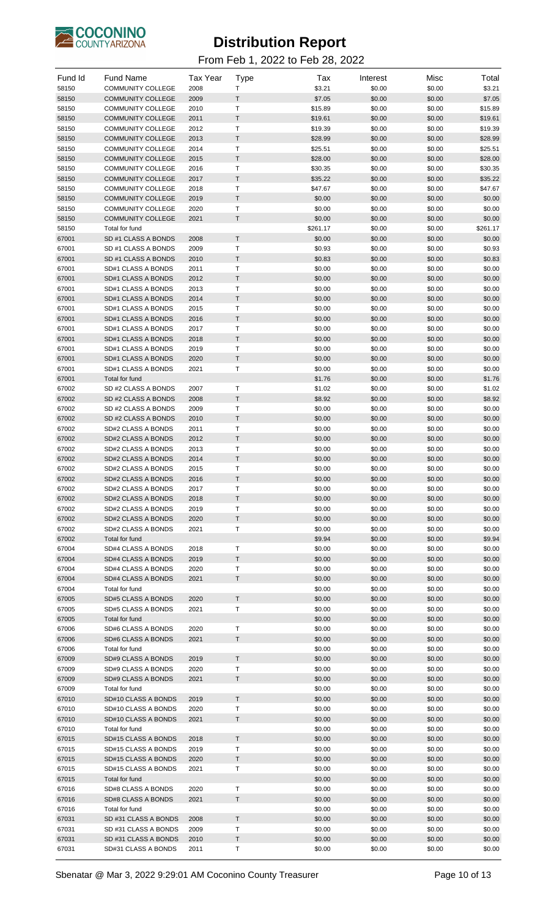# Distribution Report

From Feb 1, 2022 to Feb 28, 2022

| Fund Id | Fund Name | Tax Year | Type | Tax | Interest | Misc | Total |
|---|---|---|---|---|---|---|---|
| 58150 | COMMUNITY COLLEGE | 2008 | T | $3.21 | $0.00 | $0.00 | $3.21 |
| 58150 | COMMUNITY COLLEGE | 2009 | T | $7.05 | $0.00 | $0.00 | $7.05 |
| 58150 | COMMUNITY COLLEGE | 2010 | T | $15.89 | $0.00 | $0.00 | $15.89 |
| 58150 | COMMUNITY COLLEGE | 2011 | T | $19.61 | $0.00 | $0.00 | $19.61 |
| 58150 | COMMUNITY COLLEGE | 2012 | T | $19.39 | $0.00 | $0.00 | $19.39 |
| 58150 | COMMUNITY COLLEGE | 2013 | T | $28.99 | $0.00 | $0.00 | $28.99 |
| 58150 | COMMUNITY COLLEGE | 2014 | T | $25.51 | $0.00 | $0.00 | $25.51 |
| 58150 | COMMUNITY COLLEGE | 2015 | T | $28.00 | $0.00 | $0.00 | $28.00 |
| 58150 | COMMUNITY COLLEGE | 2016 | T | $30.35 | $0.00 | $0.00 | $30.35 |
| 58150 | COMMUNITY COLLEGE | 2017 | T | $35.22 | $0.00 | $0.00 | $35.22 |
| 58150 | COMMUNITY COLLEGE | 2018 | T | $47.67 | $0.00 | $0.00 | $47.67 |
| 58150 | COMMUNITY COLLEGE | 2019 | T | $0.00 | $0.00 | $0.00 | $0.00 |
| 58150 | COMMUNITY COLLEGE | 2020 | T | $0.00 | $0.00 | $0.00 | $0.00 |
| 58150 | COMMUNITY COLLEGE | 2021 | T | $0.00 | $0.00 | $0.00 | $0.00 |
| 58150 | Total for fund | | | $261.17 | $0.00 | $0.00 | $261.17 |
| 67001 | SD #1 CLASS A BONDS | 2008 | T | $0.00 | $0.00 | $0.00 | $0.00 |
| 67001 | SD #1 CLASS A BONDS | 2009 | T | $0.93 | $0.00 | $0.00 | $0.93 |
| 67001 | SD #1 CLASS A BONDS | 2010 | T | $0.83 | $0.00 | $0.00 | $0.83 |
| 67001 | SD#1 CLASS A BONDS | 2011 | T | $0.00 | $0.00 | $0.00 | $0.00 |
| 67001 | SD#1 CLASS A BONDS | 2012 | T | $0.00 | $0.00 | $0.00 | $0.00 |
| 67001 | SD#1 CLASS A BONDS | 2013 | T | $0.00 | $0.00 | $0.00 | $0.00 |
| 67001 | SD#1 CLASS A BONDS | 2014 | T | $0.00 | $0.00 | $0.00 | $0.00 |
| 67001 | SD#1 CLASS A BONDS | 2015 | T | $0.00 | $0.00 | $0.00 | $0.00 |
| 67001 | SD#1 CLASS A BONDS | 2016 | T | $0.00 | $0.00 | $0.00 | $0.00 |
| 67001 | SD#1 CLASS A BONDS | 2017 | T | $0.00 | $0.00 | $0.00 | $0.00 |
| 67001 | SD#1 CLASS A BONDS | 2018 | T | $0.00 | $0.00 | $0.00 | $0.00 |
| 67001 | SD#1 CLASS A BONDS | 2019 | T | $0.00 | $0.00 | $0.00 | $0.00 |
| 67001 | SD#1 CLASS A BONDS | 2020 | T | $0.00 | $0.00 | $0.00 | $0.00 |
| 67001 | SD#1 CLASS A BONDS | 2021 | T | $0.00 | $0.00 | $0.00 | $0.00 |
| 67001 | Total for fund | | | $1.76 | $0.00 | $0.00 | $1.76 |
| 67002 | SD #2 CLASS A BONDS | 2007 | T | $1.02 | $0.00 | $0.00 | $1.02 |
| 67002 | SD #2 CLASS A BONDS | 2008 | T | $8.92 | $0.00 | $0.00 | $8.92 |
| 67002 | SD #2 CLASS A BONDS | 2009 | T | $0.00 | $0.00 | $0.00 | $0.00 |
| 67002 | SD #2 CLASS A BONDS | 2010 | T | $0.00 | $0.00 | $0.00 | $0.00 |
| 67002 | SD#2 CLASS A BONDS | 2011 | T | $0.00 | $0.00 | $0.00 | $0.00 |
| 67002 | SD#2 CLASS A BONDS | 2012 | T | $0.00 | $0.00 | $0.00 | $0.00 |
| 67002 | SD#2 CLASS A BONDS | 2013 | T | $0.00 | $0.00 | $0.00 | $0.00 |
| 67002 | SD#2 CLASS A BONDS | 2014 | T | $0.00 | $0.00 | $0.00 | $0.00 |
| 67002 | SD#2 CLASS A BONDS | 2015 | T | $0.00 | $0.00 | $0.00 | $0.00 |
| 67002 | SD#2 CLASS A BONDS | 2016 | T | $0.00 | $0.00 | $0.00 | $0.00 |
| 67002 | SD#2 CLASS A BONDS | 2017 | T | $0.00 | $0.00 | $0.00 | $0.00 |
| 67002 | SD#2 CLASS A BONDS | 2018 | T | $0.00 | $0.00 | $0.00 | $0.00 |
| 67002 | SD#2 CLASS A BONDS | 2019 | T | $0.00 | $0.00 | $0.00 | $0.00 |
| 67002 | SD#2 CLASS A BONDS | 2020 | T | $0.00 | $0.00 | $0.00 | $0.00 |
| 67002 | SD#2 CLASS A BONDS | 2021 | T | $0.00 | $0.00 | $0.00 | $0.00 |
| 67002 | Total for fund | | | $9.94 | $0.00 | $0.00 | $9.94 |
| 67004 | SD#4 CLASS A BONDS | 2018 | T | $0.00 | $0.00 | $0.00 | $0.00 |
| 67004 | SD#4 CLASS A BONDS | 2019 | T | $0.00 | $0.00 | $0.00 | $0.00 |
| 67004 | SD#4 CLASS A BONDS | 2020 | T | $0.00 | $0.00 | $0.00 | $0.00 |
| 67004 | SD#4 CLASS A BONDS | 2021 | T | $0.00 | $0.00 | $0.00 | $0.00 |
| 67004 | Total for fund | | | $0.00 | $0.00 | $0.00 | $0.00 |
| 67005 | SD#5 CLASS A BONDS | 2020 | T | $0.00 | $0.00 | $0.00 | $0.00 |
| 67005 | SD#5 CLASS A BONDS | 2021 | T | $0.00 | $0.00 | $0.00 | $0.00 |
| 67005 | Total for fund | | | $0.00 | $0.00 | $0.00 | $0.00 |
| 67006 | SD#6 CLASS A BONDS | 2020 | T | $0.00 | $0.00 | $0.00 | $0.00 |
| 67006 | SD#6 CLASS A BONDS | 2021 | T | $0.00 | $0.00 | $0.00 | $0.00 |
| 67006 | Total for fund | | | $0.00 | $0.00 | $0.00 | $0.00 |
| 67009 | SD#9 CLASS A BONDS | 2019 | T | $0.00 | $0.00 | $0.00 | $0.00 |
| 67009 | SD#9 CLASS A BONDS | 2020 | T | $0.00 | $0.00 | $0.00 | $0.00 |
| 67009 | SD#9 CLASS A BONDS | 2021 | T | $0.00 | $0.00 | $0.00 | $0.00 |
| 67009 | Total for fund | | | $0.00 | $0.00 | $0.00 | $0.00 |
| 67010 | SD#10 CLASS A BONDS | 2019 | T | $0.00 | $0.00 | $0.00 | $0.00 |
| 67010 | SD#10 CLASS A BONDS | 2020 | T | $0.00 | $0.00 | $0.00 | $0.00 |
| 67010 | SD#10 CLASS A BONDS | 2021 | T | $0.00 | $0.00 | $0.00 | $0.00 |
| 67010 | Total for fund | | | $0.00 | $0.00 | $0.00 | $0.00 |
| 67015 | SD#15 CLASS A BONDS | 2018 | T | $0.00 | $0.00 | $0.00 | $0.00 |
| 67015 | SD#15 CLASS A BONDS | 2019 | T | $0.00 | $0.00 | $0.00 | $0.00 |
| 67015 | SD#15 CLASS A BONDS | 2020 | T | $0.00 | $0.00 | $0.00 | $0.00 |
| 67015 | SD#15 CLASS A BONDS | 2021 | T | $0.00 | $0.00 | $0.00 | $0.00 |
| 67015 | Total for fund | | | $0.00 | $0.00 | $0.00 | $0.00 |
| 67016 | SD#8 CLASS A BONDS | 2020 | T | $0.00 | $0.00 | $0.00 | $0.00 |
| 67016 | SD#8 CLASS A BONDS | 2021 | T | $0.00 | $0.00 | $0.00 | $0.00 |
| 67016 | Total for fund | | | $0.00 | $0.00 | $0.00 | $0.00 |
| 67031 | SD #31 CLASS A BONDS | 2008 | T | $0.00 | $0.00 | $0.00 | $0.00 |
| 67031 | SD #31 CLASS A BONDS | 2009 | T | $0.00 | $0.00 | $0.00 | $0.00 |
| 67031 | SD #31 CLASS A BONDS | 2010 | T | $0.00 | $0.00 | $0.00 | $0.00 |
| 67031 | SD#31 CLASS A BONDS | 2011 | T | $0.00 | $0.00 | $0.00 | $0.00 |

Sbenatar @ Mar 3, 2022 9:29:01 AM Coconino County Treasurer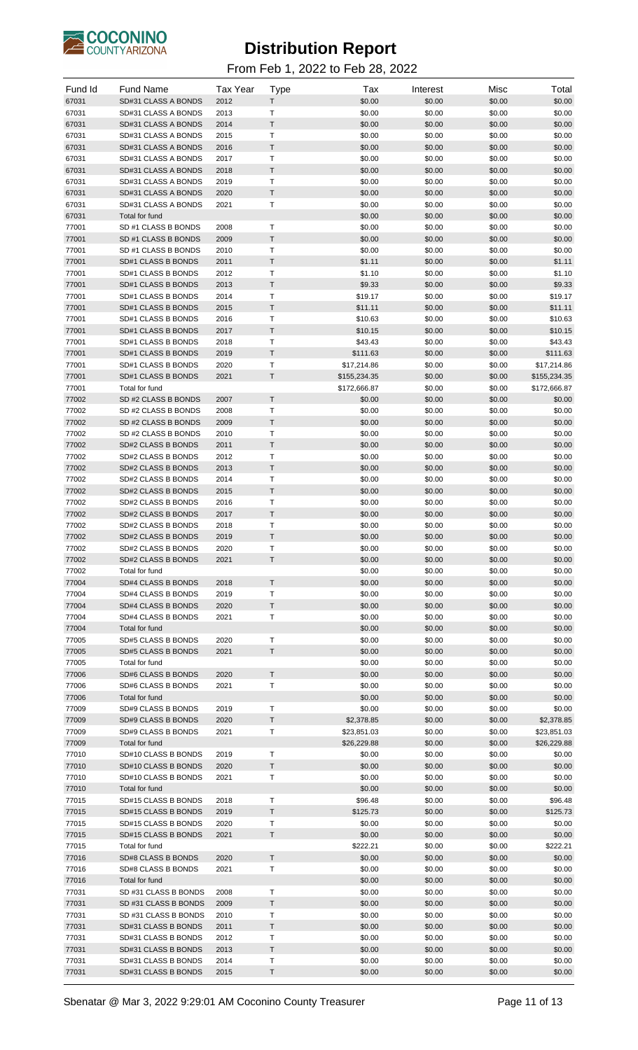# Distribution Report

From Feb 1, 2022 to Feb 28, 2022

| Fund Id | Fund Name | Tax Year | Type | Tax | Interest | Misc | Total |
|---|---|---|---|---|---|---|---|
| 67031 | SD#31 CLASS A BONDS | 2012 | T | $0.00 | $0.00 | $0.00 | $0.00 |
| 67031 | SD#31 CLASS A BONDS | 2013 | T | $0.00 | $0.00 | $0.00 | $0.00 |
| 67031 | SD#31 CLASS A BONDS | 2014 | T | $0.00 | $0.00 | $0.00 | $0.00 |
| 67031 | SD#31 CLASS A BONDS | 2015 | T | $0.00 | $0.00 | $0.00 | $0.00 |
| 67031 | SD#31 CLASS A BONDS | 2016 | T | $0.00 | $0.00 | $0.00 | $0.00 |
| 67031 | SD#31 CLASS A BONDS | 2017 | T | $0.00 | $0.00 | $0.00 | $0.00 |
| 67031 | SD#31 CLASS A BONDS | 2018 | T | $0.00 | $0.00 | $0.00 | $0.00 |
| 67031 | SD#31 CLASS A BONDS | 2019 | T | $0.00 | $0.00 | $0.00 | $0.00 |
| 67031 | SD#31 CLASS A BONDS | 2020 | T | $0.00 | $0.00 | $0.00 | $0.00 |
| 67031 | SD#31 CLASS A BONDS | 2021 | T | $0.00 | $0.00 | $0.00 | $0.00 |
| 67031 | Total for fund | | | $0.00 | $0.00 | $0.00 | $0.00 |
| 77001 | SD #1 CLASS B BONDS | 2008 | T | $0.00 | $0.00 | $0.00 | $0.00 |
| 77001 | SD #1 CLASS B BONDS | 2009 | T | $0.00 | $0.00 | $0.00 | $0.00 |
| 77001 | SD #1 CLASS B BONDS | 2010 | T | $0.00 | $0.00 | $0.00 | $0.00 |
| 77001 | SD#1 CLASS B BONDS | 2011 | T | $1.11 | $0.00 | $0.00 | $1.11 |
| 77001 | SD#1 CLASS B BONDS | 2012 | T | $1.10 | $0.00 | $0.00 | $1.10 |
| 77001 | SD#1 CLASS B BONDS | 2013 | T | $9.33 | $0.00 | $0.00 | $9.33 |
| 77001 | SD#1 CLASS B BONDS | 2014 | T | $19.17 | $0.00 | $0.00 | $19.17 |
| 77001 | SD#1 CLASS B BONDS | 2015 | T | $11.11 | $0.00 | $0.00 | $11.11 |
| 77001 | SD#1 CLASS B BONDS | 2016 | T | $10.63 | $0.00 | $0.00 | $10.63 |
| 77001 | SD#1 CLASS B BONDS | 2017 | T | $10.15 | $0.00 | $0.00 | $10.15 |
| 77001 | SD#1 CLASS B BONDS | 2018 | T | $43.43 | $0.00 | $0.00 | $43.43 |
| 77001 | SD#1 CLASS B BONDS | 2019 | T | $111.63 | $0.00 | $0.00 | $111.63 |
| 77001 | SD#1 CLASS B BONDS | 2020 | T | $17,214.86 | $0.00 | $0.00 | $17,214.86 |
| 77001 | SD#1 CLASS B BONDS | 2021 | T | $155,234.35 | $0.00 | $0.00 | $155,234.35 |
| 77001 | Total for fund | | | $172,666.87 | $0.00 | $0.00 | $172,666.87 |
| 77002 | SD #2 CLASS B BONDS | 2007 | T | $0.00 | $0.00 | $0.00 | $0.00 |
| 77002 | SD #2 CLASS B BONDS | 2008 | T | $0.00 | $0.00 | $0.00 | $0.00 |
| 77002 | SD #2 CLASS B BONDS | 2009 | T | $0.00 | $0.00 | $0.00 | $0.00 |
| 77002 | SD #2 CLASS B BONDS | 2010 | T | $0.00 | $0.00 | $0.00 | $0.00 |
| 77002 | SD#2 CLASS B BONDS | 2011 | T | $0.00 | $0.00 | $0.00 | $0.00 |
| 77002 | SD#2 CLASS B BONDS | 2012 | T | $0.00 | $0.00 | $0.00 | $0.00 |
| 77002 | SD#2 CLASS B BONDS | 2013 | T | $0.00 | $0.00 | $0.00 | $0.00 |
| 77002 | SD#2 CLASS B BONDS | 2014 | T | $0.00 | $0.00 | $0.00 | $0.00 |
| 77002 | SD#2 CLASS B BONDS | 2015 | T | $0.00 | $0.00 | $0.00 | $0.00 |
| 77002 | SD#2 CLASS B BONDS | 2016 | T | $0.00 | $0.00 | $0.00 | $0.00 |
| 77002 | SD#2 CLASS B BONDS | 2017 | T | $0.00 | $0.00 | $0.00 | $0.00 |
| 77002 | SD#2 CLASS B BONDS | 2018 | T | $0.00 | $0.00 | $0.00 | $0.00 |
| 77002 | SD#2 CLASS B BONDS | 2019 | T | $0.00 | $0.00 | $0.00 | $0.00 |
| 77002 | SD#2 CLASS B BONDS | 2020 | T | $0.00 | $0.00 | $0.00 | $0.00 |
| 77002 | SD#2 CLASS B BONDS | 2021 | T | $0.00 | $0.00 | $0.00 | $0.00 |
| 77002 | Total for fund | | | $0.00 | $0.00 | $0.00 | $0.00 |
| 77004 | SD#4 CLASS B BONDS | 2018 | T | $0.00 | $0.00 | $0.00 | $0.00 |
| 77004 | SD#4 CLASS B BONDS | 2019 | T | $0.00 | $0.00 | $0.00 | $0.00 |
| 77004 | SD#4 CLASS B BONDS | 2020 | T | $0.00 | $0.00 | $0.00 | $0.00 |
| 77004 | SD#4 CLASS B BONDS | 2021 | T | $0.00 | $0.00 | $0.00 | $0.00 |
| 77004 | Total for fund | | | $0.00 | $0.00 | $0.00 | $0.00 |
| 77005 | SD#5 CLASS B BONDS | 2020 | T | $0.00 | $0.00 | $0.00 | $0.00 |
| 77005 | SD#5 CLASS B BONDS | 2021 | T | $0.00 | $0.00 | $0.00 | $0.00 |
| 77005 | Total for fund | | | $0.00 | $0.00 | $0.00 | $0.00 |
| 77006 | SD#6 CLASS B BONDS | 2020 | T | $0.00 | $0.00 | $0.00 | $0.00 |
| 77006 | SD#6 CLASS B BONDS | 2021 | T | $0.00 | $0.00 | $0.00 | $0.00 |
| 77006 | Total for fund | | | $0.00 | $0.00 | $0.00 | $0.00 |
| 77009 | SD#9 CLASS B BONDS | 2019 | T | $0.00 | $0.00 | $0.00 | $0.00 |
| 77009 | SD#9 CLASS B BONDS | 2020 | T | $2,378.85 | $0.00 | $0.00 | $2,378.85 |
| 77009 | SD#9 CLASS B BONDS | 2021 | T | $23,851.03 | $0.00 | $0.00 | $23,851.03 |
| 77009 | Total for fund | | | $26,229.88 | $0.00 | $0.00 | $26,229.88 |
| 77010 | SD#10 CLASS B BONDS | 2019 | T | $0.00 | $0.00 | $0.00 | $0.00 |
| 77010 | SD#10 CLASS B BONDS | 2020 | T | $0.00 | $0.00 | $0.00 | $0.00 |
| 77010 | SD#10 CLASS B BONDS | 2021 | T | $0.00 | $0.00 | $0.00 | $0.00 |
| 77010 | Total for fund | | | $0.00 | $0.00 | $0.00 | $0.00 |
| 77015 | SD#15 CLASS B BONDS | 2018 | T | $96.48 | $0.00 | $0.00 | $96.48 |
| 77015 | SD#15 CLASS B BONDS | 2019 | T | $125.73 | $0.00 | $0.00 | $125.73 |
| 77015 | SD#15 CLASS B BONDS | 2020 | T | $0.00 | $0.00 | $0.00 | $0.00 |
| 77015 | SD#15 CLASS B BONDS | 2021 | T | $0.00 | $0.00 | $0.00 | $0.00 |
| 77015 | Total for fund | | | $222.21 | $0.00 | $0.00 | $222.21 |
| 77016 | SD#8 CLASS B BONDS | 2020 | T | $0.00 | $0.00 | $0.00 | $0.00 |
| 77016 | SD#8 CLASS B BONDS | 2021 | T | $0.00 | $0.00 | $0.00 | $0.00 |
| 77016 | Total for fund | | | $0.00 | $0.00 | $0.00 | $0.00 |
| 77031 | SD #31 CLASS B BONDS | 2008 | T | $0.00 | $0.00 | $0.00 | $0.00 |
| 77031 | SD #31 CLASS B BONDS | 2009 | T | $0.00 | $0.00 | $0.00 | $0.00 |
| 77031 | SD #31 CLASS B BONDS | 2010 | T | $0.00 | $0.00 | $0.00 | $0.00 |
| 77031 | SD#31 CLASS B BONDS | 2011 | T | $0.00 | $0.00 | $0.00 | $0.00 |
| 77031 | SD#31 CLASS B BONDS | 2012 | T | $0.00 | $0.00 | $0.00 | $0.00 |
| 77031 | SD#31 CLASS B BONDS | 2013 | T | $0.00 | $0.00 | $0.00 | $0.00 |
| 77031 | SD#31 CLASS B BONDS | 2014 | T | $0.00 | $0.00 | $0.00 | $0.00 |
| 77031 | SD#31 CLASS B BONDS | 2015 | T | $0.00 | $0.00 | $0.00 | $0.00 |

Sbenatar @ Mar 3, 2022 9:29:01 AM Coconino County Treasurer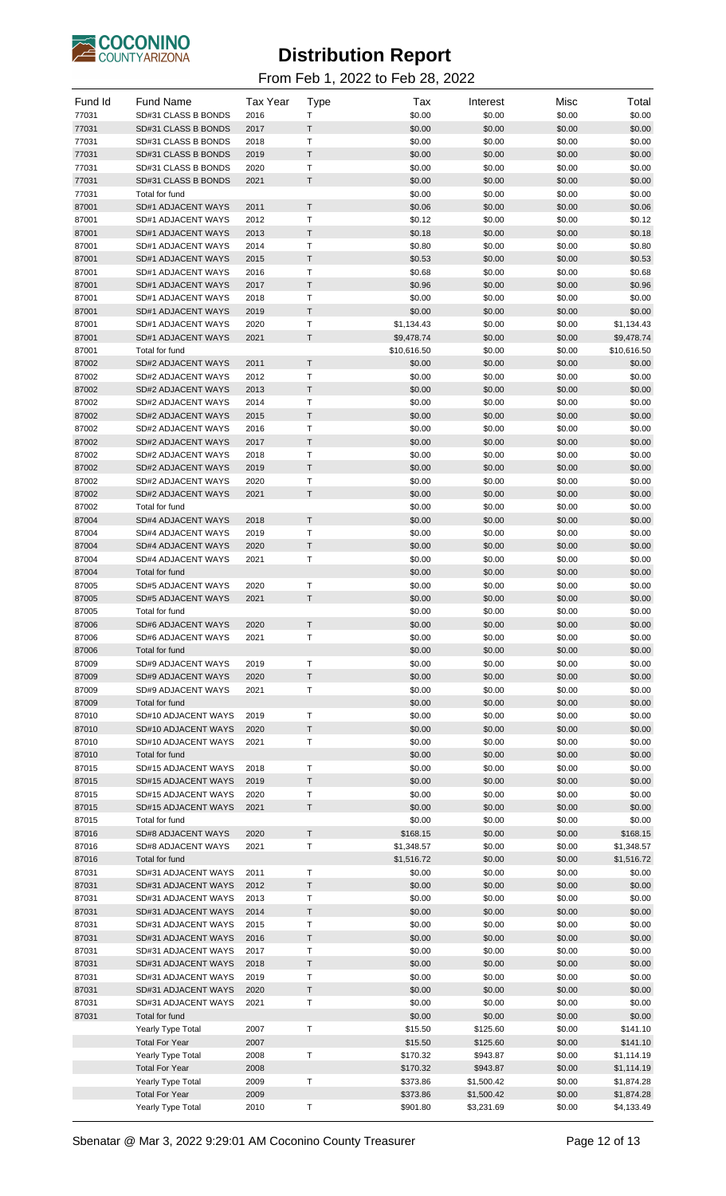# Distribution Report

From Feb 1, 2022 to Feb 28, 2022

| Fund Id | Fund Name | Tax Year | Type | Tax | Interest | Misc | Total |
|---|---|---|---|---|---|---|---|
| 77031 | SD#31 CLASS B BONDS | 2016 | T | $0.00 | $0.00 | $0.00 | $0.00 |
| 77031 | SD#31 CLASS B BONDS | 2017 | T | $0.00 | $0.00 | $0.00 | $0.00 |
| 77031 | SD#31 CLASS B BONDS | 2018 | T | $0.00 | $0.00 | $0.00 | $0.00 |
| 77031 | SD#31 CLASS B BONDS | 2019 | T | $0.00 | $0.00 | $0.00 | $0.00 |
| 77031 | SD#31 CLASS B BONDS | 2020 | T | $0.00 | $0.00 | $0.00 | $0.00 |
| 77031 | SD#31 CLASS B BONDS | 2021 | T | $0.00 | $0.00 | $0.00 | $0.00 |
| 77031 | Total for fund | | | $0.00 | $0.00 | $0.00 | $0.00 |
| 87001 | SD#1 ADJACENT WAYS | 2011 | T | $0.06 | $0.00 | $0.00 | $0.06 |
| 87001 | SD#1 ADJACENT WAYS | 2012 | T | $0.12 | $0.00 | $0.00 | $0.12 |
| 87001 | SD#1 ADJACENT WAYS | 2013 | T | $0.18 | $0.00 | $0.00 | $0.18 |
| 87001 | SD#1 ADJACENT WAYS | 2014 | T | $0.80 | $0.00 | $0.00 | $0.80 |
| 87001 | SD#1 ADJACENT WAYS | 2015 | T | $0.53 | $0.00 | $0.00 | $0.53 |
| 87001 | SD#1 ADJACENT WAYS | 2016 | T | $0.68 | $0.00 | $0.00 | $0.68 |
| 87001 | SD#1 ADJACENT WAYS | 2017 | T | $0.96 | $0.00 | $0.00 | $0.96 |
| 87001 | SD#1 ADJACENT WAYS | 2018 | T | $0.00 | $0.00 | $0.00 | $0.00 |
| 87001 | SD#1 ADJACENT WAYS | 2019 | T | $0.00 | $0.00 | $0.00 | $0.00 |
| 87001 | SD#1 ADJACENT WAYS | 2020 | T | $1,134.43 | $0.00 | $0.00 | $1,134.43 |
| 87001 | SD#1 ADJACENT WAYS | 2021 | T | $9,478.74 | $0.00 | $0.00 | $9,478.74 |
| 87001 | Total for fund | | | $10,616.50 | $0.00 | $0.00 | $10,616.50 |
| 87002 | SD#2 ADJACENT WAYS | 2011 | T | $0.00 | $0.00 | $0.00 | $0.00 |
| 87002 | SD#2 ADJACENT WAYS | 2012 | T | $0.00 | $0.00 | $0.00 | $0.00 |
| 87002 | SD#2 ADJACENT WAYS | 2013 | T | $0.00 | $0.00 | $0.00 | $0.00 |
| 87002 | SD#2 ADJACENT WAYS | 2014 | T | $0.00 | $0.00 | $0.00 | $0.00 |
| 87002 | SD#2 ADJACENT WAYS | 2015 | T | $0.00 | $0.00 | $0.00 | $0.00 |
| 87002 | SD#2 ADJACENT WAYS | 2016 | T | $0.00 | $0.00 | $0.00 | $0.00 |
| 87002 | SD#2 ADJACENT WAYS | 2017 | T | $0.00 | $0.00 | $0.00 | $0.00 |
| 87002 | SD#2 ADJACENT WAYS | 2018 | T | $0.00 | $0.00 | $0.00 | $0.00 |
| 87002 | SD#2 ADJACENT WAYS | 2019 | T | $0.00 | $0.00 | $0.00 | $0.00 |
| 87002 | SD#2 ADJACENT WAYS | 2020 | T | $0.00 | $0.00 | $0.00 | $0.00 |
| 87002 | SD#2 ADJACENT WAYS | 2021 | T | $0.00 | $0.00 | $0.00 | $0.00 |
| 87002 | Total for fund | | | $0.00 | $0.00 | $0.00 | $0.00 |
| 87004 | SD#4 ADJACENT WAYS | 2018 | T | $0.00 | $0.00 | $0.00 | $0.00 |
| 87004 | SD#4 ADJACENT WAYS | 2019 | T | $0.00 | $0.00 | $0.00 | $0.00 |
| 87004 | SD#4 ADJACENT WAYS | 2020 | T | $0.00 | $0.00 | $0.00 | $0.00 |
| 87004 | SD#4 ADJACENT WAYS | 2021 | T | $0.00 | $0.00 | $0.00 | $0.00 |
| 87004 | Total for fund | | | $0.00 | $0.00 | $0.00 | $0.00 |
| 87005 | SD#5 ADJACENT WAYS | 2020 | T | $0.00 | $0.00 | $0.00 | $0.00 |
| 87005 | SD#5 ADJACENT WAYS | 2021 | T | $0.00 | $0.00 | $0.00 | $0.00 |
| 87005 | Total for fund | | | $0.00 | $0.00 | $0.00 | $0.00 |
| 87006 | SD#6 ADJACENT WAYS | 2020 | T | $0.00 | $0.00 | $0.00 | $0.00 |
| 87006 | SD#6 ADJACENT WAYS | 2021 | T | $0.00 | $0.00 | $0.00 | $0.00 |
| 87006 | Total for fund | | | $0.00 | $0.00 | $0.00 | $0.00 |
| 87009 | SD#9 ADJACENT WAYS | 2019 | T | $0.00 | $0.00 | $0.00 | $0.00 |
| 87009 | SD#9 ADJACENT WAYS | 2020 | T | $0.00 | $0.00 | $0.00 | $0.00 |
| 87009 | SD#9 ADJACENT WAYS | 2021 | T | $0.00 | $0.00 | $0.00 | $0.00 |
| 87009 | Total for fund | | | $0.00 | $0.00 | $0.00 | $0.00 |
| 87010 | SD#10 ADJACENT WAYS | 2019 | T | $0.00 | $0.00 | $0.00 | $0.00 |
| 87010 | SD#10 ADJACENT WAYS | 2020 | T | $0.00 | $0.00 | $0.00 | $0.00 |
| 87010 | SD#10 ADJACENT WAYS | 2021 | T | $0.00 | $0.00 | $0.00 | $0.00 |
| 87010 | Total for fund | | | $0.00 | $0.00 | $0.00 | $0.00 |
| 87015 | SD#15 ADJACENT WAYS | 2018 | T | $0.00 | $0.00 | $0.00 | $0.00 |
| 87015 | SD#15 ADJACENT WAYS | 2019 | T | $0.00 | $0.00 | $0.00 | $0.00 |
| 87015 | SD#15 ADJACENT WAYS | 2020 | T | $0.00 | $0.00 | $0.00 | $0.00 |
| 87015 | SD#15 ADJACENT WAYS | 2021 | T | $0.00 | $0.00 | $0.00 | $0.00 |
| 87015 | Total for fund | | | $0.00 | $0.00 | $0.00 | $0.00 |
| 87016 | SD#8 ADJACENT WAYS | 2020 | T | $168.15 | $0.00 | $0.00 | $168.15 |
| 87016 | SD#8 ADJACENT WAYS | 2021 | T | $1,348.57 | $0.00 | $0.00 | $1,348.57 |
| 87016 | Total for fund | | | $1,516.72 | $0.00 | $0.00 | $1,516.72 |
| 87031 | SD#31 ADJACENT WAYS | 2011 | T | $0.00 | $0.00 | $0.00 | $0.00 |
| 87031 | SD#31 ADJACENT WAYS | 2012 | T | $0.00 | $0.00 | $0.00 | $0.00 |
| 87031 | SD#31 ADJACENT WAYS | 2013 | T | $0.00 | $0.00 | $0.00 | $0.00 |
| 87031 | SD#31 ADJACENT WAYS | 2014 | T | $0.00 | $0.00 | $0.00 | $0.00 |
| 87031 | SD#31 ADJACENT WAYS | 2015 | T | $0.00 | $0.00 | $0.00 | $0.00 |
| 87031 | SD#31 ADJACENT WAYS | 2016 | T | $0.00 | $0.00 | $0.00 | $0.00 |
| 87031 | SD#31 ADJACENT WAYS | 2017 | T | $0.00 | $0.00 | $0.00 | $0.00 |
| 87031 | SD#31 ADJACENT WAYS | 2018 | T | $0.00 | $0.00 | $0.00 | $0.00 |
| 87031 | SD#31 ADJACENT WAYS | 2019 | T | $0.00 | $0.00 | $0.00 | $0.00 |
| 87031 | SD#31 ADJACENT WAYS | 2020 | T | $0.00 | $0.00 | $0.00 | $0.00 |
| 87031 | SD#31 ADJACENT WAYS | 2021 | T | $0.00 | $0.00 | $0.00 | $0.00 |
| 87031 | Total for fund | | | $0.00 | $0.00 | $0.00 | $0.00 |
| | Yearly Type Total | 2007 | T | $15.50 | $125.60 | $0.00 | $141.10 |
| | Total For Year | 2007 | | $15.50 | $125.60 | $0.00 | $141.10 |
| | Yearly Type Total | 2008 | T | $170.32 | $943.87 | $0.00 | $1,114.19 |
| | Total For Year | 2008 | | $170.32 | $943.87 | $0.00 | $1,114.19 |
| | Yearly Type Total | 2009 | T | $373.86 | $1,500.42 | $0.00 | $1,874.28 |
| | Total For Year | 2009 | | $373.86 | $1,500.42 | $0.00 | $1,874.28 |
| | Yearly Type Total | 2010 | T | $901.80 | $3,231.69 | $0.00 | $4,133.49 |

Sbenatar @ Mar 3, 2022 9:29:01 AM Coconino County Treasurer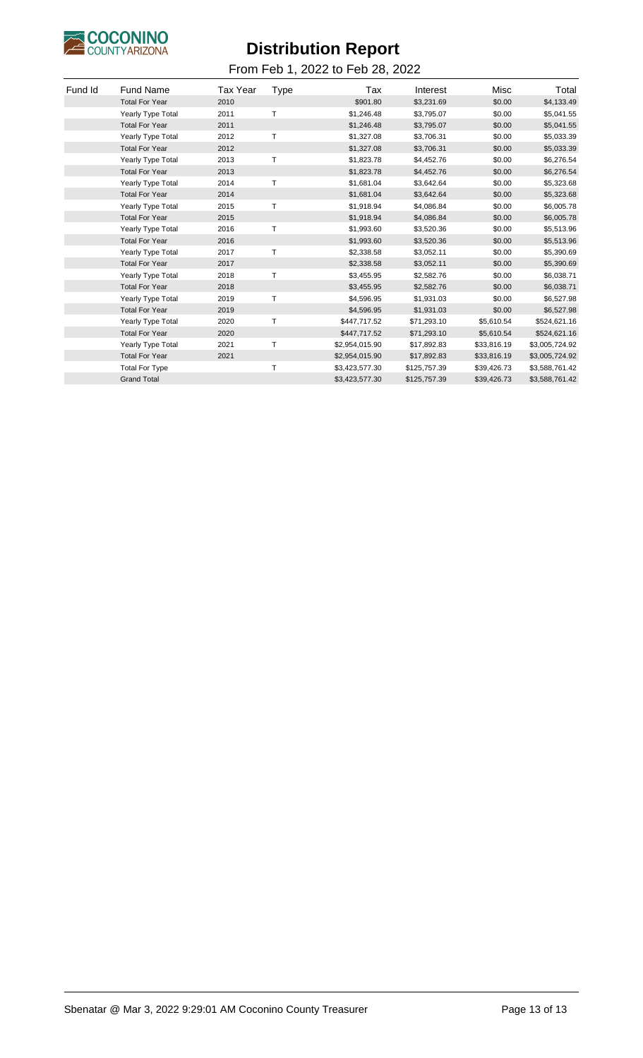# Distribution Report

From Feb 1, 2022 to Feb 28, 2022

| Fund Id | Fund Name | Tax Year | Type | Tax | Interest | Misc | Total |
|---|---|---|---|---|---|---|---|
| | Total For Year | 2010 | | $901.80 | $3,231.69 | $0.00 | $4,133.49 |
| | Yearly Type Total | 2011 | T | $1,246.48 | $3,795.07 | $0.00 | $5,041.55 |
| | Total For Year | 2011 | | $1,246.48 | $3,795.07 | $0.00 | $5,041.55 |
| | Yearly Type Total | 2012 | T | $1,327.08 | $3,706.31 | $0.00 | $5,033.39 |
| | Total For Year | 2012 | | $1,327.08 | $3,706.31 | $0.00 | $5,033.39 |
| | Yearly Type Total | 2013 | T | $1,823.78 | $4,452.76 | $0.00 | $6,276.54 |
| | Total For Year | 2013 | | $1,823.78 | $4,452.76 | $0.00 | $6,276.54 |
| | Yearly Type Total | 2014 | T | $1,681.04 | $3,642.64 | $0.00 | $5,323.68 |
| | Total For Year | 2014 | | $1,681.04 | $3,642.64 | $0.00 | $5,323.68 |
| | Yearly Type Total | 2015 | T | $1,918.94 | $4,086.84 | $0.00 | $6,005.78 |
| | Total For Year | 2015 | | $1,918.94 | $4,086.84 | $0.00 | $6,005.78 |
| | Yearly Type Total | 2016 | T | $1,993.60 | $3,520.36 | $0.00 | $5,513.96 |
| | Total For Year | 2016 | | $1,993.60 | $3,520.36 | $0.00 | $5,513.96 |
| | Yearly Type Total | 2017 | T | $2,338.58 | $3,052.11 | $0.00 | $5,390.69 |
| | Total For Year | 2017 | | $2,338.58 | $3,052.11 | $0.00 | $5,390.69 |
| | Yearly Type Total | 2018 | T | $3,455.95 | $2,582.76 | $0.00 | $6,038.71 |
| | Total For Year | 2018 | | $3,455.95 | $2,582.76 | $0.00 | $6,038.71 |
| | Yearly Type Total | 2019 | T | $4,596.95 | $1,931.03 | $0.00 | $6,527.98 |
| | Total For Year | 2019 | | $4,596.95 | $1,931.03 | $0.00 | $6,527.98 |
| | Yearly Type Total | 2020 | T | $447,717.52 | $71,293.10 | $5,610.54 | $524,621.16 |
| | Total For Year | 2020 | | $447,717.52 | $71,293.10 | $5,610.54 | $524,621.16 |
| | Yearly Type Total | 2021 | T | $2,954,015.90 | $17,892.83 | $33,816.19 | $3,005,724.92 |
| | Total For Year | 2021 | | $2,954,015.90 | $17,892.83 | $33,816.19 | $3,005,724.92 |
| | Total For Type | | T | $3,423,577.30 | $125,757.39 | $39,426.73 | $3,588,761.42 |
| | Grand Total | | | $3,423,577.30 | $125,757.39 | $39,426.73 | $3,588,761.42 |

Sbenatar @ Mar 3, 2022 9:29:01 AM Coconino County Treasurer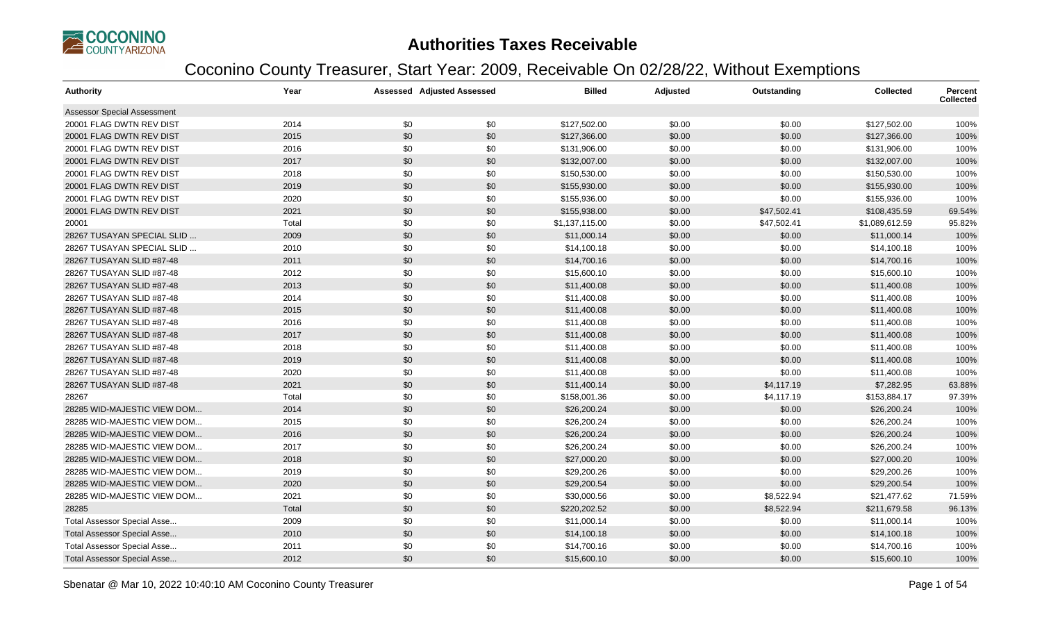# Authorities Taxes Receivable

## Coconino County Treasurer, Start Year: 2009, Receivable On 02/28/22, Without Exemptions

| Authority | Year | Assessed | Adjusted Assessed | Billed | Adjusted | Outstanding | Collected | Percent Collected |
|---|---|---|---|---|---|---|---|---|
| Assessor Special Assessment | | | | | | | | |
| 20001 FLAG DWTN REV DIST | 2014 | $0 | $0 | $127,502.00 | $0.00 | $0.00 | $127,502.00 | 100% |
| 20001 FLAG DWTN REV DIST | 2015 | $0 | $0 | $127,366.00 | $0.00 | $0.00 | $127,366.00 | 100% |
| 20001 FLAG DWTN REV DIST | 2016 | $0 | $0 | $131,906.00 | $0.00 | $0.00 | $131,906.00 | 100% |
| 20001 FLAG DWTN REV DIST | 2017 | $0 | $0 | $132,007.00 | $0.00 | $0.00 | $132,007.00 | 100% |
| 20001 FLAG DWTN REV DIST | 2018 | $0 | $0 | $150,530.00 | $0.00 | $0.00 | $150,530.00 | 100% |
| 20001 FLAG DWTN REV DIST | 2019 | $0 | $0 | $155,930.00 | $0.00 | $0.00 | $155,930.00 | 100% |
| 20001 FLAG DWTN REV DIST | 2020 | $0 | $0 | $155,936.00 | $0.00 | $0.00 | $155,936.00 | 100% |
| 20001 FLAG DWTN REV DIST | 2021 | $0 | $0 | $155,938.00 | $0.00 | $47,502.41 | $108,435.59 | 69.54% |
| 20001 | Total | $0 | $0 | $1,137,115.00 | $0.00 | $47,502.41 | $1,089,612.59 | 95.82% |
| 28267 TUSAYAN SPECIAL SLID ... | 2009 | $0 | $0 | $11,000.14 | $0.00 | $0.00 | $11,000.14 | 100% |
| 28267 TUSAYAN SPECIAL SLID ... | 2010 | $0 | $0 | $14,100.18 | $0.00 | $0.00 | $14,100.18 | 100% |
| 28267 TUSAYAN SLID #87-48 | 2011 | $0 | $0 | $14,700.16 | $0.00 | $0.00 | $14,700.16 | 100% |
| 28267 TUSAYAN SLID #87-48 | 2012 | $0 | $0 | $15,600.10 | $0.00 | $0.00 | $15,600.10 | 100% |
| 28267 TUSAYAN SLID #87-48 | 2013 | $0 | $0 | $11,400.08 | $0.00 | $0.00 | $11,400.08 | 100% |
| 28267 TUSAYAN SLID #87-48 | 2014 | $0 | $0 | $11,400.08 | $0.00 | $0.00 | $11,400.08 | 100% |
| 28267 TUSAYAN SLID #87-48 | 2015 | $0 | $0 | $11,400.08 | $0.00 | $0.00 | $11,400.08 | 100% |
| 28267 TUSAYAN SLID #87-48 | 2016 | $0 | $0 | $11,400.08 | $0.00 | $0.00 | $11,400.08 | 100% |
| 28267 TUSAYAN SLID #87-48 | 2017 | $0 | $0 | $11,400.08 | $0.00 | $0.00 | $11,400.08 | 100% |
| 28267 TUSAYAN SLID #87-48 | 2018 | $0 | $0 | $11,400.08 | $0.00 | $0.00 | $11,400.08 | 100% |
| 28267 TUSAYAN SLID #87-48 | 2019 | $0 | $0 | $11,400.08 | $0.00 | $0.00 | $11,400.08 | 100% |
| 28267 TUSAYAN SLID #87-48 | 2020 | $0 | $0 | $11,400.08 | $0.00 | $0.00 | $11,400.08 | 100% |
| 28267 TUSAYAN SLID #87-48 | 2021 | $0 | $0 | $11,400.14 | $0.00 | $4,117.19 | $7,282.95 | 63.88% |
| 28267 | Total | $0 | $0 | $158,001.36 | $0.00 | $4,117.19 | $153,884.17 | 97.39% |
| 28285 WID-MAJESTIC VIEW DOM... | 2014 | $0 | $0 | $26,200.24 | $0.00 | $0.00 | $26,200.24 | 100% |
| 28285 WID-MAJESTIC VIEW DOM... | 2015 | $0 | $0 | $26,200.24 | $0.00 | $0.00 | $26,200.24 | 100% |
| 28285 WID-MAJESTIC VIEW DOM... | 2016 | $0 | $0 | $26,200.24 | $0.00 | $0.00 | $26,200.24 | 100% |
| 28285 WID-MAJESTIC VIEW DOM... | 2017 | $0 | $0 | $26,200.24 | $0.00 | $0.00 | $26,200.24 | 100% |
| 28285 WID-MAJESTIC VIEW DOM... | 2018 | $0 | $0 | $27,000.20 | $0.00 | $0.00 | $27,000.20 | 100% |
| 28285 WID-MAJESTIC VIEW DOM... | 2019 | $0 | $0 | $29,200.26 | $0.00 | $0.00 | $29,200.26 | 100% |
| 28285 WID-MAJESTIC VIEW DOM... | 2020 | $0 | $0 | $29,200.54 | $0.00 | $0.00 | $29,200.54 | 100% |
| 28285 WID-MAJESTIC VIEW DOM... | 2021 | $0 | $0 | $30,000.56 | $0.00 | $8,522.94 | $21,477.62 | 71.59% |
| 28285 | Total | $0 | $0 | $220,202.52 | $0.00 | $8,522.94 | $211,679.58 | 96.13% |
| Total Assessor Special Asse... | 2009 | $0 | $0 | $11,000.14 | $0.00 | $0.00 | $11,000.14 | 100% |
| Total Assessor Special Asse... | 2010 | $0 | $0 | $14,100.18 | $0.00 | $0.00 | $14,100.18 | 100% |
| Total Assessor Special Asse... | 2011 | $0 | $0 | $14,700.16 | $0.00 | $0.00 | $14,700.16 | 100% |
| Total Assessor Special Asse... | 2012 | $0 | $0 | $15,600.10 | $0.00 | $0.00 | $15,600.10 | 100% |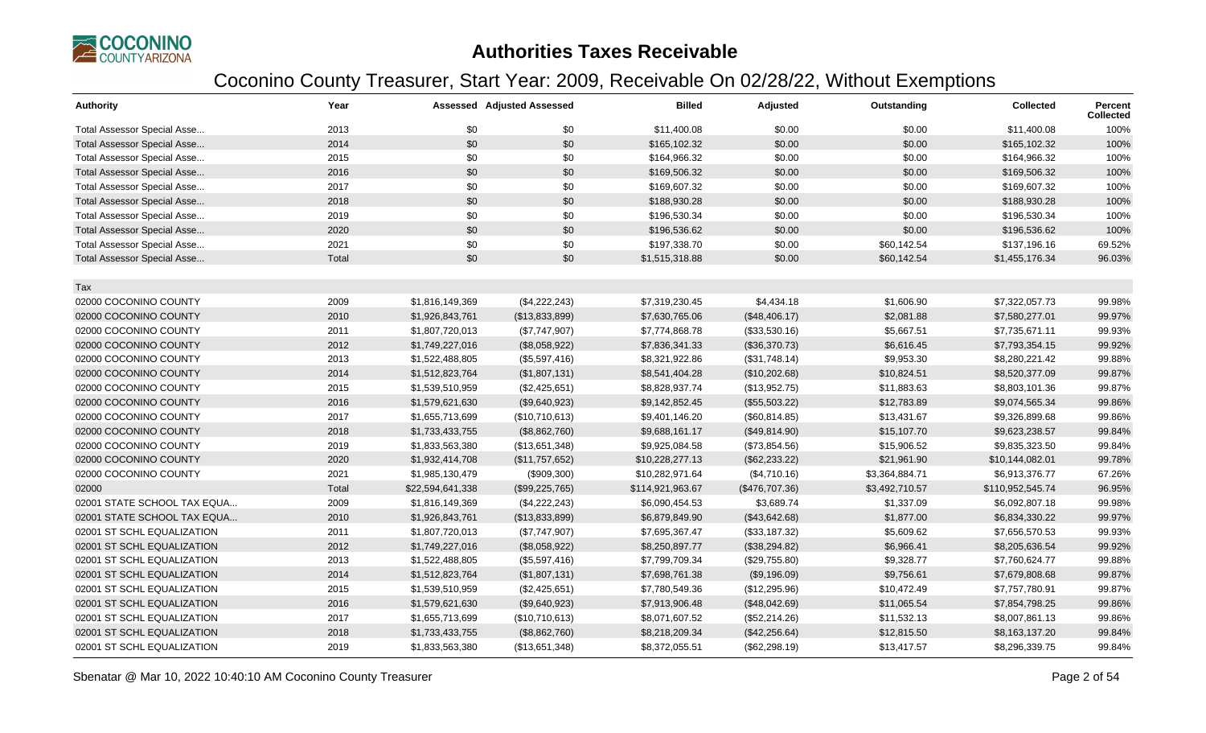# Authorities Taxes Receivable

## Coconino County Treasurer, Start Year: 2009, Receivable On 02/28/22, Without Exemptions

| Authority | Year | Assessed | Adjusted Assessed | Billed | Adjusted | Outstanding | Collected | Percent Collected |
|---|---|---|---|---|---|---|---|---|
| Total Assessor Special Asse... | 2013 | $0 | $0 | $11,400.08 | $0.00 | $0.00 | $11,400.08 | 100% |
| Total Assessor Special Asse... | 2014 | $0 | $0 | $165,102.32 | $0.00 | $0.00 | $165,102.32 | 100% |
| Total Assessor Special Asse... | 2015 | $0 | $0 | $164,966.32 | $0.00 | $0.00 | $164,966.32 | 100% |
| Total Assessor Special Asse... | 2016 | $0 | $0 | $169,506.32 | $0.00 | $0.00 | $169,506.32 | 100% |
| Total Assessor Special Asse... | 2017 | $0 | $0 | $169,607.32 | $0.00 | $0.00 | $169,607.32 | 100% |
| Total Assessor Special Asse... | 2018 | $0 | $0 | $188,930.28 | $0.00 | $0.00 | $188,930.28 | 100% |
| Total Assessor Special Asse... | 2019 | $0 | $0 | $196,530.34 | $0.00 | $0.00 | $196,530.34 | 100% |
| Total Assessor Special Asse... | 2020 | $0 | $0 | $196,536.62 | $0.00 | $0.00 | $196,536.62 | 100% |
| Total Assessor Special Asse... | 2021 | $0 | $0 | $197,338.70 | $0.00 | $60,142.54 | $137,196.16 | 69.52% |
| Total Assessor Special Asse... | Total | $0 | $0 | $1,515,318.88 | $0.00 | $60,142.54 | $1,455,176.34 | 96.03% |
| Tax | | | | | | | | |
| 02000 COCONINO COUNTY | 2009 | $1,816,149,369 | ($4,222,243) | $7,319,230.45 | $4,434.18 | $1,606.90 | $7,322,057.73 | 99.98% |
| 02000 COCONINO COUNTY | 2010 | $1,926,843,761 | ($13,833,899) | $7,630,765.06 | ($48,406.17) | $2,081.88 | $7,580,277.01 | 99.97% |
| 02000 COCONINO COUNTY | 2011 | $1,807,720,013 | ($7,747,907) | $7,774,868.78 | ($33,530.16) | $5,667.51 | $7,735,671.11 | 99.93% |
| 02000 COCONINO COUNTY | 2012 | $1,749,227,016 | ($8,058,922) | $7,836,341.33 | ($36,370.73) | $6,616.45 | $7,793,354.15 | 99.92% |
| 02000 COCONINO COUNTY | 2013 | $1,522,488,805 | ($5,597,416) | $8,321,922.86 | ($31,748.14) | $9,953.30 | $8,280,221.42 | 99.88% |
| 02000 COCONINO COUNTY | 2014 | $1,512,823,764 | ($1,807,131) | $8,541,404.28 | ($10,202.68) | $10,824.51 | $8,520,377.09 | 99.87% |
| 02000 COCONINO COUNTY | 2015 | $1,539,510,959 | ($2,425,651) | $8,828,937.74 | ($13,952.75) | $11,883.63 | $8,803,101.36 | 99.87% |
| 02000 COCONINO COUNTY | 2016 | $1,579,621,630 | ($9,640,923) | $9,142,852.45 | ($55,503.22) | $12,783.89 | $9,074,565.34 | 99.86% |
| 02000 COCONINO COUNTY | 2017 | $1,655,713,699 | ($10,710,613) | $9,401,146.20 | ($60,814.85) | $13,431.67 | $9,326,899.68 | 99.86% |
| 02000 COCONINO COUNTY | 2018 | $1,733,433,755 | ($8,862,760) | $9,688,161.17 | ($49,814.90) | $15,107.70 | $9,623,238.57 | 99.84% |
| 02000 COCONINO COUNTY | 2019 | $1,833,563,380 | ($13,651,348) | $9,925,084.58 | ($73,854.56) | $15,906.52 | $9,835,323.50 | 99.84% |
| 02000 COCONINO COUNTY | 2020 | $1,932,414,708 | ($11,757,652) | $10,228,277.13 | ($62,233.22) | $21,961.90 | $10,144,082.01 | 99.78% |
| 02000 COCONINO COUNTY | 2021 | $1,985,130,479 | ($909,300) | $10,282,971.64 | ($4,710.16) | $3,364,884.71 | $6,913,376.77 | 67.26% |
| 02000 | Total | $22,594,641,338 | ($99,225,765) | $114,921,963.67 | ($476,707.36) | $3,492,710.57 | $110,952,545.74 | 96.95% |
| 02001 STATE SCHOOL TAX EQUA... | 2009 | $1,816,149,369 | ($4,222,243) | $6,090,454.53 | $3,689.74 | $1,337.09 | $6,092,807.18 | 99.98% |
| 02001 STATE SCHOOL TAX EQUA... | 2010 | $1,926,843,761 | ($13,833,899) | $6,879,849.90 | ($43,642.68) | $1,877.00 | $6,834,330.22 | 99.97% |
| 02001 ST SCHL EQUALIZATION | 2011 | $1,807,720,013 | ($7,747,907) | $7,695,367.47 | ($33,187.32) | $5,609.62 | $7,656,570.53 | 99.93% |
| 02001 ST SCHL EQUALIZATION | 2012 | $1,749,227,016 | ($8,058,922) | $8,250,897.77 | ($38,294.82) | $6,966.41 | $8,205,636.54 | 99.92% |
| 02001 ST SCHL EQUALIZATION | 2013 | $1,522,488,805 | ($5,597,416) | $7,799,709.34 | ($29,755.80) | $9,328.77 | $7,760,624.77 | 99.88% |
| 02001 ST SCHL EQUALIZATION | 2014 | $1,512,823,764 | ($1,807,131) | $7,698,761.38 | ($9,196.09) | $9,756.61 | $7,679,808.68 | 99.87% |
| 02001 ST SCHL EQUALIZATION | 2015 | $1,539,510,959 | ($2,425,651) | $7,780,549.36 | ($12,295.96) | $10,472.49 | $7,757,780.91 | 99.87% |
| 02001 ST SCHL EQUALIZATION | 2016 | $1,579,621,630 | ($9,640,923) | $7,913,906.48 | ($48,042.69) | $11,065.54 | $7,854,798.25 | 99.86% |
| 02001 ST SCHL EQUALIZATION | 2017 | $1,655,713,699 | ($10,710,613) | $8,071,607.52 | ($52,214.26) | $11,532.13 | $8,007,861.13 | 99.86% |
| 02001 ST SCHL EQUALIZATION | 2018 | $1,733,433,755 | ($8,862,760) | $8,218,209.34 | ($42,256.64) | $12,815.50 | $8,163,137.20 | 99.84% |
| 02001 ST SCHL EQUALIZATION | 2019 | $1,833,563,380 | ($13,651,348) | $8,372,055.51 | ($62,298.19) | $13,417.57 | $8,296,339.75 | 99.84% |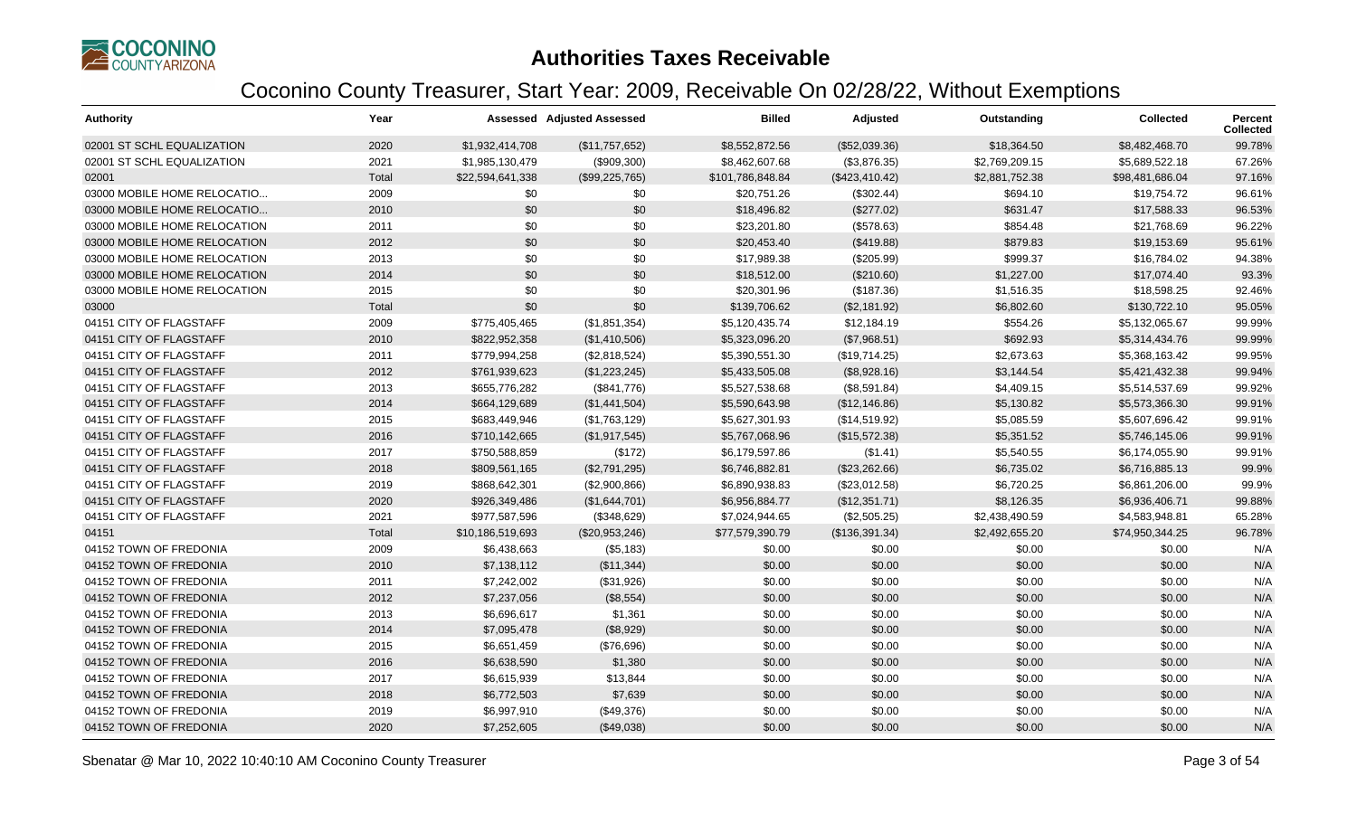# Authorities Taxes Receivable

## Coconino County Treasurer, Start Year: 2009, Receivable On 02/28/22, Without Exemptions

| Authority | Year | Assessed | Adjusted Assessed | Billed | Adjusted | Outstanding | Collected | Percent Collected |
|---|---|---|---|---|---|---|---|---|
| 02001 ST SCHL EQUALIZATION | 2020 | $1,932,414,708 | ($11,757,652) | $8,552,872.56 | ($52,039.36) | $18,364.50 | $8,482,468.70 | 99.78% |
| 02001 ST SCHL EQUALIZATION | 2021 | $1,985,130,479 | ($909,300) | $8,462,607.68 | ($3,876.35) | $2,769,209.15 | $5,689,522.18 | 67.26% |
| 02001 | Total | $22,594,641,338 | ($99,225,765) | $101,786,848.84 | ($423,410.42) | $2,881,752.38 | $98,481,686.04 | 97.16% |
| 03000 MOBILE HOME RELOCATIO... | 2009 | $0 | $0 | $20,751.26 | ($302.44) | $694.10 | $19,754.72 | 96.61% |
| 03000 MOBILE HOME RELOCATIO... | 2010 | $0 | $0 | $18,496.82 | ($277.02) | $631.47 | $17,588.33 | 96.53% |
| 03000 MOBILE HOME RELOCATION | 2011 | $0 | $0 | $23,201.80 | ($578.63) | $854.48 | $21,768.69 | 96.22% |
| 03000 MOBILE HOME RELOCATION | 2012 | $0 | $0 | $20,453.40 | ($419.88) | $879.83 | $19,153.69 | 95.61% |
| 03000 MOBILE HOME RELOCATION | 2013 | $0 | $0 | $17,989.38 | ($205.99) | $999.37 | $16,784.02 | 94.38% |
| 03000 MOBILE HOME RELOCATION | 2014 | $0 | $0 | $18,512.00 | ($210.60) | $1,227.00 | $17,074.40 | 93.3% |
| 03000 MOBILE HOME RELOCATION | 2015 | $0 | $0 | $20,301.96 | ($187.36) | $1,516.35 | $18,598.25 | 92.46% |
| 03000 | Total | $0 | $0 | $139,706.62 | ($2,181.92) | $6,802.60 | $130,722.10 | 95.05% |
| 04151 CITY OF FLAGSTAFF | 2009 | $775,405,465 | ($1,851,354) | $5,120,435.74 | $12,184.19 | $554.26 | $5,132,065.67 | 99.99% |
| 04151 CITY OF FLAGSTAFF | 2010 | $822,952,358 | ($1,410,506) | $5,323,096.20 | ($7,968.51) | $692.93 | $5,314,434.76 | 99.99% |
| 04151 CITY OF FLAGSTAFF | 2011 | $779,994,258 | ($2,818,524) | $5,390,551.30 | ($19,714.25) | $2,673.63 | $5,368,163.42 | 99.95% |
| 04151 CITY OF FLAGSTAFF | 2012 | $761,939,623 | ($1,223,245) | $5,433,505.08 | ($8,928.16) | $3,144.54 | $5,421,432.38 | 99.94% |
| 04151 CITY OF FLAGSTAFF | 2013 | $655,776,282 | ($841,776) | $5,527,538.68 | ($8,591.84) | $4,409.15 | $5,514,537.69 | 99.92% |
| 04151 CITY OF FLAGSTAFF | 2014 | $664,129,689 | ($1,441,504) | $5,590,643.98 | ($12,146.86) | $5,130.82 | $5,573,366.30 | 99.91% |
| 04151 CITY OF FLAGSTAFF | 2015 | $683,449,946 | ($1,763,129) | $5,627,301.93 | ($14,519.92) | $5,085.59 | $5,607,696.42 | 99.91% |
| 04151 CITY OF FLAGSTAFF | 2016 | $710,142,665 | ($1,917,545) | $5,767,068.96 | ($15,572.38) | $5,351.52 | $5,746,145.06 | 99.91% |
| 04151 CITY OF FLAGSTAFF | 2017 | $750,588,859 | ($172) | $6,179,597.86 | ($1.41) | $5,540.55 | $6,174,055.90 | 99.91% |
| 04151 CITY OF FLAGSTAFF | 2018 | $809,561,165 | ($2,791,295) | $6,746,882.81 | ($23,262.66) | $6,735.02 | $6,716,885.13 | 99.9% |
| 04151 CITY OF FLAGSTAFF | 2019 | $868,642,301 | ($2,900,866) | $6,890,938.83 | ($23,012.58) | $6,720.25 | $6,861,206.00 | 99.9% |
| 04151 CITY OF FLAGSTAFF | 2020 | $926,349,486 | ($1,644,701) | $6,956,884.77 | ($12,351.71) | $8,126.35 | $6,936,406.71 | 99.88% |
| 04151 CITY OF FLAGSTAFF | 2021 | $977,587,596 | ($348,629) | $7,024,944.65 | ($2,505.25) | $2,438,490.59 | $4,583,948.81 | 65.28% |
| 04151 | Total | $10,186,519,693 | ($20,953,246) | $77,579,390.79 | ($136,391.34) | $2,492,655.20 | $74,950,344.25 | 96.78% |
| 04152 TOWN OF FREDONIA | 2009 | $6,438,663 | ($5,183) | $0.00 | $0.00 | $0.00 | $0.00 | N/A |
| 04152 TOWN OF FREDONIA | 2010 | $7,138,112 | ($11,344) | $0.00 | $0.00 | $0.00 | $0.00 | N/A |
| 04152 TOWN OF FREDONIA | 2011 | $7,242,002 | ($31,926) | $0.00 | $0.00 | $0.00 | $0.00 | N/A |
| 04152 TOWN OF FREDONIA | 2012 | $7,237,056 | ($8,554) | $0.00 | $0.00 | $0.00 | $0.00 | N/A |
| 04152 TOWN OF FREDONIA | 2013 | $6,696,617 | $1,361 | $0.00 | $0.00 | $0.00 | $0.00 | N/A |
| 04152 TOWN OF FREDONIA | 2014 | $7,095,478 | ($8,929) | $0.00 | $0.00 | $0.00 | $0.00 | N/A |
| 04152 TOWN OF FREDONIA | 2015 | $6,651,459 | ($76,696) | $0.00 | $0.00 | $0.00 | $0.00 | N/A |
| 04152 TOWN OF FREDONIA | 2016 | $6,638,590 | $1,380 | $0.00 | $0.00 | $0.00 | $0.00 | N/A |
| 04152 TOWN OF FREDONIA | 2017 | $6,615,939 | $13,844 | $0.00 | $0.00 | $0.00 | $0.00 | N/A |
| 04152 TOWN OF FREDONIA | 2018 | $6,772,503 | $7,639 | $0.00 | $0.00 | $0.00 | $0.00 | N/A |
| 04152 TOWN OF FREDONIA | 2019 | $6,997,910 | ($49,376) | $0.00 | $0.00 | $0.00 | $0.00 | N/A |
| 04152 TOWN OF FREDONIA | 2020 | $7,252,605 | ($49,038) | $0.00 | $0.00 | $0.00 | $0.00 | N/A |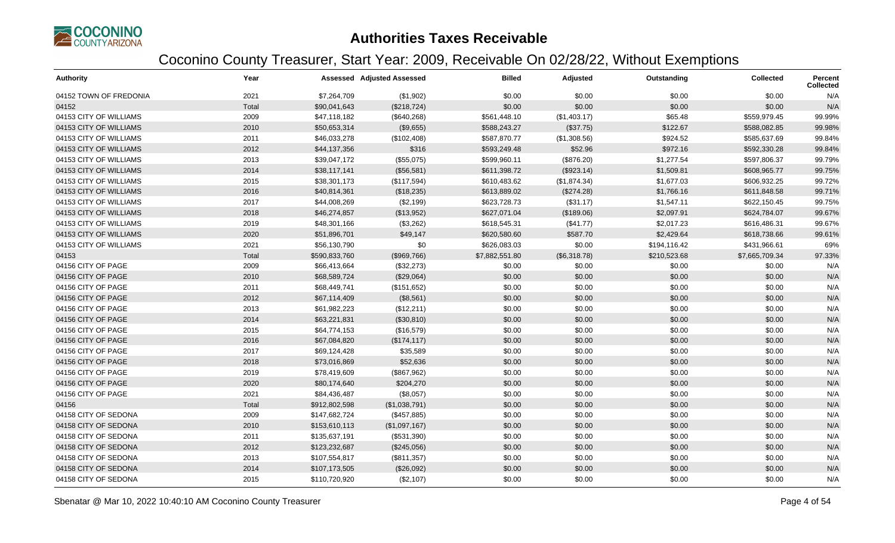# Authorities Taxes Receivable

## Coconino County Treasurer, Start Year: 2009, Receivable On 02/28/22, Without Exemptions

| Authority | Year | Assessed | Adjusted Assessed | Billed | Adjusted | Outstanding | Collected | Percent Collected |
|---|---|---|---|---|---|---|---|---|
| 04152 TOWN OF FREDONIA | 2021 | $7,264,709 | ($1,902) | $0.00 | $0.00 | $0.00 | $0.00 | N/A |
| 04152 | Total | $90,041,643 | ($218,724) | $0.00 | $0.00 | $0.00 | $0.00 | N/A |
| 04153 CITY OF WILLIAMS | 2009 | $47,118,182 | ($640,268) | $561,448.10 | ($1,403.17) | $65.48 | $559,979.45 | 99.99% |
| 04153 CITY OF WILLIAMS | 2010 | $50,653,314 | ($9,655) | $588,243.27 | ($37.75) | $122.67 | $588,082.85 | 99.98% |
| 04153 CITY OF WILLIAMS | 2011 | $46,033,278 | ($102,408) | $587,870.77 | ($1,308.56) | $924.52 | $585,637.69 | 99.84% |
| 04153 CITY OF WILLIAMS | 2012 | $44,137,356 | $316 | $593,249.48 | $52.96 | $972.16 | $592,330.28 | 99.84% |
| 04153 CITY OF WILLIAMS | 2013 | $39,047,172 | ($55,075) | $599,960.11 | ($876.20) | $1,277.54 | $597,806.37 | 99.79% |
| 04153 CITY OF WILLIAMS | 2014 | $38,117,141 | ($56,581) | $611,398.72 | ($923.14) | $1,509.81 | $608,965.77 | 99.75% |
| 04153 CITY OF WILLIAMS | 2015 | $38,301,173 | ($117,594) | $610,483.62 | ($1,874.34) | $1,677.03 | $606,932.25 | 99.72% |
| 04153 CITY OF WILLIAMS | 2016 | $40,814,361 | ($18,235) | $613,889.02 | ($274.28) | $1,766.16 | $611,848.58 | 99.71% |
| 04153 CITY OF WILLIAMS | 2017 | $44,008,269 | ($2,199) | $623,728.73 | ($31.17) | $1,547.11 | $622,150.45 | 99.75% |
| 04153 CITY OF WILLIAMS | 2018 | $46,274,857 | ($13,952) | $627,071.04 | ($189.06) | $2,097.91 | $624,784.07 | 99.67% |
| 04153 CITY OF WILLIAMS | 2019 | $48,301,166 | ($3,262) | $618,545.31 | ($41.77) | $2,017.23 | $616,486.31 | 99.67% |
| 04153 CITY OF WILLIAMS | 2020 | $51,896,701 | $49,147 | $620,580.60 | $587.70 | $2,429.64 | $618,738.66 | 99.61% |
| 04153 CITY OF WILLIAMS | 2021 | $56,130,790 | $0 | $626,083.03 | $0.00 | $194,116.42 | $431,966.61 | 69% |
| 04153 | Total | $590,833,760 | ($969,766) | $7,882,551.80 | ($6,318.78) | $210,523.68 | $7,665,709.34 | 97.33% |
| 04156 CITY OF PAGE | 2009 | $66,413,664 | ($32,273) | $0.00 | $0.00 | $0.00 | $0.00 | N/A |
| 04156 CITY OF PAGE | 2010 | $68,589,724 | ($29,064) | $0.00 | $0.00 | $0.00 | $0.00 | N/A |
| 04156 CITY OF PAGE | 2011 | $68,449,741 | ($151,652) | $0.00 | $0.00 | $0.00 | $0.00 | N/A |
| 04156 CITY OF PAGE | 2012 | $67,114,409 | ($8,561) | $0.00 | $0.00 | $0.00 | $0.00 | N/A |
| 04156 CITY OF PAGE | 2013 | $61,982,223 | ($12,211) | $0.00 | $0.00 | $0.00 | $0.00 | N/A |
| 04156 CITY OF PAGE | 2014 | $63,221,831 | ($30,810) | $0.00 | $0.00 | $0.00 | $0.00 | N/A |
| 04156 CITY OF PAGE | 2015 | $64,774,153 | ($16,579) | $0.00 | $0.00 | $0.00 | $0.00 | N/A |
| 04156 CITY OF PAGE | 2016 | $67,084,820 | ($174,117) | $0.00 | $0.00 | $0.00 | $0.00 | N/A |
| 04156 CITY OF PAGE | 2017 | $69,124,428 | $35,589 | $0.00 | $0.00 | $0.00 | $0.00 | N/A |
| 04156 CITY OF PAGE | 2018 | $73,016,869 | $52,636 | $0.00 | $0.00 | $0.00 | $0.00 | N/A |
| 04156 CITY OF PAGE | 2019 | $78,419,609 | ($867,962) | $0.00 | $0.00 | $0.00 | $0.00 | N/A |
| 04156 CITY OF PAGE | 2020 | $80,174,640 | $204,270 | $0.00 | $0.00 | $0.00 | $0.00 | N/A |
| 04156 CITY OF PAGE | 2021 | $84,436,487 | ($8,057) | $0.00 | $0.00 | $0.00 | $0.00 | N/A |
| 04156 | Total | $912,802,598 | ($1,038,791) | $0.00 | $0.00 | $0.00 | $0.00 | N/A |
| 04158 CITY OF SEDONA | 2009 | $147,682,724 | ($457,885) | $0.00 | $0.00 | $0.00 | $0.00 | N/A |
| 04158 CITY OF SEDONA | 2010 | $153,610,113 | ($1,097,167) | $0.00 | $0.00 | $0.00 | $0.00 | N/A |
| 04158 CITY OF SEDONA | 2011 | $135,637,191 | ($531,390) | $0.00 | $0.00 | $0.00 | $0.00 | N/A |
| 04158 CITY OF SEDONA | 2012 | $123,232,687 | ($245,056) | $0.00 | $0.00 | $0.00 | $0.00 | N/A |
| 04158 CITY OF SEDONA | 2013 | $107,554,817 | ($811,357) | $0.00 | $0.00 | $0.00 | $0.00 | N/A |
| 04158 CITY OF SEDONA | 2014 | $107,173,505 | ($26,092) | $0.00 | $0.00 | $0.00 | $0.00 | N/A |
| 04158 CITY OF SEDONA | 2015 | $110,720,920 | ($2,107) | $0.00 | $0.00 | $0.00 | $0.00 | N/A |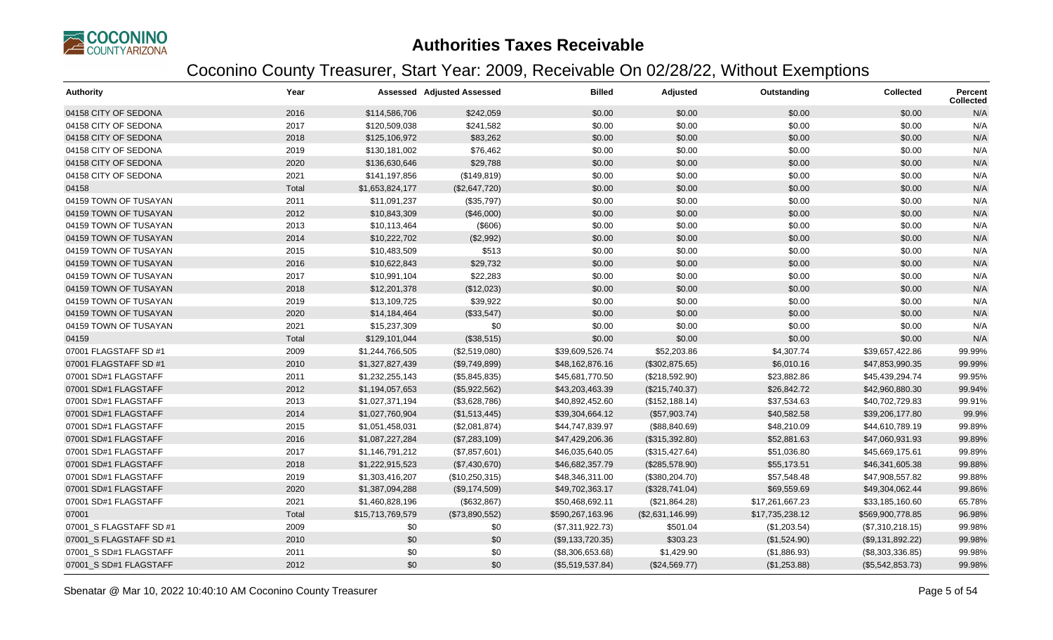# Authorities Taxes Receivable

## Coconino County Treasurer, Start Year: 2009, Receivable On 02/28/22, Without Exemptions

| Authority | Year | Assessed | Adjusted Assessed | Billed | Adjusted | Outstanding | Collected | Percent Collected |
|---|---|---|---|---|---|---|---|---|
| 04158 CITY OF SEDONA | 2016 | $114,586,706 | $242,059 | $0.00 | $0.00 | $0.00 | $0.00 | N/A |
| 04158 CITY OF SEDONA | 2017 | $120,509,038 | $241,582 | $0.00 | $0.00 | $0.00 | $0.00 | N/A |
| 04158 CITY OF SEDONA | 2018 | $125,106,972 | $83,262 | $0.00 | $0.00 | $0.00 | $0.00 | N/A |
| 04158 CITY OF SEDONA | 2019 | $130,181,002 | $76,462 | $0.00 | $0.00 | $0.00 | $0.00 | N/A |
| 04158 CITY OF SEDONA | 2020 | $136,630,646 | $29,788 | $0.00 | $0.00 | $0.00 | $0.00 | N/A |
| 04158 CITY OF SEDONA | 2021 | $141,197,856 | ($149,819) | $0.00 | $0.00 | $0.00 | $0.00 | N/A |
| 04158 | Total | $1,653,824,177 | ($2,647,720) | $0.00 | $0.00 | $0.00 | $0.00 | N/A |
| 04159 TOWN OF TUSAYAN | 2011 | $11,091,237 | ($35,797) | $0.00 | $0.00 | $0.00 | $0.00 | N/A |
| 04159 TOWN OF TUSAYAN | 2012 | $10,843,309 | ($46,000) | $0.00 | $0.00 | $0.00 | $0.00 | N/A |
| 04159 TOWN OF TUSAYAN | 2013 | $10,113,464 | ($606) | $0.00 | $0.00 | $0.00 | $0.00 | N/A |
| 04159 TOWN OF TUSAYAN | 2014 | $10,222,702 | ($2,992) | $0.00 | $0.00 | $0.00 | $0.00 | N/A |
| 04159 TOWN OF TUSAYAN | 2015 | $10,483,509 | $513 | $0.00 | $0.00 | $0.00 | $0.00 | N/A |
| 04159 TOWN OF TUSAYAN | 2016 | $10,622,843 | $29,732 | $0.00 | $0.00 | $0.00 | $0.00 | N/A |
| 04159 TOWN OF TUSAYAN | 2017 | $10,991,104 | $22,283 | $0.00 | $0.00 | $0.00 | $0.00 | N/A |
| 04159 TOWN OF TUSAYAN | 2018 | $12,201,378 | ($12,023) | $0.00 | $0.00 | $0.00 | $0.00 | N/A |
| 04159 TOWN OF TUSAYAN | 2019 | $13,109,725 | $39,922 | $0.00 | $0.00 | $0.00 | $0.00 | N/A |
| 04159 TOWN OF TUSAYAN | 2020 | $14,184,464 | ($33,547) | $0.00 | $0.00 | $0.00 | $0.00 | N/A |
| 04159 TOWN OF TUSAYAN | 2021 | $15,237,309 | $0 | $0.00 | $0.00 | $0.00 | $0.00 | N/A |
| 04159 | Total | $129,101,044 | ($38,515) | $0.00 | $0.00 | $0.00 | $0.00 | N/A |
| 07001 FLAGSTAFF SD #1 | 2009 | $1,244,766,505 | ($2,519,080) | $39,609,526.74 | $52,203.86 | $4,307.74 | $39,657,422.86 | 99.99% |
| 07001 FLAGSTAFF SD #1 | 2010 | $1,327,827,439 | ($9,749,899) | $48,162,876.16 | ($302,875.65) | $6,010.16 | $47,853,990.35 | 99.99% |
| 07001 SD#1 FLAGSTAFF | 2011 | $1,232,255,143 | ($5,845,835) | $45,681,770.50 | ($218,592.90) | $23,882.86 | $45,439,294.74 | 99.95% |
| 07001 SD#1 FLAGSTAFF | 2012 | $1,194,057,653 | ($5,922,562) | $43,203,463.39 | ($215,740.37) | $26,842.72 | $42,960,880.30 | 99.94% |
| 07001 SD#1 FLAGSTAFF | 2013 | $1,027,371,194 | ($3,628,786) | $40,892,452.60 | ($152,188.14) | $37,534.63 | $40,702,729.83 | 99.91% |
| 07001 SD#1 FLAGSTAFF | 2014 | $1,027,760,904 | ($1,513,445) | $39,304,664.12 | ($57,903.74) | $40,582.58 | $39,206,177.80 | 99.9% |
| 07001 SD#1 FLAGSTAFF | 2015 | $1,051,458,031 | ($2,081,874) | $44,747,839.97 | ($88,840.69) | $48,210.09 | $44,610,789.19 | 99.89% |
| 07001 SD#1 FLAGSTAFF | 2016 | $1,087,227,284 | ($7,283,109) | $47,429,206.36 | ($315,392.80) | $52,881.63 | $47,060,931.93 | 99.89% |
| 07001 SD#1 FLAGSTAFF | 2017 | $1,146,791,212 | ($7,857,601) | $46,035,640.05 | ($315,427.64) | $51,036.80 | $45,669,175.61 | 99.89% |
| 07001 SD#1 FLAGSTAFF | 2018 | $1,222,915,523 | ($7,430,670) | $46,682,357.79 | ($285,578.90) | $55,173.51 | $46,341,605.38 | 99.88% |
| 07001 SD#1 FLAGSTAFF | 2019 | $1,303,416,207 | ($10,250,315) | $48,346,311.00 | ($380,204.70) | $57,548.48 | $47,908,557.82 | 99.88% |
| 07001 SD#1 FLAGSTAFF | 2020 | $1,387,094,288 | ($9,174,509) | $49,702,363.17 | ($328,741.04) | $69,559.69 | $49,304,062.44 | 99.86% |
| 07001 SD#1 FLAGSTAFF | 2021 | $1,460,828,196 | ($632,867) | $50,468,692.11 | ($21,864.28) | $17,261,667.23 | $33,185,160.60 | 65.78% |
| 07001 | Total | $15,713,769,579 | ($73,890,552) | $590,267,163.96 | ($2,631,146.99) | $17,735,238.12 | $569,900,778.85 | 96.98% |
| 07001_S FLAGSTAFF SD #1 | 2009 | $0 | $0 | ($7,311,922.73) | $501.04 | ($1,203.54) | ($7,310,218.15) | 99.98% |
| 07001_S FLAGSTAFF SD #1 | 2010 | $0 | $0 | ($9,133,720.35) | $303.23 | ($1,524.90) | ($9,131,892.22) | 99.98% |
| 07001_S SD#1 FLAGSTAFF | 2011 | $0 | $0 | ($8,306,653.68) | $1,429.90 | ($1,886.93) | ($8,303,336.85) | 99.98% |
| 07001_S SD#1 FLAGSTAFF | 2012 | $0 | $0 | ($5,519,537.84) | ($24,569.77) | ($1,253.88) | ($5,542,853.73) | 99.98% |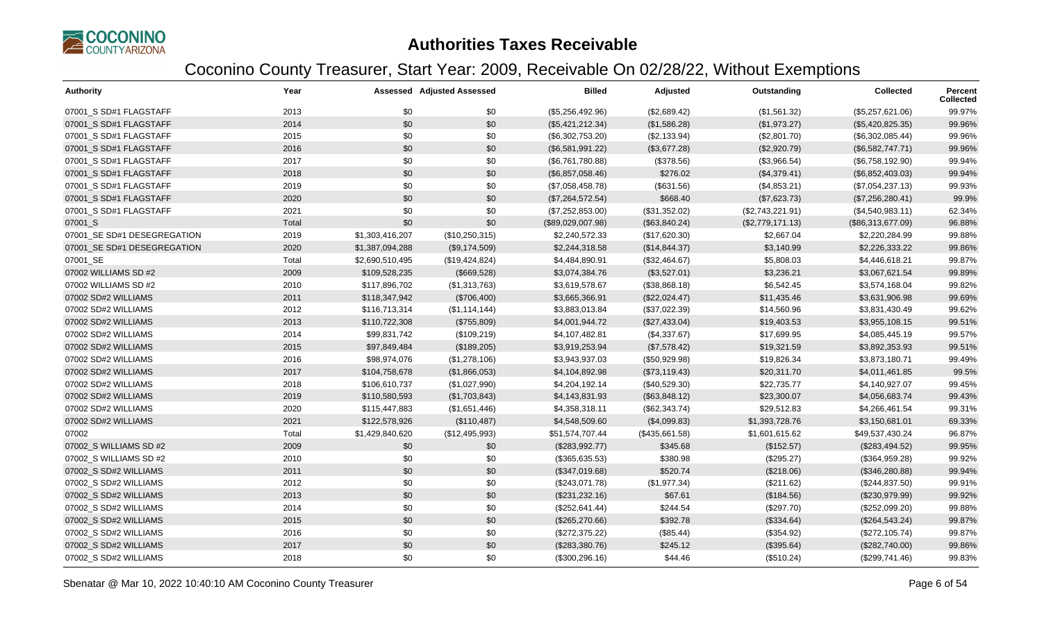# Authorities Taxes Receivable

## Coconino County Treasurer, Start Year: 2009, Receivable On 02/28/22, Without Exemptions

| Authority | Year | Assessed | Adjusted Assessed | Billed | Adjusted | Outstanding | Collected | Percent Collected |
|---|---|---|---|---|---|---|---|---|
| 07001_S SD#1 FLAGSTAFF | 2013 | $0 | $0 | ($5,256,492.96) | ($2,689.42) | ($1,561.32) | ($5,257,621.06) | 99.97% |
| 07001_S SD#1 FLAGSTAFF | 2014 | $0 | $0 | ($5,421,212.34) | ($1,586.28) | ($1,973.27) | ($5,420,825.35) | 99.96% |
| 07001_S SD#1 FLAGSTAFF | 2015 | $0 | $0 | ($6,302,753.20) | ($2,133.94) | ($2,801.70) | ($6,302,085.44) | 99.96% |
| 07001_S SD#1 FLAGSTAFF | 2016 | $0 | $0 | ($6,581,991.22) | ($3,677.28) | ($2,920.79) | ($6,582,747.71) | 99.96% |
| 07001_S SD#1 FLAGSTAFF | 2017 | $0 | $0 | ($6,761,780.88) | ($378.56) | ($3,966.54) | ($6,758,192.90) | 99.94% |
| 07001_S SD#1 FLAGSTAFF | 2018 | $0 | $0 | ($6,857,058.46) | $276.02 | ($4,379.41) | ($6,852,403.03) | 99.94% |
| 07001_S SD#1 FLAGSTAFF | 2019 | $0 | $0 | ($7,058,458.78) | ($631.56) | ($4,853.21) | ($7,054,237.13) | 99.93% |
| 07001_S SD#1 FLAGSTAFF | 2020 | $0 | $0 | ($7,264,572.54) | $668.40 | ($7,623.73) | ($7,256,280.41) | 99.9% |
| 07001_S SD#1 FLAGSTAFF | 2021 | $0 | $0 | ($7,252,853.00) | ($31,352.02) | ($2,743,221.91) | ($4,540,983.11) | 62.34% |
| 07001_S | Total | $0 | $0 | ($89,029,007.98) | ($63,840.24) | ($2,779,171.13) | ($86,313,677.09) | 96.88% |
| 07001_SE SD#1 DESEGREGATION | 2019 | $1,303,416,207 | ($10,250,315) | $2,240,572.33 | ($17,620.30) | $2,667.04 | $2,220,284.99 | 99.88% |
| 07001_SE SD#1 DESEGREGATION | 2020 | $1,387,094,288 | ($9,174,509) | $2,244,318.58 | ($14,844.37) | $3,140.99 | $2,226,333.22 | 99.86% |
| 07001_SE | Total | $2,690,510,495 | ($19,424,824) | $4,484,890.91 | ($32,464.67) | $5,808.03 | $4,446,618.21 | 99.87% |
| 07002 WILLIAMS SD #2 | 2009 | $109,528,235 | ($669,528) | $3,074,384.76 | ($3,527.01) | $3,236.21 | $3,067,621.54 | 99.89% |
| 07002 WILLIAMS SD #2 | 2010 | $117,896,702 | ($1,313,763) | $3,619,578.67 | ($38,868.18) | $6,542.45 | $3,574,168.04 | 99.82% |
| 07002 SD#2 WILLIAMS | 2011 | $118,347,942 | ($706,400) | $3,665,366.91 | ($22,024.47) | $11,435.46 | $3,631,906.98 | 99.69% |
| 07002 SD#2 WILLIAMS | 2012 | $116,713,314 | ($1,114,144) | $3,883,013.84 | ($37,022.39) | $14,560.96 | $3,831,430.49 | 99.62% |
| 07002 SD#2 WILLIAMS | 2013 | $110,722,308 | ($755,809) | $4,001,944.72 | ($27,433.04) | $19,403.53 | $3,955,108.15 | 99.51% |
| 07002 SD#2 WILLIAMS | 2014 | $99,831,742 | ($109,219) | $4,107,482.81 | ($4,337.67) | $17,699.95 | $4,085,445.19 | 99.57% |
| 07002 SD#2 WILLIAMS | 2015 | $97,849,484 | ($189,205) | $3,919,253.94 | ($7,578.42) | $19,321.59 | $3,892,353.93 | 99.51% |
| 07002 SD#2 WILLIAMS | 2016 | $98,974,076 | ($1,278,106) | $3,943,937.03 | ($50,929.98) | $19,826.34 | $3,873,180.71 | 99.49% |
| 07002 SD#2 WILLIAMS | 2017 | $104,758,678 | ($1,866,053) | $4,104,892.98 | ($73,119.43) | $20,311.70 | $4,011,461.85 | 99.5% |
| 07002 SD#2 WILLIAMS | 2018 | $106,610,737 | ($1,027,990) | $4,204,192.14 | ($40,529.30) | $22,735.77 | $4,140,927.07 | 99.45% |
| 07002 SD#2 WILLIAMS | 2019 | $110,580,593 | ($1,703,843) | $4,143,831.93 | ($63,848.12) | $23,300.07 | $4,056,683.74 | 99.43% |
| 07002 SD#2 WILLIAMS | 2020 | $115,447,883 | ($1,651,446) | $4,358,318.11 | ($62,343.74) | $29,512.83 | $4,266,461.54 | 99.31% |
| 07002 SD#2 WILLIAMS | 2021 | $122,578,926 | ($110,487) | $4,548,509.60 | ($4,099.83) | $1,393,728.76 | $3,150,681.01 | 69.33% |
| 07002 | Total | $1,429,840,620 | ($12,495,993) | $51,574,707.44 | ($435,661.58) | $1,601,615.62 | $49,537,430.24 | 96.87% |
| 07002_S WILLIAMS SD #2 | 2009 | $0 | $0 | ($283,992.77) | $345.68 | ($152.57) | ($283,494.52) | 99.95% |
| 07002_S WILLIAMS SD #2 | 2010 | $0 | $0 | ($365,635.53) | $380.98 | ($295.27) | ($364,959.28) | 99.92% |
| 07002_S SD#2 WILLIAMS | 2011 | $0 | $0 | ($347,019.68) | $520.74 | ($218.06) | ($346,280.88) | 99.94% |
| 07002_S SD#2 WILLIAMS | 2012 | $0 | $0 | ($243,071.78) | ($1,977.34) | ($211.62) | ($244,837.50) | 99.91% |
| 07002_S SD#2 WILLIAMS | 2013 | $0 | $0 | ($231,232.16) | $67.61 | ($184.56) | ($230,979.99) | 99.92% |
| 07002_S SD#2 WILLIAMS | 2014 | $0 | $0 | ($252,641.44) | $244.54 | ($297.70) | ($252,099.20) | 99.88% |
| 07002_S SD#2 WILLIAMS | 2015 | $0 | $0 | ($265,270.66) | $392.78 | ($334.64) | ($264,543.24) | 99.87% |
| 07002_S SD#2 WILLIAMS | 2016 | $0 | $0 | ($272,375.22) | ($85.44) | ($354.92) | ($272,105.74) | 99.87% |
| 07002_S SD#2 WILLIAMS | 2017 | $0 | $0 | ($283,380.76) | $245.12 | ($395.64) | ($282,740.00) | 99.86% |
| 07002_S SD#2 WILLIAMS | 2018 | $0 | $0 | ($300,296.16) | $44.46 | ($510.24) | ($299,741.46) | 99.83% |

Sbenatar @ Mar 10, 2022 10:40:10 AM Coconino County Treasurer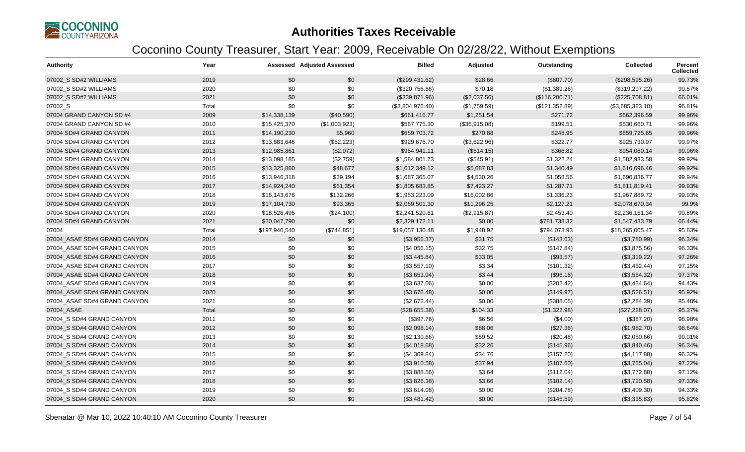# Authorities Taxes Receivable

## Coconino County Treasurer, Start Year: 2009, Receivable On 02/28/22, Without Exemptions

| Authority | Year | Assessed | Adjusted Assessed | Billed | Adjusted | Outstanding | Collected | Percent Collected |
|---|---|---|---|---|---|---|---|---|
| 07002_S SD#2 WILLIAMS | 2019 | $0 | $0 | ($299,431.62) | $28.66 | ($807.70) | ($298,595.26) | 99.73% |
| 07002_S SD#2 WILLIAMS | 2020 | $0 | $0 | ($320,756.66) | $70.18 | ($1,389.26) | ($319,297.22) | 99.57% |
| 07002_S SD#2 WILLIAMS | 2021 | $0 | $0 | ($339,871.96) | ($2,037.56) | ($116,200.71) | ($225,708.81) | 66.01% |
| 07002_S | Total | $0 | $0 | ($3,804,976.40) | ($1,759.59) | ($121,352.89) | ($3,685,383.10) | 96.81% |
| 07004 GRAND CANYON SD #4 | 2009 | $14,338,139 | ($40,590) | $661,416.77 | $1,251.54 | $271.72 | $662,396.59 | 99.96% |
| 07004 GRAND CANYON SD #4 | 2010 | $15,425,370 | ($1,003,923) | $567,775.30 | ($36,915.08) | $199.51 | $530,660.71 | 99.96% |
| 07004 SD#4 GRAND CANYON | 2011 | $14,190,230 | $5,960 | $659,703.72 | $270.88 | $248.95 | $659,725.65 | 99.96% |
| 07004 SD#4 GRAND CANYON | 2012 | $13,883,646 | ($52,223) | $929,676.70 | ($3,622.96) | $322.77 | $925,730.97 | 99.97% |
| 07004 SD#4 GRAND CANYON | 2013 | $12,985,861 | ($2,072) | $954,941.11 | ($514.15) | $366.82 | $954,060.14 | 99.96% |
| 07004 SD#4 GRAND CANYON | 2014 | $13,098,185 | ($2,759) | $1,584,801.73 | ($545.91) | $1,322.24 | $1,582,933.58 | 99.92% |
| 07004 SD#4 GRAND CANYON | 2015 | $13,325,860 | $48,677 | $1,612,349.12 | $5,687.83 | $1,340.49 | $1,616,696.46 | 99.92% |
| 07004 SD#4 GRAND CANYON | 2016 | $13,946,318 | $39,194 | $1,687,365.07 | $4,530.26 | $1,058.56 | $1,690,836.77 | 99.94% |
| 07004 SD#4 GRAND CANYON | 2017 | $14,924,240 | $61,354 | $1,805,683.85 | $7,423.27 | $1,287.71 | $1,811,819.41 | 99.93% |
| 07004 SD#4 GRAND CANYON | 2018 | $16,143,676 | $132,266 | $1,953,223.09 | $16,002.86 | $1,336.23 | $1,967,889.72 | 99.93% |
| 07004 SD#4 GRAND CANYON | 2019 | $17,104,730 | $93,365 | $2,069,501.30 | $11,296.25 | $2,127.21 | $2,078,670.34 | 99.9% |
| 07004 SD#4 GRAND CANYON | 2020 | $18,526,495 | ($24,100) | $2,241,520.61 | ($2,915.87) | $2,453.40 | $2,236,151.34 | 99.89% |
| 07004 SD#4 GRAND CANYON | 2021 | $20,047,790 | $0 | $2,329,172.11 | $0.00 | $781,738.32 | $1,547,433.79 | 66.44% |
| 07004 | Total | $197,940,540 | ($744,851) | $19,057,130.48 | $1,948.92 | $794,073.93 | $18,265,005.47 | 95.83% |
| 07004_ASAE SD#4 GRAND CANYON | 2014 | $0 | $0 | ($3,956.37) | $31.75 | ($143.63) | ($3,780.99) | 96.34% |
| 07004_ASAE SD#4 GRAND CANYON | 2015 | $0 | $0 | ($4,056.15) | $32.75 | ($147.84) | ($3,875.56) | 96.33% |
| 07004_ASAE SD#4 GRAND CANYON | 2016 | $0 | $0 | ($3,445.84) | $33.05 | ($93.57) | ($3,319.22) | 97.26% |
| 07004_ASAE SD#4 GRAND CANYON | 2017 | $0 | $0 | ($3,557.10) | $3.34 | ($101.32) | ($3,452.44) | 97.15% |
| 07004_ASAE SD#4 GRAND CANYON | 2018 | $0 | $0 | ($3,653.94) | $3.44 | ($96.18) | ($3,554.32) | 97.37% |
| 07004_ASAE SD#4 GRAND CANYON | 2019 | $0 | $0 | ($3,637.06) | $0.00 | ($202.42) | ($3,434.64) | 94.43% |
| 07004_ASAE SD#4 GRAND CANYON | 2020 | $0 | $0 | ($3,676.48) | $0.00 | ($149.97) | ($3,526.51) | 95.92% |
| 07004_ASAE SD#4 GRAND CANYON | 2021 | $0 | $0 | ($2,672.44) | $0.00 | ($388.05) | ($2,284.39) | 85.48% |
| 07004_ASAE | Total | $0 | $0 | ($28,655.38) | $104.33 | ($1,322.98) | ($27,228.07) | 95.37% |
| 07004_S SD#4 GRAND CANYON | 2011 | $0 | $0 | ($397.76) | $6.56 | ($4.00) | ($387.20) | 98.98% |
| 07004_S SD#4 GRAND CANYON | 2012 | $0 | $0 | ($2,098.14) | $88.06 | ($27.38) | ($1,982.70) | 98.64% |
| 07004_S SD#4 GRAND CANYON | 2013 | $0 | $0 | ($2,130.66) | $59.52 | ($20.48) | ($2,050.66) | 99.01% |
| 07004_S SD#4 GRAND CANYON | 2014 | $0 | $0 | ($4,018.68) | $32.26 | ($145.96) | ($3,840.46) | 96.34% |
| 07004_S SD#4 GRAND CANYON | 2015 | $0 | $0 | ($4,309.84) | $34.76 | ($157.20) | ($4,117.88) | 96.32% |
| 07004_S SD#4 GRAND CANYON | 2016 | $0 | $0 | ($3,910.58) | $37.94 | ($107.60) | ($3,765.04) | 97.22% |
| 07004_S SD#4 GRAND CANYON | 2017 | $0 | $0 | ($3,888.56) | $3.64 | ($112.04) | ($3,772.88) | 97.12% |
| 07004_S SD#4 GRAND CANYON | 2018 | $0 | $0 | ($3,826.38) | $3.66 | ($102.14) | ($3,720.58) | 97.33% |
| 07004_S SD#4 GRAND CANYON | 2019 | $0 | $0 | ($3,614.08) | $0.00 | ($204.78) | ($3,409.30) | 94.33% |
| 07004_S SD#4 GRAND CANYON | 2020 | $0 | $0 | ($3,481.42) | $0.00 | ($145.59) | ($3,335.83) | 95.82% |

Sbenatar @ Mar 10, 2022 10:40:10 AM Coconino County Treasurer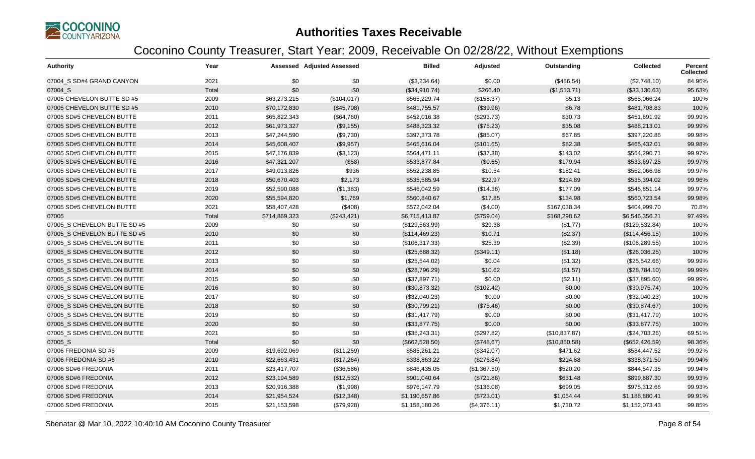# Authorities Taxes Receivable

## Coconino County Treasurer, Start Year: 2009, Receivable On 02/28/22, Without Exemptions

| Authority | Year | Assessed | Adjusted Assessed | Billed | Adjusted | Outstanding | Collected | Percent Collected |
|---|---|---|---|---|---|---|---|---|
| 07004_S SD#4 GRAND CANYON | 2021 | $0 | $0 | ($3,234.64) | $0.00 | ($486.54) | ($2,748.10) | 84.96% |
| 07004_S | Total | $0 | $0 | ($34,910.74) | $266.40 | ($1,513.71) | ($33,130.63) | 95.63% |
| 07005 CHEVELON BUTTE SD #5 | 2009 | $63,273,215 | ($104,017) | $565,229.74 | ($158.37) | $5.13 | $565,066.24 | 100% |
| 07005 CHEVELON BUTTE SD #5 | 2010 | $70,172,830 | ($45,708) | $481,755.57 | ($39.96) | $6.78 | $481,708.83 | 100% |
| 07005 SD#5 CHEVELON BUTTE | 2011 | $65,822,343 | ($64,760) | $452,016.38 | ($293.73) | $30.73 | $451,691.92 | 99.99% |
| 07005 SD#5 CHEVELON BUTTE | 2012 | $61,973,327 | ($9,155) | $488,323.32 | ($75.23) | $35.08 | $488,213.01 | 99.99% |
| 07005 SD#5 CHEVELON BUTTE | 2013 | $47,244,590 | ($9,730) | $397,373.78 | ($85.07) | $67.85 | $397,220.86 | 99.98% |
| 07005 SD#5 CHEVELON BUTTE | 2014 | $45,608,407 | ($9,957) | $465,616.04 | ($101.65) | $82.38 | $465,432.01 | 99.98% |
| 07005 SD#5 CHEVELON BUTTE | 2015 | $47,176,839 | ($3,123) | $564,471.11 | ($37.38) | $143.02 | $564,290.71 | 99.97% |
| 07005 SD#5 CHEVELON BUTTE | 2016 | $47,321,207 | ($58) | $533,877.84 | ($0.65) | $179.94 | $533,697.25 | 99.97% |
| 07005 SD#5 CHEVELON BUTTE | 2017 | $49,013,826 | $936 | $552,238.85 | $10.54 | $182.41 | $552,066.98 | 99.97% |
| 07005 SD#5 CHEVELON BUTTE | 2018 | $50,670,403 | $2,173 | $535,585.94 | $22.97 | $214.89 | $535,394.02 | 99.96% |
| 07005 SD#5 CHEVELON BUTTE | 2019 | $52,590,088 | ($1,383) | $546,042.59 | ($14.36) | $177.09 | $545,851.14 | 99.97% |
| 07005 SD#5 CHEVELON BUTTE | 2020 | $55,594,820 | $1,769 | $560,840.67 | $17.85 | $134.98 | $560,723.54 | 99.98% |
| 07005 SD#5 CHEVELON BUTTE | 2021 | $58,407,428 | ($408) | $572,042.04 | ($4.00) | $167,038.34 | $404,999.70 | 70.8% |
| 07005 | Total | $714,869,323 | ($243,421) | $6,715,413.87 | ($759.04) | $168,298.62 | $6,546,356.21 | 97.49% |
| 07005_S CHEVELON BUTTE SD #5 | 2009 | $0 | $0 | ($129,563.99) | $29.38 | ($1.77) | ($129,532.84) | 100% |
| 07005_S CHEVELON BUTTE SD #5 | 2010 | $0 | $0 | ($114,469.23) | $10.71 | ($2.37) | ($114,456.15) | 100% |
| 07005_S SD#5 CHEVELON BUTTE | 2011 | $0 | $0 | ($106,317.33) | $25.39 | ($2.39) | ($106,289.55) | 100% |
| 07005_S SD#5 CHEVELON BUTTE | 2012 | $0 | $0 | ($25,688.32) | ($349.11) | ($1.18) | ($26,036.25) | 100% |
| 07005_S SD#5 CHEVELON BUTTE | 2013 | $0 | $0 | ($25,544.02) | $0.04 | ($1.32) | ($25,542.66) | 99.99% |
| 07005_S SD#5 CHEVELON BUTTE | 2014 | $0 | $0 | ($28,796.29) | $10.62 | ($1.57) | ($28,784.10) | 99.99% |
| 07005_S SD#5 CHEVELON BUTTE | 2015 | $0 | $0 | ($37,897.71) | $0.00 | ($2.11) | ($37,895.60) | 99.99% |
| 07005_S SD#5 CHEVELON BUTTE | 2016 | $0 | $0 | ($30,873.32) | ($102.42) | $0.00 | ($30,975.74) | 100% |
| 07005_S SD#5 CHEVELON BUTTE | 2017 | $0 | $0 | ($32,040.23) | $0.00 | $0.00 | ($32,040.23) | 100% |
| 07005_S SD#5 CHEVELON BUTTE | 2018 | $0 | $0 | ($30,799.21) | ($75.46) | $0.00 | ($30,874.67) | 100% |
| 07005_S SD#5 CHEVELON BUTTE | 2019 | $0 | $0 | ($31,417.79) | $0.00 | $0.00 | ($31,417.79) | 100% |
| 07005_S SD#5 CHEVELON BUTTE | 2020 | $0 | $0 | ($33,877.75) | $0.00 | $0.00 | ($33,877.75) | 100% |
| 07005_S SD#5 CHEVELON BUTTE | 2021 | $0 | $0 | ($35,243.31) | ($297.82) | ($10,837.87) | ($24,703.26) | 69.51% |
| 07005_S | Total | $0 | $0 | ($662,528.50) | ($748.67) | ($10,850.58) | ($652,426.59) | 98.36% |
| 07006 FREDONIA SD #6 | 2009 | $19,692,069 | ($11,259) | $585,261.21 | ($342.07) | $471.62 | $584,447.52 | 99.92% |
| 07006 FREDONIA SD #6 | 2010 | $22,663,431 | ($17,264) | $338,863.22 | ($276.84) | $214.88 | $338,371.50 | 99.94% |
| 07006 SD#6 FREDONIA | 2011 | $23,417,707 | ($36,586) | $846,435.05 | ($1,367.50) | $520.20 | $844,547.35 | 99.94% |
| 07006 SD#6 FREDONIA | 2012 | $23,194,589 | ($12,532) | $901,040.64 | ($721.86) | $631.48 | $899,687.30 | 99.93% |
| 07006 SD#6 FREDONIA | 2013 | $20,916,388 | ($1,998) | $976,147.79 | ($136.08) | $699.05 | $975,312.66 | 99.93% |
| 07006 SD#6 FREDONIA | 2014 | $21,954,524 | ($12,348) | $1,190,657.86 | ($723.01) | $1,054.44 | $1,188,880.41 | 99.91% |
| 07006 SD#6 FREDONIA | 2015 | $21,153,598 | ($79,928) | $1,158,180.26 | ($4,376.11) | $1,730.72 | $1,152,073.43 | 99.85% |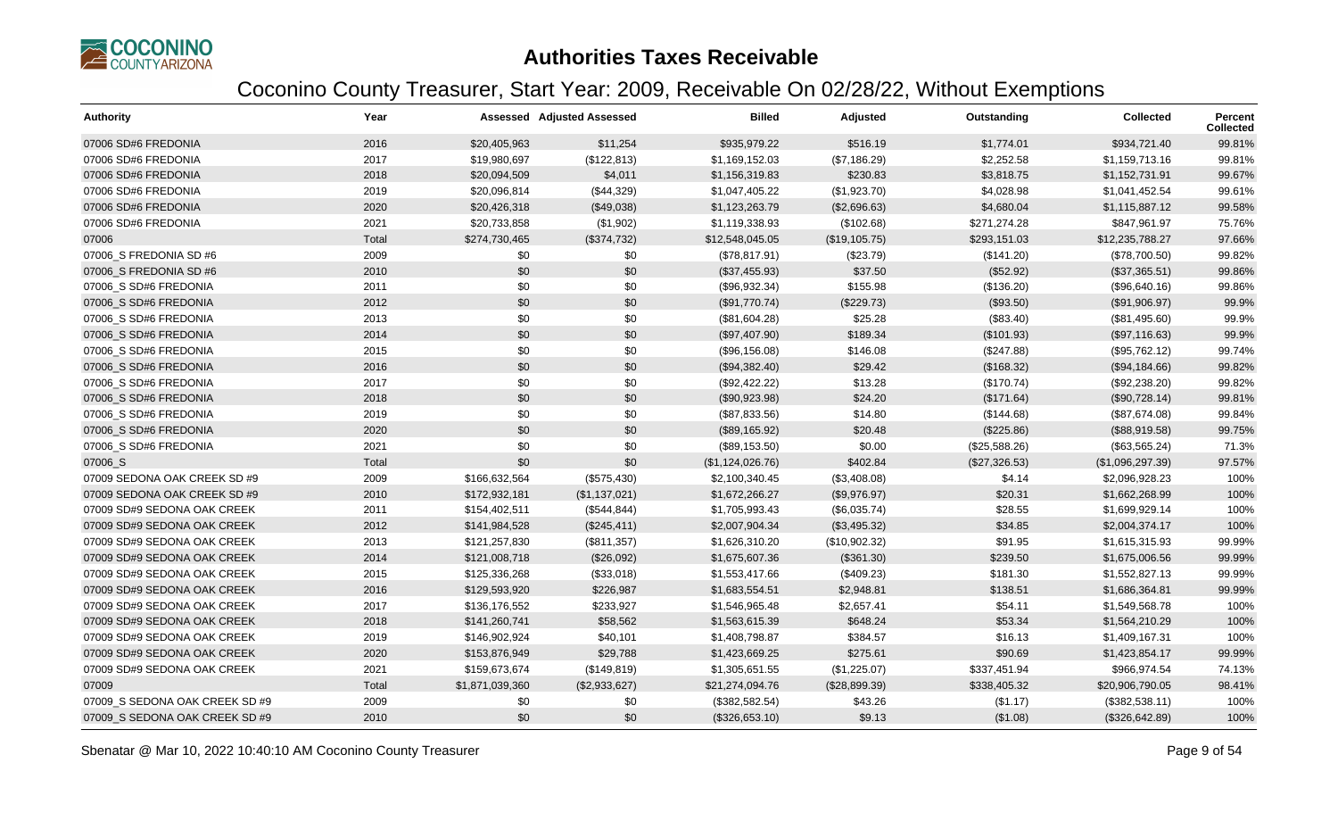# Authorities Taxes Receivable

## Coconino County Treasurer, Start Year: 2009, Receivable On 02/28/22, Without Exemptions

| Authority | Year | Assessed | Adjusted Assessed | Billed | Adjusted | Outstanding | Collected | Percent Collected |
|---|---|---|---|---|---|---|---|---|
| 07006 SD#6 FREDONIA | 2016 | $20,405,963 | $11,254 | $935,979.22 | $516.19 | $1,774.01 | $934,721.40 | 99.81% |
| 07006 SD#6 FREDONIA | 2017 | $19,980,697 | ($122,813) | $1,169,152.03 | ($7,186.29) | $2,252.58 | $1,159,713.16 | 99.81% |
| 07006 SD#6 FREDONIA | 2018 | $20,094,509 | $4,011 | $1,156,319.83 | $230.83 | $3,818.75 | $1,152,731.91 | 99.67% |
| 07006 SD#6 FREDONIA | 2019 | $20,096,814 | ($44,329) | $1,047,405.22 | ($1,923.70) | $4,028.98 | $1,041,452.54 | 99.61% |
| 07006 SD#6 FREDONIA | 2020 | $20,426,318 | ($49,038) | $1,123,263.79 | ($2,696.63) | $4,680.04 | $1,115,887.12 | 99.58% |
| 07006 SD#6 FREDONIA | 2021 | $20,733,858 | ($1,902) | $1,119,338.93 | ($102.68) | $271,274.28 | $847,961.97 | 75.76% |
| 07006 | Total | $274,730,465 | ($374,732) | $12,548,045.05 | ($19,105.75) | $293,151.03 | $12,235,788.27 | 97.66% |
| 07006_S FREDONIA SD #6 | 2009 | $0 | $0 | ($78,817.91) | ($23.79) | ($141.20) | ($78,700.50) | 99.82% |
| 07006_S FREDONIA SD #6 | 2010 | $0 | $0 | ($37,455.93) | $37.50 | ($52.92) | ($37,365.51) | 99.86% |
| 07006_S SD#6 FREDONIA | 2011 | $0 | $0 | ($96,932.34) | $155.98 | ($136.20) | ($96,640.16) | 99.86% |
| 07006_S SD#6 FREDONIA | 2012 | $0 | $0 | ($91,770.74) | ($229.73) | ($93.50) | ($91,906.97) | 99.9% |
| 07006_S SD#6 FREDONIA | 2013 | $0 | $0 | ($81,604.28) | $25.28 | ($83.40) | ($81,495.60) | 99.9% |
| 07006_S SD#6 FREDONIA | 2014 | $0 | $0 | ($97,407.90) | $189.34 | ($101.93) | ($97,116.63) | 99.9% |
| 07006_S SD#6 FREDONIA | 2015 | $0 | $0 | ($96,156.08) | $146.08 | ($247.88) | ($95,762.12) | 99.74% |
| 07006_S SD#6 FREDONIA | 2016 | $0 | $0 | ($94,382.40) | $29.42 | ($168.32) | ($94,184.66) | 99.82% |
| 07006_S SD#6 FREDONIA | 2017 | $0 | $0 | ($92,422.22) | $13.28 | ($170.74) | ($92,238.20) | 99.82% |
| 07006_S SD#6 FREDONIA | 2018 | $0 | $0 | ($90,923.98) | $24.20 | ($171.64) | ($90,728.14) | 99.81% |
| 07006_S SD#6 FREDONIA | 2019 | $0 | $0 | ($87,833.56) | $14.80 | ($144.68) | ($87,674.08) | 99.84% |
| 07006_S SD#6 FREDONIA | 2020 | $0 | $0 | ($89,165.92) | $20.48 | ($225.86) | ($88,919.58) | 99.75% |
| 07006_S SD#6 FREDONIA | 2021 | $0 | $0 | ($89,153.50) | $0.00 | ($25,588.26) | ($63,565.24) | 71.3% |
| 07006_S | Total | $0 | $0 | ($1,124,026.76) | $402.84 | ($27,326.53) | ($1,096,297.39) | 97.57% |
| 07009 SEDONA OAK CREEK SD #9 | 2009 | $166,632,564 | ($575,430) | $2,100,340.45 | ($3,408.08) | $4.14 | $2,096,928.23 | 100% |
| 07009 SEDONA OAK CREEK SD #9 | 2010 | $172,932,181 | ($1,137,021) | $1,672,266.27 | ($9,976.97) | $20.31 | $1,662,268.99 | 100% |
| 07009 SD#9 SEDONA OAK CREEK | 2011 | $154,402,511 | ($544,844) | $1,705,993.43 | ($6,035.74) | $28.55 | $1,699,929.14 | 100% |
| 07009 SD#9 SEDONA OAK CREEK | 2012 | $141,984,528 | ($245,411) | $2,007,904.34 | ($3,495.32) | $34.85 | $2,004,374.17 | 100% |
| 07009 SD#9 SEDONA OAK CREEK | 2013 | $121,257,830 | ($811,357) | $1,626,310.20 | ($10,902.32) | $91.95 | $1,615,315.93 | 99.99% |
| 07009 SD#9 SEDONA OAK CREEK | 2014 | $121,008,718 | ($26,092) | $1,675,607.36 | ($361.30) | $239.50 | $1,675,006.56 | 99.99% |
| 07009 SD#9 SEDONA OAK CREEK | 2015 | $125,336,268 | ($33,018) | $1,553,417.66 | ($409.23) | $181.30 | $1,552,827.13 | 99.99% |
| 07009 SD#9 SEDONA OAK CREEK | 2016 | $129,593,920 | $226,987 | $1,683,554.51 | $2,948.81 | $138.51 | $1,686,364.81 | 99.99% |
| 07009 SD#9 SEDONA OAK CREEK | 2017 | $136,176,552 | $233,927 | $1,546,965.48 | $2,657.41 | $54.11 | $1,549,568.78 | 100% |
| 07009 SD#9 SEDONA OAK CREEK | 2018 | $141,260,741 | $58,562 | $1,563,615.39 | $648.24 | $53.34 | $1,564,210.29 | 100% |
| 07009 SD#9 SEDONA OAK CREEK | 2019 | $146,902,924 | $40,101 | $1,408,798.87 | $384.57 | $16.13 | $1,409,167.31 | 100% |
| 07009 SD#9 SEDONA OAK CREEK | 2020 | $153,876,949 | $29,788 | $1,423,669.25 | $275.61 | $90.69 | $1,423,854.17 | 99.99% |
| 07009 SD#9 SEDONA OAK CREEK | 2021 | $159,673,674 | ($149,819) | $1,305,651.55 | ($1,225.07) | $337,451.94 | $966,974.54 | 74.13% |
| 07009 | Total | $1,871,039,360 | ($2,933,627) | $21,274,094.76 | ($28,899.39) | $338,405.32 | $20,906,790.05 | 98.41% |
| 07009_S SEDONA OAK CREEK SD #9 | 2009 | $0 | $0 | ($382,582.54) | $43.26 | ($1.17) | ($382,538.11) | 100% |
| 07009_S SEDONA OAK CREEK SD #9 | 2010 | $0 | $0 | ($326,653.10) | $9.13 | ($1.08) | ($326,642.89) | 100% |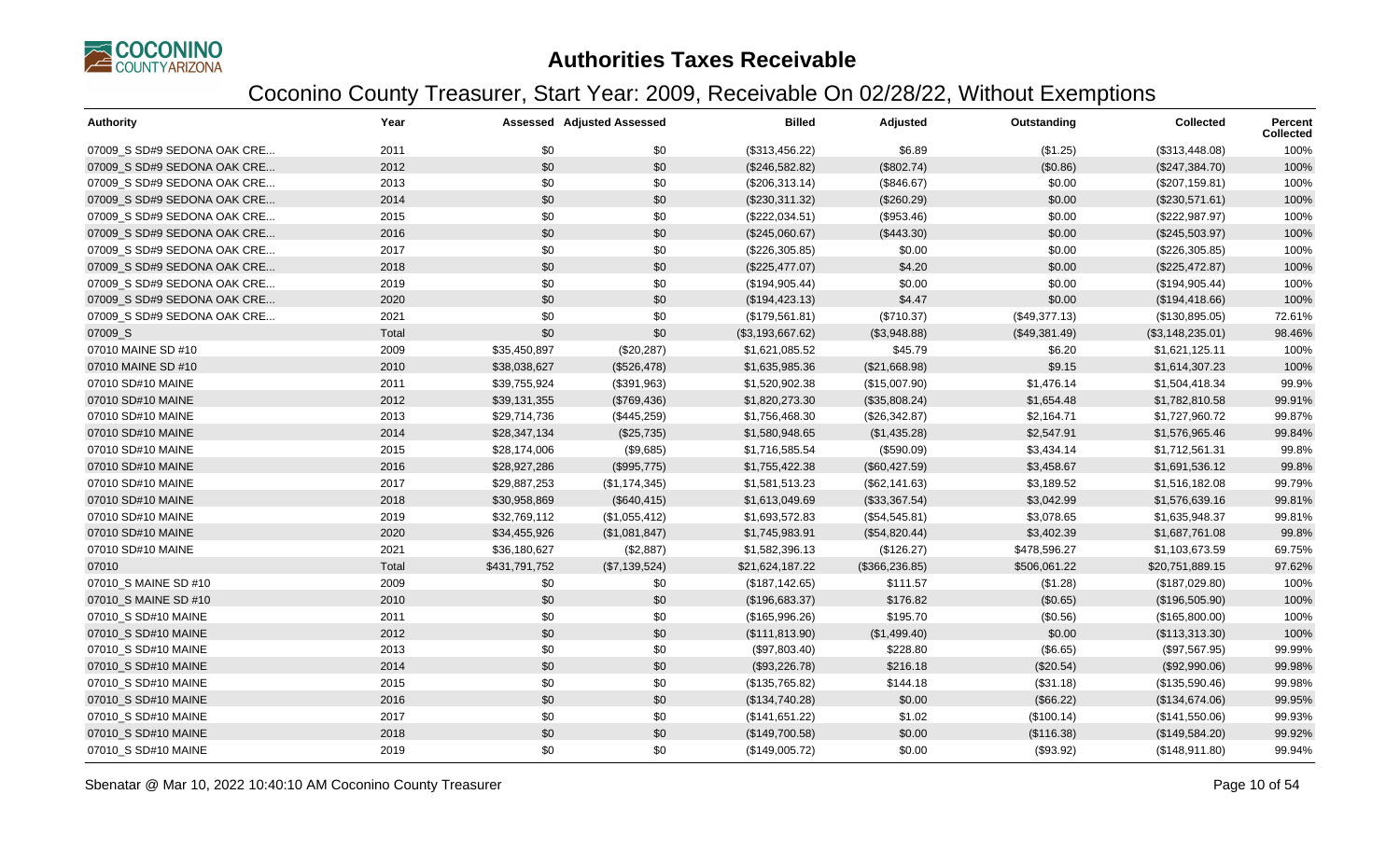# Authorities Taxes Receivable

## Coconino County Treasurer, Start Year: 2009, Receivable On 02/28/22, Without Exemptions

| Authority | Year | Assessed | Adjusted Assessed | Billed | Adjusted | Outstanding | Collected | Percent Collected |
|---|---|---|---|---|---|---|---|---|
| 07009_S SD#9 SEDONA OAK CRE... | 2011 | $0 | $0 | ($313,456.22) | $6.89 | ($1.25) | ($313,448.08) | 100% |
| 07009_S SD#9 SEDONA OAK CRE... | 2012 | $0 | $0 | ($246,582.82) | ($802.74) | ($0.86) | ($247,384.70) | 100% |
| 07009_S SD#9 SEDONA OAK CRE... | 2013 | $0 | $0 | ($206,313.14) | ($846.67) | $0.00 | ($207,159.81) | 100% |
| 07009_S SD#9 SEDONA OAK CRE... | 2014 | $0 | $0 | ($230,311.32) | ($260.29) | $0.00 | ($230,571.61) | 100% |
| 07009_S SD#9 SEDONA OAK CRE... | 2015 | $0 | $0 | ($222,034.51) | ($953.46) | $0.00 | ($222,987.97) | 100% |
| 07009_S SD#9 SEDONA OAK CRE... | 2016 | $0 | $0 | ($245,060.67) | ($443.30) | $0.00 | ($245,503.97) | 100% |
| 07009_S SD#9 SEDONA OAK CRE... | 2017 | $0 | $0 | ($226,305.85) | $0.00 | $0.00 | ($226,305.85) | 100% |
| 07009_S SD#9 SEDONA OAK CRE... | 2018 | $0 | $0 | ($225,477.07) | $4.20 | $0.00 | ($225,472.87) | 100% |
| 07009_S SD#9 SEDONA OAK CRE... | 2019 | $0 | $0 | ($194,905.44) | $0.00 | $0.00 | ($194,905.44) | 100% |
| 07009_S SD#9 SEDONA OAK CRE... | 2020 | $0 | $0 | ($194,423.13) | $4.47 | $0.00 | ($194,418.66) | 100% |
| 07009_S SD#9 SEDONA OAK CRE... | 2021 | $0 | $0 | ($179,561.81) | ($710.37) | ($49,377.13) | ($130,895.05) | 72.61% |
| 07009_S | Total | $0 | $0 | ($3,193,667.62) | ($3,948.88) | ($49,381.49) | ($3,148,235.01) | 98.46% |
| 07010 MAINE SD #10 | 2009 | $35,450,897 | ($20,287) | $1,621,085.52 | $45.79 | $6.20 | $1,621,125.11 | 100% |
| 07010 MAINE SD #10 | 2010 | $38,038,627 | ($526,478) | $1,635,985.36 | ($21,668.98) | $9.15 | $1,614,307.23 | 100% |
| 07010 SD#10 MAINE | 2011 | $39,755,924 | ($391,963) | $1,520,902.38 | ($15,007.90) | $1,476.14 | $1,504,418.34 | 99.9% |
| 07010 SD#10 MAINE | 2012 | $39,131,355 | ($769,436) | $1,820,273.30 | ($35,808.24) | $1,654.48 | $1,782,810.58 | 99.91% |
| 07010 SD#10 MAINE | 2013 | $29,714,736 | ($445,259) | $1,756,468.30 | ($26,342.87) | $2,164.71 | $1,727,960.72 | 99.87% |
| 07010 SD#10 MAINE | 2014 | $28,347,134 | ($25,735) | $1,580,948.65 | ($1,435.28) | $2,547.91 | $1,576,965.46 | 99.84% |
| 07010 SD#10 MAINE | 2015 | $28,174,006 | ($9,685) | $1,716,585.54 | ($590.09) | $3,434.14 | $1,712,561.31 | 99.8% |
| 07010 SD#10 MAINE | 2016 | $28,927,286 | ($995,775) | $1,755,422.38 | ($60,427.59) | $3,458.67 | $1,691,536.12 | 99.8% |
| 07010 SD#10 MAINE | 2017 | $29,887,253 | ($1,174,345) | $1,581,513.23 | ($62,141.63) | $3,189.52 | $1,516,182.08 | 99.79% |
| 07010 SD#10 MAINE | 2018 | $30,958,869 | ($640,415) | $1,613,049.69 | ($33,367.54) | $3,042.99 | $1,576,639.16 | 99.81% |
| 07010 SD#10 MAINE | 2019 | $32,769,112 | ($1,055,412) | $1,693,572.83 | ($54,545.81) | $3,078.65 | $1,635,948.37 | 99.81% |
| 07010 SD#10 MAINE | 2020 | $34,455,926 | ($1,081,847) | $1,745,983.91 | ($54,820.44) | $3,402.39 | $1,687,761.08 | 99.8% |
| 07010 SD#10 MAINE | 2021 | $36,180,627 | ($2,887) | $1,582,396.13 | ($126.27) | $478,596.27 | $1,103,673.59 | 69.75% |
| 07010 | Total | $431,791,752 | ($7,139,524) | $21,624,187.22 | ($366,236.85) | $506,061.22 | $20,751,889.15 | 97.62% |
| 07010_S MAINE SD #10 | 2009 | $0 | $0 | ($187,142.65) | $111.57 | ($1.28) | ($187,029.80) | 100% |
| 07010_S MAINE SD #10 | 2010 | $0 | $0 | ($196,683.37) | $176.82 | ($0.65) | ($196,505.90) | 100% |
| 07010_S SD#10 MAINE | 2011 | $0 | $0 | ($165,996.26) | $195.70 | ($0.56) | ($165,800.00) | 100% |
| 07010_S SD#10 MAINE | 2012 | $0 | $0 | ($111,813.90) | ($1,499.40) | $0.00 | ($113,313.30) | 100% |
| 07010_S SD#10 MAINE | 2013 | $0 | $0 | ($97,803.40) | $228.80 | ($6.65) | ($97,567.95) | 99.99% |
| 07010_S SD#10 MAINE | 2014 | $0 | $0 | ($93,226.78) | $216.18 | ($20.54) | ($92,990.06) | 99.98% |
| 07010_S SD#10 MAINE | 2015 | $0 | $0 | ($135,765.82) | $144.18 | ($31.18) | ($135,590.46) | 99.98% |
| 07010_S SD#10 MAINE | 2016 | $0 | $0 | ($134,740.28) | $0.00 | ($66.22) | ($134,674.06) | 99.95% |
| 07010_S SD#10 MAINE | 2017 | $0 | $0 | ($141,651.22) | $1.02 | ($100.14) | ($141,550.06) | 99.93% |
| 07010_S SD#10 MAINE | 2018 | $0 | $0 | ($149,700.58) | $0.00 | ($116.38) | ($149,584.20) | 99.92% |
| 07010_S SD#10 MAINE | 2019 | $0 | $0 | ($149,005.72) | $0.00 | ($93.92) | ($148,911.80) | 99.94% |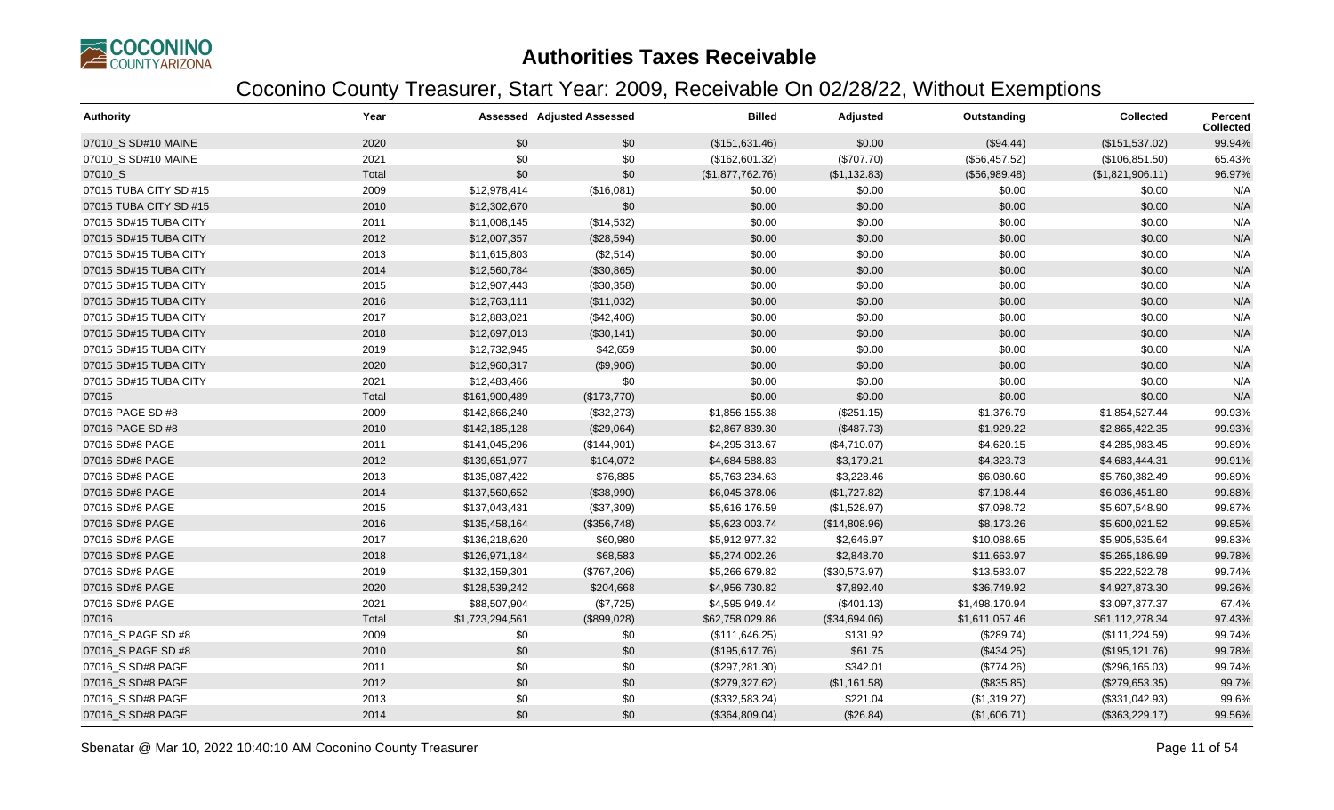# Authorities Taxes Receivable

## Coconino County Treasurer, Start Year: 2009, Receivable On 02/28/22, Without Exemptions

| Authority | Year | Assessed | Adjusted Assessed | Billed | Adjusted | Outstanding | Collected | Percent Collected |
|---|---|---|---|---|---|---|---|---|
| 07010_S SD#10 MAINE | 2020 | $0 | $0 | ($151,631.46) | $0.00 | ($94.44) | ($151,537.02) | 99.94% |
| 07010_S SD#10 MAINE | 2021 | $0 | $0 | ($162,601.32) | ($707.70) | ($56,457.52) | ($106,851.50) | 65.43% |
| 07010_S | Total | $0 | $0 | ($1,877,762.76) | ($1,132.83) | ($56,989.48) | ($1,821,906.11) | 96.97% |
| 07015 TUBA CITY SD #15 | 2009 | $12,978,414 | ($16,081) | $0.00 | $0.00 | $0.00 | $0.00 | N/A |
| 07015 TUBA CITY SD #15 | 2010 | $12,302,670 | $0 | $0.00 | $0.00 | $0.00 | $0.00 | N/A |
| 07015 SD#15 TUBA CITY | 2011 | $11,008,145 | ($14,532) | $0.00 | $0.00 | $0.00 | $0.00 | N/A |
| 07015 SD#15 TUBA CITY | 2012 | $12,007,357 | ($28,594) | $0.00 | $0.00 | $0.00 | $0.00 | N/A |
| 07015 SD#15 TUBA CITY | 2013 | $11,615,803 | ($2,514) | $0.00 | $0.00 | $0.00 | $0.00 | N/A |
| 07015 SD#15 TUBA CITY | 2014 | $12,560,784 | ($30,865) | $0.00 | $0.00 | $0.00 | $0.00 | N/A |
| 07015 SD#15 TUBA CITY | 2015 | $12,907,443 | ($30,358) | $0.00 | $0.00 | $0.00 | $0.00 | N/A |
| 07015 SD#15 TUBA CITY | 2016 | $12,763,111 | ($11,032) | $0.00 | $0.00 | $0.00 | $0.00 | N/A |
| 07015 SD#15 TUBA CITY | 2017 | $12,883,021 | ($42,406) | $0.00 | $0.00 | $0.00 | $0.00 | N/A |
| 07015 SD#15 TUBA CITY | 2018 | $12,697,013 | ($30,141) | $0.00 | $0.00 | $0.00 | $0.00 | N/A |
| 07015 SD#15 TUBA CITY | 2019 | $12,732,945 | $42,659 | $0.00 | $0.00 | $0.00 | $0.00 | N/A |
| 07015 SD#15 TUBA CITY | 2020 | $12,960,317 | ($9,906) | $0.00 | $0.00 | $0.00 | $0.00 | N/A |
| 07015 SD#15 TUBA CITY | 2021 | $12,483,466 | $0 | $0.00 | $0.00 | $0.00 | $0.00 | N/A |
| 07015 | Total | $161,900,489 | ($173,770) | $0.00 | $0.00 | $0.00 | $0.00 | N/A |
| 07016 PAGE SD #8 | 2009 | $142,866,240 | ($32,273) | $1,856,155.38 | ($251.15) | $1,376.79 | $1,854,527.44 | 99.93% |
| 07016 PAGE SD #8 | 2010 | $142,185,128 | ($29,064) | $2,867,839.30 | ($487.73) | $1,929.22 | $2,865,422.35 | 99.93% |
| 07016 SD#8 PAGE | 2011 | $141,045,296 | ($144,901) | $4,295,313.67 | ($4,710.07) | $4,620.15 | $4,285,983.45 | 99.89% |
| 07016 SD#8 PAGE | 2012 | $139,651,977 | $104,072 | $4,684,588.83 | $3,179.21 | $4,323.73 | $4,683,444.31 | 99.91% |
| 07016 SD#8 PAGE | 2013 | $135,087,422 | $76,885 | $5,763,234.63 | $3,228.46 | $6,080.60 | $5,760,382.49 | 99.89% |
| 07016 SD#8 PAGE | 2014 | $137,560,652 | ($38,990) | $6,045,378.06 | ($1,727.82) | $7,198.44 | $6,036,451.80 | 99.88% |
| 07016 SD#8 PAGE | 2015 | $137,043,431 | ($37,309) | $5,616,176.59 | ($1,528.97) | $7,098.72 | $5,607,548.90 | 99.87% |
| 07016 SD#8 PAGE | 2016 | $135,458,164 | ($356,748) | $5,623,003.74 | ($14,808.96) | $8,173.26 | $5,600,021.52 | 99.85% |
| 07016 SD#8 PAGE | 2017 | $136,218,620 | $60,980 | $5,912,977.32 | $2,646.97 | $10,088.65 | $5,905,535.64 | 99.83% |
| 07016 SD#8 PAGE | 2018 | $126,971,184 | $68,583 | $5,274,002.26 | $2,848.70 | $11,663.97 | $5,265,186.99 | 99.78% |
| 07016 SD#8 PAGE | 2019 | $132,159,301 | ($767,206) | $5,266,679.82 | ($30,573.97) | $13,583.07 | $5,222,522.78 | 99.74% |
| 07016 SD#8 PAGE | 2020 | $128,539,242 | $204,668 | $4,956,730.82 | $7,892.40 | $36,749.92 | $4,927,873.30 | 99.26% |
| 07016 SD#8 PAGE | 2021 | $88,507,904 | ($7,725) | $4,595,949.44 | ($401.13) | $1,498,170.94 | $3,097,377.37 | 67.4% |
| 07016 | Total | $1,723,294,561 | ($899,028) | $62,758,029.86 | ($34,694.06) | $1,611,057.46 | $61,112,278.34 | 97.43% |
| 07016_S PAGE SD #8 | 2009 | $0 | $0 | ($111,646.25) | $131.92 | ($289.74) | ($111,224.59) | 99.74% |
| 07016_S PAGE SD #8 | 2010 | $0 | $0 | ($195,617.76) | $61.75 | ($434.25) | ($195,121.76) | 99.78% |
| 07016_S SD#8 PAGE | 2011 | $0 | $0 | ($297,281.30) | $342.01 | ($774.26) | ($296,165.03) | 99.74% |
| 07016_S SD#8 PAGE | 2012 | $0 | $0 | ($279,327.62) | ($1,161.58) | ($835.85) | ($279,653.35) | 99.7% |
| 07016_S SD#8 PAGE | 2013 | $0 | $0 | ($332,583.24) | $221.04 | ($1,319.27) | ($331,042.93) | 99.6% |
| 07016_S SD#8 PAGE | 2014 | $0 | $0 | ($364,809.04) | ($26.84) | ($1,606.71) | ($363,229.17) | 99.56% |

Sbenatar @ Mar 10, 2022 10:40:10 AM Coconino County Treasurer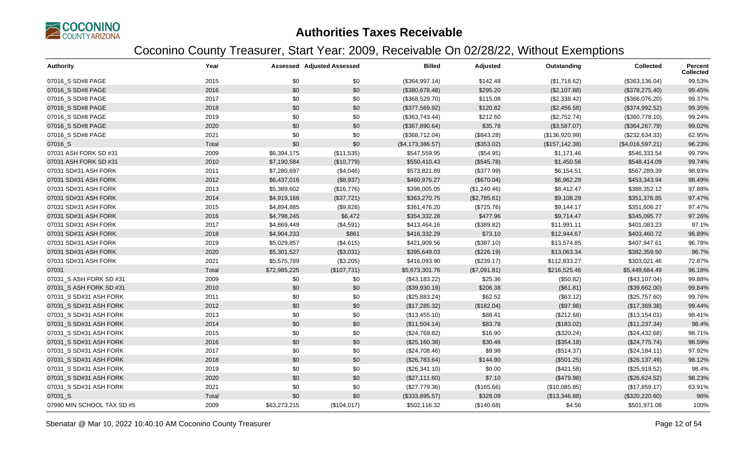# Authorities Taxes Receivable

## Coconino County Treasurer, Start Year: 2009, Receivable On 02/28/22, Without Exemptions

| Authority | Year | Assessed | Adjusted Assessed | Billed | Adjusted | Outstanding | Collected | Percent Collected |
|---|---|---|---|---|---|---|---|---|
| 07016_S SD#8 PAGE | 2015 | $0 | $0 | ($364,997.14) | $142.48 | ($1,718.62) | ($363,136.04) | 99.53% |
| 07016_S SD#8 PAGE | 2016 | $0 | $0 | ($380,678.48) | $295.20 | ($2,107.88) | ($378,275.40) | 99.45% |
| 07016_S SD#8 PAGE | 2017 | $0 | $0 | ($368,529.70) | $115.08 | ($2,338.42) | ($366,076.20) | 99.37% |
| 07016_S SD#8 PAGE | 2018 | $0 | $0 | ($377,569.92) | $120.82 | ($2,456.58) | ($374,992.52) | 99.35% |
| 07016_S SD#8 PAGE | 2019 | $0 | $0 | ($363,743.44) | $212.60 | ($2,752.74) | ($360,778.10) | 99.24% |
| 07016_S SD#8 PAGE | 2020 | $0 | $0 | ($367,890.64) | $35.78 | ($3,587.07) | ($364,267.79) | 99.02% |
| 07016_S SD#8 PAGE | 2021 | $0 | $0 | ($368,712.04) | ($843.28) | ($136,920.99) | ($232,634.33) | 62.95% |
| 07016_S | Total | $0 | $0 | ($4,173,386.57) | ($353.02) | ($157,142.38) | ($4,016,597.21) | 96.23% |
| 07031 ASH FORK SD #31 | 2009 | $6,394,175 | ($11,535) | $547,559.95 | ($54.95) | $1,171.46 | $546,333.54 | 99.79% |
| 07031 ASH FORK SD #31 | 2010 | $7,190,584 | ($10,779) | $550,410.43 | ($545.78) | $1,450.56 | $548,414.09 | 99.74% |
| 07031 SD#31 ASH FORK | 2011 | $7,280,697 | ($4,046) | $573,821.89 | ($377.99) | $6,154.51 | $567,289.39 | 98.93% |
| 07031 SD#31 ASH FORK | 2012 | $6,437,016 | ($8,937) | $460,976.27 | ($670.04) | $6,962.29 | $453,343.94 | 98.49% |
| 07031 SD#31 ASH FORK | 2013 | $5,389,602 | ($16,776) | $398,005.05 | ($1,240.46) | $8,412.47 | $388,352.12 | 97.88% |
| 07031 SD#31 ASH FORK | 2014 | $4,919,166 | ($37,721) | $363,270.75 | ($2,785.61) | $9,108.29 | $351,376.85 | 97.47% |
| 07031 SD#31 ASH FORK | 2015 | $4,894,885 | ($9,828) | $361,476.20 | ($725.76) | $9,144.17 | $351,606.27 | 97.47% |
| 07031 SD#31 ASH FORK | 2016 | $4,798,245 | $6,472 | $354,332.28 | $477.96 | $9,714.47 | $345,095.77 | 97.26% |
| 07031 SD#31 ASH FORK | 2017 | $4,869,449 | ($4,591) | $413,464.16 | ($389.82) | $11,991.11 | $401,083.23 | 97.1% |
| 07031 SD#31 ASH FORK | 2018 | $4,904,233 | $861 | $416,332.29 | $73.10 | $12,944.67 | $403,460.72 | 96.89% |
| 07031 SD#31 ASH FORK | 2019 | $5,029,857 | ($4,615) | $421,909.56 | ($387.10) | $13,574.85 | $407,947.61 | 96.78% |
| 07031 SD#31 ASH FORK | 2020 | $5,301,527 | ($3,031) | $395,649.03 | ($226.19) | $13,063.34 | $382,359.50 | 96.7% |
| 07031 SD#31 ASH FORK | 2021 | $5,575,789 | ($3,205) | $416,093.90 | ($239.17) | $112,833.27 | $303,021.46 | 72.87% |
| 07031 | Total | $72,985,225 | ($107,731) | $5,673,301.76 | ($7,091.81) | $216,525.46 | $5,449,684.49 | 96.18% |
| 07031_S ASH FORK SD #31 | 2009 | $0 | $0 | ($43,183.22) | $25.36 | ($50.82) | ($43,107.04) | 99.88% |
| 07031_S ASH FORK SD #31 | 2010 | $0 | $0 | ($39,930.19) | $206.38 | ($61.81) | ($39,662.00) | 99.84% |
| 07031_S SD#31 ASH FORK | 2011 | $0 | $0 | ($25,883.24) | $62.52 | ($63.12) | ($25,757.60) | 99.76% |
| 07031_S SD#31 ASH FORK | 2012 | $0 | $0 | ($17,285.32) | ($182.04) | ($97.98) | ($17,369.38) | 99.44% |
| 07031_S SD#31 ASH FORK | 2013 | $0 | $0 | ($13,455.10) | $88.41 | ($212.68) | ($13,154.01) | 98.41% |
| 07031_S SD#31 ASH FORK | 2014 | $0 | $0 | ($11,504.14) | $83.78 | ($183.02) | ($11,237.34) | 98.4% |
| 07031_S SD#31 ASH FORK | 2015 | $0 | $0 | ($24,769.82) | $16.90 | ($320.24) | ($24,432.68) | 98.71% |
| 07031_S SD#31 ASH FORK | 2016 | $0 | $0 | ($25,160.38) | $30.46 | ($354.18) | ($24,775.74) | 98.59% |
| 07031_S SD#31 ASH FORK | 2017 | $0 | $0 | ($24,708.46) | $9.98 | ($514.37) | ($24,184.11) | 97.92% |
| 07031_S SD#31 ASH FORK | 2018 | $0 | $0 | ($26,783.64) | $144.90 | ($501.25) | ($26,137.49) | 98.12% |
| 07031_S SD#31 ASH FORK | 2019 | $0 | $0 | ($26,341.10) | $0.00 | ($421.58) | ($25,919.52) | 98.4% |
| 07031_S SD#31 ASH FORK | 2020 | $0 | $0 | ($27,111.60) | $7.10 | ($479.98) | ($26,624.52) | 98.23% |
| 07031_S SD#31 ASH FORK | 2021 | $0 | $0 | ($27,779.36) | ($165.66) | ($10,085.85) | ($17,859.17) | 63.91% |
| 07031_S | Total | $0 | $0 | ($333,895.57) | $328.09 | ($13,346.88) | ($320,220.60) | 96% |
| 07990 MIN SCHOOL TAX SD #5 | 2009 | $63,273,215 | ($104,017) | $502,116.32 | ($140.68) | $4.56 | $501,971.08 | 100% |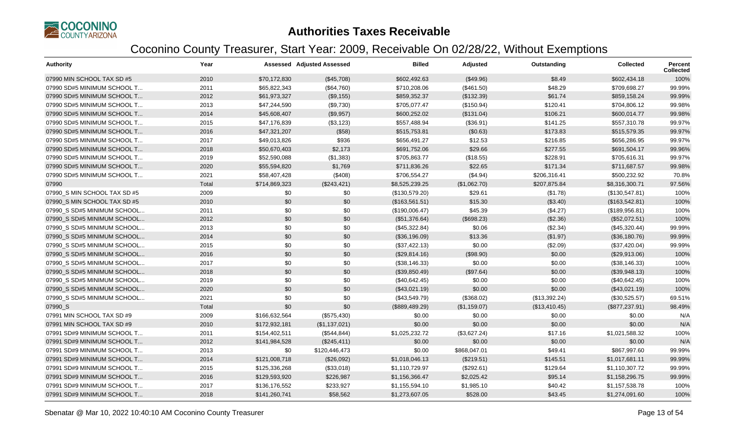# Authorities Taxes Receivable

## Coconino County Treasurer, Start Year: 2009, Receivable On 02/28/22, Without Exemptions

| Authority | Year | Assessed | Adjusted Assessed | Billed | Adjusted | Outstanding | Collected | Percent Collected |
|---|---|---|---|---|---|---|---|---|
| 07990 MIN SCHOOL TAX SD #5 | 2010 | $70,172,830 | ($45,708) | $602,492.63 | ($49.96) | $8.49 | $602,434.18 | 100% |
| 07990 SD#5 MINIMUM SCHOOL T... | 2011 | $65,822,343 | ($64,760) | $710,208.06 | ($461.50) | $48.29 | $709,698.27 | 99.99% |
| 07990 SD#5 MINIMUM SCHOOL T... | 2012 | $61,973,327 | ($9,155) | $859,352.37 | ($132.39) | $61.74 | $859,158.24 | 99.99% |
| 07990 SD#5 MINIMUM SCHOOL T... | 2013 | $47,244,590 | ($9,730) | $705,077.47 | ($150.94) | $120.41 | $704,806.12 | 99.98% |
| 07990 SD#5 MINIMUM SCHOOL T... | 2014 | $45,608,407 | ($9,957) | $600,252.02 | ($131.04) | $106.21 | $600,014.77 | 99.98% |
| 07990 SD#5 MINIMUM SCHOOL T... | 2015 | $47,176,839 | ($3,123) | $557,488.94 | ($36.91) | $141.25 | $557,310.78 | 99.97% |
| 07990 SD#5 MINIMUM SCHOOL T... | 2016 | $47,321,207 | ($58) | $515,753.81 | ($0.63) | $173.83 | $515,579.35 | 99.97% |
| 07990 SD#5 MINIMUM SCHOOL T... | 2017 | $49,013,826 | $936 | $656,491.27 | $12.53 | $216.85 | $656,286.95 | 99.97% |
| 07990 SD#5 MINIMUM SCHOOL T... | 2018 | $50,670,403 | $2,173 | $691,752.06 | $29.66 | $277.55 | $691,504.17 | 99.96% |
| 07990 SD#5 MINIMUM SCHOOL T... | 2019 | $52,590,088 | ($1,383) | $705,863.77 | ($18.55) | $228.91 | $705,616.31 | 99.97% |
| 07990 SD#5 MINIMUM SCHOOL T... | 2020 | $55,594,820 | $1,769 | $711,836.26 | $22.65 | $171.34 | $711,687.57 | 99.98% |
| 07990 SD#5 MINIMUM SCHOOL T... | 2021 | $58,407,428 | ($408) | $706,554.27 | ($4.94) | $206,316.41 | $500,232.92 | 70.8% |
| 07990 | Total | $714,869,323 | ($243,421) | $8,525,239.25 | ($1,062.70) | $207,875.84 | $8,316,300.71 | 97.56% |
| 07990_S MIN SCHOOL TAX SD #5 | 2009 | $0 | $0 | ($130,579.20) | $29.61 | ($1.78) | ($130,547.81) | 100% |
| 07990_S MIN SCHOOL TAX SD #5 | 2010 | $0 | $0 | ($163,561.51) | $15.30 | ($3.40) | ($163,542.81) | 100% |
| 07990_S SD#5 MINIMUM SCHOOL... | 2011 | $0 | $0 | ($190,006.47) | $45.39 | ($4.27) | ($189,956.81) | 100% |
| 07990_S SD#5 MINIMUM SCHOOL... | 2012 | $0 | $0 | ($51,376.64) | ($698.23) | ($2.36) | ($52,072.51) | 100% |
| 07990_S SD#5 MINIMUM SCHOOL... | 2013 | $0 | $0 | ($45,322.84) | $0.06 | ($2.34) | ($45,320.44) | 99.99% |
| 07990_S SD#5 MINIMUM SCHOOL... | 2014 | $0 | $0 | ($36,196.09) | $13.36 | ($1.97) | ($36,180.76) | 99.99% |
| 07990_S SD#5 MINIMUM SCHOOL... | 2015 | $0 | $0 | ($37,422.13) | $0.00 | ($2.09) | ($37,420.04) | 99.99% |
| 07990_S SD#5 MINIMUM SCHOOL... | 2016 | $0 | $0 | ($29,814.16) | ($98.90) | $0.00 | ($29,913.06) | 100% |
| 07990_S SD#5 MINIMUM SCHOOL... | 2017 | $0 | $0 | ($38,146.33) | $0.00 | $0.00 | ($38,146.33) | 100% |
| 07990_S SD#5 MINIMUM SCHOOL... | 2018 | $0 | $0 | ($39,850.49) | ($97.64) | $0.00 | ($39,948.13) | 100% |
| 07990_S SD#5 MINIMUM SCHOOL... | 2019 | $0 | $0 | ($40,642.45) | $0.00 | $0.00 | ($40,642.45) | 100% |
| 07990_S SD#5 MINIMUM SCHOOL... | 2020 | $0 | $0 | ($43,021.19) | $0.00 | $0.00 | ($43,021.19) | 100% |
| 07990_S SD#5 MINIMUM SCHOOL... | 2021 | $0 | $0 | ($43,549.79) | ($368.02) | ($13,392.24) | ($30,525.57) | 69.51% |
| 07990_S | Total | $0 | $0 | ($889,489.29) | ($1,159.07) | ($13,410.45) | ($877,237.91) | 98.49% |
| 07991 MIN SCHOOL TAX SD #9 | 2009 | $166,632,564 | ($575,430) | $0.00 | $0.00 | $0.00 | $0.00 | N/A |
| 07991 MIN SCHOOL TAX SD #9 | 2010 | $172,932,181 | ($1,137,021) | $0.00 | $0.00 | $0.00 | $0.00 | N/A |
| 07991 SD#9 MINIMUM SCHOOL T... | 2011 | $154,402,511 | ($544,844) | $1,025,232.72 | ($3,627.24) | $17.16 | $1,021,588.32 | 100% |
| 07991 SD#9 MINIMUM SCHOOL T... | 2012 | $141,984,528 | ($245,411) | $0.00 | $0.00 | $0.00 | $0.00 | N/A |
| 07991 SD#9 MINIMUM SCHOOL T... | 2013 | $0 | $120,446,473 | $0.00 | $868,047.01 | $49.41 | $867,997.60 | 99.99% |
| 07991 SD#9 MINIMUM SCHOOL T... | 2014 | $121,008,718 | ($26,092) | $1,018,046.13 | ($219.51) | $145.51 | $1,017,681.11 | 99.99% |
| 07991 SD#9 MINIMUM SCHOOL T... | 2015 | $125,336,268 | ($33,018) | $1,110,729.97 | ($292.61) | $129.64 | $1,110,307.72 | 99.99% |
| 07991 SD#9 MINIMUM SCHOOL T... | 2016 | $129,593,920 | $226,987 | $1,156,366.47 | $2,025.42 | $95.14 | $1,158,296.75 | 99.99% |
| 07991 SD#9 MINIMUM SCHOOL T... | 2017 | $136,176,552 | $233,927 | $1,155,594.10 | $1,985.10 | $40.42 | $1,157,538.78 | 100% |
| 07991 SD#9 MINIMUM SCHOOL T... | 2018 | $141,260,741 | $58,562 | $1,273,607.05 | $528.00 | $43.45 | $1,274,091.60 | 100% |

Sbenatar @ Mar 10, 2022 10:40:10 AM Coconino County Treasurer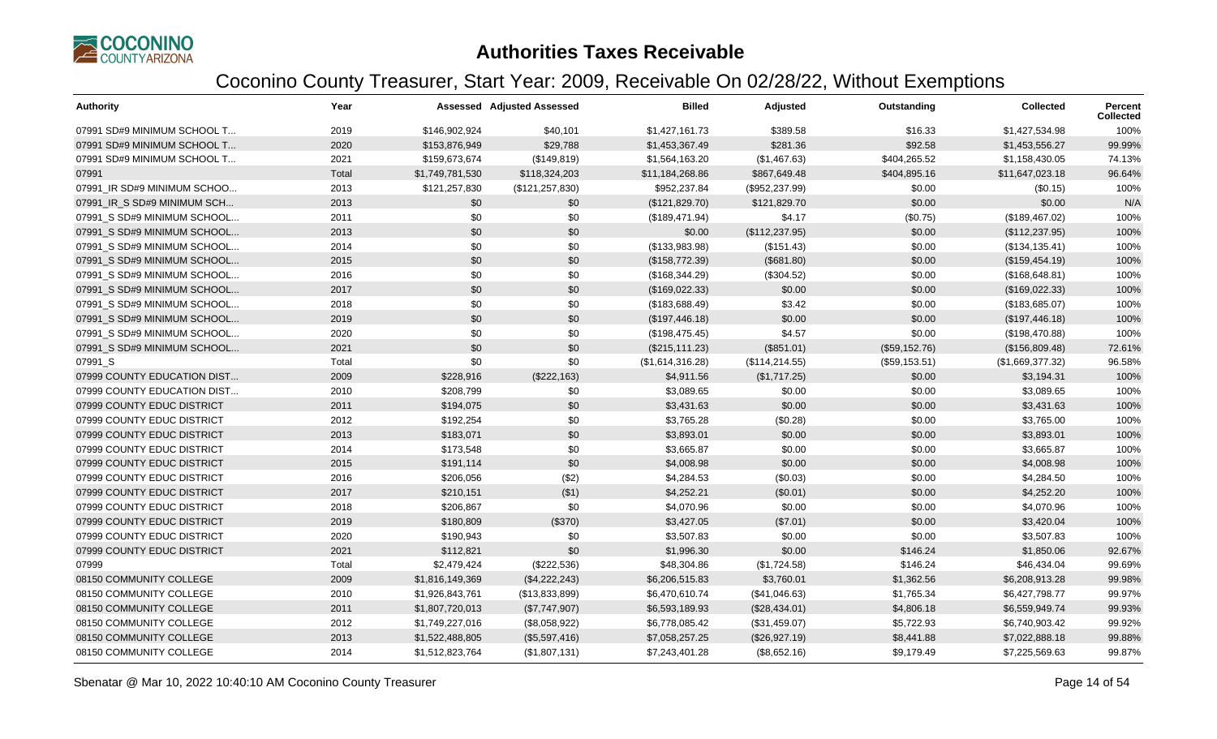# Authorities Taxes Receivable

## Coconino County Treasurer, Start Year: 2009, Receivable On 02/28/22, Without Exemptions

| Authority | Year | Assessed | Adjusted Assessed | Billed | Adjusted | Outstanding | Collected | Percent Collected |
|---|---|---|---|---|---|---|---|---|
| 07991 SD#9 MINIMUM SCHOOL T... | 2019 | $146,902,924 | $40,101 | $1,427,161.73 | $389.58 | $16.33 | $1,427,534.98 | 100% |
| 07991 SD#9 MINIMUM SCHOOL T... | 2020 | $153,876,949 | $29,788 | $1,453,367.49 | $281.36 | $92.58 | $1,453,556.27 | 99.99% |
| 07991 SD#9 MINIMUM SCHOOL T... | 2021 | $159,673,674 | ($149,819) | $1,564,163.20 | ($1,467.63) | $404,265.52 | $1,158,430.05 | 74.13% |
| 07991 | Total | $1,749,781,530 | $118,324,203 | $11,184,268.86 | $867,649.48 | $404,895.16 | $11,647,023.18 | 96.64% |
| 07991_IR SD#9 MINIMUM SCHOO... | 2013 | $121,257,830 | ($121,257,830) | $952,237.84 | ($952,237.99) | $0.00 | ($0.15) | 100% |
| 07991_IR_S SD#9 MINIMUM SCH... | 2013 | $0 | $0 | ($121,829.70) | $121,829.70 | $0.00 | $0.00 | N/A |
| 07991_S SD#9 MINIMUM SCHOOL... | 2011 | $0 | $0 | ($189,471.94) | $4.17 | ($0.75) | ($189,467.02) | 100% |
| 07991_S SD#9 MINIMUM SCHOOL... | 2013 | $0 | $0 | $0.00 | ($112,237.95) | $0.00 | ($112,237.95) | 100% |
| 07991_S SD#9 MINIMUM SCHOOL... | 2014 | $0 | $0 | ($133,983.98) | ($151.43) | $0.00 | ($134,135.41) | 100% |
| 07991_S SD#9 MINIMUM SCHOOL... | 2015 | $0 | $0 | ($158,772.39) | ($681.80) | $0.00 | ($159,454.19) | 100% |
| 07991_S SD#9 MINIMUM SCHOOL... | 2016 | $0 | $0 | ($168,344.29) | ($304.52) | $0.00 | ($168,648.81) | 100% |
| 07991_S SD#9 MINIMUM SCHOOL... | 2017 | $0 | $0 | ($169,022.33) | $0.00 | $0.00 | ($169,022.33) | 100% |
| 07991_S SD#9 MINIMUM SCHOOL... | 2018 | $0 | $0 | ($183,688.49) | $3.42 | $0.00 | ($183,685.07) | 100% |
| 07991_S SD#9 MINIMUM SCHOOL... | 2019 | $0 | $0 | ($197,446.18) | $0.00 | $0.00 | ($197,446.18) | 100% |
| 07991_S SD#9 MINIMUM SCHOOL... | 2020 | $0 | $0 | ($198,475.45) | $4.57 | $0.00 | ($198,470.88) | 100% |
| 07991_S SD#9 MINIMUM SCHOOL... | 2021 | $0 | $0 | ($215,111.23) | ($851.01) | ($59,152.76) | ($156,809.48) | 72.61% |
| 07991_S | Total | $0 | $0 | ($1,614,316.28) | ($114,214.55) | ($59,153.51) | ($1,669,377.32) | 96.58% |
| 07999 COUNTY EDUCATION DIST... | 2009 | $228,916 | ($222,163) | $4,911.56 | ($1,717.25) | $0.00 | $3,194.31 | 100% |
| 07999 COUNTY EDUCATION DIST... | 2010 | $208,799 | $0 | $3,089.65 | $0.00 | $0.00 | $3,089.65 | 100% |
| 07999 COUNTY EDUC DISTRICT | 2011 | $194,075 | $0 | $3,431.63 | $0.00 | $0.00 | $3,431.63 | 100% |
| 07999 COUNTY EDUC DISTRICT | 2012 | $192,254 | $0 | $3,765.28 | ($0.28) | $0.00 | $3,765.00 | 100% |
| 07999 COUNTY EDUC DISTRICT | 2013 | $183,071 | $0 | $3,893.01 | $0.00 | $0.00 | $3,893.01 | 100% |
| 07999 COUNTY EDUC DISTRICT | 2014 | $173,548 | $0 | $3,665.87 | $0.00 | $0.00 | $3,665.87 | 100% |
| 07999 COUNTY EDUC DISTRICT | 2015 | $191,114 | $0 | $4,008.98 | $0.00 | $0.00 | $4,008.98 | 100% |
| 07999 COUNTY EDUC DISTRICT | 2016 | $206,056 | ($2) | $4,284.53 | ($0.03) | $0.00 | $4,284.50 | 100% |
| 07999 COUNTY EDUC DISTRICT | 2017 | $210,151 | ($1) | $4,252.21 | ($0.01) | $0.00 | $4,252.20 | 100% |
| 07999 COUNTY EDUC DISTRICT | 2018 | $206,867 | $0 | $4,070.96 | $0.00 | $0.00 | $4,070.96 | 100% |
| 07999 COUNTY EDUC DISTRICT | 2019 | $180,809 | ($370) | $3,427.05 | ($7.01) | $0.00 | $3,420.04 | 100% |
| 07999 COUNTY EDUC DISTRICT | 2020 | $190,943 | $0 | $3,507.83 | $0.00 | $0.00 | $3,507.83 | 100% |
| 07999 COUNTY EDUC DISTRICT | 2021 | $112,821 | $0 | $1,996.30 | $0.00 | $146.24 | $1,850.06 | 92.67% |
| 07999 | Total | $2,479,424 | ($222,536) | $48,304.86 | ($1,724.58) | $146.24 | $46,434.04 | 99.69% |
| 08150 COMMUNITY COLLEGE | 2009 | $1,816,149,369 | ($4,222,243) | $6,206,515.83 | $3,760.01 | $1,362.56 | $6,208,913.28 | 99.98% |
| 08150 COMMUNITY COLLEGE | 2010 | $1,926,843,761 | ($13,833,899) | $6,470,610.74 | ($41,046.63) | $1,765.34 | $6,427,798.77 | 99.97% |
| 08150 COMMUNITY COLLEGE | 2011 | $1,807,720,013 | ($7,747,907) | $6,593,189.93 | ($28,434.01) | $4,806.18 | $6,559,949.74 | 99.93% |
| 08150 COMMUNITY COLLEGE | 2012 | $1,749,227,016 | ($8,058,922) | $6,778,085.42 | ($31,459.07) | $5,722.93 | $6,740,903.42 | 99.92% |
| 08150 COMMUNITY COLLEGE | 2013 | $1,522,488,805 | ($5,597,416) | $7,058,257.25 | ($26,927.19) | $8,441.88 | $7,022,888.18 | 99.88% |
| 08150 COMMUNITY COLLEGE | 2014 | $1,512,823,764 | ($1,807,131) | $7,243,401.28 | ($8,652.16) | $9,179.49 | $7,225,569.63 | 99.87% |

Sbenatar @ Mar 10, 2022 10:40:10 AM Coconino County Treasurer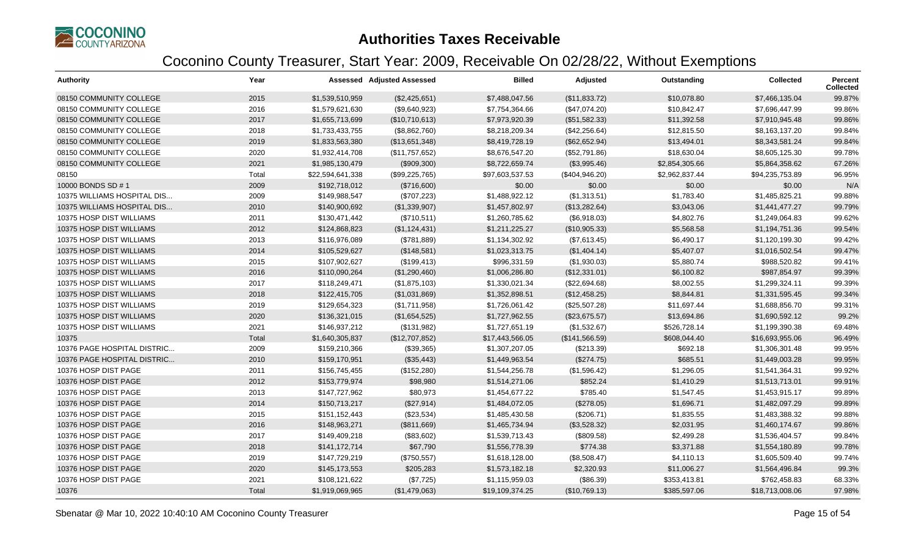# Authorities Taxes Receivable

## Coconino County Treasurer, Start Year: 2009, Receivable On 02/28/22, Without Exemptions

| Authority | Year | Assessed | Adjusted Assessed | Billed | Adjusted | Outstanding | Collected | Percent Collected |
|---|---|---|---|---|---|---|---|---|
| 08150 COMMUNITY COLLEGE | 2015 | $1,539,510,959 | ($2,425,651) | $7,488,047.56 | ($11,833.72) | $10,078.80 | $7,466,135.04 | 99.87% |
| 08150 COMMUNITY COLLEGE | 2016 | $1,579,621,630 | ($9,640,923) | $7,754,364.66 | ($47,074.20) | $10,842.47 | $7,696,447.99 | 99.86% |
| 08150 COMMUNITY COLLEGE | 2017 | $1,655,713,699 | ($10,710,613) | $7,973,920.39 | ($51,582.33) | $11,392.58 | $7,910,945.48 | 99.86% |
| 08150 COMMUNITY COLLEGE | 2018 | $1,733,433,755 | ($8,862,760) | $8,218,209.34 | ($42,256.64) | $12,815.50 | $8,163,137.20 | 99.84% |
| 08150 COMMUNITY COLLEGE | 2019 | $1,833,563,380 | ($13,651,348) | $8,419,728.19 | ($62,652.94) | $13,494.01 | $8,343,581.24 | 99.84% |
| 08150 COMMUNITY COLLEGE | 2020 | $1,932,414,708 | ($11,757,652) | $8,676,547.20 | ($52,791.86) | $18,630.04 | $8,605,125.30 | 99.78% |
| 08150 COMMUNITY COLLEGE | 2021 | $1,985,130,479 | ($909,300) | $8,722,659.74 | ($3,995.46) | $2,854,305.66 | $5,864,358.62 | 67.26% |
| 08150 | Total | $22,594,641,338 | ($99,225,765) | $97,603,537.53 | ($404,946.20) | $2,962,837.44 | $94,235,753.89 | 96.95% |
| 10000 BONDS SD # 1 | 2009 | $192,718,012 | ($716,600) | $0.00 | $0.00 | $0.00 | $0.00 | N/A |
| 10375 WILLIAMS HOSPITAL DIS... | 2009 | $149,988,547 | ($707,223) | $1,488,922.12 | ($1,313.51) | $1,783.40 | $1,485,825.21 | 99.88% |
| 10375 WILLIAMS HOSPITAL DIS... | 2010 | $140,900,692 | ($1,339,907) | $1,457,802.97 | ($13,282.64) | $3,043.06 | $1,441,477.27 | 99.79% |
| 10375 HOSP DIST WILLIAMS | 2011 | $130,471,442 | ($710,511) | $1,260,785.62 | ($6,918.03) | $4,802.76 | $1,249,064.83 | 99.62% |
| 10375 HOSP DIST WILLIAMS | 2012 | $124,868,823 | ($1,124,431) | $1,211,225.27 | ($10,905.33) | $5,568.58 | $1,194,751.36 | 99.54% |
| 10375 HOSP DIST WILLIAMS | 2013 | $116,976,089 | ($781,889) | $1,134,302.92 | ($7,613.45) | $6,490.17 | $1,120,199.30 | 99.42% |
| 10375 HOSP DIST WILLIAMS | 2014 | $105,529,627 | ($148,581) | $1,023,313.75 | ($1,404.14) | $5,407.07 | $1,016,502.54 | 99.47% |
| 10375 HOSP DIST WILLIAMS | 2015 | $107,902,627 | ($199,413) | $996,331.59 | ($1,930.03) | $5,880.74 | $988,520.82 | 99.41% |
| 10375 HOSP DIST WILLIAMS | 2016 | $110,090,264 | ($1,290,460) | $1,006,286.80 | ($12,331.01) | $6,100.82 | $987,854.97 | 99.39% |
| 10375 HOSP DIST WILLIAMS | 2017 | $118,249,471 | ($1,875,103) | $1,330,021.34 | ($22,694.68) | $8,002.55 | $1,299,324.11 | 99.39% |
| 10375 HOSP DIST WILLIAMS | 2018 | $122,415,705 | ($1,031,869) | $1,352,898.51 | ($12,458.25) | $8,844.81 | $1,331,595.45 | 99.34% |
| 10375 HOSP DIST WILLIAMS | 2019 | $129,654,323 | ($1,711,958) | $1,726,061.42 | ($25,507.28) | $11,697.44 | $1,688,856.70 | 99.31% |
| 10375 HOSP DIST WILLIAMS | 2020 | $136,321,015 | ($1,654,525) | $1,727,962.55 | ($23,675.57) | $13,694.86 | $1,690,592.12 | 99.2% |
| 10375 HOSP DIST WILLIAMS | 2021 | $146,937,212 | ($131,982) | $1,727,651.19 | ($1,532.67) | $526,728.14 | $1,199,390.38 | 69.48% |
| 10375 | Total | $1,640,305,837 | ($12,707,852) | $17,443,566.05 | ($141,566.59) | $608,044.40 | $16,693,955.06 | 96.49% |
| 10376 PAGE HOSPITAL DISTRIC... | 2009 | $159,210,366 | ($39,365) | $1,307,207.05 | ($213.39) | $692.18 | $1,306,301.48 | 99.95% |
| 10376 PAGE HOSPITAL DISTRIC... | 2010 | $159,170,951 | ($35,443) | $1,449,963.54 | ($274.75) | $685.51 | $1,449,003.28 | 99.95% |
| 10376 HOSP DIST PAGE | 2011 | $156,745,455 | ($152,280) | $1,544,256.78 | ($1,596.42) | $1,296.05 | $1,541,364.31 | 99.92% |
| 10376 HOSP DIST PAGE | 2012 | $153,779,974 | $98,980 | $1,514,271.06 | $852.24 | $1,410.29 | $1,513,713.01 | 99.91% |
| 10376 HOSP DIST PAGE | 2013 | $147,727,962 | $80,973 | $1,454,677.22 | $785.40 | $1,547.45 | $1,453,915.17 | 99.89% |
| 10376 HOSP DIST PAGE | 2014 | $150,713,217 | ($27,914) | $1,484,072.05 | ($278.05) | $1,696.71 | $1,482,097.29 | 99.89% |
| 10376 HOSP DIST PAGE | 2015 | $151,152,443 | ($23,534) | $1,485,430.58 | ($206.71) | $1,835.55 | $1,483,388.32 | 99.88% |
| 10376 HOSP DIST PAGE | 2016 | $148,963,271 | ($811,669) | $1,465,734.94 | ($3,528.32) | $2,031.95 | $1,460,174.67 | 99.86% |
| 10376 HOSP DIST PAGE | 2017 | $149,409,218 | ($83,602) | $1,539,713.43 | ($809.58) | $2,499.28 | $1,536,404.57 | 99.84% |
| 10376 HOSP DIST PAGE | 2018 | $141,172,714 | $67,790 | $1,556,778.39 | $774.38 | $3,371.88 | $1,554,180.89 | 99.78% |
| 10376 HOSP DIST PAGE | 2019 | $147,729,219 | ($750,557) | $1,618,128.00 | ($8,508.47) | $4,110.13 | $1,605,509.40 | 99.74% |
| 10376 HOSP DIST PAGE | 2020 | $145,173,553 | $205,283 | $1,573,182.18 | $2,320.93 | $11,006.27 | $1,564,496.84 | 99.3% |
| 10376 HOSP DIST PAGE | 2021 | $108,121,622 | ($7,725) | $1,115,959.03 | ($86.39) | $353,413.81 | $762,458.83 | 68.33% |
| 10376 | Total | $1,919,069,965 | ($1,479,063) | $19,109,374.25 | ($10,769.13) | $385,597.06 | $18,713,008.06 | 97.98% |

Sbenatar @ Mar 10, 2022 10:40:10 AM Coconino County Treasurer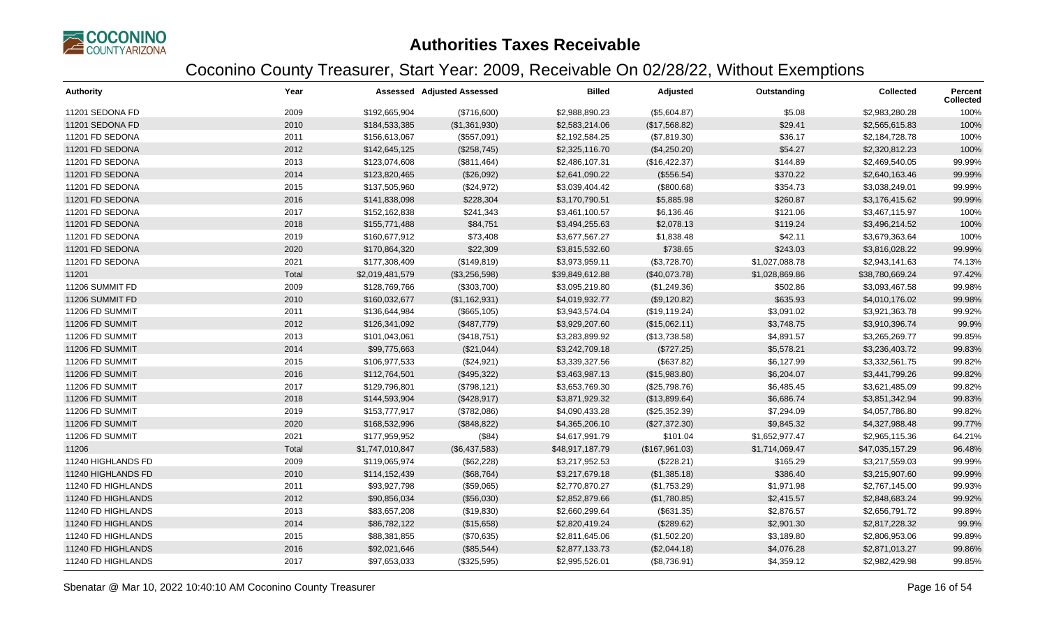# Authorities Taxes Receivable

## Coconino County Treasurer, Start Year: 2009, Receivable On 02/28/22, Without Exemptions

| Authority | Year | Assessed | Adjusted Assessed | Billed | Adjusted | Outstanding | Collected | Percent Collected |
|---|---|---|---|---|---|---|---|---|
| 11201 SEDONA FD | 2009 | $192,665,904 | ($716,600) | $2,988,890.23 | ($5,604.87) | $5.08 | $2,983,280.28 | 100% |
| 11201 SEDONA FD | 2010 | $184,533,385 | ($1,361,930) | $2,583,214.06 | ($17,568.82) | $29.41 | $2,565,615.83 | 100% |
| 11201 FD SEDONA | 2011 | $156,613,067 | ($557,091) | $2,192,584.25 | ($7,819.30) | $36.17 | $2,184,728.78 | 100% |
| 11201 FD SEDONA | 2012 | $142,645,125 | ($258,745) | $2,325,116.70 | ($4,250.20) | $54.27 | $2,320,812.23 | 100% |
| 11201 FD SEDONA | 2013 | $123,074,608 | ($811,464) | $2,486,107.31 | ($16,422.37) | $144.89 | $2,469,540.05 | 99.99% |
| 11201 FD SEDONA | 2014 | $123,820,465 | ($26,092) | $2,641,090.22 | ($556.54) | $370.22 | $2,640,163.46 | 99.99% |
| 11201 FD SEDONA | 2015 | $137,505,960 | ($24,972) | $3,039,404.42 | ($800.68) | $354.73 | $3,038,249.01 | 99.99% |
| 11201 FD SEDONA | 2016 | $141,838,098 | $228,304 | $3,170,790.51 | $5,885.98 | $260.87 | $3,176,415.62 | 99.99% |
| 11201 FD SEDONA | 2017 | $152,162,838 | $241,343 | $3,461,100.57 | $6,136.46 | $121.06 | $3,467,115.97 | 100% |
| 11201 FD SEDONA | 2018 | $155,771,488 | $84,751 | $3,494,255.63 | $2,078.13 | $119.24 | $3,496,214.52 | 100% |
| 11201 FD SEDONA | 2019 | $160,677,912 | $73,408 | $3,677,567.27 | $1,838.48 | $42.11 | $3,679,363.64 | 100% |
| 11201 FD SEDONA | 2020 | $170,864,320 | $22,309 | $3,815,532.60 | $738.65 | $243.03 | $3,816,028.22 | 99.99% |
| 11201 FD SEDONA | 2021 | $177,308,409 | ($149,819) | $3,973,959.11 | ($3,728.70) | $1,027,088.78 | $2,943,141.63 | 74.13% |
| 11201 | Total | $2,019,481,579 | ($3,256,598) | $39,849,612.88 | ($40,073.78) | $1,028,869.86 | $38,780,669.24 | 97.42% |
| 11206 SUMMIT FD | 2009 | $128,769,766 | ($303,700) | $3,095,219.80 | ($1,249.36) | $502.86 | $3,093,467.58 | 99.98% |
| 11206 SUMMIT FD | 2010 | $160,032,677 | ($1,162,931) | $4,019,932.77 | ($9,120.82) | $635.93 | $4,010,176.02 | 99.98% |
| 11206 FD SUMMIT | 2011 | $136,644,984 | ($665,105) | $3,943,574.04 | ($19,119.24) | $3,091.02 | $3,921,363.78 | 99.92% |
| 11206 FD SUMMIT | 2012 | $126,341,092 | ($487,779) | $3,929,207.60 | ($15,062.11) | $3,748.75 | $3,910,396.74 | 99.9% |
| 11206 FD SUMMIT | 2013 | $101,043,061 | ($418,751) | $3,283,899.92 | ($13,738.58) | $4,891.57 | $3,265,269.77 | 99.85% |
| 11206 FD SUMMIT | 2014 | $99,775,663 | ($21,044) | $3,242,709.18 | ($727.25) | $5,578.21 | $3,236,403.72 | 99.83% |
| 11206 FD SUMMIT | 2015 | $106,977,533 | ($24,921) | $3,339,327.56 | ($637.82) | $6,127.99 | $3,332,561.75 | 99.82% |
| 11206 FD SUMMIT | 2016 | $112,764,501 | ($495,322) | $3,463,987.13 | ($15,983.80) | $6,204.07 | $3,441,799.26 | 99.82% |
| 11206 FD SUMMIT | 2017 | $129,796,801 | ($798,121) | $3,653,769.30 | ($25,798.76) | $6,485.45 | $3,621,485.09 | 99.82% |
| 11206 FD SUMMIT | 2018 | $144,593,904 | ($428,917) | $3,871,929.32 | ($13,899.64) | $6,686.74 | $3,851,342.94 | 99.83% |
| 11206 FD SUMMIT | 2019 | $153,777,917 | ($782,086) | $4,090,433.28 | ($25,352.39) | $7,294.09 | $4,057,786.80 | 99.82% |
| 11206 FD SUMMIT | 2020 | $168,532,996 | ($848,822) | $4,365,206.10 | ($27,372.30) | $9,845.32 | $4,327,988.48 | 99.77% |
| 11206 FD SUMMIT | 2021 | $177,959,952 | ($84) | $4,617,991.79 | $101.04 | $1,652,977.47 | $2,965,115.36 | 64.21% |
| 11206 | Total | $1,747,010,847 | ($6,437,583) | $48,917,187.79 | ($167,961.03) | $1,714,069.47 | $47,035,157.29 | 96.48% |
| 11240 HIGHLANDS FD | 2009 | $119,065,974 | ($62,228) | $3,217,952.53 | ($228.21) | $165.29 | $3,217,559.03 | 99.99% |
| 11240 HIGHLANDS FD | 2010 | $114,152,439 | ($68,764) | $3,217,679.18 | ($1,385.18) | $386.40 | $3,215,907.60 | 99.99% |
| 11240 FD HIGHLANDS | 2011 | $93,927,798 | ($59,065) | $2,770,870.27 | ($1,753.29) | $1,971.98 | $2,767,145.00 | 99.93% |
| 11240 FD HIGHLANDS | 2012 | $90,856,034 | ($56,030) | $2,852,879.66 | ($1,780.85) | $2,415.57 | $2,848,683.24 | 99.92% |
| 11240 FD HIGHLANDS | 2013 | $83,657,208 | ($19,830) | $2,660,299.64 | ($631.35) | $2,876.57 | $2,656,791.72 | 99.89% |
| 11240 FD HIGHLANDS | 2014 | $86,782,122 | ($15,658) | $2,820,419.24 | ($289.62) | $2,901.30 | $2,817,228.32 | 99.9% |
| 11240 FD HIGHLANDS | 2015 | $88,381,855 | ($70,635) | $2,811,645.06 | ($1,502.20) | $3,189.80 | $2,806,953.06 | 99.89% |
| 11240 FD HIGHLANDS | 2016 | $92,021,646 | ($85,544) | $2,877,133.73 | ($2,044.18) | $4,076.28 | $2,871,013.27 | 99.86% |
| 11240 FD HIGHLANDS | 2017 | $97,653,033 | ($325,595) | $2,995,526.01 | ($8,736.91) | $4,359.12 | $2,982,429.98 | 99.85% |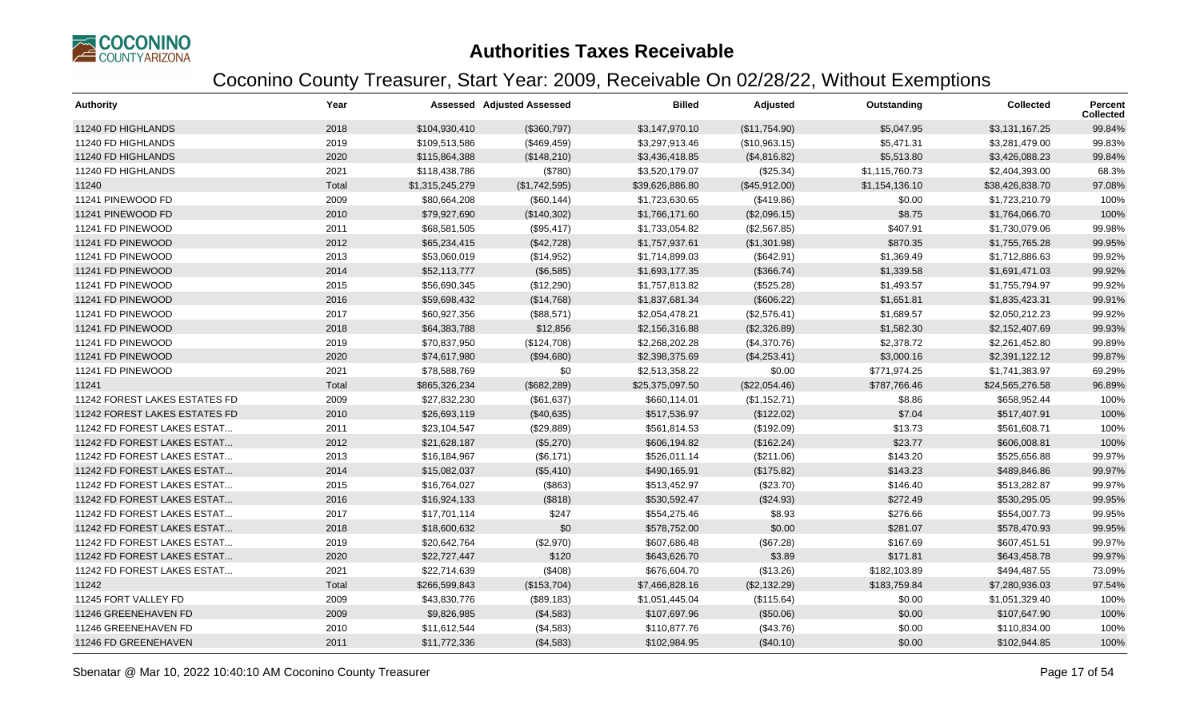# Authorities Taxes Receivable

## Coconino County Treasurer, Start Year: 2009, Receivable On 02/28/22, Without Exemptions

| Authority | Year | Assessed | Adjusted Assessed | Billed | Adjusted | Outstanding | Collected | Percent Collected |
|---|---|---|---|---|---|---|---|---|
| 11240 FD HIGHLANDS | 2018 | $104,930,410 | ($360,797) | $3,147,970.10 | ($11,754.90) | $5,047.95 | $3,131,167.25 | 99.84% |
| 11240 FD HIGHLANDS | 2019 | $109,513,586 | ($469,459) | $3,297,913.46 | ($10,963.15) | $5,471.31 | $3,281,479.00 | 99.83% |
| 11240 FD HIGHLANDS | 2020 | $115,864,388 | ($148,210) | $3,436,418.85 | ($4,816.82) | $5,513.80 | $3,426,088.23 | 99.84% |
| 11240 FD HIGHLANDS | 2021 | $118,438,786 | ($780) | $3,520,179.07 | ($25.34) | $1,115,760.73 | $2,404,393.00 | 68.3% |
| 11240 | Total | $1,315,245,279 | ($1,742,595) | $39,626,886.80 | ($45,912.00) | $1,154,136.10 | $38,426,838.70 | 97.08% |
| 11241 PINEWOOD FD | 2009 | $80,664,208 | ($60,144) | $1,723,630.65 | ($419.86) | $0.00 | $1,723,210.79 | 100% |
| 11241 PINEWOOD FD | 2010 | $79,927,690 | ($140,302) | $1,766,171.60 | ($2,096.15) | $8.75 | $1,764,066.70 | 100% |
| 11241 FD PINEWOOD | 2011 | $68,581,505 | ($95,417) | $1,733,054.82 | ($2,567.85) | $407.91 | $1,730,079.06 | 99.98% |
| 11241 FD PINEWOOD | 2012 | $65,234,415 | ($42,728) | $1,757,937.61 | ($1,301.98) | $870.35 | $1,755,765.28 | 99.95% |
| 11241 FD PINEWOOD | 2013 | $53,060,019 | ($14,952) | $1,714,899.03 | ($642.91) | $1,369.49 | $1,712,886.63 | 99.92% |
| 11241 FD PINEWOOD | 2014 | $52,113,777 | ($6,585) | $1,693,177.35 | ($366.74) | $1,339.58 | $1,691,471.03 | 99.92% |
| 11241 FD PINEWOOD | 2015 | $56,690,345 | ($12,290) | $1,757,813.82 | ($525.28) | $1,493.57 | $1,755,794.97 | 99.92% |
| 11241 FD PINEWOOD | 2016 | $59,698,432 | ($14,768) | $1,837,681.34 | ($606.22) | $1,651.81 | $1,835,423.31 | 99.91% |
| 11241 FD PINEWOOD | 2017 | $60,927,356 | ($88,571) | $2,054,478.21 | ($2,576.41) | $1,689.57 | $2,050,212.23 | 99.92% |
| 11241 FD PINEWOOD | 2018 | $64,383,788 | $12,856 | $2,156,316.88 | ($2,326.89) | $1,582.30 | $2,152,407.69 | 99.93% |
| 11241 FD PINEWOOD | 2019 | $70,837,950 | ($124,708) | $2,268,202.28 | ($4,370.76) | $2,378.72 | $2,261,452.80 | 99.89% |
| 11241 FD PINEWOOD | 2020 | $74,617,980 | ($94,680) | $2,398,375.69 | ($4,253.41) | $3,000.16 | $2,391,122.12 | 99.87% |
| 11241 FD PINEWOOD | 2021 | $78,588,769 | $0 | $2,513,358.22 | $0.00 | $771,974.25 | $1,741,383.97 | 69.29% |
| 11241 | Total | $865,326,234 | ($682,289) | $25,375,097.50 | ($22,054.46) | $787,766.46 | $24,565,276.58 | 96.89% |
| 11242 FOREST LAKES ESTATES FD | 2009 | $27,832,230 | ($61,637) | $660,114.01 | ($1,152.71) | $8.86 | $658,952.44 | 100% |
| 11242 FOREST LAKES ESTATES FD | 2010 | $26,693,119 | ($40,635) | $517,536.97 | ($122.02) | $7.04 | $517,407.91 | 100% |
| 11242 FD FOREST LAKES ESTAT... | 2011 | $23,104,547 | ($29,889) | $561,814.53 | ($192.09) | $13.73 | $561,608.71 | 100% |
| 11242 FD FOREST LAKES ESTAT... | 2012 | $21,628,187 | ($5,270) | $606,194.82 | ($162.24) | $23.77 | $606,008.81 | 100% |
| 11242 FD FOREST LAKES ESTAT... | 2013 | $16,184,967 | ($6,171) | $526,011.14 | ($211.06) | $143.20 | $525,656.88 | 99.97% |
| 11242 FD FOREST LAKES ESTAT... | 2014 | $15,082,037 | ($5,410) | $490,165.91 | ($175.82) | $143.23 | $489,846.86 | 99.97% |
| 11242 FD FOREST LAKES ESTAT... | 2015 | $16,764,027 | ($863) | $513,452.97 | ($23.70) | $146.40 | $513,282.87 | 99.97% |
| 11242 FD FOREST LAKES ESTAT... | 2016 | $16,924,133 | ($818) | $530,592.47 | ($24.93) | $272.49 | $530,295.05 | 99.95% |
| 11242 FD FOREST LAKES ESTAT... | 2017 | $17,701,114 | $247 | $554,275.46 | $8.93 | $276.66 | $554,007.73 | 99.95% |
| 11242 FD FOREST LAKES ESTAT... | 2018 | $18,600,632 | $0 | $578,752.00 | $0.00 | $281.07 | $578,470.93 | 99.95% |
| 11242 FD FOREST LAKES ESTAT... | 2019 | $20,642,764 | ($2,970) | $607,686.48 | ($67.28) | $167.69 | $607,451.51 | 99.97% |
| 11242 FD FOREST LAKES ESTAT... | 2020 | $22,727,447 | $120 | $643,626.70 | $3.89 | $171.81 | $643,458.78 | 99.97% |
| 11242 FD FOREST LAKES ESTAT... | 2021 | $22,714,639 | ($408) | $676,604.70 | ($13.26) | $182,103.89 | $494,487.55 | 73.09% |
| 11242 | Total | $266,599,843 | ($153,704) | $7,466,828.16 | ($2,132.29) | $183,759.84 | $7,280,936.03 | 97.54% |
| 11245 FORT VALLEY FD | 2009 | $43,830,776 | ($89,183) | $1,051,445.04 | ($115.64) | $0.00 | $1,051,329.40 | 100% |
| 11246 GREENEHAVEN FD | 2009 | $9,826,985 | ($4,583) | $107,697.96 | ($50.06) | $0.00 | $107,647.90 | 100% |
| 11246 GREENEHAVEN FD | 2010 | $11,612,544 | ($4,583) | $110,877.76 | ($43.76) | $0.00 | $110,834.00 | 100% |
| 11246 FD GREENEHAVEN | 2011 | $11,772,336 | ($4,583) | $102,984.95 | ($40.10) | $0.00 | $102,944.85 | 100% |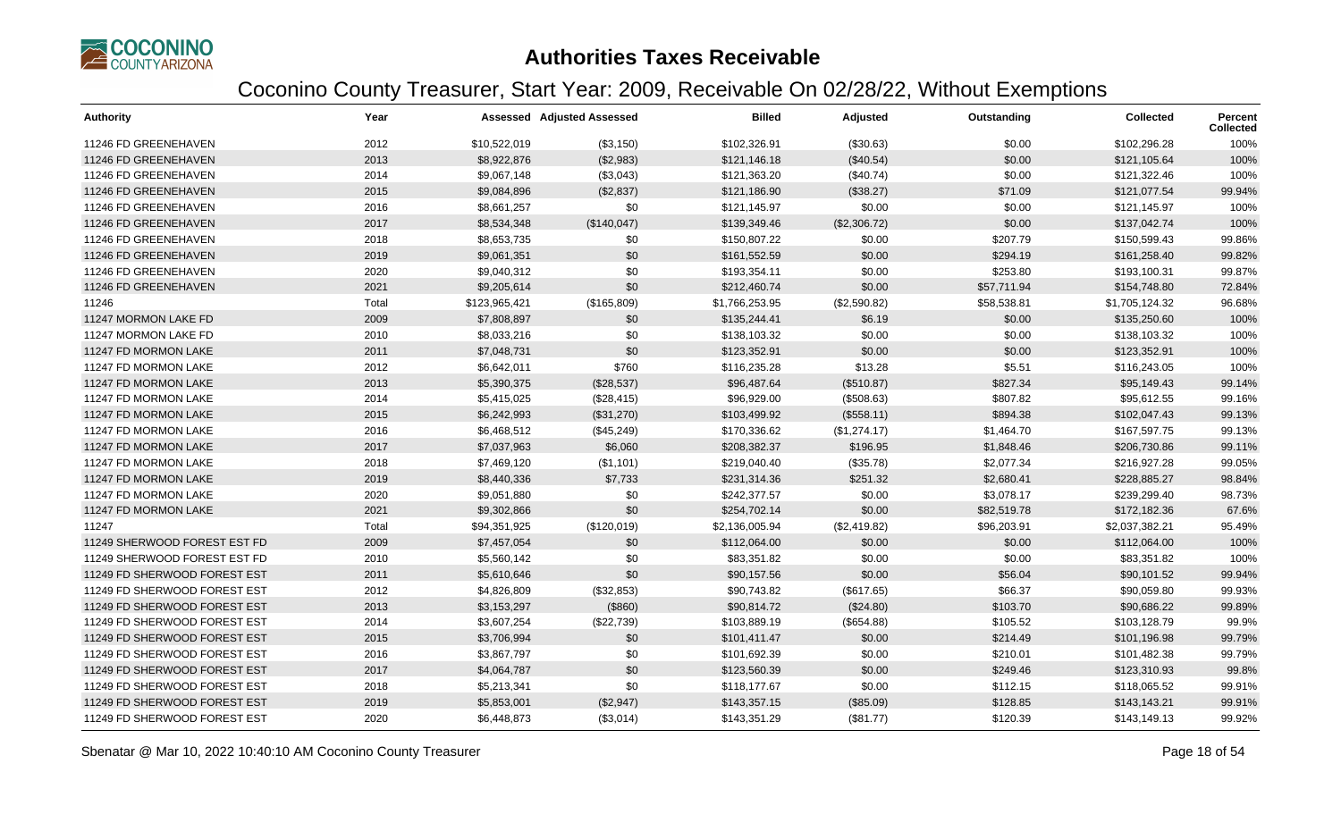# Authorities Taxes Receivable

## Coconino County Treasurer, Start Year: 2009, Receivable On 02/28/22, Without Exemptions

| Authority | Year | Assessed | Adjusted Assessed | Billed | Adjusted | Outstanding | Collected | Percent Collected |
|---|---|---|---|---|---|---|---|---|
| 11246 FD GREENEHAVEN | 2012 | $10,522,019 | ($3,150) | $102,326.91 | ($30.63) | $0.00 | $102,296.28 | 100% |
| 11246 FD GREENEHAVEN | 2013 | $8,922,876 | ($2,983) | $121,146.18 | ($40.54) | $0.00 | $121,105.64 | 100% |
| 11246 FD GREENEHAVEN | 2014 | $9,067,148 | ($3,043) | $121,363.20 | ($40.74) | $0.00 | $121,322.46 | 100% |
| 11246 FD GREENEHAVEN | 2015 | $9,084,896 | ($2,837) | $121,186.90 | ($38.27) | $71.09 | $121,077.54 | 99.94% |
| 11246 FD GREENEHAVEN | 2016 | $8,661,257 | $0 | $121,145.97 | $0.00 | $0.00 | $121,145.97 | 100% |
| 11246 FD GREENEHAVEN | 2017 | $8,534,348 | ($140,047) | $139,349.46 | ($2,306.72) | $0.00 | $137,042.74 | 100% |
| 11246 FD GREENEHAVEN | 2018 | $8,653,735 | $0 | $150,807.22 | $0.00 | $207.79 | $150,599.43 | 99.86% |
| 11246 FD GREENEHAVEN | 2019 | $9,061,351 | $0 | $161,552.59 | $0.00 | $294.19 | $161,258.40 | 99.82% |
| 11246 FD GREENEHAVEN | 2020 | $9,040,312 | $0 | $193,354.11 | $0.00 | $253.80 | $193,100.31 | 99.87% |
| 11246 FD GREENEHAVEN | 2021 | $9,205,614 | $0 | $212,460.74 | $0.00 | $57,711.94 | $154,748.80 | 72.84% |
| 11246 | Total | $123,965,421 | ($165,809) | $1,766,253.95 | ($2,590.82) | $58,538.81 | $1,705,124.32 | 96.68% |
| 11247 MORMON LAKE FD | 2009 | $7,808,897 | $0 | $135,244.41 | $6.19 | $0.00 | $135,250.60 | 100% |
| 11247 MORMON LAKE FD | 2010 | $8,033,216 | $0 | $138,103.32 | $0.00 | $0.00 | $138,103.32 | 100% |
| 11247 FD MORMON LAKE | 2011 | $7,048,731 | $0 | $123,352.91 | $0.00 | $0.00 | $123,352.91 | 100% |
| 11247 FD MORMON LAKE | 2012 | $6,642,011 | $760 | $116,235.28 | $13.28 | $5.51 | $116,243.05 | 100% |
| 11247 FD MORMON LAKE | 2013 | $5,390,375 | ($28,537) | $96,487.64 | ($510.87) | $827.34 | $95,149.43 | 99.14% |
| 11247 FD MORMON LAKE | 2014 | $5,415,025 | ($28,415) | $96,929.00 | ($508.63) | $807.82 | $95,612.55 | 99.16% |
| 11247 FD MORMON LAKE | 2015 | $6,242,993 | ($31,270) | $103,499.92 | ($558.11) | $894.38 | $102,047.43 | 99.13% |
| 11247 FD MORMON LAKE | 2016 | $6,468,512 | ($45,249) | $170,336.62 | ($1,274.17) | $1,464.70 | $167,597.75 | 99.13% |
| 11247 FD MORMON LAKE | 2017 | $7,037,963 | $6,060 | $208,382.37 | $196.95 | $1,848.46 | $206,730.86 | 99.11% |
| 11247 FD MORMON LAKE | 2018 | $7,469,120 | ($1,101) | $219,040.40 | ($35.78) | $2,077.34 | $216,927.28 | 99.05% |
| 11247 FD MORMON LAKE | 2019 | $8,440,336 | $7,733 | $231,314.36 | $251.32 | $2,680.41 | $228,885.27 | 98.84% |
| 11247 FD MORMON LAKE | 2020 | $9,051,880 | $0 | $242,377.57 | $0.00 | $3,078.17 | $239,299.40 | 98.73% |
| 11247 FD MORMON LAKE | 2021 | $9,302,866 | $0 | $254,702.14 | $0.00 | $82,519.78 | $172,182.36 | 67.6% |
| 11247 | Total | $94,351,925 | ($120,019) | $2,136,005.94 | ($2,419.82) | $96,203.91 | $2,037,382.21 | 95.49% |
| 11249 SHERWOOD FOREST EST FD | 2009 | $7,457,054 | $0 | $112,064.00 | $0.00 | $0.00 | $112,064.00 | 100% |
| 11249 SHERWOOD FOREST EST FD | 2010 | $5,560,142 | $0 | $83,351.82 | $0.00 | $0.00 | $83,351.82 | 100% |
| 11249 FD SHERWOOD FOREST EST | 2011 | $5,610,646 | $0 | $90,157.56 | $0.00 | $56.04 | $90,101.52 | 99.94% |
| 11249 FD SHERWOOD FOREST EST | 2012 | $4,826,809 | ($32,853) | $90,743.82 | ($617.65) | $66.37 | $90,059.80 | 99.93% |
| 11249 FD SHERWOOD FOREST EST | 2013 | $3,153,297 | ($860) | $90,814.72 | ($24.80) | $103.70 | $90,686.22 | 99.89% |
| 11249 FD SHERWOOD FOREST EST | 2014 | $3,607,254 | ($22,739) | $103,889.19 | ($654.88) | $105.52 | $103,128.79 | 99.9% |
| 11249 FD SHERWOOD FOREST EST | 2015 | $3,706,994 | $0 | $101,411.47 | $0.00 | $214.49 | $101,196.98 | 99.79% |
| 11249 FD SHERWOOD FOREST EST | 2016 | $3,867,797 | $0 | $101,692.39 | $0.00 | $210.01 | $101,482.38 | 99.79% |
| 11249 FD SHERWOOD FOREST EST | 2017 | $4,064,787 | $0 | $123,560.39 | $0.00 | $249.46 | $123,310.93 | 99.8% |
| 11249 FD SHERWOOD FOREST EST | 2018 | $5,213,341 | $0 | $118,177.67 | $0.00 | $112.15 | $118,065.52 | 99.91% |
| 11249 FD SHERWOOD FOREST EST | 2019 | $5,853,001 | ($2,947) | $143,357.15 | ($85.09) | $128.85 | $143,143.21 | 99.91% |
| 11249 FD SHERWOOD FOREST EST | 2020 | $6,448,873 | ($3,014) | $143,351.29 | ($81.77) | $120.39 | $143,149.13 | 99.92% |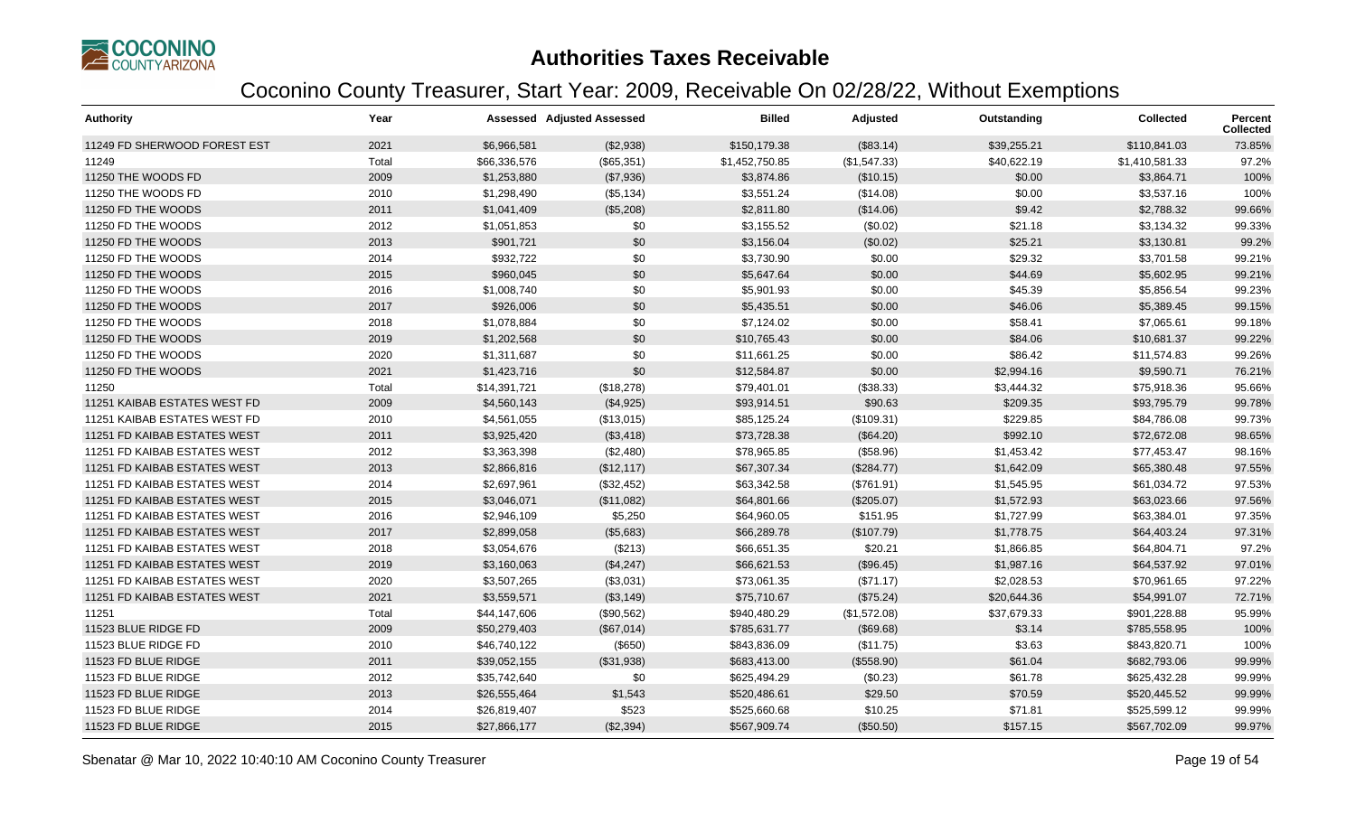# Authorities Taxes Receivable

## Coconino County Treasurer, Start Year: 2009, Receivable On 02/28/22, Without Exemptions

| Authority | Year | Assessed | Adjusted Assessed | Billed | Adjusted | Outstanding | Collected | Percent Collected |
|---|---|---|---|---|---|---|---|---|
| 11249 FD SHERWOOD FOREST EST | 2021 | $6,966,581 | ($2,938) | $150,179.38 | ($83.14) | $39,255.21 | $110,841.03 | 73.85% |
| 11249 | Total | $66,336,576 | ($65,351) | $1,452,750.85 | ($1,547.33) | $40,622.19 | $1,410,581.33 | 97.2% |
| 11250 THE WOODS FD | 2009 | $1,253,880 | ($7,936) | $3,874.86 | ($10.15) | $0.00 | $3,864.71 | 100% |
| 11250 THE WOODS FD | 2010 | $1,298,490 | ($5,134) | $3,551.24 | ($14.08) | $0.00 | $3,537.16 | 100% |
| 11250 FD THE WOODS | 2011 | $1,041,409 | ($5,208) | $2,811.80 | ($14.06) | $9.42 | $2,788.32 | 99.66% |
| 11250 FD THE WOODS | 2012 | $1,051,853 | $0 | $3,155.52 | ($0.02) | $21.18 | $3,134.32 | 99.33% |
| 11250 FD THE WOODS | 2013 | $901,721 | $0 | $3,156.04 | ($0.02) | $25.21 | $3,130.81 | 99.2% |
| 11250 FD THE WOODS | 2014 | $932,722 | $0 | $3,730.90 | $0.00 | $29.32 | $3,701.58 | 99.21% |
| 11250 FD THE WOODS | 2015 | $960,045 | $0 | $5,647.64 | $0.00 | $44.69 | $5,602.95 | 99.21% |
| 11250 FD THE WOODS | 2016 | $1,008,740 | $0 | $5,901.93 | $0.00 | $45.39 | $5,856.54 | 99.23% |
| 11250 FD THE WOODS | 2017 | $926,006 | $0 | $5,435.51 | $0.00 | $46.06 | $5,389.45 | 99.15% |
| 11250 FD THE WOODS | 2018 | $1,078,884 | $0 | $7,124.02 | $0.00 | $58.41 | $7,065.61 | 99.18% |
| 11250 FD THE WOODS | 2019 | $1,202,568 | $0 | $10,765.43 | $0.00 | $84.06 | $10,681.37 | 99.22% |
| 11250 FD THE WOODS | 2020 | $1,311,687 | $0 | $11,661.25 | $0.00 | $86.42 | $11,574.83 | 99.26% |
| 11250 FD THE WOODS | 2021 | $1,423,716 | $0 | $12,584.87 | $0.00 | $2,994.16 | $9,590.71 | 76.21% |
| 11250 | Total | $14,391,721 | ($18,278) | $79,401.01 | ($38.33) | $3,444.32 | $75,918.36 | 95.66% |
| 11251 KAIBAB ESTATES WEST FD | 2009 | $4,560,143 | ($4,925) | $93,914.51 | $90.63 | $209.35 | $93,795.79 | 99.78% |
| 11251 KAIBAB ESTATES WEST FD | 2010 | $4,561,055 | ($13,015) | $85,125.24 | ($109.31) | $229.85 | $84,786.08 | 99.73% |
| 11251 FD KAIBAB ESTATES WEST | 2011 | $3,925,420 | ($3,418) | $73,728.38 | ($64.20) | $992.10 | $72,672.08 | 98.65% |
| 11251 FD KAIBAB ESTATES WEST | 2012 | $3,363,398 | ($2,480) | $78,965.85 | ($58.96) | $1,453.42 | $77,453.47 | 98.16% |
| 11251 FD KAIBAB ESTATES WEST | 2013 | $2,866,816 | ($12,117) | $67,307.34 | ($284.77) | $1,642.09 | $65,380.48 | 97.55% |
| 11251 FD KAIBAB ESTATES WEST | 2014 | $2,697,961 | ($32,452) | $63,342.58 | ($761.91) | $1,545.95 | $61,034.72 | 97.53% |
| 11251 FD KAIBAB ESTATES WEST | 2015 | $3,046,071 | ($11,082) | $64,801.66 | ($205.07) | $1,572.93 | $63,023.66 | 97.56% |
| 11251 FD KAIBAB ESTATES WEST | 2016 | $2,946,109 | $5,250 | $64,960.05 | $151.95 | $1,727.99 | $63,384.01 | 97.35% |
| 11251 FD KAIBAB ESTATES WEST | 2017 | $2,899,058 | ($5,683) | $66,289.78 | ($107.79) | $1,778.75 | $64,403.24 | 97.31% |
| 11251 FD KAIBAB ESTATES WEST | 2018 | $3,054,676 | ($213) | $66,651.35 | $20.21 | $1,866.85 | $64,804.71 | 97.2% |
| 11251 FD KAIBAB ESTATES WEST | 2019 | $3,160,063 | ($4,247) | $66,621.53 | ($96.45) | $1,987.16 | $64,537.92 | 97.01% |
| 11251 FD KAIBAB ESTATES WEST | 2020 | $3,507,265 | ($3,031) | $73,061.35 | ($71.17) | $2,028.53 | $70,961.65 | 97.22% |
| 11251 FD KAIBAB ESTATES WEST | 2021 | $3,559,571 | ($3,149) | $75,710.67 | ($75.24) | $20,644.36 | $54,991.07 | 72.71% |
| 11251 | Total | $44,147,606 | ($90,562) | $940,480.29 | ($1,572.08) | $37,679.33 | $901,228.88 | 95.99% |
| 11523 BLUE RIDGE FD | 2009 | $50,279,403 | ($67,014) | $785,631.77 | ($69.68) | $3.14 | $785,558.95 | 100% |
| 11523 BLUE RIDGE FD | 2010 | $46,740,122 | ($650) | $843,836.09 | ($11.75) | $3.63 | $843,820.71 | 100% |
| 11523 FD BLUE RIDGE | 2011 | $39,052,155 | ($31,938) | $683,413.00 | ($558.90) | $61.04 | $682,793.06 | 99.99% |
| 11523 FD BLUE RIDGE | 2012 | $35,742,640 | $0 | $625,494.29 | ($0.23) | $61.78 | $625,432.28 | 99.99% |
| 11523 FD BLUE RIDGE | 2013 | $26,555,464 | $1,543 | $520,486.61 | $29.50 | $70.59 | $520,445.52 | 99.99% |
| 11523 FD BLUE RIDGE | 2014 | $26,819,407 | $523 | $525,660.68 | $10.25 | $71.81 | $525,599.12 | 99.99% |
| 11523 FD BLUE RIDGE | 2015 | $27,866,177 | ($2,394) | $567,909.74 | ($50.50) | $157.15 | $567,702.09 | 99.97% |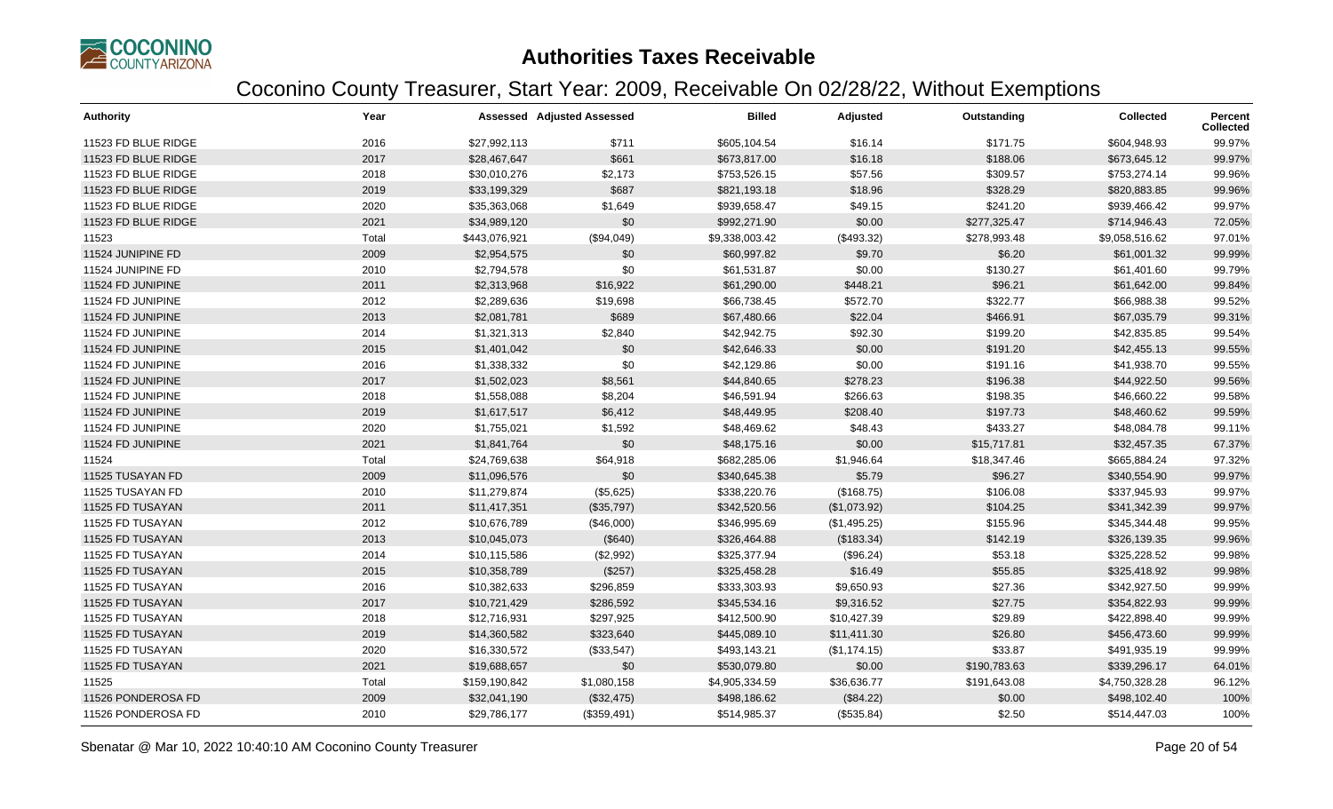# Authorities Taxes Receivable

## Coconino County Treasurer, Start Year: 2009, Receivable On 02/28/22, Without Exemptions

| Authority | Year | Assessed | Adjusted Assessed | Billed | Adjusted | Outstanding | Collected | Percent Collected |
|---|---|---|---|---|---|---|---|---|
| 11523 FD BLUE RIDGE | 2016 | $27,992,113 | $711 | $605,104.54 | $16.14 | $171.75 | $604,948.93 | 99.97% |
| 11523 FD BLUE RIDGE | 2017 | $28,467,647 | $661 | $673,817.00 | $16.18 | $188.06 | $673,645.12 | 99.97% |
| 11523 FD BLUE RIDGE | 2018 | $30,010,276 | $2,173 | $753,526.15 | $57.56 | $309.57 | $753,274.14 | 99.96% |
| 11523 FD BLUE RIDGE | 2019 | $33,199,329 | $687 | $821,193.18 | $18.96 | $328.29 | $820,883.85 | 99.96% |
| 11523 FD BLUE RIDGE | 2020 | $35,363,068 | $1,649 | $939,658.47 | $49.15 | $241.20 | $939,466.42 | 99.97% |
| 11523 FD BLUE RIDGE | 2021 | $34,989,120 | $0 | $992,271.90 | $0.00 | $277,325.47 | $714,946.43 | 72.05% |
| 11523 | Total | $443,076,921 | ($94,049) | $9,338,003.42 | ($493.32) | $278,993.48 | $9,058,516.62 | 97.01% |
| 11524 JUNIPINE FD | 2009 | $2,954,575 | $0 | $60,997.82 | $9.70 | $6.20 | $61,001.32 | 99.99% |
| 11524 JUNIPINE FD | 2010 | $2,794,578 | $0 | $61,531.87 | $0.00 | $130.27 | $61,401.60 | 99.79% |
| 11524 FD JUNIPINE | 2011 | $2,313,968 | $16,922 | $61,290.00 | $448.21 | $96.21 | $61,642.00 | 99.84% |
| 11524 FD JUNIPINE | 2012 | $2,289,636 | $19,698 | $66,738.45 | $572.70 | $322.77 | $66,988.38 | 99.52% |
| 11524 FD JUNIPINE | 2013 | $2,081,781 | $689 | $67,480.66 | $22.04 | $466.91 | $67,035.79 | 99.31% |
| 11524 FD JUNIPINE | 2014 | $1,321,313 | $2,840 | $42,942.75 | $92.30 | $199.20 | $42,835.85 | 99.54% |
| 11524 FD JUNIPINE | 2015 | $1,401,042 | $0 | $42,646.33 | $0.00 | $191.20 | $42,455.13 | 99.55% |
| 11524 FD JUNIPINE | 2016 | $1,338,332 | $0 | $42,129.86 | $0.00 | $191.16 | $41,938.70 | 99.55% |
| 11524 FD JUNIPINE | 2017 | $1,502,023 | $8,561 | $44,840.65 | $278.23 | $196.38 | $44,922.50 | 99.56% |
| 11524 FD JUNIPINE | 2018 | $1,558,088 | $8,204 | $46,591.94 | $266.63 | $198.35 | $46,660.22 | 99.58% |
| 11524 FD JUNIPINE | 2019 | $1,617,517 | $6,412 | $48,449.95 | $208.40 | $197.73 | $48,460.62 | 99.59% |
| 11524 FD JUNIPINE | 2020 | $1,755,021 | $1,592 | $48,469.62 | $48.43 | $433.27 | $48,084.78 | 99.11% |
| 11524 FD JUNIPINE | 2021 | $1,841,764 | $0 | $48,175.16 | $0.00 | $15,717.81 | $32,457.35 | 67.37% |
| 11524 | Total | $24,769,638 | $64,918 | $682,285.06 | $1,946.64 | $18,347.46 | $665,884.24 | 97.32% |
| 11525 TUSAYAN FD | 2009 | $11,096,576 | $0 | $340,645.38 | $5.79 | $96.27 | $340,554.90 | 99.97% |
| 11525 TUSAYAN FD | 2010 | $11,279,874 | ($5,625) | $338,220.76 | ($168.75) | $106.08 | $337,945.93 | 99.97% |
| 11525 FD TUSAYAN | 2011 | $11,417,351 | ($35,797) | $342,520.56 | ($1,073.92) | $104.25 | $341,342.39 | 99.97% |
| 11525 FD TUSAYAN | 2012 | $10,676,789 | ($46,000) | $346,995.69 | ($1,495.25) | $155.96 | $345,344.48 | 99.95% |
| 11525 FD TUSAYAN | 2013 | $10,045,073 | ($640) | $326,464.88 | ($183.34) | $142.19 | $326,139.35 | 99.96% |
| 11525 FD TUSAYAN | 2014 | $10,115,586 | ($2,992) | $325,377.94 | ($96.24) | $53.18 | $325,228.52 | 99.98% |
| 11525 FD TUSAYAN | 2015 | $10,358,789 | ($257) | $325,458.28 | $16.49 | $55.85 | $325,418.92 | 99.98% |
| 11525 FD TUSAYAN | 2016 | $10,382,633 | $296,859 | $333,303.93 | $9,650.93 | $27.36 | $342,927.50 | 99.99% |
| 11525 FD TUSAYAN | 2017 | $10,721,429 | $286,592 | $345,534.16 | $9,316.52 | $27.75 | $354,822.93 | 99.99% |
| 11525 FD TUSAYAN | 2018 | $12,716,931 | $297,925 | $412,500.90 | $10,427.39 | $29.89 | $422,898.40 | 99.99% |
| 11525 FD TUSAYAN | 2019 | $14,360,582 | $323,640 | $445,089.10 | $11,411.30 | $26.80 | $456,473.60 | 99.99% |
| 11525 FD TUSAYAN | 2020 | $16,330,572 | ($33,547) | $493,143.21 | ($1,174.15) | $33.87 | $491,935.19 | 99.99% |
| 11525 FD TUSAYAN | 2021 | $19,688,657 | $0 | $530,079.80 | $0.00 | $190,783.63 | $339,296.17 | 64.01% |
| 11525 | Total | $159,190,842 | $1,080,158 | $4,905,334.59 | $36,636.77 | $191,643.08 | $4,750,328.28 | 96.12% |
| 11526 PONDEROSA FD | 2009 | $32,041,190 | ($32,475) | $498,186.62 | ($84.22) | $0.00 | $498,102.40 | 100% |
| 11526 PONDEROSA FD | 2010 | $29,786,177 | ($359,491) | $514,985.37 | ($535.84) | $2.50 | $514,447.03 | 100% |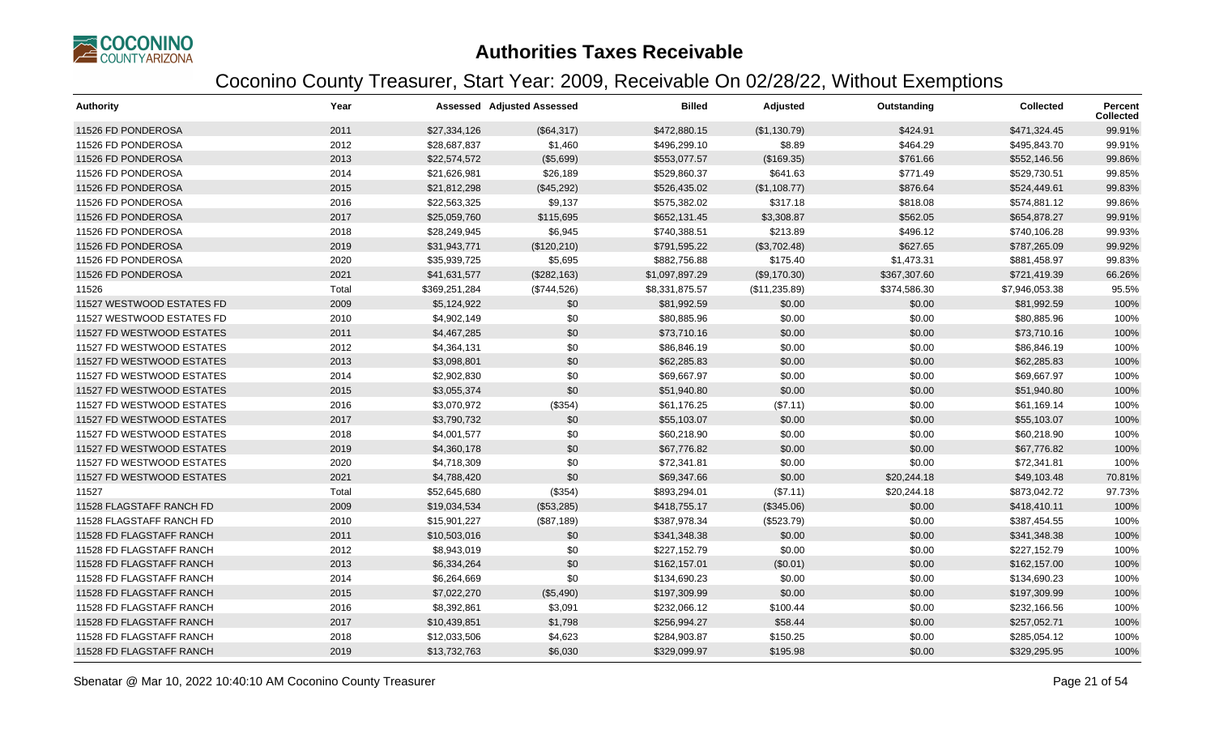# Authorities Taxes Receivable

## Coconino County Treasurer, Start Year: 2009, Receivable On 02/28/22, Without Exemptions

| Authority | Year | Assessed | Adjusted Assessed | Billed | Adjusted | Outstanding | Collected | Percent Collected |
|---|---|---|---|---|---|---|---|---|
| 11526 FD PONDEROSA | 2011 | $27,334,126 | ($64,317) | $472,880.15 | ($1,130.79) | $424.91 | $471,324.45 | 99.91% |
| 11526 FD PONDEROSA | 2012 | $28,687,837 | $1,460 | $496,299.10 | $8.89 | $464.29 | $495,843.70 | 99.91% |
| 11526 FD PONDEROSA | 2013 | $22,574,572 | ($5,699) | $553,077.57 | ($169.35) | $761.66 | $552,146.56 | 99.86% |
| 11526 FD PONDEROSA | 2014 | $21,626,981 | $26,189 | $529,860.37 | $641.63 | $771.49 | $529,730.51 | 99.85% |
| 11526 FD PONDEROSA | 2015 | $21,812,298 | ($45,292) | $526,435.02 | ($1,108.77) | $876.64 | $524,449.61 | 99.83% |
| 11526 FD PONDEROSA | 2016 | $22,563,325 | $9,137 | $575,382.02 | $317.18 | $818.08 | $574,881.12 | 99.86% |
| 11526 FD PONDEROSA | 2017 | $25,059,760 | $115,695 | $652,131.45 | $3,308.87 | $562.05 | $654,878.27 | 99.91% |
| 11526 FD PONDEROSA | 2018 | $28,249,945 | $6,945 | $740,388.51 | $213.89 | $496.12 | $740,106.28 | 99.93% |
| 11526 FD PONDEROSA | 2019 | $31,943,771 | ($120,210) | $791,595.22 | ($3,702.48) | $627.65 | $787,265.09 | 99.92% |
| 11526 FD PONDEROSA | 2020 | $35,939,725 | $5,695 | $882,756.88 | $175.40 | $1,473.31 | $881,458.97 | 99.83% |
| 11526 FD PONDEROSA | 2021 | $41,631,577 | ($282,163) | $1,097,897.29 | ($9,170.30) | $367,307.60 | $721,419.39 | 66.26% |
| 11526 | Total | $369,251,284 | ($744,526) | $8,331,875.57 | ($11,235.89) | $374,586.30 | $7,946,053.38 | 95.5% |
| 11527 WESTWOOD ESTATES FD | 2009 | $5,124,922 | $0 | $81,992.59 | $0.00 | $0.00 | $81,992.59 | 100% |
| 11527 WESTWOOD ESTATES FD | 2010 | $4,902,149 | $0 | $80,885.96 | $0.00 | $0.00 | $80,885.96 | 100% |
| 11527 FD WESTWOOD ESTATES | 2011 | $4,467,285 | $0 | $73,710.16 | $0.00 | $0.00 | $73,710.16 | 100% |
| 11527 FD WESTWOOD ESTATES | 2012 | $4,364,131 | $0 | $86,846.19 | $0.00 | $0.00 | $86,846.19 | 100% |
| 11527 FD WESTWOOD ESTATES | 2013 | $3,098,801 | $0 | $62,285.83 | $0.00 | $0.00 | $62,285.83 | 100% |
| 11527 FD WESTWOOD ESTATES | 2014 | $2,902,830 | $0 | $69,667.97 | $0.00 | $0.00 | $69,667.97 | 100% |
| 11527 FD WESTWOOD ESTATES | 2015 | $3,055,374 | $0 | $51,940.80 | $0.00 | $0.00 | $51,940.80 | 100% |
| 11527 FD WESTWOOD ESTATES | 2016 | $3,070,972 | ($354) | $61,176.25 | ($7.11) | $0.00 | $61,169.14 | 100% |
| 11527 FD WESTWOOD ESTATES | 2017 | $3,790,732 | $0 | $55,103.07 | $0.00 | $0.00 | $55,103.07 | 100% |
| 11527 FD WESTWOOD ESTATES | 2018 | $4,001,577 | $0 | $60,218.90 | $0.00 | $0.00 | $60,218.90 | 100% |
| 11527 FD WESTWOOD ESTATES | 2019 | $4,360,178 | $0 | $67,776.82 | $0.00 | $0.00 | $67,776.82 | 100% |
| 11527 FD WESTWOOD ESTATES | 2020 | $4,718,309 | $0 | $72,341.81 | $0.00 | $0.00 | $72,341.81 | 100% |
| 11527 FD WESTWOOD ESTATES | 2021 | $4,788,420 | $0 | $69,347.66 | $0.00 | $20,244.18 | $49,103.48 | 70.81% |
| 11527 | Total | $52,645,680 | ($354) | $893,294.01 | ($7.11) | $20,244.18 | $873,042.72 | 97.73% |
| 11528 FLAGSTAFF RANCH FD | 2009 | $19,034,534 | ($53,285) | $418,755.17 | ($345.06) | $0.00 | $418,410.11 | 100% |
| 11528 FLAGSTAFF RANCH FD | 2010 | $15,901,227 | ($87,189) | $387,978.34 | ($523.79) | $0.00 | $387,454.55 | 100% |
| 11528 FD FLAGSTAFF RANCH | 2011 | $10,503,016 | $0 | $341,348.38 | $0.00 | $0.00 | $341,348.38 | 100% |
| 11528 FD FLAGSTAFF RANCH | 2012 | $8,943,019 | $0 | $227,152.79 | $0.00 | $0.00 | $227,152.79 | 100% |
| 11528 FD FLAGSTAFF RANCH | 2013 | $6,334,264 | $0 | $162,157.01 | ($0.01) | $0.00 | $162,157.00 | 100% |
| 11528 FD FLAGSTAFF RANCH | 2014 | $6,264,669 | $0 | $134,690.23 | $0.00 | $0.00 | $134,690.23 | 100% |
| 11528 FD FLAGSTAFF RANCH | 2015 | $7,022,270 | ($5,490) | $197,309.99 | $0.00 | $0.00 | $197,309.99 | 100% |
| 11528 FD FLAGSTAFF RANCH | 2016 | $8,392,861 | $3,091 | $232,066.12 | $100.44 | $0.00 | $232,166.56 | 100% |
| 11528 FD FLAGSTAFF RANCH | 2017 | $10,439,851 | $1,798 | $256,994.27 | $58.44 | $0.00 | $257,052.71 | 100% |
| 11528 FD FLAGSTAFF RANCH | 2018 | $12,033,506 | $4,623 | $284,903.87 | $150.25 | $0.00 | $285,054.12 | 100% |
| 11528 FD FLAGSTAFF RANCH | 2019 | $13,732,763 | $6,030 | $329,099.97 | $195.98 | $0.00 | $329,295.95 | 100% |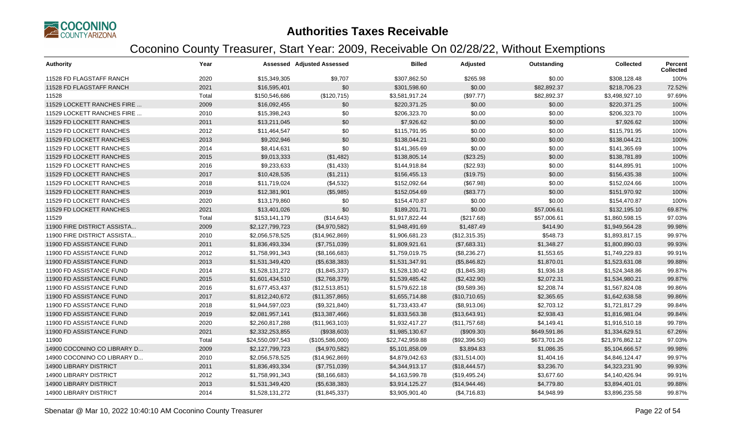# Authorities Taxes Receivable

## Coconino County Treasurer, Start Year: 2009, Receivable On 02/28/22, Without Exemptions

| Authority | Year | Assessed | Adjusted Assessed | Billed | Adjusted | Outstanding | Collected | Percent Collected |
|---|---|---|---|---|---|---|---|---|
| 11528 FD FLAGSTAFF RANCH | 2020 | $15,349,305 | $9,707 | $307,862.50 | $265.98 | $0.00 | $308,128.48 | 100% |
| 11528 FD FLAGSTAFF RANCH | 2021 | $16,595,401 | $0 | $301,598.60 | $0.00 | $82,892.37 | $218,706.23 | 72.52% |
| 11528 | Total | $150,546,686 | ($120,715) | $3,581,917.24 | ($97.77) | $82,892.37 | $3,498,927.10 | 97.69% |
| 11529 LOCKETT RANCHES FIRE ... | 2009 | $16,092,455 | $0 | $220,371.25 | $0.00 | $0.00 | $220,371.25 | 100% |
| 11529 LOCKETT RANCHES FIRE ... | 2010 | $15,398,243 | $0 | $206,323.70 | $0.00 | $0.00 | $206,323.70 | 100% |
| 11529 FD LOCKETT RANCHES | 2011 | $13,211,045 | $0 | $7,926.62 | $0.00 | $0.00 | $7,926.62 | 100% |
| 11529 FD LOCKETT RANCHES | 2012 | $11,464,547 | $0 | $115,791.95 | $0.00 | $0.00 | $115,791.95 | 100% |
| 11529 FD LOCKETT RANCHES | 2013 | $9,202,946 | $0 | $138,044.21 | $0.00 | $0.00 | $138,044.21 | 100% |
| 11529 FD LOCKETT RANCHES | 2014 | $8,414,631 | $0 | $141,365.69 | $0.00 | $0.00 | $141,365.69 | 100% |
| 11529 FD LOCKETT RANCHES | 2015 | $9,013,333 | ($1,482) | $138,805.14 | ($23.25) | $0.00 | $138,781.89 | 100% |
| 11529 FD LOCKETT RANCHES | 2016 | $9,233,633 | ($1,433) | $144,918.84 | ($22.93) | $0.00 | $144,895.91 | 100% |
| 11529 FD LOCKETT RANCHES | 2017 | $10,428,535 | ($1,211) | $156,455.13 | ($19.75) | $0.00 | $156,435.38 | 100% |
| 11529 FD LOCKETT RANCHES | 2018 | $11,719,024 | ($4,532) | $152,092.64 | ($67.98) | $0.00 | $152,024.66 | 100% |
| 11529 FD LOCKETT RANCHES | 2019 | $12,381,901 | ($5,985) | $152,054.69 | ($83.77) | $0.00 | $151,970.92 | 100% |
| 11529 FD LOCKETT RANCHES | 2020 | $13,179,860 | $0 | $154,470.87 | $0.00 | $0.00 | $154,470.87 | 100% |
| 11529 FD LOCKETT RANCHES | 2021 | $13,401,026 | $0 | $189,201.71 | $0.00 | $57,006.61 | $132,195.10 | 69.87% |
| 11529 | Total | $153,141,179 | ($14,643) | $1,917,822.44 | ($217.68) | $57,006.61 | $1,860,598.15 | 97.03% |
| 11900 FIRE DISTRICT ASSISTA... | 2009 | $2,127,799,723 | ($4,970,582) | $1,948,491.69 | $1,487.49 | $414.90 | $1,949,564.28 | 99.98% |
| 11900 FIRE DISTRICT ASSISTA... | 2010 | $2,056,578,525 | ($14,962,869) | $1,906,681.23 | ($12,315.35) | $548.73 | $1,893,817.15 | 99.97% |
| 11900 FD ASSISTANCE FUND | 2011 | $1,836,493,334 | ($7,751,039) | $1,809,921.61 | ($7,683.31) | $1,348.27 | $1,800,890.03 | 99.93% |
| 11900 FD ASSISTANCE FUND | 2012 | $1,758,991,343 | ($8,166,683) | $1,759,019.75 | ($8,236.27) | $1,553.65 | $1,749,229.83 | 99.91% |
| 11900 FD ASSISTANCE FUND | 2013 | $1,531,349,420 | ($5,638,383) | $1,531,347.91 | ($5,846.82) | $1,870.01 | $1,523,631.08 | 99.88% |
| 11900 FD ASSISTANCE FUND | 2014 | $1,528,131,272 | ($1,845,337) | $1,528,130.42 | ($1,845.38) | $1,936.18 | $1,524,348.86 | 99.87% |
| 11900 FD ASSISTANCE FUND | 2015 | $1,601,434,510 | ($2,768,379) | $1,539,485.42 | ($2,432.90) | $2,072.31 | $1,534,980.21 | 99.87% |
| 11900 FD ASSISTANCE FUND | 2016 | $1,677,453,437 | ($12,513,851) | $1,579,622.18 | ($9,589.36) | $2,208.74 | $1,567,824.08 | 99.86% |
| 11900 FD ASSISTANCE FUND | 2017 | $1,812,240,672 | ($11,357,865) | $1,655,714.88 | ($10,710.65) | $2,365.65 | $1,642,638.58 | 99.86% |
| 11900 FD ASSISTANCE FUND | 2018 | $1,944,597,023 | ($9,321,840) | $1,733,433.47 | ($8,913.06) | $2,703.12 | $1,721,817.29 | 99.84% |
| 11900 FD ASSISTANCE FUND | 2019 | $2,081,957,141 | ($13,387,466) | $1,833,563.38 | ($13,643.91) | $2,938.43 | $1,816,981.04 | 99.84% |
| 11900 FD ASSISTANCE FUND | 2020 | $2,260,817,288 | ($11,963,103) | $1,932,417.27 | ($11,757.68) | $4,149.41 | $1,916,510.18 | 99.78% |
| 11900 FD ASSISTANCE FUND | 2021 | $2,332,253,855 | ($938,603) | $1,985,130.67 | ($909.30) | $649,591.86 | $1,334,629.51 | 67.26% |
| 11900 | Total | $24,550,097,543 | ($105,586,000) | $22,742,959.88 | ($92,396.50) | $673,701.26 | $21,976,862.12 | 97.03% |
| 14900 COCONINO CO LIBRARY D... | 2009 | $2,127,799,723 | ($4,970,582) | $5,101,858.09 | $3,894.83 | $1,086.35 | $5,104,666.57 | 99.98% |
| 14900 COCONINO CO LIBRARY D... | 2010 | $2,056,578,525 | ($14,962,869) | $4,879,042.63 | ($31,514.00) | $1,404.16 | $4,846,124.47 | 99.97% |
| 14900 LIBRARY DISTRICT | 2011 | $1,836,493,334 | ($7,751,039) | $4,344,913.17 | ($18,444.57) | $3,236.70 | $4,323,231.90 | 99.93% |
| 14900 LIBRARY DISTRICT | 2012 | $1,758,991,343 | ($8,166,683) | $4,163,599.78 | ($19,495.24) | $3,677.60 | $4,140,426.94 | 99.91% |
| 14900 LIBRARY DISTRICT | 2013 | $1,531,349,420 | ($5,638,383) | $3,914,125.27 | ($14,944.46) | $4,779.80 | $3,894,401.01 | 99.88% |
| 14900 LIBRARY DISTRICT | 2014 | $1,528,131,272 | ($1,845,337) | $3,905,901.40 | ($4,716.83) | $4,948.99 | $3,896,235.58 | 99.87% |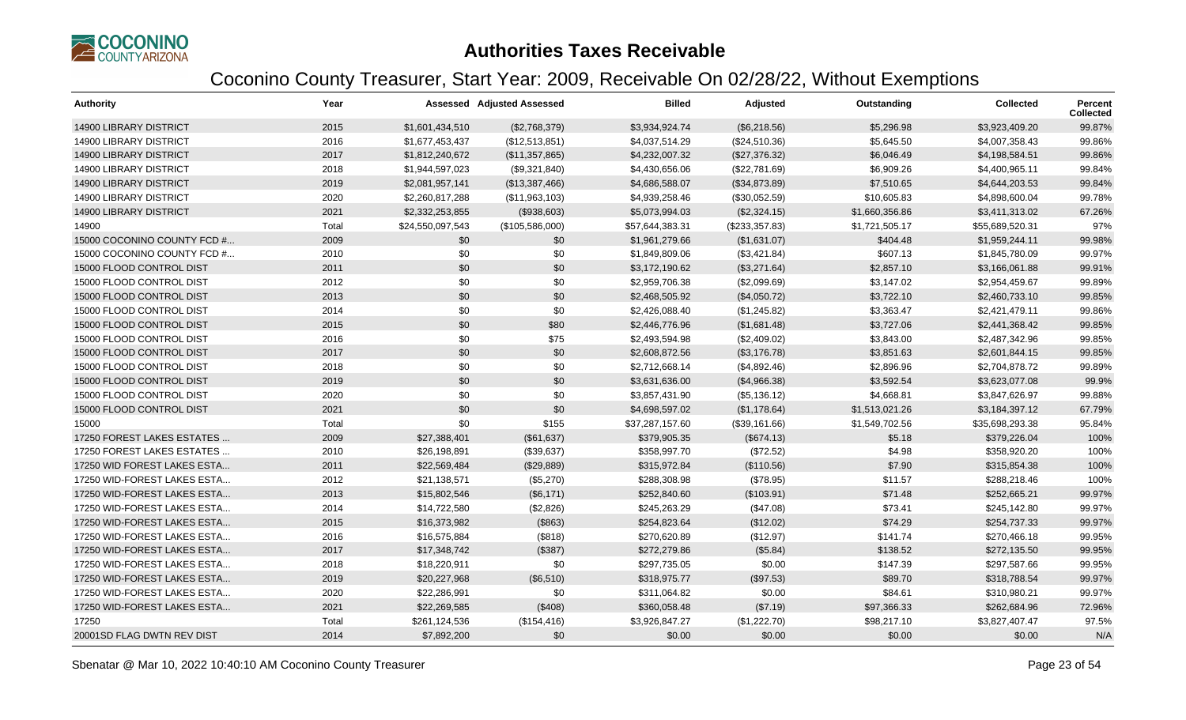# Authorities Taxes Receivable

## Coconino County Treasurer, Start Year: 2009, Receivable On 02/28/22, Without Exemptions

| Authority | Year | Assessed | Adjusted Assessed | Billed | Adjusted | Outstanding | Collected | Percent Collected |
|---|---|---|---|---|---|---|---|---|
| 14900 LIBRARY DISTRICT | 2015 | $1,601,434,510 | ($2,768,379) | $3,934,924.74 | ($6,218.56) | $5,296.98 | $3,923,409.20 | 99.87% |
| 14900 LIBRARY DISTRICT | 2016 | $1,677,453,437 | ($12,513,851) | $4,037,514.29 | ($24,510.36) | $5,645.50 | $4,007,358.43 | 99.86% |
| 14900 LIBRARY DISTRICT | 2017 | $1,812,240,672 | ($11,357,865) | $4,232,007.32 | ($27,376.32) | $6,046.49 | $4,198,584.51 | 99.86% |
| 14900 LIBRARY DISTRICT | 2018 | $1,944,597,023 | ($9,321,840) | $4,430,656.06 | ($22,781.69) | $6,909.26 | $4,400,965.11 | 99.84% |
| 14900 LIBRARY DISTRICT | 2019 | $2,081,957,141 | ($13,387,466) | $4,686,588.07 | ($34,873.89) | $7,510.65 | $4,644,203.53 | 99.84% |
| 14900 LIBRARY DISTRICT | 2020 | $2,260,817,288 | ($11,963,103) | $4,939,258.46 | ($30,052.59) | $10,605.83 | $4,898,600.04 | 99.78% |
| 14900 LIBRARY DISTRICT | 2021 | $2,332,253,855 | ($938,603) | $5,073,994.03 | ($2,324.15) | $1,660,356.86 | $3,411,313.02 | 67.26% |
| 14900 | Total | $24,550,097,543 | ($105,586,000) | $57,644,383.31 | ($233,357.83) | $1,721,505.17 | $55,689,520.31 | 97% |
| 15000 COCONINO COUNTY FCD #... | 2009 | $0 | $0 | $1,961,279.66 | ($1,631.07) | $404.48 | $1,959,244.11 | 99.98% |
| 15000 COCONINO COUNTY FCD #... | 2010 | $0 | $0 | $1,849,809.06 | ($3,421.84) | $607.13 | $1,845,780.09 | 99.97% |
| 15000 FLOOD CONTROL DIST | 2011 | $0 | $0 | $3,172,190.62 | ($3,271.64) | $2,857.10 | $3,166,061.88 | 99.91% |
| 15000 FLOOD CONTROL DIST | 2012 | $0 | $0 | $2,959,706.38 | ($2,099.69) | $3,147.02 | $2,954,459.67 | 99.89% |
| 15000 FLOOD CONTROL DIST | 2013 | $0 | $0 | $2,468,505.92 | ($4,050.72) | $3,722.10 | $2,460,733.10 | 99.85% |
| 15000 FLOOD CONTROL DIST | 2014 | $0 | $0 | $2,426,088.40 | ($1,245.82) | $3,363.47 | $2,421,479.11 | 99.86% |
| 15000 FLOOD CONTROL DIST | 2015 | $0 | $80 | $2,446,776.96 | ($1,681.48) | $3,727.06 | $2,441,368.42 | 99.85% |
| 15000 FLOOD CONTROL DIST | 2016 | $0 | $75 | $2,493,594.98 | ($2,409.02) | $3,843.00 | $2,487,342.96 | 99.85% |
| 15000 FLOOD CONTROL DIST | 2017 | $0 | $0 | $2,608,872.56 | ($3,176.78) | $3,851.63 | $2,601,844.15 | 99.85% |
| 15000 FLOOD CONTROL DIST | 2018 | $0 | $0 | $2,712,668.14 | ($4,892.46) | $2,896.96 | $2,704,878.72 | 99.89% |
| 15000 FLOOD CONTROL DIST | 2019 | $0 | $0 | $3,631,636.00 | ($4,966.38) | $3,592.54 | $3,623,077.08 | 99.9% |
| 15000 FLOOD CONTROL DIST | 2020 | $0 | $0 | $3,857,431.90 | ($5,136.12) | $4,668.81 | $3,847,626.97 | 99.88% |
| 15000 FLOOD CONTROL DIST | 2021 | $0 | $0 | $4,698,597.02 | ($1,178.64) | $1,513,021.26 | $3,184,397.12 | 67.79% |
| 15000 | Total | $0 | $155 | $37,287,157.60 | ($39,161.66) | $1,549,702.56 | $35,698,293.38 | 95.84% |
| 17250 FOREST LAKES ESTATES ... | 2009 | $27,388,401 | ($61,637) | $379,905.35 | ($674.13) | $5.18 | $379,226.04 | 100% |
| 17250 FOREST LAKES ESTATES ... | 2010 | $26,198,891 | ($39,637) | $358,997.70 | ($72.52) | $4.98 | $358,920.20 | 100% |
| 17250 WID FOREST LAKES ESTA... | 2011 | $22,569,484 | ($29,889) | $315,972.84 | ($110.56) | $7.90 | $315,854.38 | 100% |
| 17250 WID-FOREST LAKES ESTA... | 2012 | $21,138,571 | ($5,270) | $288,308.98 | ($78.95) | $11.57 | $288,218.46 | 100% |
| 17250 WID-FOREST LAKES ESTA... | 2013 | $15,802,546 | ($6,171) | $252,840.60 | ($103.91) | $71.48 | $252,665.21 | 99.97% |
| 17250 WID-FOREST LAKES ESTA... | 2014 | $14,722,580 | ($2,826) | $245,263.29 | ($47.08) | $73.41 | $245,142.80 | 99.97% |
| 17250 WID-FOREST LAKES ESTA... | 2015 | $16,373,982 | ($863) | $254,823.64 | ($12.02) | $74.29 | $254,737.33 | 99.97% |
| 17250 WID-FOREST LAKES ESTA... | 2016 | $16,575,884 | ($818) | $270,620.89 | ($12.97) | $141.74 | $270,466.18 | 99.95% |
| 17250 WID-FOREST LAKES ESTA... | 2017 | $17,348,742 | ($387) | $272,279.86 | ($5.84) | $138.52 | $272,135.50 | 99.95% |
| 17250 WID-FOREST LAKES ESTA... | 2018 | $18,220,911 | $0 | $297,735.05 | $0.00 | $147.39 | $297,587.66 | 99.95% |
| 17250 WID-FOREST LAKES ESTA... | 2019 | $20,227,968 | ($6,510) | $318,975.77 | ($97.53) | $89.70 | $318,788.54 | 99.97% |
| 17250 WID-FOREST LAKES ESTA... | 2020 | $22,286,991 | $0 | $311,064.82 | $0.00 | $84.61 | $310,980.21 | 99.97% |
| 17250 WID-FOREST LAKES ESTA... | 2021 | $22,269,585 | ($408) | $360,058.48 | ($7.19) | $97,366.33 | $262,684.96 | 72.96% |
| 17250 | Total | $261,124,536 | ($154,416) | $3,926,847.27 | ($1,222.70) | $98,217.10 | $3,827,407.47 | 97.5% |
| 20001SD FLAG DWTN REV DIST | 2014 | $7,892,200 | $0 | $0.00 | $0.00 | $0.00 | $0.00 | N/A |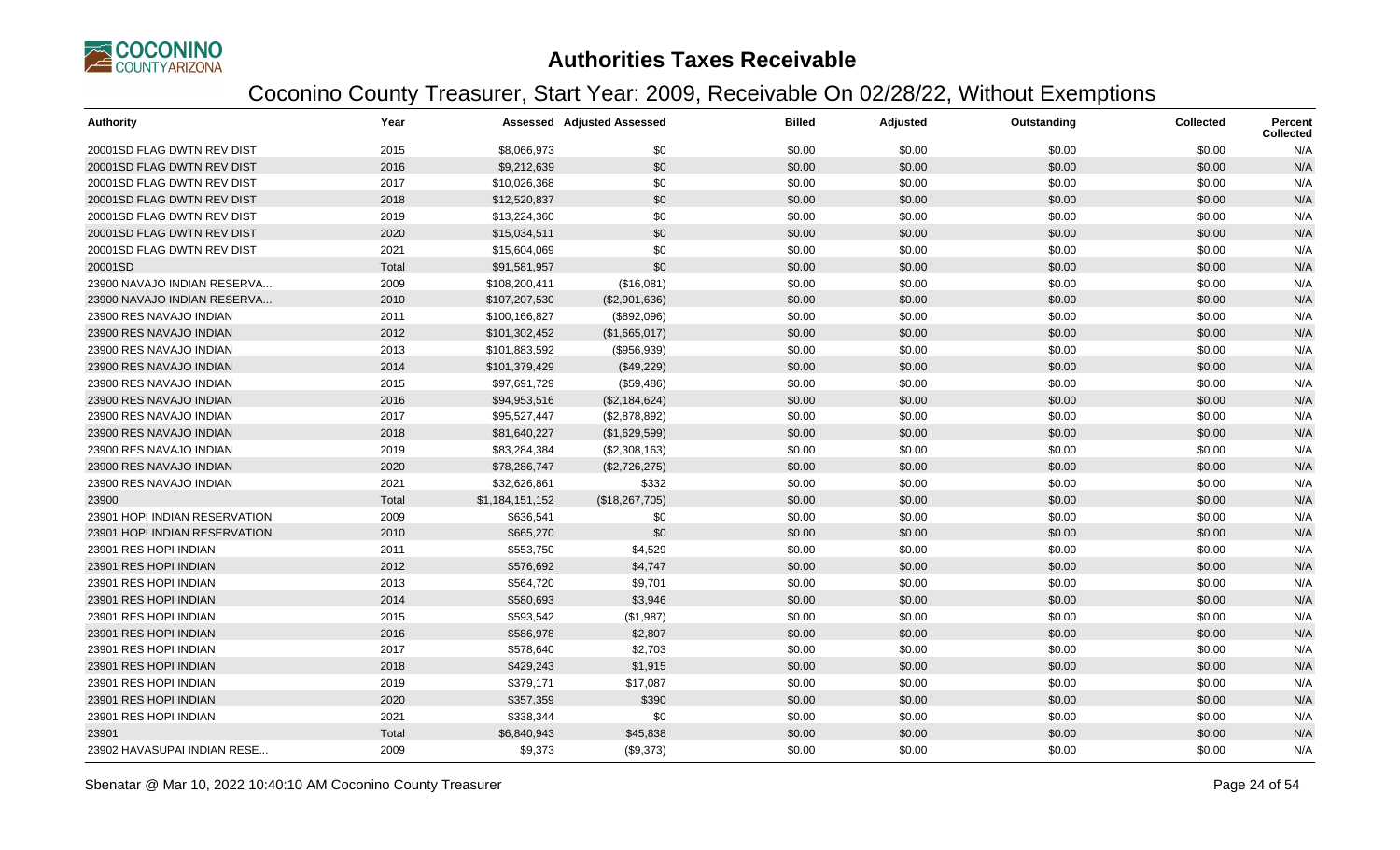# Authorities Taxes Receivable

## Coconino County Treasurer, Start Year: 2009, Receivable On 02/28/22, Without Exemptions

| Authority | Year | Assessed | Adjusted Assessed | Billed | Adjusted | Outstanding | Collected | Percent Collected |
|---|---|---|---|---|---|---|---|---|
| 20001SD FLAG DWTN REV DIST | 2015 | $8,066,973 | $0 | $0.00 | $0.00 | $0.00 | $0.00 | N/A |
| 20001SD FLAG DWTN REV DIST | 2016 | $9,212,639 | $0 | $0.00 | $0.00 | $0.00 | $0.00 | N/A |
| 20001SD FLAG DWTN REV DIST | 2017 | $10,026,368 | $0 | $0.00 | $0.00 | $0.00 | $0.00 | N/A |
| 20001SD FLAG DWTN REV DIST | 2018 | $12,520,837 | $0 | $0.00 | $0.00 | $0.00 | $0.00 | N/A |
| 20001SD FLAG DWTN REV DIST | 2019 | $13,224,360 | $0 | $0.00 | $0.00 | $0.00 | $0.00 | N/A |
| 20001SD FLAG DWTN REV DIST | 2020 | $15,034,511 | $0 | $0.00 | $0.00 | $0.00 | $0.00 | N/A |
| 20001SD FLAG DWTN REV DIST | 2021 | $15,604,069 | $0 | $0.00 | $0.00 | $0.00 | $0.00 | N/A |
| 20001SD | Total | $91,581,957 | $0 | $0.00 | $0.00 | $0.00 | $0.00 | N/A |
| 23900 NAVAJO INDIAN RESERVA... | 2009 | $108,200,411 | ($16,081) | $0.00 | $0.00 | $0.00 | $0.00 | N/A |
| 23900 NAVAJO INDIAN RESERVA... | 2010 | $107,207,530 | ($2,901,636) | $0.00 | $0.00 | $0.00 | $0.00 | N/A |
| 23900 RES NAVAJO INDIAN | 2011 | $100,166,827 | ($892,096) | $0.00 | $0.00 | $0.00 | $0.00 | N/A |
| 23900 RES NAVAJO INDIAN | 2012 | $101,302,452 | ($1,665,017) | $0.00 | $0.00 | $0.00 | $0.00 | N/A |
| 23900 RES NAVAJO INDIAN | 2013 | $101,883,592 | ($956,939) | $0.00 | $0.00 | $0.00 | $0.00 | N/A |
| 23900 RES NAVAJO INDIAN | 2014 | $101,379,429 | ($49,229) | $0.00 | $0.00 | $0.00 | $0.00 | N/A |
| 23900 RES NAVAJO INDIAN | 2015 | $97,691,729 | ($59,486) | $0.00 | $0.00 | $0.00 | $0.00 | N/A |
| 23900 RES NAVAJO INDIAN | 2016 | $94,953,516 | ($2,184,624) | $0.00 | $0.00 | $0.00 | $0.00 | N/A |
| 23900 RES NAVAJO INDIAN | 2017 | $95,527,447 | ($2,878,892) | $0.00 | $0.00 | $0.00 | $0.00 | N/A |
| 23900 RES NAVAJO INDIAN | 2018 | $81,640,227 | ($1,629,599) | $0.00 | $0.00 | $0.00 | $0.00 | N/A |
| 23900 RES NAVAJO INDIAN | 2019 | $83,284,384 | ($2,308,163) | $0.00 | $0.00 | $0.00 | $0.00 | N/A |
| 23900 RES NAVAJO INDIAN | 2020 | $78,286,747 | ($2,726,275) | $0.00 | $0.00 | $0.00 | $0.00 | N/A |
| 23900 RES NAVAJO INDIAN | 2021 | $32,626,861 | $332 | $0.00 | $0.00 | $0.00 | $0.00 | N/A |
| 23900 | Total | $1,184,151,152 | ($18,267,705) | $0.00 | $0.00 | $0.00 | $0.00 | N/A |
| 23901 HOPI INDIAN RESERVATION | 2009 | $636,541 | $0 | $0.00 | $0.00 | $0.00 | $0.00 | N/A |
| 23901 HOPI INDIAN RESERVATION | 2010 | $665,270 | $0 | $0.00 | $0.00 | $0.00 | $0.00 | N/A |
| 23901 RES HOPI INDIAN | 2011 | $553,750 | $4,529 | $0.00 | $0.00 | $0.00 | $0.00 | N/A |
| 23901 RES HOPI INDIAN | 2012 | $576,692 | $4,747 | $0.00 | $0.00 | $0.00 | $0.00 | N/A |
| 23901 RES HOPI INDIAN | 2013 | $564,720 | $9,701 | $0.00 | $0.00 | $0.00 | $0.00 | N/A |
| 23901 RES HOPI INDIAN | 2014 | $580,693 | $3,946 | $0.00 | $0.00 | $0.00 | $0.00 | N/A |
| 23901 RES HOPI INDIAN | 2015 | $593,542 | ($1,987) | $0.00 | $0.00 | $0.00 | $0.00 | N/A |
| 23901 RES HOPI INDIAN | 2016 | $586,978 | $2,807 | $0.00 | $0.00 | $0.00 | $0.00 | N/A |
| 23901 RES HOPI INDIAN | 2017 | $578,640 | $2,703 | $0.00 | $0.00 | $0.00 | $0.00 | N/A |
| 23901 RES HOPI INDIAN | 2018 | $429,243 | $1,915 | $0.00 | $0.00 | $0.00 | $0.00 | N/A |
| 23901 RES HOPI INDIAN | 2019 | $379,171 | $17,087 | $0.00 | $0.00 | $0.00 | $0.00 | N/A |
| 23901 RES HOPI INDIAN | 2020 | $357,359 | $390 | $0.00 | $0.00 | $0.00 | $0.00 | N/A |
| 23901 RES HOPI INDIAN | 2021 | $338,344 | $0 | $0.00 | $0.00 | $0.00 | $0.00 | N/A |
| 23901 | Total | $6,840,943 | $45,838 | $0.00 | $0.00 | $0.00 | $0.00 | N/A |
| 23902 HAVASUPAI INDIAN RESE... | 2009 | $9,373 | ($9,373) | $0.00 | $0.00 | $0.00 | $0.00 | N/A |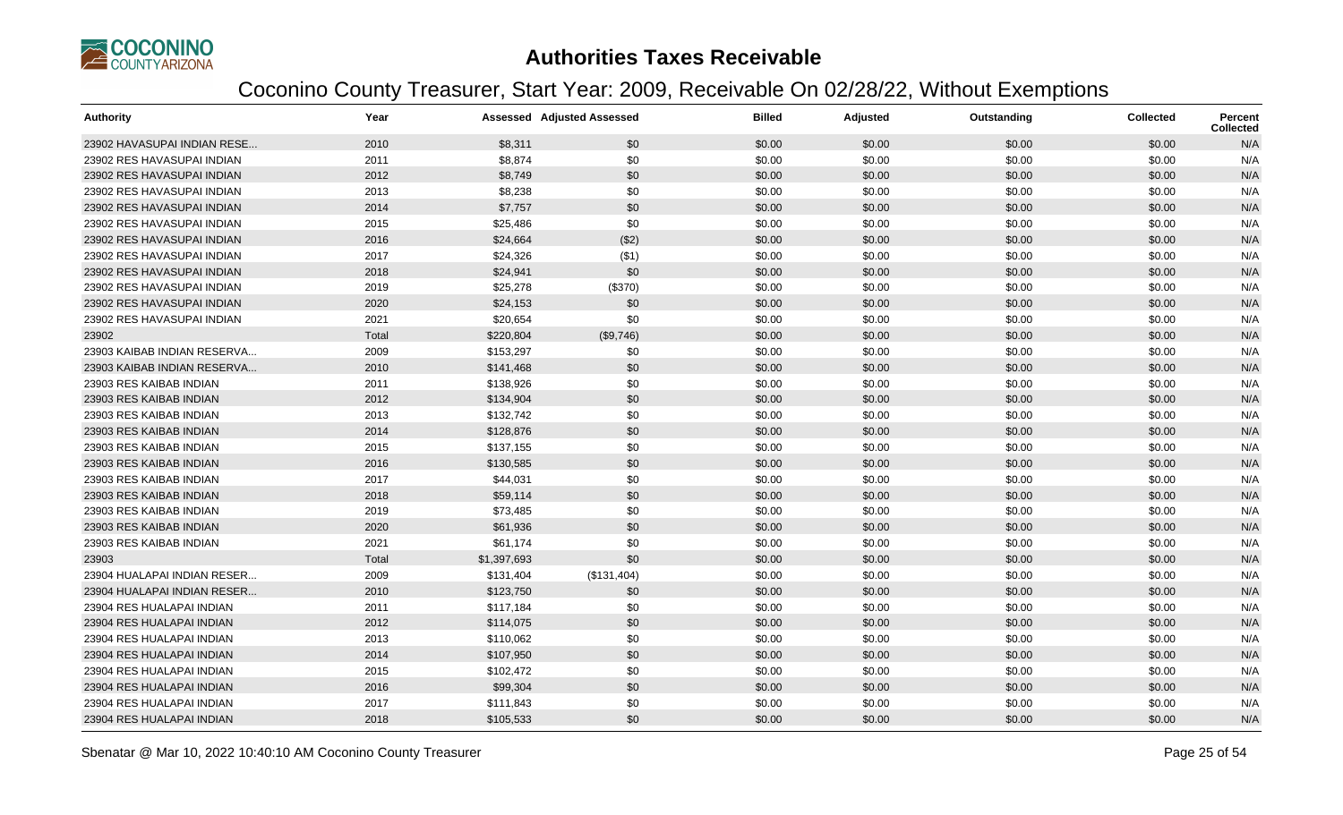# Authorities Taxes Receivable

## Coconino County Treasurer, Start Year: 2009, Receivable On 02/28/22, Without Exemptions

| Authority | Year | Assessed | Adjusted Assessed | Billed | Adjusted | Outstanding | Collected | Percent Collected |
|---|---|---|---|---|---|---|---|---|
| 23902 HAVASUPAI INDIAN RESE... | 2010 | $8,311 | $0 | $0.00 | $0.00 | $0.00 | $0.00 | N/A |
| 23902 RES HAVASUPAI INDIAN | 2011 | $8,874 | $0 | $0.00 | $0.00 | $0.00 | $0.00 | N/A |
| 23902 RES HAVASUPAI INDIAN | 2012 | $8,749 | $0 | $0.00 | $0.00 | $0.00 | $0.00 | N/A |
| 23902 RES HAVASUPAI INDIAN | 2013 | $8,238 | $0 | $0.00 | $0.00 | $0.00 | $0.00 | N/A |
| 23902 RES HAVASUPAI INDIAN | 2014 | $7,757 | $0 | $0.00 | $0.00 | $0.00 | $0.00 | N/A |
| 23902 RES HAVASUPAI INDIAN | 2015 | $25,486 | $0 | $0.00 | $0.00 | $0.00 | $0.00 | N/A |
| 23902 RES HAVASUPAI INDIAN | 2016 | $24,664 | ($2) | $0.00 | $0.00 | $0.00 | $0.00 | N/A |
| 23902 RES HAVASUPAI INDIAN | 2017 | $24,326 | ($1) | $0.00 | $0.00 | $0.00 | $0.00 | N/A |
| 23902 RES HAVASUPAI INDIAN | 2018 | $24,941 | $0 | $0.00 | $0.00 | $0.00 | $0.00 | N/A |
| 23902 RES HAVASUPAI INDIAN | 2019 | $25,278 | ($370) | $0.00 | $0.00 | $0.00 | $0.00 | N/A |
| 23902 RES HAVASUPAI INDIAN | 2020 | $24,153 | $0 | $0.00 | $0.00 | $0.00 | $0.00 | N/A |
| 23902 RES HAVASUPAI INDIAN | 2021 | $20,654 | $0 | $0.00 | $0.00 | $0.00 | $0.00 | N/A |
| 23902 | Total | $220,804 | ($9,746) | $0.00 | $0.00 | $0.00 | $0.00 | N/A |
| 23903 KAIBAB INDIAN RESERVA... | 2009 | $153,297 | $0 | $0.00 | $0.00 | $0.00 | $0.00 | N/A |
| 23903 KAIBAB INDIAN RESERVA... | 2010 | $141,468 | $0 | $0.00 | $0.00 | $0.00 | $0.00 | N/A |
| 23903 RES KAIBAB INDIAN | 2011 | $138,926 | $0 | $0.00 | $0.00 | $0.00 | $0.00 | N/A |
| 23903 RES KAIBAB INDIAN | 2012 | $134,904 | $0 | $0.00 | $0.00 | $0.00 | $0.00 | N/A |
| 23903 RES KAIBAB INDIAN | 2013 | $132,742 | $0 | $0.00 | $0.00 | $0.00 | $0.00 | N/A |
| 23903 RES KAIBAB INDIAN | 2014 | $128,876 | $0 | $0.00 | $0.00 | $0.00 | $0.00 | N/A |
| 23903 RES KAIBAB INDIAN | 2015 | $137,155 | $0 | $0.00 | $0.00 | $0.00 | $0.00 | N/A |
| 23903 RES KAIBAB INDIAN | 2016 | $130,585 | $0 | $0.00 | $0.00 | $0.00 | $0.00 | N/A |
| 23903 RES KAIBAB INDIAN | 2017 | $44,031 | $0 | $0.00 | $0.00 | $0.00 | $0.00 | N/A |
| 23903 RES KAIBAB INDIAN | 2018 | $59,114 | $0 | $0.00 | $0.00 | $0.00 | $0.00 | N/A |
| 23903 RES KAIBAB INDIAN | 2019 | $73,485 | $0 | $0.00 | $0.00 | $0.00 | $0.00 | N/A |
| 23903 RES KAIBAB INDIAN | 2020 | $61,936 | $0 | $0.00 | $0.00 | $0.00 | $0.00 | N/A |
| 23903 RES KAIBAB INDIAN | 2021 | $61,174 | $0 | $0.00 | $0.00 | $0.00 | $0.00 | N/A |
| 23903 | Total | $1,397,693 | $0 | $0.00 | $0.00 | $0.00 | $0.00 | N/A |
| 23904 HUALAPAI INDIAN RESER... | 2009 | $131,404 | ($131,404) | $0.00 | $0.00 | $0.00 | $0.00 | N/A |
| 23904 HUALAPAI INDIAN RESER... | 2010 | $123,750 | $0 | $0.00 | $0.00 | $0.00 | $0.00 | N/A |
| 23904 RES HUALAPAI INDIAN | 2011 | $117,184 | $0 | $0.00 | $0.00 | $0.00 | $0.00 | N/A |
| 23904 RES HUALAPAI INDIAN | 2012 | $114,075 | $0 | $0.00 | $0.00 | $0.00 | $0.00 | N/A |
| 23904 RES HUALAPAI INDIAN | 2013 | $110,062 | $0 | $0.00 | $0.00 | $0.00 | $0.00 | N/A |
| 23904 RES HUALAPAI INDIAN | 2014 | $107,950 | $0 | $0.00 | $0.00 | $0.00 | $0.00 | N/A |
| 23904 RES HUALAPAI INDIAN | 2015 | $102,472 | $0 | $0.00 | $0.00 | $0.00 | $0.00 | N/A |
| 23904 RES HUALAPAI INDIAN | 2016 | $99,304 | $0 | $0.00 | $0.00 | $0.00 | $0.00 | N/A |
| 23904 RES HUALAPAI INDIAN | 2017 | $111,843 | $0 | $0.00 | $0.00 | $0.00 | $0.00 | N/A |
| 23904 RES HUALAPAI INDIAN | 2018 | $105,533 | $0 | $0.00 | $0.00 | $0.00 | $0.00 | N/A |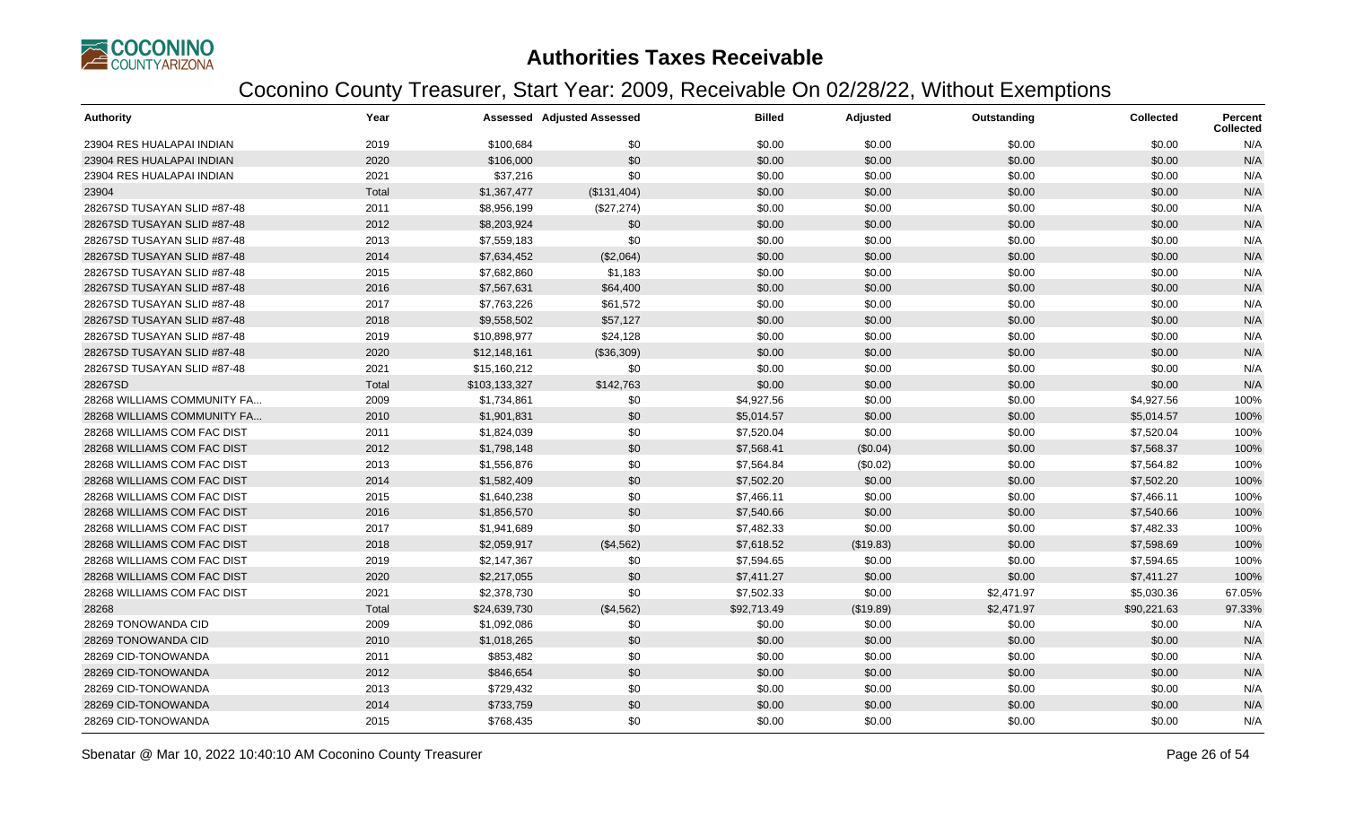# Authorities Taxes Receivable

## Coconino County Treasurer, Start Year: 2009, Receivable On 02/28/22, Without Exemptions

| Authority | Year | Assessed | Adjusted Assessed | Billed | Adjusted | Outstanding | Collected | Percent Collected |
|---|---|---|---|---|---|---|---|---|
| 23904 RES HUALAPAI INDIAN | 2019 | $100,684 | $0 | $0.00 | $0.00 | $0.00 | $0.00 | N/A |
| 23904 RES HUALAPAI INDIAN | 2020 | $106,000 | $0 | $0.00 | $0.00 | $0.00 | $0.00 | N/A |
| 23904 RES HUALAPAI INDIAN | 2021 | $37,216 | $0 | $0.00 | $0.00 | $0.00 | $0.00 | N/A |
| 23904 | Total | $1,367,477 | ($131,404) | $0.00 | $0.00 | $0.00 | $0.00 | N/A |
| 28267SD TUSAYAN SLID #87-48 | 2011 | $8,956,199 | ($27,274) | $0.00 | $0.00 | $0.00 | $0.00 | N/A |
| 28267SD TUSAYAN SLID #87-48 | 2012 | $8,203,924 | $0 | $0.00 | $0.00 | $0.00 | $0.00 | N/A |
| 28267SD TUSAYAN SLID #87-48 | 2013 | $7,559,183 | $0 | $0.00 | $0.00 | $0.00 | $0.00 | N/A |
| 28267SD TUSAYAN SLID #87-48 | 2014 | $7,634,452 | ($2,064) | $0.00 | $0.00 | $0.00 | $0.00 | N/A |
| 28267SD TUSAYAN SLID #87-48 | 2015 | $7,682,860 | $1,183 | $0.00 | $0.00 | $0.00 | $0.00 | N/A |
| 28267SD TUSAYAN SLID #87-48 | 2016 | $7,567,631 | $64,400 | $0.00 | $0.00 | $0.00 | $0.00 | N/A |
| 28267SD TUSAYAN SLID #87-48 | 2017 | $7,763,226 | $61,572 | $0.00 | $0.00 | $0.00 | $0.00 | N/A |
| 28267SD TUSAYAN SLID #87-48 | 2018 | $9,558,502 | $57,127 | $0.00 | $0.00 | $0.00 | $0.00 | N/A |
| 28267SD TUSAYAN SLID #87-48 | 2019 | $10,898,977 | $24,128 | $0.00 | $0.00 | $0.00 | $0.00 | N/A |
| 28267SD TUSAYAN SLID #87-48 | 2020 | $12,148,161 | ($36,309) | $0.00 | $0.00 | $0.00 | $0.00 | N/A |
| 28267SD TUSAYAN SLID #87-48 | 2021 | $15,160,212 | $0 | $0.00 | $0.00 | $0.00 | $0.00 | N/A |
| 28267SD | Total | $103,133,327 | $142,763 | $0.00 | $0.00 | $0.00 | $0.00 | N/A |
| 28268 WILLIAMS COMMUNITY FA... | 2009 | $1,734,861 | $0 | $4,927.56 | $0.00 | $0.00 | $4,927.56 | 100% |
| 28268 WILLIAMS COMMUNITY FA... | 2010 | $1,901,831 | $0 | $5,014.57 | $0.00 | $0.00 | $5,014.57 | 100% |
| 28268 WILLIAMS COM FAC DIST | 2011 | $1,824,039 | $0 | $7,520.04 | $0.00 | $0.00 | $7,520.04 | 100% |
| 28268 WILLIAMS COM FAC DIST | 2012 | $1,798,148 | $0 | $7,568.41 | ($0.04) | $0.00 | $7,568.37 | 100% |
| 28268 WILLIAMS COM FAC DIST | 2013 | $1,556,876 | $0 | $7,564.84 | ($0.02) | $0.00 | $7,564.82 | 100% |
| 28268 WILLIAMS COM FAC DIST | 2014 | $1,582,409 | $0 | $7,502.20 | $0.00 | $0.00 | $7,502.20 | 100% |
| 28268 WILLIAMS COM FAC DIST | 2015 | $1,640,238 | $0 | $7,466.11 | $0.00 | $0.00 | $7,466.11 | 100% |
| 28268 WILLIAMS COM FAC DIST | 2016 | $1,856,570 | $0 | $7,540.66 | $0.00 | $0.00 | $7,540.66 | 100% |
| 28268 WILLIAMS COM FAC DIST | 2017 | $1,941,689 | $0 | $7,482.33 | $0.00 | $0.00 | $7,482.33 | 100% |
| 28268 WILLIAMS COM FAC DIST | 2018 | $2,059,917 | ($4,562) | $7,618.52 | ($19.83) | $0.00 | $7,598.69 | 100% |
| 28268 WILLIAMS COM FAC DIST | 2019 | $2,147,367 | $0 | $7,594.65 | $0.00 | $0.00 | $7,594.65 | 100% |
| 28268 WILLIAMS COM FAC DIST | 2020 | $2,217,055 | $0 | $7,411.27 | $0.00 | $0.00 | $7,411.27 | 100% |
| 28268 WILLIAMS COM FAC DIST | 2021 | $2,378,730 | $0 | $7,502.33 | $0.00 | $2,471.97 | $5,030.36 | 67.05% |
| 28268 | Total | $24,639,730 | ($4,562) | $92,713.49 | ($19.89) | $2,471.97 | $90,221.63 | 97.33% |
| 28269 TONOWANDA CID | 2009 | $1,092,086 | $0 | $0.00 | $0.00 | $0.00 | $0.00 | N/A |
| 28269 TONOWANDA CID | 2010 | $1,018,265 | $0 | $0.00 | $0.00 | $0.00 | $0.00 | N/A |
| 28269 CID-TONOWANDA | 2011 | $853,482 | $0 | $0.00 | $0.00 | $0.00 | $0.00 | N/A |
| 28269 CID-TONOWANDA | 2012 | $846,654 | $0 | $0.00 | $0.00 | $0.00 | $0.00 | N/A |
| 28269 CID-TONOWANDA | 2013 | $729,432 | $0 | $0.00 | $0.00 | $0.00 | $0.00 | N/A |
| 28269 CID-TONOWANDA | 2014 | $733,759 | $0 | $0.00 | $0.00 | $0.00 | $0.00 | N/A |
| 28269 CID-TONOWANDA | 2015 | $768,435 | $0 | $0.00 | $0.00 | $0.00 | $0.00 | N/A |

Sbenatar @ Mar 10, 2022 10:40:10 AM Coconino County Treasurer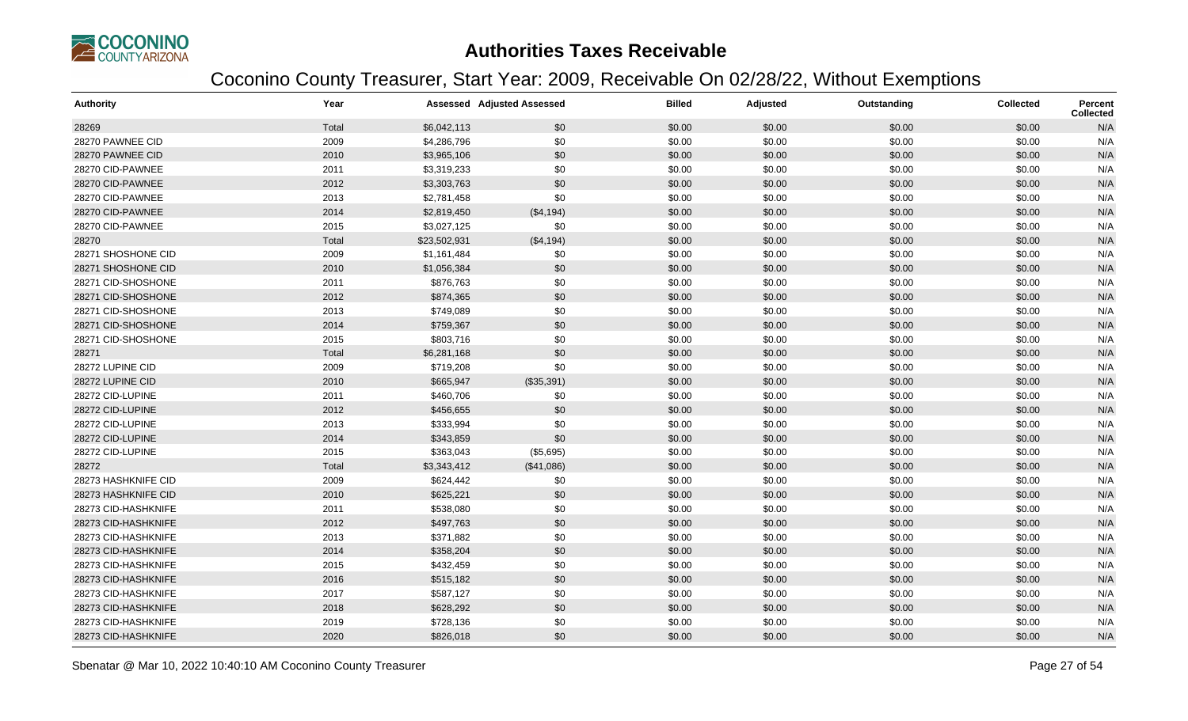# Authorities Taxes Receivable

## Coconino County Treasurer, Start Year: 2009, Receivable On 02/28/22, Without Exemptions

| Authority | Year | Assessed | Adjusted Assessed | Billed | Adjusted | Outstanding | Collected | Percent Collected |
|---|---|---|---|---|---|---|---|---|
| 28269 | Total | $6,042,113 | $0 | $0.00 | $0.00 | $0.00 | $0.00 | N/A |
| 28270 PAWNEE CID | 2009 | $4,286,796 | $0 | $0.00 | $0.00 | $0.00 | $0.00 | N/A |
| 28270 PAWNEE CID | 2010 | $3,965,106 | $0 | $0.00 | $0.00 | $0.00 | $0.00 | N/A |
| 28270 CID-PAWNEE | 2011 | $3,319,233 | $0 | $0.00 | $0.00 | $0.00 | $0.00 | N/A |
| 28270 CID-PAWNEE | 2012 | $3,303,763 | $0 | $0.00 | $0.00 | $0.00 | $0.00 | N/A |
| 28270 CID-PAWNEE | 2013 | $2,781,458 | $0 | $0.00 | $0.00 | $0.00 | $0.00 | N/A |
| 28270 CID-PAWNEE | 2014 | $2,819,450 | ($4,194) | $0.00 | $0.00 | $0.00 | $0.00 | N/A |
| 28270 CID-PAWNEE | 2015 | $3,027,125 | $0 | $0.00 | $0.00 | $0.00 | $0.00 | N/A |
| 28270 | Total | $23,502,931 | ($4,194) | $0.00 | $0.00 | $0.00 | $0.00 | N/A |
| 28271 SHOSHONE CID | 2009 | $1,161,484 | $0 | $0.00 | $0.00 | $0.00 | $0.00 | N/A |
| 28271 SHOSHONE CID | 2010 | $1,056,384 | $0 | $0.00 | $0.00 | $0.00 | $0.00 | N/A |
| 28271 CID-SHOSHONE | 2011 | $876,763 | $0 | $0.00 | $0.00 | $0.00 | $0.00 | N/A |
| 28271 CID-SHOSHONE | 2012 | $874,365 | $0 | $0.00 | $0.00 | $0.00 | $0.00 | N/A |
| 28271 CID-SHOSHONE | 2013 | $749,089 | $0 | $0.00 | $0.00 | $0.00 | $0.00 | N/A |
| 28271 CID-SHOSHONE | 2014 | $759,367 | $0 | $0.00 | $0.00 | $0.00 | $0.00 | N/A |
| 28271 CID-SHOSHONE | 2015 | $803,716 | $0 | $0.00 | $0.00 | $0.00 | $0.00 | N/A |
| 28271 | Total | $6,281,168 | $0 | $0.00 | $0.00 | $0.00 | $0.00 | N/A |
| 28272 LUPINE CID | 2009 | $719,208 | $0 | $0.00 | $0.00 | $0.00 | $0.00 | N/A |
| 28272 LUPINE CID | 2010 | $665,947 | ($35,391) | $0.00 | $0.00 | $0.00 | $0.00 | N/A |
| 28272 CID-LUPINE | 2011 | $460,706 | $0 | $0.00 | $0.00 | $0.00 | $0.00 | N/A |
| 28272 CID-LUPINE | 2012 | $456,655 | $0 | $0.00 | $0.00 | $0.00 | $0.00 | N/A |
| 28272 CID-LUPINE | 2013 | $333,994 | $0 | $0.00 | $0.00 | $0.00 | $0.00 | N/A |
| 28272 CID-LUPINE | 2014 | $343,859 | $0 | $0.00 | $0.00 | $0.00 | $0.00 | N/A |
| 28272 CID-LUPINE | 2015 | $363,043 | ($5,695) | $0.00 | $0.00 | $0.00 | $0.00 | N/A |
| 28272 | Total | $3,343,412 | ($41,086) | $0.00 | $0.00 | $0.00 | $0.00 | N/A |
| 28273 HASHKNIFE CID | 2009 | $624,442 | $0 | $0.00 | $0.00 | $0.00 | $0.00 | N/A |
| 28273 HASHKNIFE CID | 2010 | $625,221 | $0 | $0.00 | $0.00 | $0.00 | $0.00 | N/A |
| 28273 CID-HASHKNIFE | 2011 | $538,080 | $0 | $0.00 | $0.00 | $0.00 | $0.00 | N/A |
| 28273 CID-HASHKNIFE | 2012 | $497,763 | $0 | $0.00 | $0.00 | $0.00 | $0.00 | N/A |
| 28273 CID-HASHKNIFE | 2013 | $371,882 | $0 | $0.00 | $0.00 | $0.00 | $0.00 | N/A |
| 28273 CID-HASHKNIFE | 2014 | $358,204 | $0 | $0.00 | $0.00 | $0.00 | $0.00 | N/A |
| 28273 CID-HASHKNIFE | 2015 | $432,459 | $0 | $0.00 | $0.00 | $0.00 | $0.00 | N/A |
| 28273 CID-HASHKNIFE | 2016 | $515,182 | $0 | $0.00 | $0.00 | $0.00 | $0.00 | N/A |
| 28273 CID-HASHKNIFE | 2017 | $587,127 | $0 | $0.00 | $0.00 | $0.00 | $0.00 | N/A |
| 28273 CID-HASHKNIFE | 2018 | $628,292 | $0 | $0.00 | $0.00 | $0.00 | $0.00 | N/A |
| 28273 CID-HASHKNIFE | 2019 | $728,136 | $0 | $0.00 | $0.00 | $0.00 | $0.00 | N/A |
| 28273 CID-HASHKNIFE | 2020 | $826,018 | $0 | $0.00 | $0.00 | $0.00 | $0.00 | N/A |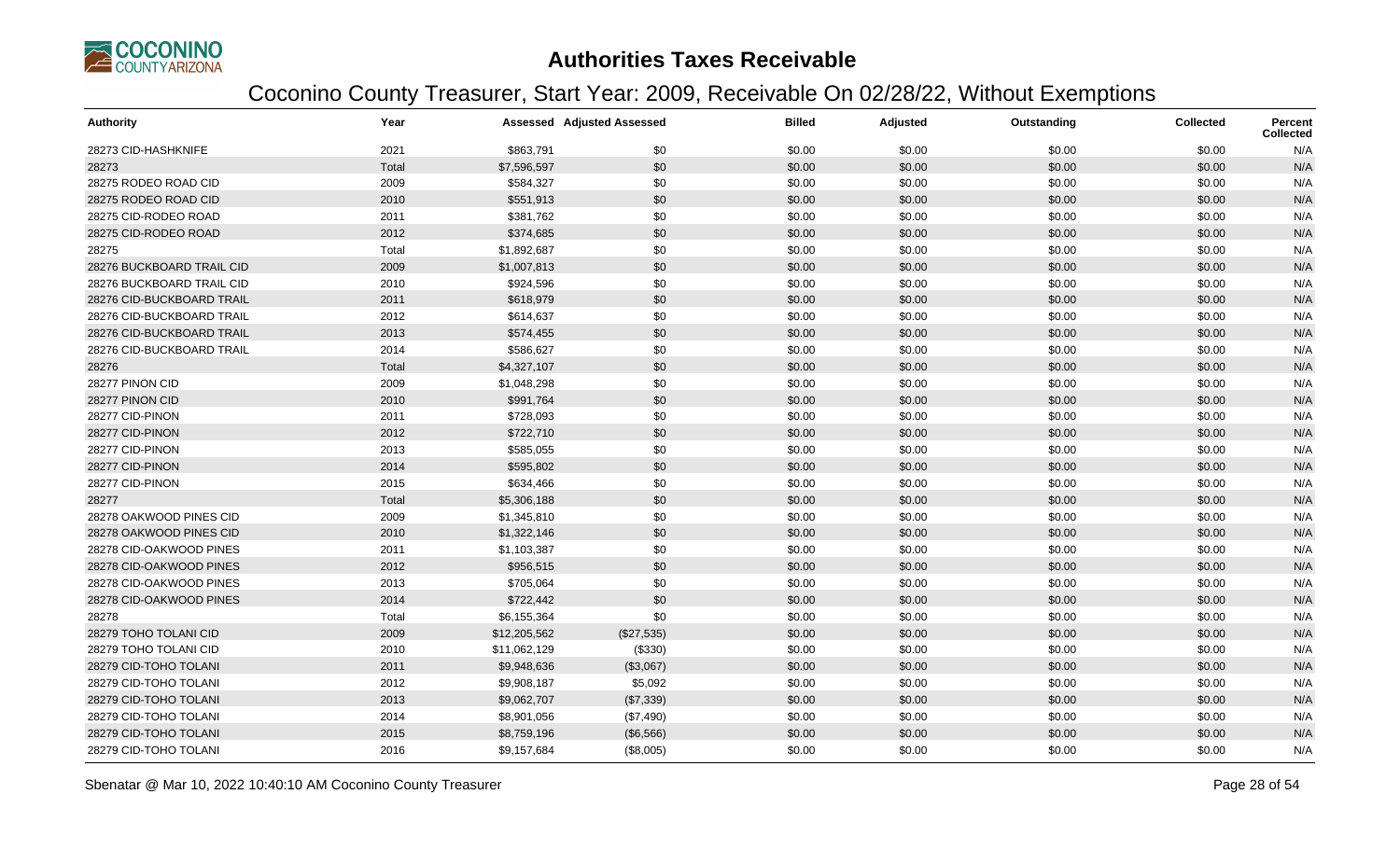# Authorities Taxes Receivable

## Coconino County Treasurer, Start Year: 2009, Receivable On 02/28/22, Without Exemptions

| Authority | Year | Assessed | Adjusted Assessed | Billed | Adjusted | Outstanding | Collected | Percent Collected |
|---|---|---|---|---|---|---|---|---|
| 28273 CID-HASHKNIFE | 2021 | $863,791 | $0 | $0.00 | $0.00 | $0.00 | $0.00 | N/A |
| 28273 | Total | $7,596,597 | $0 | $0.00 | $0.00 | $0.00 | $0.00 | N/A |
| 28275 RODEO ROAD CID | 2009 | $584,327 | $0 | $0.00 | $0.00 | $0.00 | $0.00 | N/A |
| 28275 RODEO ROAD CID | 2010 | $551,913 | $0 | $0.00 | $0.00 | $0.00 | $0.00 | N/A |
| 28275 CID-RODEO ROAD | 2011 | $381,762 | $0 | $0.00 | $0.00 | $0.00 | $0.00 | N/A |
| 28275 CID-RODEO ROAD | 2012 | $374,685 | $0 | $0.00 | $0.00 | $0.00 | $0.00 | N/A |
| 28275 | Total | $1,892,687 | $0 | $0.00 | $0.00 | $0.00 | $0.00 | N/A |
| 28276 BUCKBOARD TRAIL CID | 2009 | $1,007,813 | $0 | $0.00 | $0.00 | $0.00 | $0.00 | N/A |
| 28276 BUCKBOARD TRAIL CID | 2010 | $924,596 | $0 | $0.00 | $0.00 | $0.00 | $0.00 | N/A |
| 28276 CID-BUCKBOARD TRAIL | 2011 | $618,979 | $0 | $0.00 | $0.00 | $0.00 | $0.00 | N/A |
| 28276 CID-BUCKBOARD TRAIL | 2012 | $614,637 | $0 | $0.00 | $0.00 | $0.00 | $0.00 | N/A |
| 28276 CID-BUCKBOARD TRAIL | 2013 | $574,455 | $0 | $0.00 | $0.00 | $0.00 | $0.00 | N/A |
| 28276 CID-BUCKBOARD TRAIL | 2014 | $586,627 | $0 | $0.00 | $0.00 | $0.00 | $0.00 | N/A |
| 28276 | Total | $4,327,107 | $0 | $0.00 | $0.00 | $0.00 | $0.00 | N/A |
| 28277 PINON CID | 2009 | $1,048,298 | $0 | $0.00 | $0.00 | $0.00 | $0.00 | N/A |
| 28277 PINON CID | 2010 | $991,764 | $0 | $0.00 | $0.00 | $0.00 | $0.00 | N/A |
| 28277 CID-PINON | 2011 | $728,093 | $0 | $0.00 | $0.00 | $0.00 | $0.00 | N/A |
| 28277 CID-PINON | 2012 | $722,710 | $0 | $0.00 | $0.00 | $0.00 | $0.00 | N/A |
| 28277 CID-PINON | 2013 | $585,055 | $0 | $0.00 | $0.00 | $0.00 | $0.00 | N/A |
| 28277 CID-PINON | 2014 | $595,802 | $0 | $0.00 | $0.00 | $0.00 | $0.00 | N/A |
| 28277 CID-PINON | 2015 | $634,466 | $0 | $0.00 | $0.00 | $0.00 | $0.00 | N/A |
| 28277 | Total | $5,306,188 | $0 | $0.00 | $0.00 | $0.00 | $0.00 | N/A |
| 28278 OAKWOOD PINES CID | 2009 | $1,345,810 | $0 | $0.00 | $0.00 | $0.00 | $0.00 | N/A |
| 28278 OAKWOOD PINES CID | 2010 | $1,322,146 | $0 | $0.00 | $0.00 | $0.00 | $0.00 | N/A |
| 28278 CID-OAKWOOD PINES | 2011 | $1,103,387 | $0 | $0.00 | $0.00 | $0.00 | $0.00 | N/A |
| 28278 CID-OAKWOOD PINES | 2012 | $956,515 | $0 | $0.00 | $0.00 | $0.00 | $0.00 | N/A |
| 28278 CID-OAKWOOD PINES | 2013 | $705,064 | $0 | $0.00 | $0.00 | $0.00 | $0.00 | N/A |
| 28278 CID-OAKWOOD PINES | 2014 | $722,442 | $0 | $0.00 | $0.00 | $0.00 | $0.00 | N/A |
| 28278 | Total | $6,155,364 | $0 | $0.00 | $0.00 | $0.00 | $0.00 | N/A |
| 28279 TOHO TOLANI CID | 2009 | $12,205,562 | ($27,535) | $0.00 | $0.00 | $0.00 | $0.00 | N/A |
| 28279 TOHO TOLANI CID | 2010 | $11,062,129 | ($330) | $0.00 | $0.00 | $0.00 | $0.00 | N/A |
| 28279 CID-TOHO TOLANI | 2011 | $9,948,636 | ($3,067) | $0.00 | $0.00 | $0.00 | $0.00 | N/A |
| 28279 CID-TOHO TOLANI | 2012 | $9,908,187 | $5,092 | $0.00 | $0.00 | $0.00 | $0.00 | N/A |
| 28279 CID-TOHO TOLANI | 2013 | $9,062,707 | ($7,339) | $0.00 | $0.00 | $0.00 | $0.00 | N/A |
| 28279 CID-TOHO TOLANI | 2014 | $8,901,056 | ($7,490) | $0.00 | $0.00 | $0.00 | $0.00 | N/A |
| 28279 CID-TOHO TOLANI | 2015 | $8,759,196 | ($6,566) | $0.00 | $0.00 | $0.00 | $0.00 | N/A |
| 28279 CID-TOHO TOLANI | 2016 | $9,157,684 | ($8,005) | $0.00 | $0.00 | $0.00 | $0.00 | N/A |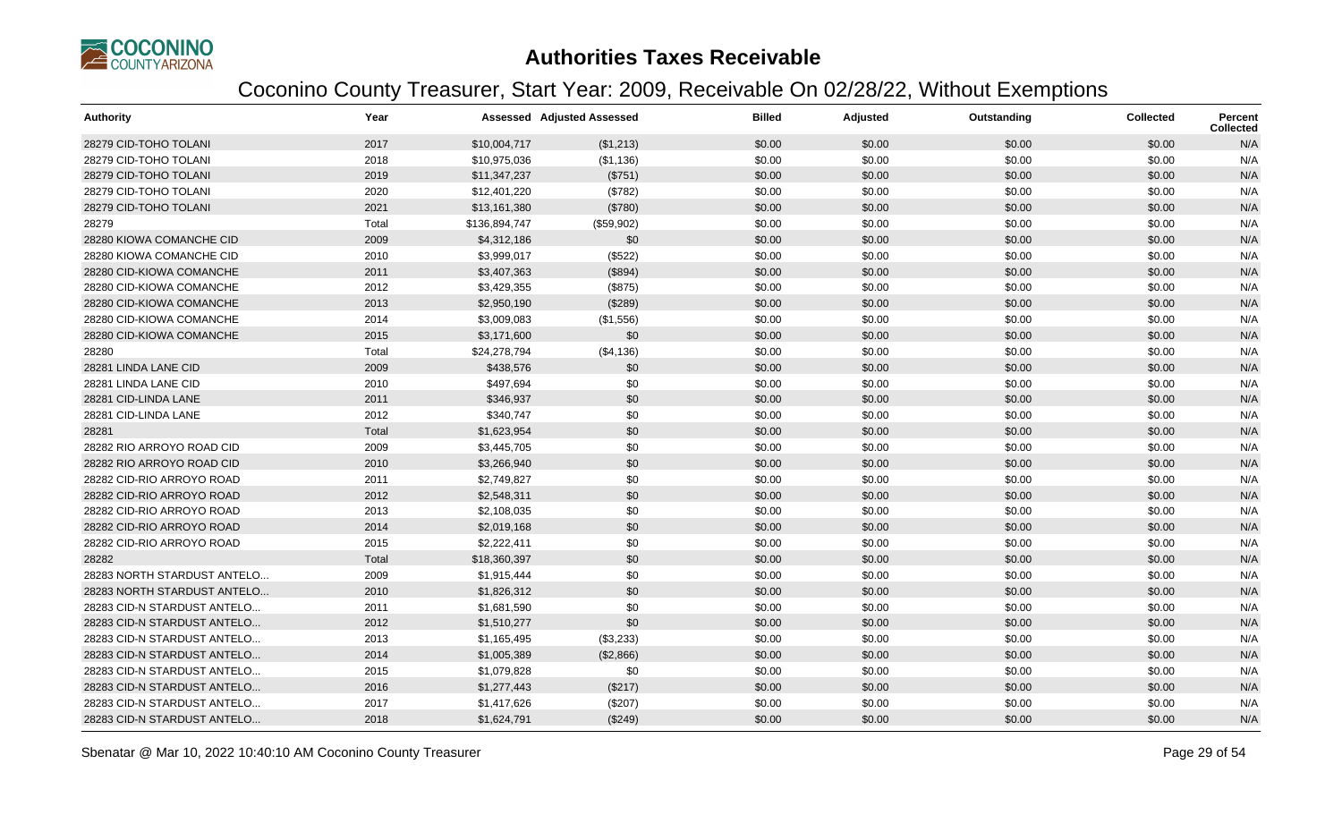# Authorities Taxes Receivable

## Coconino County Treasurer, Start Year: 2009, Receivable On 02/28/22, Without Exemptions

| Authority | Year | Assessed | Adjusted Assessed | Billed | Adjusted | Outstanding | Collected | Percent Collected |
|---|---|---|---|---|---|---|---|---|
| 28279 CID-TOHO TOLANI | 2017 | $10,004,717 | ($1,213) | $0.00 | $0.00 | $0.00 | $0.00 | N/A |
| 28279 CID-TOHO TOLANI | 2018 | $10,975,036 | ($1,136) | $0.00 | $0.00 | $0.00 | $0.00 | N/A |
| 28279 CID-TOHO TOLANI | 2019 | $11,347,237 | ($751) | $0.00 | $0.00 | $0.00 | $0.00 | N/A |
| 28279 CID-TOHO TOLANI | 2020 | $12,401,220 | ($782) | $0.00 | $0.00 | $0.00 | $0.00 | N/A |
| 28279 CID-TOHO TOLANI | 2021 | $13,161,380 | ($780) | $0.00 | $0.00 | $0.00 | $0.00 | N/A |
| 28279 | Total | $136,894,747 | ($59,902) | $0.00 | $0.00 | $0.00 | $0.00 | N/A |
| 28280 KIOWA COMANCHE CID | 2009 | $4,312,186 | $0 | $0.00 | $0.00 | $0.00 | $0.00 | N/A |
| 28280 KIOWA COMANCHE CID | 2010 | $3,999,017 | ($522) | $0.00 | $0.00 | $0.00 | $0.00 | N/A |
| 28280 CID-KIOWA COMANCHE | 2011 | $3,407,363 | ($894) | $0.00 | $0.00 | $0.00 | $0.00 | N/A |
| 28280 CID-KIOWA COMANCHE | 2012 | $3,429,355 | ($875) | $0.00 | $0.00 | $0.00 | $0.00 | N/A |
| 28280 CID-KIOWA COMANCHE | 2013 | $2,950,190 | ($289) | $0.00 | $0.00 | $0.00 | $0.00 | N/A |
| 28280 CID-KIOWA COMANCHE | 2014 | $3,009,083 | ($1,556) | $0.00 | $0.00 | $0.00 | $0.00 | N/A |
| 28280 CID-KIOWA COMANCHE | 2015 | $3,171,600 | $0 | $0.00 | $0.00 | $0.00 | $0.00 | N/A |
| 28280 | Total | $24,278,794 | ($4,136) | $0.00 | $0.00 | $0.00 | $0.00 | N/A |
| 28281 LINDA LANE CID | 2009 | $438,576 | $0 | $0.00 | $0.00 | $0.00 | $0.00 | N/A |
| 28281 LINDA LANE CID | 2010 | $497,694 | $0 | $0.00 | $0.00 | $0.00 | $0.00 | N/A |
| 28281 CID-LINDA LANE | 2011 | $346,937 | $0 | $0.00 | $0.00 | $0.00 | $0.00 | N/A |
| 28281 CID-LINDA LANE | 2012 | $340,747 | $0 | $0.00 | $0.00 | $0.00 | $0.00 | N/A |
| 28281 | Total | $1,623,954 | $0 | $0.00 | $0.00 | $0.00 | $0.00 | N/A |
| 28282 RIO ARROYO ROAD CID | 2009 | $3,445,705 | $0 | $0.00 | $0.00 | $0.00 | $0.00 | N/A |
| 28282 RIO ARROYO ROAD CID | 2010 | $3,266,940 | $0 | $0.00 | $0.00 | $0.00 | $0.00 | N/A |
| 28282 CID-RIO ARROYO ROAD | 2011 | $2,749,827 | $0 | $0.00 | $0.00 | $0.00 | $0.00 | N/A |
| 28282 CID-RIO ARROYO ROAD | 2012 | $2,548,311 | $0 | $0.00 | $0.00 | $0.00 | $0.00 | N/A |
| 28282 CID-RIO ARROYO ROAD | 2013 | $2,108,035 | $0 | $0.00 | $0.00 | $0.00 | $0.00 | N/A |
| 28282 CID-RIO ARROYO ROAD | 2014 | $2,019,168 | $0 | $0.00 | $0.00 | $0.00 | $0.00 | N/A |
| 28282 CID-RIO ARROYO ROAD | 2015 | $2,222,411 | $0 | $0.00 | $0.00 | $0.00 | $0.00 | N/A |
| 28282 | Total | $18,360,397 | $0 | $0.00 | $0.00 | $0.00 | $0.00 | N/A |
| 28283 NORTH STARDUST ANTELO... | 2009 | $1,915,444 | $0 | $0.00 | $0.00 | $0.00 | $0.00 | N/A |
| 28283 NORTH STARDUST ANTELO... | 2010 | $1,826,312 | $0 | $0.00 | $0.00 | $0.00 | $0.00 | N/A |
| 28283 CID-N STARDUST ANTELO... | 2011 | $1,681,590 | $0 | $0.00 | $0.00 | $0.00 | $0.00 | N/A |
| 28283 CID-N STARDUST ANTELO... | 2012 | $1,510,277 | $0 | $0.00 | $0.00 | $0.00 | $0.00 | N/A |
| 28283 CID-N STARDUST ANTELO... | 2013 | $1,165,495 | ($3,233) | $0.00 | $0.00 | $0.00 | $0.00 | N/A |
| 28283 CID-N STARDUST ANTELO... | 2014 | $1,005,389 | ($2,866) | $0.00 | $0.00 | $0.00 | $0.00 | N/A |
| 28283 CID-N STARDUST ANTELO... | 2015 | $1,079,828 | $0 | $0.00 | $0.00 | $0.00 | $0.00 | N/A |
| 28283 CID-N STARDUST ANTELO... | 2016 | $1,277,443 | ($217) | $0.00 | $0.00 | $0.00 | $0.00 | N/A |
| 28283 CID-N STARDUST ANTELO... | 2017 | $1,417,626 | ($207) | $0.00 | $0.00 | $0.00 | $0.00 | N/A |
| 28283 CID-N STARDUST ANTELO... | 2018 | $1,624,791 | ($249) | $0.00 | $0.00 | $0.00 | $0.00 | N/A |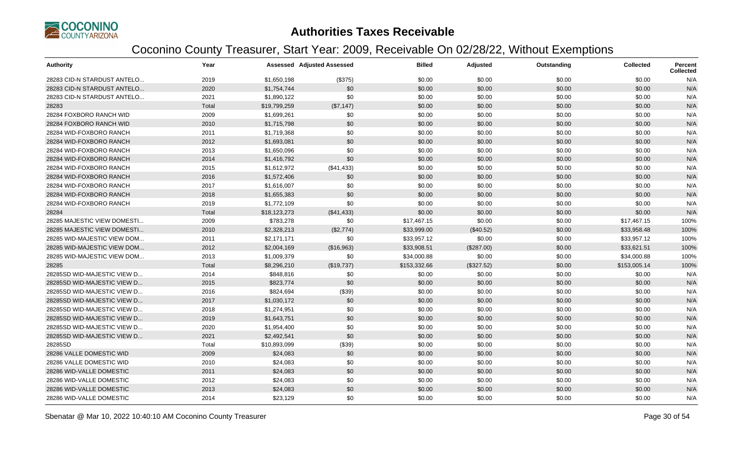# Authorities Taxes Receivable

## Coconino County Treasurer, Start Year: 2009, Receivable On 02/28/22, Without Exemptions

| Authority | Year | Assessed | Adjusted Assessed | Billed | Adjusted | Outstanding | Collected | Percent Collected |
|---|---|---|---|---|---|---|---|---|
| 28283 CID-N STARDUST ANTELO... | 2019 | $1,650,198 | ($375) | $0.00 | $0.00 | $0.00 | $0.00 | N/A |
| 28283 CID-N STARDUST ANTELO... | 2020 | $1,754,744 | $0 | $0.00 | $0.00 | $0.00 | $0.00 | N/A |
| 28283 CID-N STARDUST ANTELO... | 2021 | $1,890,122 | $0 | $0.00 | $0.00 | $0.00 | $0.00 | N/A |
| 28283 | Total | $19,799,259 | ($7,147) | $0.00 | $0.00 | $0.00 | $0.00 | N/A |
| 28284 FOXBORO RANCH WID | 2009 | $1,699,261 | $0 | $0.00 | $0.00 | $0.00 | $0.00 | N/A |
| 28284 FOXBORO RANCH WID | 2010 | $1,715,798 | $0 | $0.00 | $0.00 | $0.00 | $0.00 | N/A |
| 28284 WID-FOXBORO RANCH | 2011 | $1,719,368 | $0 | $0.00 | $0.00 | $0.00 | $0.00 | N/A |
| 28284 WID-FOXBORO RANCH | 2012 | $1,693,081 | $0 | $0.00 | $0.00 | $0.00 | $0.00 | N/A |
| 28284 WID-FOXBORO RANCH | 2013 | $1,650,096 | $0 | $0.00 | $0.00 | $0.00 | $0.00 | N/A |
| 28284 WID-FOXBORO RANCH | 2014 | $1,416,792 | $0 | $0.00 | $0.00 | $0.00 | $0.00 | N/A |
| 28284 WID-FOXBORO RANCH | 2015 | $1,612,972 | ($41,433) | $0.00 | $0.00 | $0.00 | $0.00 | N/A |
| 28284 WID-FOXBORO RANCH | 2016 | $1,572,406 | $0 | $0.00 | $0.00 | $0.00 | $0.00 | N/A |
| 28284 WID-FOXBORO RANCH | 2017 | $1,616,007 | $0 | $0.00 | $0.00 | $0.00 | $0.00 | N/A |
| 28284 WID-FOXBORO RANCH | 2018 | $1,655,383 | $0 | $0.00 | $0.00 | $0.00 | $0.00 | N/A |
| 28284 WID-FOXBORO RANCH | 2019 | $1,772,109 | $0 | $0.00 | $0.00 | $0.00 | $0.00 | N/A |
| 28284 | Total | $18,123,273 | ($41,433) | $0.00 | $0.00 | $0.00 | $0.00 | N/A |
| 28285 MAJESTIC VIEW DOMESTI... | 2009 | $783,278 | $0 | $17,467.15 | $0.00 | $0.00 | $17,467.15 | 100% |
| 28285 MAJESTIC VIEW DOMESTI... | 2010 | $2,328,213 | ($2,774) | $33,999.00 | ($40.52) | $0.00 | $33,958.48 | 100% |
| 28285 WID-MAJESTIC VIEW DOM... | 2011 | $2,171,171 | $0 | $33,957.12 | $0.00 | $0.00 | $33,957.12 | 100% |
| 28285 WID-MAJESTIC VIEW DOM... | 2012 | $2,004,169 | ($16,963) | $33,908.51 | ($287.00) | $0.00 | $33,621.51 | 100% |
| 28285 WID-MAJESTIC VIEW DOM... | 2013 | $1,009,379 | $0 | $34,000.88 | $0.00 | $0.00 | $34,000.88 | 100% |
| 28285 | Total | $8,296,210 | ($19,737) | $153,332.66 | ($327.52) | $0.00 | $153,005.14 | 100% |
| 28285SD WID-MAJESTIC VIEW D... | 2014 | $848,816 | $0 | $0.00 | $0.00 | $0.00 | $0.00 | N/A |
| 28285SD WID-MAJESTIC VIEW D... | 2015 | $823,774 | $0 | $0.00 | $0.00 | $0.00 | $0.00 | N/A |
| 28285SD WID-MAJESTIC VIEW D... | 2016 | $824,694 | ($39) | $0.00 | $0.00 | $0.00 | $0.00 | N/A |
| 28285SD WID-MAJESTIC VIEW D... | 2017 | $1,030,172 | $0 | $0.00 | $0.00 | $0.00 | $0.00 | N/A |
| 28285SD WID-MAJESTIC VIEW D... | 2018 | $1,274,951 | $0 | $0.00 | $0.00 | $0.00 | $0.00 | N/A |
| 28285SD WID-MAJESTIC VIEW D... | 2019 | $1,643,751 | $0 | $0.00 | $0.00 | $0.00 | $0.00 | N/A |
| 28285SD WID-MAJESTIC VIEW D... | 2020 | $1,954,400 | $0 | $0.00 | $0.00 | $0.00 | $0.00 | N/A |
| 28285SD WID-MAJESTIC VIEW D... | 2021 | $2,492,541 | $0 | $0.00 | $0.00 | $0.00 | $0.00 | N/A |
| 28285SD | Total | $10,893,099 | ($39) | $0.00 | $0.00 | $0.00 | $0.00 | N/A |
| 28286 VALLE DOMESTIC WID | 2009 | $24,083 | $0 | $0.00 | $0.00 | $0.00 | $0.00 | N/A |
| 28286 VALLE DOMESTIC WID | 2010 | $24,083 | $0 | $0.00 | $0.00 | $0.00 | $0.00 | N/A |
| 28286 WID-VALLE DOMESTIC | 2011 | $24,083 | $0 | $0.00 | $0.00 | $0.00 | $0.00 | N/A |
| 28286 WID-VALLE DOMESTIC | 2012 | $24,083 | $0 | $0.00 | $0.00 | $0.00 | $0.00 | N/A |
| 28286 WID-VALLE DOMESTIC | 2013 | $24,083 | $0 | $0.00 | $0.00 | $0.00 | $0.00 | N/A |
| 28286 WID-VALLE DOMESTIC | 2014 | $23,129 | $0 | $0.00 | $0.00 | $0.00 | $0.00 | N/A |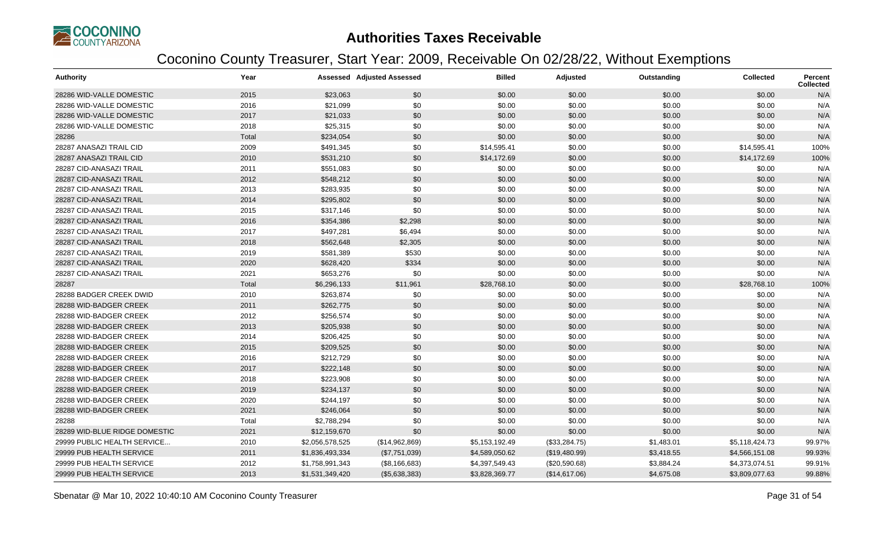# Authorities Taxes Receivable

## Coconino County Treasurer, Start Year: 2009, Receivable On 02/28/22, Without Exemptions

| Authority | Year | Assessed | Adjusted Assessed | Billed | Adjusted | Outstanding | Collected | Percent Collected |
|---|---|---|---|---|---|---|---|---|
| 28286 WID-VALLE DOMESTIC | 2015 | $23,063 | $0 | $0.00 | $0.00 | $0.00 | $0.00 | N/A |
| 28286 WID-VALLE DOMESTIC | 2016 | $21,099 | $0 | $0.00 | $0.00 | $0.00 | $0.00 | N/A |
| 28286 WID-VALLE DOMESTIC | 2017 | $21,033 | $0 | $0.00 | $0.00 | $0.00 | $0.00 | N/A |
| 28286 WID-VALLE DOMESTIC | 2018 | $25,315 | $0 | $0.00 | $0.00 | $0.00 | $0.00 | N/A |
| 28286 | Total | $234,054 | $0 | $0.00 | $0.00 | $0.00 | $0.00 | N/A |
| 28287 ANASAZI TRAIL CID | 2009 | $491,345 | $0 | $14,595.41 | $0.00 | $0.00 | $14,595.41 | 100% |
| 28287 ANASAZI TRAIL CID | 2010 | $531,210 | $0 | $14,172.69 | $0.00 | $0.00 | $14,172.69 | 100% |
| 28287 CID-ANASAZI TRAIL | 2011 | $551,083 | $0 | $0.00 | $0.00 | $0.00 | $0.00 | N/A |
| 28287 CID-ANASAZI TRAIL | 2012 | $548,212 | $0 | $0.00 | $0.00 | $0.00 | $0.00 | N/A |
| 28287 CID-ANASAZI TRAIL | 2013 | $283,935 | $0 | $0.00 | $0.00 | $0.00 | $0.00 | N/A |
| 28287 CID-ANASAZI TRAIL | 2014 | $295,802 | $0 | $0.00 | $0.00 | $0.00 | $0.00 | N/A |
| 28287 CID-ANASAZI TRAIL | 2015 | $317,146 | $0 | $0.00 | $0.00 | $0.00 | $0.00 | N/A |
| 28287 CID-ANASAZI TRAIL | 2016 | $354,386 | $2,298 | $0.00 | $0.00 | $0.00 | $0.00 | N/A |
| 28287 CID-ANASAZI TRAIL | 2017 | $497,281 | $6,494 | $0.00 | $0.00 | $0.00 | $0.00 | N/A |
| 28287 CID-ANASAZI TRAIL | 2018 | $562,648 | $2,305 | $0.00 | $0.00 | $0.00 | $0.00 | N/A |
| 28287 CID-ANASAZI TRAIL | 2019 | $581,389 | $530 | $0.00 | $0.00 | $0.00 | $0.00 | N/A |
| 28287 CID-ANASAZI TRAIL | 2020 | $628,420 | $334 | $0.00 | $0.00 | $0.00 | $0.00 | N/A |
| 28287 CID-ANASAZI TRAIL | 2021 | $653,276 | $0 | $0.00 | $0.00 | $0.00 | $0.00 | N/A |
| 28287 | Total | $6,296,133 | $11,961 | $28,768.10 | $0.00 | $0.00 | $28,768.10 | 100% |
| 28288 BADGER CREEK DWID | 2010 | $263,874 | $0 | $0.00 | $0.00 | $0.00 | $0.00 | N/A |
| 28288 WID-BADGER CREEK | 2011 | $262,775 | $0 | $0.00 | $0.00 | $0.00 | $0.00 | N/A |
| 28288 WID-BADGER CREEK | 2012 | $256,574 | $0 | $0.00 | $0.00 | $0.00 | $0.00 | N/A |
| 28288 WID-BADGER CREEK | 2013 | $205,938 | $0 | $0.00 | $0.00 | $0.00 | $0.00 | N/A |
| 28288 WID-BADGER CREEK | 2014 | $206,425 | $0 | $0.00 | $0.00 | $0.00 | $0.00 | N/A |
| 28288 WID-BADGER CREEK | 2015 | $209,525 | $0 | $0.00 | $0.00 | $0.00 | $0.00 | N/A |
| 28288 WID-BADGER CREEK | 2016 | $212,729 | $0 | $0.00 | $0.00 | $0.00 | $0.00 | N/A |
| 28288 WID-BADGER CREEK | 2017 | $222,148 | $0 | $0.00 | $0.00 | $0.00 | $0.00 | N/A |
| 28288 WID-BADGER CREEK | 2018 | $223,908 | $0 | $0.00 | $0.00 | $0.00 | $0.00 | N/A |
| 28288 WID-BADGER CREEK | 2019 | $234,137 | $0 | $0.00 | $0.00 | $0.00 | $0.00 | N/A |
| 28288 WID-BADGER CREEK | 2020 | $244,197 | $0 | $0.00 | $0.00 | $0.00 | $0.00 | N/A |
| 28288 WID-BADGER CREEK | 2021 | $246,064 | $0 | $0.00 | $0.00 | $0.00 | $0.00 | N/A |
| 28288 | Total | $2,788,294 | $0 | $0.00 | $0.00 | $0.00 | $0.00 | N/A |
| 28289 WID-BLUE RIDGE DOMESTIC | 2021 | $12,159,670 | $0 | $0.00 | $0.00 | $0.00 | $0.00 | N/A |
| 29999 PUBLIC HEALTH SERVICE... | 2010 | $2,056,578,525 | ($14,962,869) | $5,153,192.49 | ($33,284.75) | $1,483.01 | $5,118,424.73 | 99.97% |
| 29999 PUB HEALTH SERVICE | 2011 | $1,836,493,334 | ($7,751,039) | $4,589,050.62 | ($19,480.99) | $3,418.55 | $4,566,151.08 | 99.93% |
| 29999 PUB HEALTH SERVICE | 2012 | $1,758,991,343 | ($8,166,683) | $4,397,549.43 | ($20,590.68) | $3,884.24 | $4,373,074.51 | 99.91% |
| 29999 PUB HEALTH SERVICE | 2013 | $1,531,349,420 | ($5,638,383) | $3,828,369.77 | ($14,617.06) | $4,675.08 | $3,809,077.63 | 99.88% |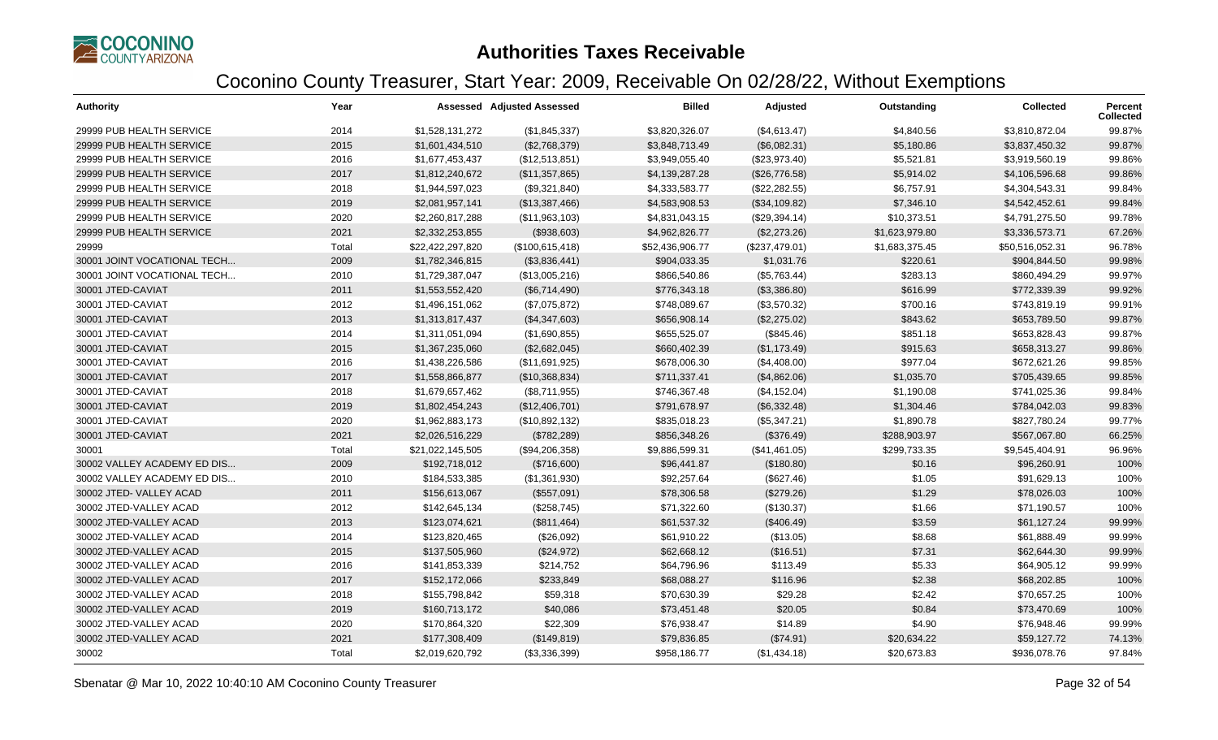# Authorities Taxes Receivable

## Coconino County Treasurer, Start Year: 2009, Receivable On 02/28/22, Without Exemptions

| Authority | Year | Assessed | Adjusted Assessed | Billed | Adjusted | Outstanding | Collected | Percent Collected |
|---|---|---|---|---|---|---|---|---|
| 29999 PUB HEALTH SERVICE | 2014 | $1,528,131,272 | ($1,845,337) | $3,820,326.07 | ($4,613.47) | $4,840.56 | $3,810,872.04 | 99.87% |
| 29999 PUB HEALTH SERVICE | 2015 | $1,601,434,510 | ($2,768,379) | $3,848,713.49 | ($6,082.31) | $5,180.86 | $3,837,450.32 | 99.87% |
| 29999 PUB HEALTH SERVICE | 2016 | $1,677,453,437 | ($12,513,851) | $3,949,055.40 | ($23,973.40) | $5,521.81 | $3,919,560.19 | 99.86% |
| 29999 PUB HEALTH SERVICE | 2017 | $1,812,240,672 | ($11,357,865) | $4,139,287.28 | ($26,776.58) | $5,914.02 | $4,106,596.68 | 99.86% |
| 29999 PUB HEALTH SERVICE | 2018 | $1,944,597,023 | ($9,321,840) | $4,333,583.77 | ($22,282.55) | $6,757.91 | $4,304,543.31 | 99.84% |
| 29999 PUB HEALTH SERVICE | 2019 | $2,081,957,141 | ($13,387,466) | $4,583,908.53 | ($34,109.82) | $7,346.10 | $4,542,452.61 | 99.84% |
| 29999 PUB HEALTH SERVICE | 2020 | $2,260,817,288 | ($11,963,103) | $4,831,043.15 | ($29,394.14) | $10,373.51 | $4,791,275.50 | 99.78% |
| 29999 PUB HEALTH SERVICE | 2021 | $2,332,253,855 | ($938,603) | $4,962,826.77 | ($2,273.26) | $1,623,979.80 | $3,336,573.71 | 67.26% |
| 29999 | Total | $22,422,297,820 | ($100,615,418) | $52,436,906.77 | ($237,479.01) | $1,683,375.45 | $50,516,052.31 | 96.78% |
| 30001 JOINT VOCATIONAL TECH... | 2009 | $1,782,346,815 | ($3,836,441) | $904,033.35 | $1,031.76 | $220.61 | $904,844.50 | 99.98% |
| 30001 JOINT VOCATIONAL TECH... | 2010 | $1,729,387,047 | ($13,005,216) | $866,540.86 | ($5,763.44) | $283.13 | $860,494.29 | 99.97% |
| 30001 JTED-CAVIAT | 2011 | $1,553,552,420 | ($6,714,490) | $776,343.18 | ($3,386.80) | $616.99 | $772,339.39 | 99.92% |
| 30001 JTED-CAVIAT | 2012 | $1,496,151,062 | ($7,075,872) | $748,089.67 | ($3,570.32) | $700.16 | $743,819.19 | 99.91% |
| 30001 JTED-CAVIAT | 2013 | $1,313,817,437 | ($4,347,603) | $656,908.14 | ($2,275.02) | $843.62 | $653,789.50 | 99.87% |
| 30001 JTED-CAVIAT | 2014 | $1,311,051,094 | ($1,690,855) | $655,525.07 | ($845.46) | $851.18 | $653,828.43 | 99.87% |
| 30001 JTED-CAVIAT | 2015 | $1,367,235,060 | ($2,682,045) | $660,402.39 | ($1,173.49) | $915.63 | $658,313.27 | 99.86% |
| 30001 JTED-CAVIAT | 2016 | $1,438,226,586 | ($11,691,925) | $678,006.30 | ($4,408.00) | $977.04 | $672,621.26 | 99.85% |
| 30001 JTED-CAVIAT | 2017 | $1,558,866,877 | ($10,368,834) | $711,337.41 | ($4,862.06) | $1,035.70 | $705,439.65 | 99.85% |
| 30001 JTED-CAVIAT | 2018 | $1,679,657,462 | ($8,711,955) | $746,367.48 | ($4,152.04) | $1,190.08 | $741,025.36 | 99.84% |
| 30001 JTED-CAVIAT | 2019 | $1,802,454,243 | ($12,406,701) | $791,678.97 | ($6,332.48) | $1,304.46 | $784,042.03 | 99.83% |
| 30001 JTED-CAVIAT | 2020 | $1,962,883,173 | ($10,892,132) | $835,018.23 | ($5,347.21) | $1,890.78 | $827,780.24 | 99.77% |
| 30001 JTED-CAVIAT | 2021 | $2,026,516,229 | ($782,289) | $856,348.26 | ($376.49) | $288,903.97 | $567,067.80 | 66.25% |
| 30001 | Total | $21,022,145,505 | ($94,206,358) | $9,886,599.31 | ($41,461.05) | $299,733.35 | $9,545,404.91 | 96.96% |
| 30002 VALLEY ACADEMY ED DIS... | 2009 | $192,718,012 | ($716,600) | $96,441.87 | ($180.80) | $0.16 | $96,260.91 | 100% |
| 30002 VALLEY ACADEMY ED DIS... | 2010 | $184,533,385 | ($1,361,930) | $92,257.64 | ($627.46) | $1.05 | $91,629.13 | 100% |
| 30002 JTED- VALLEY ACAD | 2011 | $156,613,067 | ($557,091) | $78,306.58 | ($279.26) | $1.29 | $78,026.03 | 100% |
| 30002 JTED-VALLEY ACAD | 2012 | $142,645,134 | ($258,745) | $71,322.60 | ($130.37) | $1.66 | $71,190.57 | 100% |
| 30002 JTED-VALLEY ACAD | 2013 | $123,074,621 | ($811,464) | $61,537.32 | ($406.49) | $3.59 | $61,127.24 | 99.99% |
| 30002 JTED-VALLEY ACAD | 2014 | $123,820,465 | ($26,092) | $61,910.22 | ($13.05) | $8.68 | $61,888.49 | 99.99% |
| 30002 JTED-VALLEY ACAD | 2015 | $137,505,960 | ($24,972) | $62,668.12 | ($16.51) | $7.31 | $62,644.30 | 99.99% |
| 30002 JTED-VALLEY ACAD | 2016 | $141,853,339 | $214,752 | $64,796.96 | $113.49 | $5.33 | $64,905.12 | 99.99% |
| 30002 JTED-VALLEY ACAD | 2017 | $152,172,066 | $233,849 | $68,088.27 | $116.96 | $2.38 | $68,202.85 | 100% |
| 30002 JTED-VALLEY ACAD | 2018 | $155,798,842 | $59,318 | $70,630.39 | $29.28 | $2.42 | $70,657.25 | 100% |
| 30002 JTED-VALLEY ACAD | 2019 | $160,713,172 | $40,086 | $73,451.48 | $20.05 | $0.84 | $73,470.69 | 100% |
| 30002 JTED-VALLEY ACAD | 2020 | $170,864,320 | $22,309 | $76,938.47 | $14.89 | $4.90 | $76,948.46 | 99.99% |
| 30002 JTED-VALLEY ACAD | 2021 | $177,308,409 | ($149,819) | $79,836.85 | ($74.91) | $20,634.22 | $59,127.72 | 74.13% |
| 30002 | Total | $2,019,620,792 | ($3,336,399) | $958,186.77 | ($1,434.18) | $20,673.83 | $936,078.76 | 97.84% |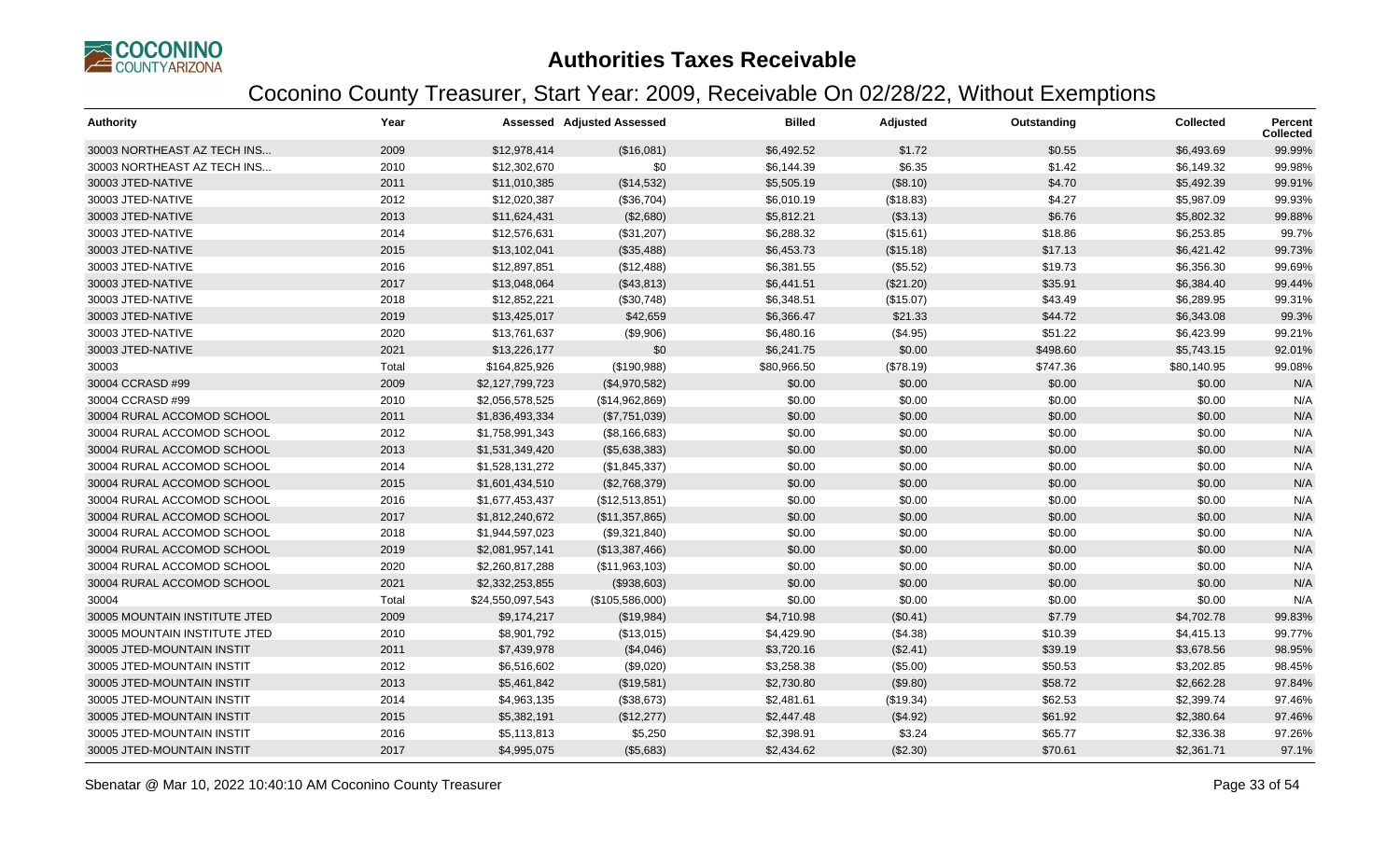# Authorities Taxes Receivable

## Coconino County Treasurer, Start Year: 2009, Receivable On 02/28/22, Without Exemptions

| Authority | Year | Assessed | Adjusted Assessed | Billed | Adjusted | Outstanding | Collected | Percent Collected |
|---|---|---|---|---|---|---|---|---|
| 30003 NORTHEAST AZ TECH INS... | 2009 | $12,978,414 | ($16,081) | $6,492.52 | $1.72 | $0.55 | $6,493.69 | 99.99% |
| 30003 NORTHEAST AZ TECH INS... | 2010 | $12,302,670 | $0 | $6,144.39 | $6.35 | $1.42 | $6,149.32 | 99.98% |
| 30003 JTED-NATIVE | 2011 | $11,010,385 | ($14,532) | $5,505.19 | ($8.10) | $4.70 | $5,492.39 | 99.91% |
| 30003 JTED-NATIVE | 2012 | $12,020,387 | ($36,704) | $6,010.19 | ($18.83) | $4.27 | $5,987.09 | 99.93% |
| 30003 JTED-NATIVE | 2013 | $11,624,431 | ($2,680) | $5,812.21 | ($3.13) | $6.76 | $5,802.32 | 99.88% |
| 30003 JTED-NATIVE | 2014 | $12,576,631 | ($31,207) | $6,288.32 | ($15.61) | $18.86 | $6,253.85 | 99.7% |
| 30003 JTED-NATIVE | 2015 | $13,102,041 | ($35,488) | $6,453.73 | ($15.18) | $17.13 | $6,421.42 | 99.73% |
| 30003 JTED-NATIVE | 2016 | $12,897,851 | ($12,488) | $6,381.55 | ($5.52) | $19.73 | $6,356.30 | 99.69% |
| 30003 JTED-NATIVE | 2017 | $13,048,064 | ($43,813) | $6,441.51 | ($21.20) | $35.91 | $6,384.40 | 99.44% |
| 30003 JTED-NATIVE | 2018 | $12,852,221 | ($30,748) | $6,348.51 | ($15.07) | $43.49 | $6,289.95 | 99.31% |
| 30003 JTED-NATIVE | 2019 | $13,425,017 | $42,659 | $6,366.47 | $21.33 | $44.72 | $6,343.08 | 99.3% |
| 30003 JTED-NATIVE | 2020 | $13,761,637 | ($9,906) | $6,480.16 | ($4.95) | $51.22 | $6,423.99 | 99.21% |
| 30003 JTED-NATIVE | 2021 | $13,226,177 | $0 | $6,241.75 | $0.00 | $498.60 | $5,743.15 | 92.01% |
| 30003 | Total | $164,825,926 | ($190,988) | $80,966.50 | ($78.19) | $747.36 | $80,140.95 | 99.08% |
| 30004 CCRASD #99 | 2009 | $2,127,799,723 | ($4,970,582) | $0.00 | $0.00 | $0.00 | $0.00 | N/A |
| 30004 CCRASD #99 | 2010 | $2,056,578,525 | ($14,962,869) | $0.00 | $0.00 | $0.00 | $0.00 | N/A |
| 30004 RURAL ACCOMOD SCHOOL | 2011 | $1,836,493,334 | ($7,751,039) | $0.00 | $0.00 | $0.00 | $0.00 | N/A |
| 30004 RURAL ACCOMOD SCHOOL | 2012 | $1,758,991,343 | ($8,166,683) | $0.00 | $0.00 | $0.00 | $0.00 | N/A |
| 30004 RURAL ACCOMOD SCHOOL | 2013 | $1,531,349,420 | ($5,638,383) | $0.00 | $0.00 | $0.00 | $0.00 | N/A |
| 30004 RURAL ACCOMOD SCHOOL | 2014 | $1,528,131,272 | ($1,845,337) | $0.00 | $0.00 | $0.00 | $0.00 | N/A |
| 30004 RURAL ACCOMOD SCHOOL | 2015 | $1,601,434,510 | ($2,768,379) | $0.00 | $0.00 | $0.00 | $0.00 | N/A |
| 30004 RURAL ACCOMOD SCHOOL | 2016 | $1,677,453,437 | ($12,513,851) | $0.00 | $0.00 | $0.00 | $0.00 | N/A |
| 30004 RURAL ACCOMOD SCHOOL | 2017 | $1,812,240,672 | ($11,357,865) | $0.00 | $0.00 | $0.00 | $0.00 | N/A |
| 30004 RURAL ACCOMOD SCHOOL | 2018 | $1,944,597,023 | ($9,321,840) | $0.00 | $0.00 | $0.00 | $0.00 | N/A |
| 30004 RURAL ACCOMOD SCHOOL | 2019 | $2,081,957,141 | ($13,387,466) | $0.00 | $0.00 | $0.00 | $0.00 | N/A |
| 30004 RURAL ACCOMOD SCHOOL | 2020 | $2,260,817,288 | ($11,963,103) | $0.00 | $0.00 | $0.00 | $0.00 | N/A |
| 30004 RURAL ACCOMOD SCHOOL | 2021 | $2,332,253,855 | ($938,603) | $0.00 | $0.00 | $0.00 | $0.00 | N/A |
| 30004 | Total | $24,550,097,543 | ($105,586,000) | $0.00 | $0.00 | $0.00 | $0.00 | N/A |
| 30005 MOUNTAIN INSTITUTE JTED | 2009 | $9,174,217 | ($19,984) | $4,710.98 | ($0.41) | $7.79 | $4,702.78 | 99.83% |
| 30005 MOUNTAIN INSTITUTE JTED | 2010 | $8,901,792 | ($13,015) | $4,429.90 | ($4.38) | $10.39 | $4,415.13 | 99.77% |
| 30005 JTED-MOUNTAIN INSTIT | 2011 | $7,439,978 | ($4,046) | $3,720.16 | ($2.41) | $39.19 | $3,678.56 | 98.95% |
| 30005 JTED-MOUNTAIN INSTIT | 2012 | $6,516,602 | ($9,020) | $3,258.38 | ($5.00) | $50.53 | $3,202.85 | 98.45% |
| 30005 JTED-MOUNTAIN INSTIT | 2013 | $5,461,842 | ($19,581) | $2,730.80 | ($9.80) | $58.72 | $2,662.28 | 97.84% |
| 30005 JTED-MOUNTAIN INSTIT | 2014 | $4,963,135 | ($38,673) | $2,481.61 | ($19.34) | $62.53 | $2,399.74 | 97.46% |
| 30005 JTED-MOUNTAIN INSTIT | 2015 | $5,382,191 | ($12,277) | $2,447.48 | ($4.92) | $61.92 | $2,380.64 | 97.46% |
| 30005 JTED-MOUNTAIN INSTIT | 2016 | $5,113,813 | $5,250 | $2,398.91 | $3.24 | $65.77 | $2,336.38 | 97.26% |
| 30005 JTED-MOUNTAIN INSTIT | 2017 | $4,995,075 | ($5,683) | $2,434.62 | ($2.30) | $70.61 | $2,361.71 | 97.1% |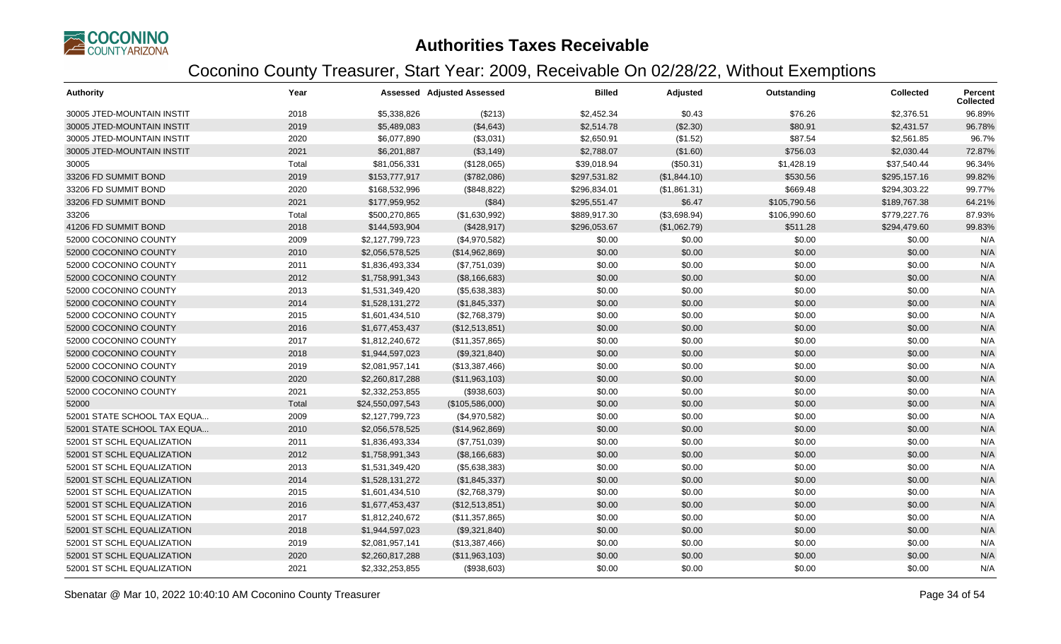# Authorities Taxes Receivable

## Coconino County Treasurer, Start Year: 2009, Receivable On 02/28/22, Without Exemptions

| Authority | Year | Assessed | Adjusted Assessed | Billed | Adjusted | Outstanding | Collected | Percent Collected |
|---|---|---|---|---|---|---|---|---|
| 30005 JTED-MOUNTAIN INSTIT | 2018 | $5,338,826 | ($213) | $2,452.34 | $0.43 | $76.26 | $2,376.51 | 96.89% |
| 30005 JTED-MOUNTAIN INSTIT | 2019 | $5,489,083 | ($4,643) | $2,514.78 | ($2.30) | $80.91 | $2,431.57 | 96.78% |
| 30005 JTED-MOUNTAIN INSTIT | 2020 | $6,077,890 | ($3,031) | $2,650.91 | ($1.52) | $87.54 | $2,561.85 | 96.7% |
| 30005 JTED-MOUNTAIN INSTIT | 2021 | $6,201,887 | ($3,149) | $2,788.07 | ($1.60) | $756.03 | $2,030.44 | 72.87% |
| 30005 | Total | $81,056,331 | ($128,065) | $39,018.94 | ($50.31) | $1,428.19 | $37,540.44 | 96.34% |
| 33206 FD SUMMIT BOND | 2019 | $153,777,917 | ($782,086) | $297,531.82 | ($1,844.10) | $530.56 | $295,157.16 | 99.82% |
| 33206 FD SUMMIT BOND | 2020 | $168,532,996 | ($848,822) | $296,834.01 | ($1,861.31) | $669.48 | $294,303.22 | 99.77% |
| 33206 FD SUMMIT BOND | 2021 | $177,959,952 | ($84) | $295,551.47 | $6.47 | $105,790.56 | $189,767.38 | 64.21% |
| 33206 | Total | $500,270,865 | ($1,630,992) | $889,917.30 | ($3,698.94) | $106,990.60 | $779,227.76 | 87.93% |
| 41206 FD SUMMIT BOND | 2018 | $144,593,904 | ($428,917) | $296,053.67 | ($1,062.79) | $511.28 | $294,479.60 | 99.83% |
| 52000 COCONINO COUNTY | 2009 | $2,127,799,723 | ($4,970,582) | $0.00 | $0.00 | $0.00 | $0.00 | N/A |
| 52000 COCONINO COUNTY | 2010 | $2,056,578,525 | ($14,962,869) | $0.00 | $0.00 | $0.00 | $0.00 | N/A |
| 52000 COCONINO COUNTY | 2011 | $1,836,493,334 | ($7,751,039) | $0.00 | $0.00 | $0.00 | $0.00 | N/A |
| 52000 COCONINO COUNTY | 2012 | $1,758,991,343 | ($8,166,683) | $0.00 | $0.00 | $0.00 | $0.00 | N/A |
| 52000 COCONINO COUNTY | 2013 | $1,531,349,420 | ($5,638,383) | $0.00 | $0.00 | $0.00 | $0.00 | N/A |
| 52000 COCONINO COUNTY | 2014 | $1,528,131,272 | ($1,845,337) | $0.00 | $0.00 | $0.00 | $0.00 | N/A |
| 52000 COCONINO COUNTY | 2015 | $1,601,434,510 | ($2,768,379) | $0.00 | $0.00 | $0.00 | $0.00 | N/A |
| 52000 COCONINO COUNTY | 2016 | $1,677,453,437 | ($12,513,851) | $0.00 | $0.00 | $0.00 | $0.00 | N/A |
| 52000 COCONINO COUNTY | 2017 | $1,812,240,672 | ($11,357,865) | $0.00 | $0.00 | $0.00 | $0.00 | N/A |
| 52000 COCONINO COUNTY | 2018 | $1,944,597,023 | ($9,321,840) | $0.00 | $0.00 | $0.00 | $0.00 | N/A |
| 52000 COCONINO COUNTY | 2019 | $2,081,957,141 | ($13,387,466) | $0.00 | $0.00 | $0.00 | $0.00 | N/A |
| 52000 COCONINO COUNTY | 2020 | $2,260,817,288 | ($11,963,103) | $0.00 | $0.00 | $0.00 | $0.00 | N/A |
| 52000 COCONINO COUNTY | 2021 | $2,332,253,855 | ($938,603) | $0.00 | $0.00 | $0.00 | $0.00 | N/A |
| 52000 | Total | $24,550,097,543 | ($105,586,000) | $0.00 | $0.00 | $0.00 | $0.00 | N/A |
| 52001 STATE SCHOOL TAX EQUA... | 2009 | $2,127,799,723 | ($4,970,582) | $0.00 | $0.00 | $0.00 | $0.00 | N/A |
| 52001 STATE SCHOOL TAX EQUA... | 2010 | $2,056,578,525 | ($14,962,869) | $0.00 | $0.00 | $0.00 | $0.00 | N/A |
| 52001 ST SCHL EQUALIZATION | 2011 | $1,836,493,334 | ($7,751,039) | $0.00 | $0.00 | $0.00 | $0.00 | N/A |
| 52001 ST SCHL EQUALIZATION | 2012 | $1,758,991,343 | ($8,166,683) | $0.00 | $0.00 | $0.00 | $0.00 | N/A |
| 52001 ST SCHL EQUALIZATION | 2013 | $1,531,349,420 | ($5,638,383) | $0.00 | $0.00 | $0.00 | $0.00 | N/A |
| 52001 ST SCHL EQUALIZATION | 2014 | $1,528,131,272 | ($1,845,337) | $0.00 | $0.00 | $0.00 | $0.00 | N/A |
| 52001 ST SCHL EQUALIZATION | 2015 | $1,601,434,510 | ($2,768,379) | $0.00 | $0.00 | $0.00 | $0.00 | N/A |
| 52001 ST SCHL EQUALIZATION | 2016 | $1,677,453,437 | ($12,513,851) | $0.00 | $0.00 | $0.00 | $0.00 | N/A |
| 52001 ST SCHL EQUALIZATION | 2017 | $1,812,240,672 | ($11,357,865) | $0.00 | $0.00 | $0.00 | $0.00 | N/A |
| 52001 ST SCHL EQUALIZATION | 2018 | $1,944,597,023 | ($9,321,840) | $0.00 | $0.00 | $0.00 | $0.00 | N/A |
| 52001 ST SCHL EQUALIZATION | 2019 | $2,081,957,141 | ($13,387,466) | $0.00 | $0.00 | $0.00 | $0.00 | N/A |
| 52001 ST SCHL EQUALIZATION | 2020 | $2,260,817,288 | ($11,963,103) | $0.00 | $0.00 | $0.00 | $0.00 | N/A |
| 52001 ST SCHL EQUALIZATION | 2021 | $2,332,253,855 | ($938,603) | $0.00 | $0.00 | $0.00 | $0.00 | N/A |

Sbenatar @ Mar 10, 2022 10:40:10 AM Coconino County Treasurer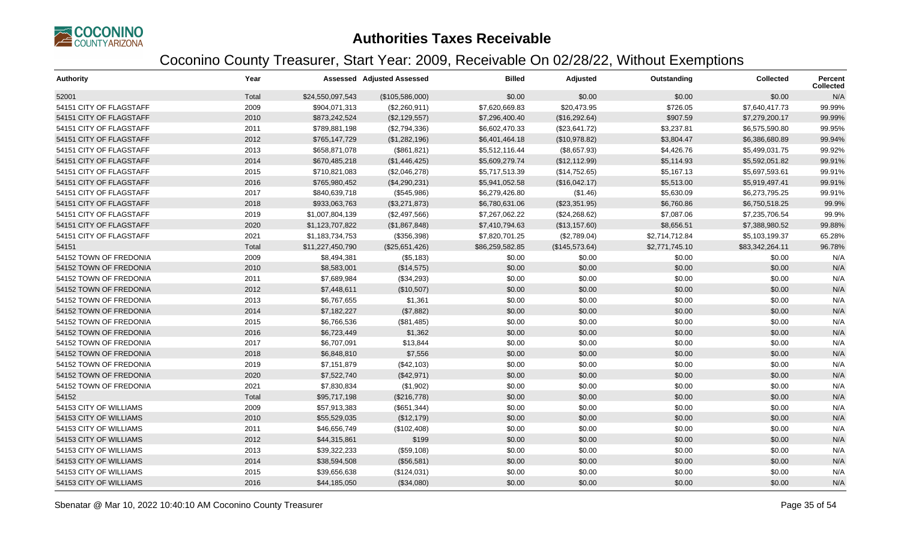# Authorities Taxes Receivable

## Coconino County Treasurer, Start Year: 2009, Receivable On 02/28/22, Without Exemptions

| Authority | Year | Assessed | Adjusted Assessed | Billed | Adjusted | Outstanding | Collected | Percent Collected |
|---|---|---|---|---|---|---|---|---|
| 52001 | Total | $24,550,097,543 | ($105,586,000) | $0.00 | $0.00 | $0.00 | $0.00 | N/A |
| 54151 CITY OF FLAGSTAFF | 2009 | $904,071,313 | ($2,260,911) | $7,620,669.83 | $20,473.95 | $726.05 | $7,640,417.73 | 99.99% |
| 54151 CITY OF FLAGSTAFF | 2010 | $873,242,524 | ($2,129,557) | $7,296,400.40 | ($16,292.64) | $907.59 | $7,279,200.17 | 99.99% |
| 54151 CITY OF FLAGSTAFF | 2011 | $789,881,198 | ($2,794,336) | $6,602,470.33 | ($23,641.72) | $3,237.81 | $6,575,590.80 | 99.95% |
| 54151 CITY OF FLAGSTAFF | 2012 | $765,147,729 | ($1,282,196) | $6,401,464.18 | ($10,978.82) | $3,804.47 | $6,386,680.89 | 99.94% |
| 54151 CITY OF FLAGSTAFF | 2013 | $658,871,078 | ($861,821) | $5,512,116.44 | ($8,657.93) | $4,426.76 | $5,499,031.75 | 99.92% |
| 54151 CITY OF FLAGSTAFF | 2014 | $670,485,218 | ($1,446,425) | $5,609,279.74 | ($12,112.99) | $5,114.93 | $5,592,051.82 | 99.91% |
| 54151 CITY OF FLAGSTAFF | 2015 | $710,821,083 | ($2,046,278) | $5,717,513.39 | ($14,752.65) | $5,167.13 | $5,697,593.61 | 99.91% |
| 54151 CITY OF FLAGSTAFF | 2016 | $765,980,452 | ($4,290,231) | $5,941,052.58 | ($16,042.17) | $5,513.00 | $5,919,497.41 | 99.91% |
| 54151 CITY OF FLAGSTAFF | 2017 | $840,639,718 | ($545,986) | $6,279,426.80 | ($1.46) | $5,630.09 | $6,273,795.25 | 99.91% |
| 54151 CITY OF FLAGSTAFF | 2018 | $933,063,763 | ($3,271,873) | $6,780,631.06 | ($23,351.95) | $6,760.86 | $6,750,518.25 | 99.9% |
| 54151 CITY OF FLAGSTAFF | 2019 | $1,007,804,139 | ($2,497,566) | $7,267,062.22 | ($24,268.62) | $7,087.06 | $7,235,706.54 | 99.9% |
| 54151 CITY OF FLAGSTAFF | 2020 | $1,123,707,822 | ($1,867,848) | $7,410,794.63 | ($13,157.60) | $8,656.51 | $7,388,980.52 | 99.88% |
| 54151 CITY OF FLAGSTAFF | 2021 | $1,183,734,753 | ($356,398) | $7,820,701.25 | ($2,789.04) | $2,714,712.84 | $5,103,199.37 | 65.28% |
| 54151 | Total | $11,227,450,790 | ($25,651,426) | $86,259,582.85 | ($145,573.64) | $2,771,745.10 | $83,342,264.11 | 96.78% |
| 54152 TOWN OF FREDONIA | 2009 | $8,494,381 | ($5,183) | $0.00 | $0.00 | $0.00 | $0.00 | N/A |
| 54152 TOWN OF FREDONIA | 2010 | $8,583,001 | ($14,575) | $0.00 | $0.00 | $0.00 | $0.00 | N/A |
| 54152 TOWN OF FREDONIA | 2011 | $7,689,984 | ($34,293) | $0.00 | $0.00 | $0.00 | $0.00 | N/A |
| 54152 TOWN OF FREDONIA | 2012 | $7,448,611 | ($10,507) | $0.00 | $0.00 | $0.00 | $0.00 | N/A |
| 54152 TOWN OF FREDONIA | 2013 | $6,767,655 | $1,361 | $0.00 | $0.00 | $0.00 | $0.00 | N/A |
| 54152 TOWN OF FREDONIA | 2014 | $7,182,227 | ($7,882) | $0.00 | $0.00 | $0.00 | $0.00 | N/A |
| 54152 TOWN OF FREDONIA | 2015 | $6,766,536 | ($81,485) | $0.00 | $0.00 | $0.00 | $0.00 | N/A |
| 54152 TOWN OF FREDONIA | 2016 | $6,723,449 | $1,362 | $0.00 | $0.00 | $0.00 | $0.00 | N/A |
| 54152 TOWN OF FREDONIA | 2017 | $6,707,091 | $13,844 | $0.00 | $0.00 | $0.00 | $0.00 | N/A |
| 54152 TOWN OF FREDONIA | 2018 | $6,848,810 | $7,556 | $0.00 | $0.00 | $0.00 | $0.00 | N/A |
| 54152 TOWN OF FREDONIA | 2019 | $7,151,879 | ($42,103) | $0.00 | $0.00 | $0.00 | $0.00 | N/A |
| 54152 TOWN OF FREDONIA | 2020 | $7,522,740 | ($42,971) | $0.00 | $0.00 | $0.00 | $0.00 | N/A |
| 54152 TOWN OF FREDONIA | 2021 | $7,830,834 | ($1,902) | $0.00 | $0.00 | $0.00 | $0.00 | N/A |
| 54152 | Total | $95,717,198 | ($216,778) | $0.00 | $0.00 | $0.00 | $0.00 | N/A |
| 54153 CITY OF WILLIAMS | 2009 | $57,913,383 | ($651,344) | $0.00 | $0.00 | $0.00 | $0.00 | N/A |
| 54153 CITY OF WILLIAMS | 2010 | $55,529,035 | ($12,179) | $0.00 | $0.00 | $0.00 | $0.00 | N/A |
| 54153 CITY OF WILLIAMS | 2011 | $46,656,749 | ($102,408) | $0.00 | $0.00 | $0.00 | $0.00 | N/A |
| 54153 CITY OF WILLIAMS | 2012 | $44,315,861 | $199 | $0.00 | $0.00 | $0.00 | $0.00 | N/A |
| 54153 CITY OF WILLIAMS | 2013 | $39,322,233 | ($59,108) | $0.00 | $0.00 | $0.00 | $0.00 | N/A |
| 54153 CITY OF WILLIAMS | 2014 | $38,594,508 | ($56,581) | $0.00 | $0.00 | $0.00 | $0.00 | N/A |
| 54153 CITY OF WILLIAMS | 2015 | $39,656,638 | ($124,031) | $0.00 | $0.00 | $0.00 | $0.00 | N/A |
| 54153 CITY OF WILLIAMS | 2016 | $44,185,050 | ($34,080) | $0.00 | $0.00 | $0.00 | $0.00 | N/A |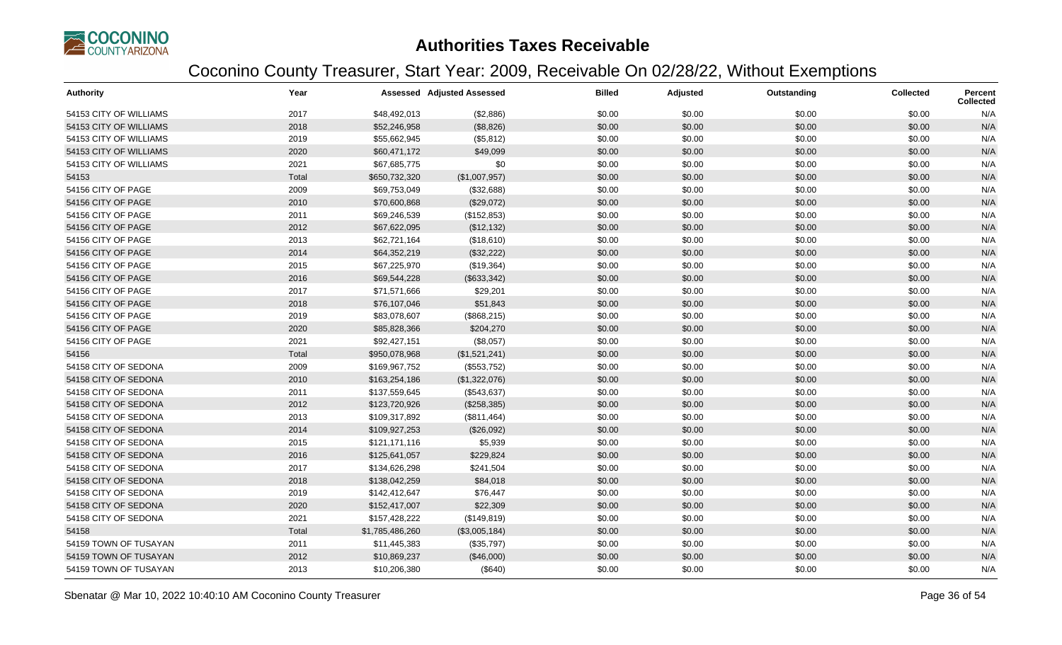# Authorities Taxes Receivable

## Coconino County Treasurer, Start Year: 2009, Receivable On 02/28/22, Without Exemptions

| Authority | Year | Assessed | Adjusted Assessed | Billed | Adjusted | Outstanding | Collected | Percent Collected |
|---|---|---|---|---|---|---|---|---|
| 54153 CITY OF WILLIAMS | 2017 | $48,492,013 | ($2,886) | $0.00 | $0.00 | $0.00 | $0.00 | N/A |
| 54153 CITY OF WILLIAMS | 2018 | $52,246,958 | ($8,826) | $0.00 | $0.00 | $0.00 | $0.00 | N/A |
| 54153 CITY OF WILLIAMS | 2019 | $55,662,945 | ($5,812) | $0.00 | $0.00 | $0.00 | $0.00 | N/A |
| 54153 CITY OF WILLIAMS | 2020 | $60,471,172 | $49,099 | $0.00 | $0.00 | $0.00 | $0.00 | N/A |
| 54153 CITY OF WILLIAMS | 2021 | $67,685,775 | $0 | $0.00 | $0.00 | $0.00 | $0.00 | N/A |
| 54153 | Total | $650,732,320 | ($1,007,957) | $0.00 | $0.00 | $0.00 | $0.00 | N/A |
| 54156 CITY OF PAGE | 2009 | $69,753,049 | ($32,688) | $0.00 | $0.00 | $0.00 | $0.00 | N/A |
| 54156 CITY OF PAGE | 2010 | $70,600,868 | ($29,072) | $0.00 | $0.00 | $0.00 | $0.00 | N/A |
| 54156 CITY OF PAGE | 2011 | $69,246,539 | ($152,853) | $0.00 | $0.00 | $0.00 | $0.00 | N/A |
| 54156 CITY OF PAGE | 2012 | $67,622,095 | ($12,132) | $0.00 | $0.00 | $0.00 | $0.00 | N/A |
| 54156 CITY OF PAGE | 2013 | $62,721,164 | ($18,610) | $0.00 | $0.00 | $0.00 | $0.00 | N/A |
| 54156 CITY OF PAGE | 2014 | $64,352,219 | ($32,222) | $0.00 | $0.00 | $0.00 | $0.00 | N/A |
| 54156 CITY OF PAGE | 2015 | $67,225,970 | ($19,364) | $0.00 | $0.00 | $0.00 | $0.00 | N/A |
| 54156 CITY OF PAGE | 2016 | $69,544,228 | ($633,342) | $0.00 | $0.00 | $0.00 | $0.00 | N/A |
| 54156 CITY OF PAGE | 2017 | $71,571,666 | $29,201 | $0.00 | $0.00 | $0.00 | $0.00 | N/A |
| 54156 CITY OF PAGE | 2018 | $76,107,046 | $51,843 | $0.00 | $0.00 | $0.00 | $0.00 | N/A |
| 54156 CITY OF PAGE | 2019 | $83,078,607 | ($868,215) | $0.00 | $0.00 | $0.00 | $0.00 | N/A |
| 54156 CITY OF PAGE | 2020 | $85,828,366 | $204,270 | $0.00 | $0.00 | $0.00 | $0.00 | N/A |
| 54156 CITY OF PAGE | 2021 | $92,427,151 | ($8,057) | $0.00 | $0.00 | $0.00 | $0.00 | N/A |
| 54156 | Total | $950,078,968 | ($1,521,241) | $0.00 | $0.00 | $0.00 | $0.00 | N/A |
| 54158 CITY OF SEDONA | 2009 | $169,967,752 | ($553,752) | $0.00 | $0.00 | $0.00 | $0.00 | N/A |
| 54158 CITY OF SEDONA | 2010 | $163,254,186 | ($1,322,076) | $0.00 | $0.00 | $0.00 | $0.00 | N/A |
| 54158 CITY OF SEDONA | 2011 | $137,559,645 | ($543,637) | $0.00 | $0.00 | $0.00 | $0.00 | N/A |
| 54158 CITY OF SEDONA | 2012 | $123,720,926 | ($258,385) | $0.00 | $0.00 | $0.00 | $0.00 | N/A |
| 54158 CITY OF SEDONA | 2013 | $109,317,892 | ($811,464) | $0.00 | $0.00 | $0.00 | $0.00 | N/A |
| 54158 CITY OF SEDONA | 2014 | $109,927,253 | ($26,092) | $0.00 | $0.00 | $0.00 | $0.00 | N/A |
| 54158 CITY OF SEDONA | 2015 | $121,171,116 | $5,939 | $0.00 | $0.00 | $0.00 | $0.00 | N/A |
| 54158 CITY OF SEDONA | 2016 | $125,641,057 | $229,824 | $0.00 | $0.00 | $0.00 | $0.00 | N/A |
| 54158 CITY OF SEDONA | 2017 | $134,626,298 | $241,504 | $0.00 | $0.00 | $0.00 | $0.00 | N/A |
| 54158 CITY OF SEDONA | 2018 | $138,042,259 | $84,018 | $0.00 | $0.00 | $0.00 | $0.00 | N/A |
| 54158 CITY OF SEDONA | 2019 | $142,412,647 | $76,447 | $0.00 | $0.00 | $0.00 | $0.00 | N/A |
| 54158 CITY OF SEDONA | 2020 | $152,417,007 | $22,309 | $0.00 | $0.00 | $0.00 | $0.00 | N/A |
| 54158 CITY OF SEDONA | 2021 | $157,428,222 | ($149,819) | $0.00 | $0.00 | $0.00 | $0.00 | N/A |
| 54158 | Total | $1,785,486,260 | ($3,005,184) | $0.00 | $0.00 | $0.00 | $0.00 | N/A |
| 54159 TOWN OF TUSAYAN | 2011 | $11,445,383 | ($35,797) | $0.00 | $0.00 | $0.00 | $0.00 | N/A |
| 54159 TOWN OF TUSAYAN | 2012 | $10,869,237 | ($46,000) | $0.00 | $0.00 | $0.00 | $0.00 | N/A |
| 54159 TOWN OF TUSAYAN | 2013 | $10,206,380 | ($640) | $0.00 | $0.00 | $0.00 | $0.00 | N/A |

Sbenatar @ Mar 10, 2022 10:40:10 AM Coconino County Treasurer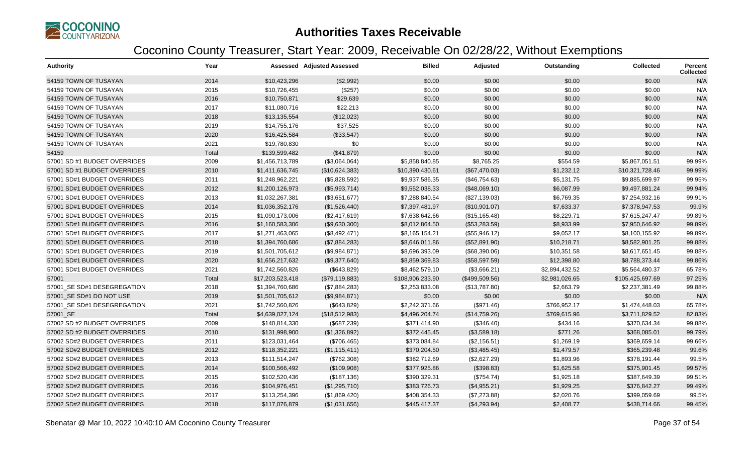# Authorities Taxes Receivable

## Coconino County Treasurer, Start Year: 2009, Receivable On 02/28/22, Without Exemptions

| Authority | Year | Assessed | Adjusted Assessed | Billed | Adjusted | Outstanding | Collected | Percent Collected |
|---|---|---|---|---|---|---|---|---|
| 54159 TOWN OF TUSAYAN | 2014 | $10,423,296 | ($2,992) | $0.00 | $0.00 | $0.00 | $0.00 | N/A |
| 54159 TOWN OF TUSAYAN | 2015 | $10,726,455 | ($257) | $0.00 | $0.00 | $0.00 | $0.00 | N/A |
| 54159 TOWN OF TUSAYAN | 2016 | $10,750,871 | $29,639 | $0.00 | $0.00 | $0.00 | $0.00 | N/A |
| 54159 TOWN OF TUSAYAN | 2017 | $11,080,716 | $22,213 | $0.00 | $0.00 | $0.00 | $0.00 | N/A |
| 54159 TOWN OF TUSAYAN | 2018 | $13,135,554 | ($12,023) | $0.00 | $0.00 | $0.00 | $0.00 | N/A |
| 54159 TOWN OF TUSAYAN | 2019 | $14,755,176 | $37,525 | $0.00 | $0.00 | $0.00 | $0.00 | N/A |
| 54159 TOWN OF TUSAYAN | 2020 | $16,425,584 | ($33,547) | $0.00 | $0.00 | $0.00 | $0.00 | N/A |
| 54159 TOWN OF TUSAYAN | 2021 | $19,780,830 | $0 | $0.00 | $0.00 | $0.00 | $0.00 | N/A |
| 54159 | Total | $139,599,482 | ($41,879) | $0.00 | $0.00 | $0.00 | $0.00 | N/A |
| 57001 SD #1 BUDGET OVERRIDES | 2009 | $1,456,713,789 | ($3,064,064) | $5,858,840.85 | $8,765.25 | $554.59 | $5,867,051.51 | 99.99% |
| 57001 SD #1 BUDGET OVERRIDES | 2010 | $1,411,636,745 | ($10,624,383) | $10,390,430.61 | ($67,470.03) | $1,232.12 | $10,321,728.46 | 99.99% |
| 57001 SD#1 BUDGET OVERRIDES | 2011 | $1,248,962,221 | ($5,828,592) | $9,937,586.35 | ($46,754.63) | $5,131.75 | $9,885,699.97 | 99.95% |
| 57001 SD#1 BUDGET OVERRIDES | 2012 | $1,200,126,973 | ($5,993,714) | $9,552,038.33 | ($48,069.10) | $6,087.99 | $9,497,881.24 | 99.94% |
| 57001 SD#1 BUDGET OVERRIDES | 2013 | $1,032,267,381 | ($3,651,677) | $7,288,840.54 | ($27,139.03) | $6,769.35 | $7,254,932.16 | 99.91% |
| 57001 SD#1 BUDGET OVERRIDES | 2014 | $1,036,352,176 | ($1,526,440) | $7,397,481.97 | ($10,901.07) | $7,633.37 | $7,378,947.53 | 99.9% |
| 57001 SD#1 BUDGET OVERRIDES | 2015 | $1,090,173,006 | ($2,417,619) | $7,638,642.66 | ($15,165.48) | $8,229.71 | $7,615,247.47 | 99.89% |
| 57001 SD#1 BUDGET OVERRIDES | 2016 | $1,160,583,306 | ($9,630,300) | $8,012,864.50 | ($53,283.59) | $8,933.99 | $7,950,646.92 | 99.89% |
| 57001 SD#1 BUDGET OVERRIDES | 2017 | $1,271,463,065 | ($8,492,471) | $8,165,154.21 | ($55,946.12) | $9,052.17 | $8,100,155.92 | 99.89% |
| 57001 SD#1 BUDGET OVERRIDES | 2018 | $1,394,760,686 | ($7,884,283) | $8,646,011.86 | ($52,891.90) | $10,218.71 | $8,582,901.25 | 99.88% |
| 57001 SD#1 BUDGET OVERRIDES | 2019 | $1,501,705,612 | ($9,984,871) | $8,696,393.09 | ($68,390.06) | $10,351.58 | $8,617,651.45 | 99.88% |
| 57001 SD#1 BUDGET OVERRIDES | 2020 | $1,656,217,632 | ($9,377,640) | $8,859,369.83 | ($58,597.59) | $12,398.80 | $8,788,373.44 | 99.86% |
| 57001 SD#1 BUDGET OVERRIDES | 2021 | $1,742,560,826 | ($643,829) | $8,462,579.10 | ($3,666.21) | $2,894,432.52 | $5,564,480.37 | 65.78% |
| 57001 | Total | $17,203,523,418 | ($79,119,883) | $108,906,233.90 | ($499,509.56) | $2,981,026.65 | $105,425,697.69 | 97.25% |
| 57001_SE SD#1 DESEGREGATION | 2018 | $1,394,760,686 | ($7,884,283) | $2,253,833.08 | ($13,787.80) | $2,663.79 | $2,237,381.49 | 99.88% |
| 57001_SE SD#1 DO NOT USE | 2019 | $1,501,705,612 | ($9,984,871) | $0.00 | $0.00 | $0.00 | $0.00 | N/A |
| 57001_SE SD#1 DESEGREGATION | 2021 | $1,742,560,826 | ($643,829) | $2,242,371.66 | ($971.46) | $766,952.17 | $1,474,448.03 | 65.78% |
| 57001_SE | Total | $4,639,027,124 | ($18,512,983) | $4,496,204.74 | ($14,759.26) | $769,615.96 | $3,711,829.52 | 82.83% |
| 57002 SD #2 BUDGET OVERRIDES | 2009 | $140,814,330 | ($687,239) | $371,414.90 | ($346.40) | $434.16 | $370,634.34 | 99.88% |
| 57002 SD #2 BUDGET OVERRIDES | 2010 | $131,998,900 | ($1,326,892) | $372,445.45 | ($3,589.18) | $771.26 | $368,085.01 | 99.79% |
| 57002 SD#2 BUDGET OVERRIDES | 2011 | $123,031,464 | ($706,465) | $373,084.84 | ($2,156.51) | $1,269.19 | $369,659.14 | 99.66% |
| 57002 SD#2 BUDGET OVERRIDES | 2012 | $118,352,221 | ($1,115,411) | $370,204.50 | ($3,485.45) | $1,479.57 | $365,239.48 | 99.6% |
| 57002 SD#2 BUDGET OVERRIDES | 2013 | $111,514,247 | ($762,308) | $382,712.69 | ($2,627.29) | $1,893.96 | $378,191.44 | 99.5% |
| 57002 SD#2 BUDGET OVERRIDES | 2014 | $100,566,492 | ($109,908) | $377,925.86 | ($398.83) | $1,625.58 | $375,901.45 | 99.57% |
| 57002 SD#2 BUDGET OVERRIDES | 2015 | $102,520,436 | ($187,136) | $390,329.31 | ($754.74) | $1,925.18 | $387,649.39 | 99.51% |
| 57002 SD#2 BUDGET OVERRIDES | 2016 | $104,976,451 | ($1,295,710) | $383,726.73 | ($4,955.21) | $1,929.25 | $376,842.27 | 99.49% |
| 57002 SD#2 BUDGET OVERRIDES | 2017 | $113,254,396 | ($1,869,420) | $408,354.33 | ($7,273.88) | $2,020.76 | $399,059.69 | 99.5% |
| 57002 SD#2 BUDGET OVERRIDES | 2018 | $117,076,879 | ($1,031,656) | $445,417.37 | ($4,293.94) | $2,408.77 | $438,714.66 | 99.45% |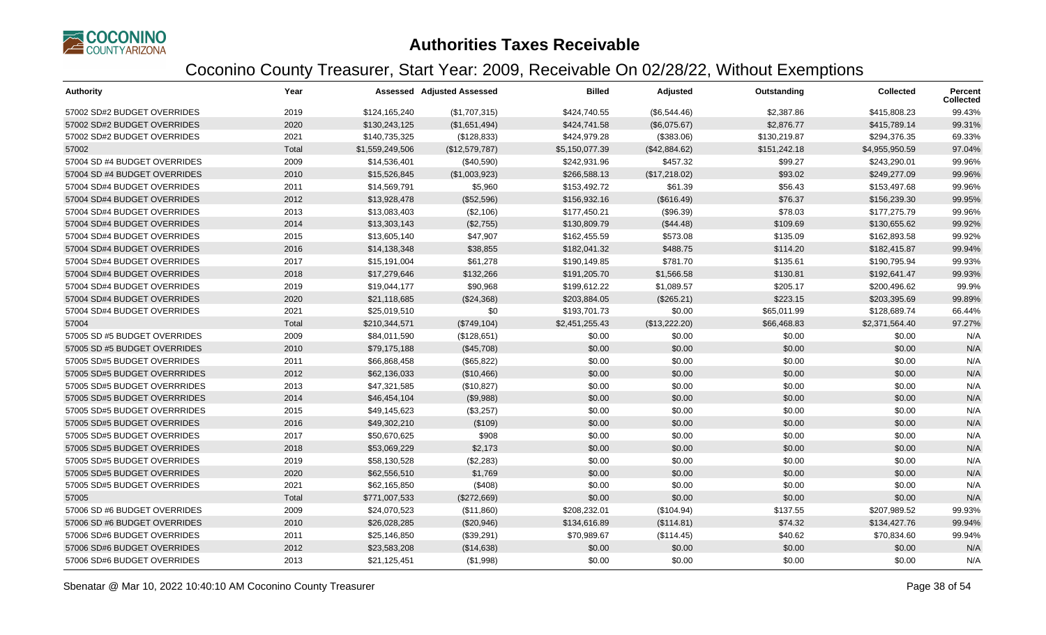# Authorities Taxes Receivable

## Coconino County Treasurer, Start Year: 2009, Receivable On 02/28/22, Without Exemptions

| Authority | Year | Assessed | Adjusted Assessed | Billed | Adjusted | Outstanding | Collected | Percent Collected |
|---|---|---|---|---|---|---|---|---|
| 57002 SD#2 BUDGET OVERRIDES | 2019 | $124,165,240 | ($1,707,315) | $424,740.55 | ($6,544.46) | $2,387.86 | $415,808.23 | 99.43% |
| 57002 SD#2 BUDGET OVERRIDES | 2020 | $130,243,125 | ($1,651,494) | $424,741.58 | ($6,075.67) | $2,876.77 | $415,789.14 | 99.31% |
| 57002 SD#2 BUDGET OVERRIDES | 2021 | $140,735,325 | ($128,833) | $424,979.28 | ($383.06) | $130,219.87 | $294,376.35 | 69.33% |
| 57002 | Total | $1,559,249,506 | ($12,579,787) | $5,150,077.39 | ($42,884.62) | $151,242.18 | $4,955,950.59 | 97.04% |
| 57004 SD #4 BUDGET OVERRIDES | 2009 | $14,536,401 | ($40,590) | $242,931.96 | $457.32 | $99.27 | $243,290.01 | 99.96% |
| 57004 SD #4 BUDGET OVERRIDES | 2010 | $15,526,845 | ($1,003,923) | $266,588.13 | ($17,218.02) | $93.02 | $249,277.09 | 99.96% |
| 57004 SD#4 BUDGET OVERRIDES | 2011 | $14,569,791 | $5,960 | $153,492.72 | $61.39 | $56.43 | $153,497.68 | 99.96% |
| 57004 SD#4 BUDGET OVERRIDES | 2012 | $13,928,478 | ($52,596) | $156,932.16 | ($616.49) | $76.37 | $156,239.30 | 99.95% |
| 57004 SD#4 BUDGET OVERRIDES | 2013 | $13,083,403 | ($2,106) | $177,450.21 | ($96.39) | $78.03 | $177,275.79 | 99.96% |
| 57004 SD#4 BUDGET OVERRIDES | 2014 | $13,303,143 | ($2,755) | $130,809.79 | ($44.48) | $109.69 | $130,655.62 | 99.92% |
| 57004 SD#4 BUDGET OVERRIDES | 2015 | $13,605,140 | $47,907 | $162,455.59 | $573.08 | $135.09 | $162,893.58 | 99.92% |
| 57004 SD#4 BUDGET OVERRIDES | 2016 | $14,138,348 | $38,855 | $182,041.32 | $488.75 | $114.20 | $182,415.87 | 99.94% |
| 57004 SD#4 BUDGET OVERRIDES | 2017 | $15,191,004 | $61,278 | $190,149.85 | $781.70 | $135.61 | $190,795.94 | 99.93% |
| 57004 SD#4 BUDGET OVERRIDES | 2018 | $17,279,646 | $132,266 | $191,205.70 | $1,566.58 | $130.81 | $192,641.47 | 99.93% |
| 57004 SD#4 BUDGET OVERRIDES | 2019 | $19,044,177 | $90,968 | $199,612.22 | $1,089.57 | $205.17 | $200,496.62 | 99.9% |
| 57004 SD#4 BUDGET OVERRIDES | 2020 | $21,118,685 | ($24,368) | $203,884.05 | ($265.21) | $223.15 | $203,395.69 | 99.89% |
| 57004 SD#4 BUDGET OVERRIDES | 2021 | $25,019,510 | $0 | $193,701.73 | $0.00 | $65,011.99 | $128,689.74 | 66.44% |
| 57004 | Total | $210,344,571 | ($749,104) | $2,451,255.43 | ($13,222.20) | $66,468.83 | $2,371,564.40 | 97.27% |
| 57005 SD #5 BUDGET OVERIDES | 2009 | $84,011,590 | ($128,651) | $0.00 | $0.00 | $0.00 | $0.00 | N/A |
| 57005 SD #5 BUDGET OVERRIDES | 2010 | $79,175,188 | ($45,708) | $0.00 | $0.00 | $0.00 | $0.00 | N/A |
| 57005 SD#5 BUDGET OVERRIDES | 2011 | $66,868,458 | ($65,822) | $0.00 | $0.00 | $0.00 | $0.00 | N/A |
| 57005 SD#5 BUDGET OVERRRIDES | 2012 | $62,136,033 | ($10,466) | $0.00 | $0.00 | $0.00 | $0.00 | N/A |
| 57005 SD#5 BUDGET OVERRRIDES | 2013 | $47,321,585 | ($10,827) | $0.00 | $0.00 | $0.00 | $0.00 | N/A |
| 57005 SD#5 BUDGET OVERRRIDES | 2014 | $46,454,104 | ($9,988) | $0.00 | $0.00 | $0.00 | $0.00 | N/A |
| 57005 SD#5 BUDGET OVERRRIDES | 2015 | $49,145,623 | ($3,257) | $0.00 | $0.00 | $0.00 | $0.00 | N/A |
| 57005 SD#5 BUDGET OVERRIDES | 2016 | $49,302,210 | ($109) | $0.00 | $0.00 | $0.00 | $0.00 | N/A |
| 57005 SD#5 BUDGET OVERRIDES | 2017 | $50,670,625 | $908 | $0.00 | $0.00 | $0.00 | $0.00 | N/A |
| 57005 SD#5 BUDGET OVERRIDES | 2018 | $53,069,229 | $2,173 | $0.00 | $0.00 | $0.00 | $0.00 | N/A |
| 57005 SD#5 BUDGET OVERRIDES | 2019 | $58,130,528 | ($2,283) | $0.00 | $0.00 | $0.00 | $0.00 | N/A |
| 57005 SD#5 BUDGET OVERRIDES | 2020 | $62,556,510 | $1,769 | $0.00 | $0.00 | $0.00 | $0.00 | N/A |
| 57005 SD#5 BUDGET OVERRIDES | 2021 | $62,165,850 | ($408) | $0.00 | $0.00 | $0.00 | $0.00 | N/A |
| 57005 | Total | $771,007,533 | ($272,669) | $0.00 | $0.00 | $0.00 | $0.00 | N/A |
| 57006 SD #6 BUDGET OVERRIDES | 2009 | $24,070,523 | ($11,860) | $208,232.01 | ($104.94) | $137.55 | $207,989.52 | 99.93% |
| 57006 SD #6 BUDGET OVERRIDES | 2010 | $26,028,285 | ($20,946) | $134,616.89 | ($114.81) | $74.32 | $134,427.76 | 99.94% |
| 57006 SD#6 BUDGET OVERRIDES | 2011 | $25,146,850 | ($39,291) | $70,989.67 | ($114.45) | $40.62 | $70,834.60 | 99.94% |
| 57006 SD#6 BUDGET OVERRIDES | 2012 | $23,583,208 | ($14,638) | $0.00 | $0.00 | $0.00 | $0.00 | N/A |
| 57006 SD#6 BUDGET OVERRIDES | 2013 | $21,125,451 | ($1,998) | $0.00 | $0.00 | $0.00 | $0.00 | N/A |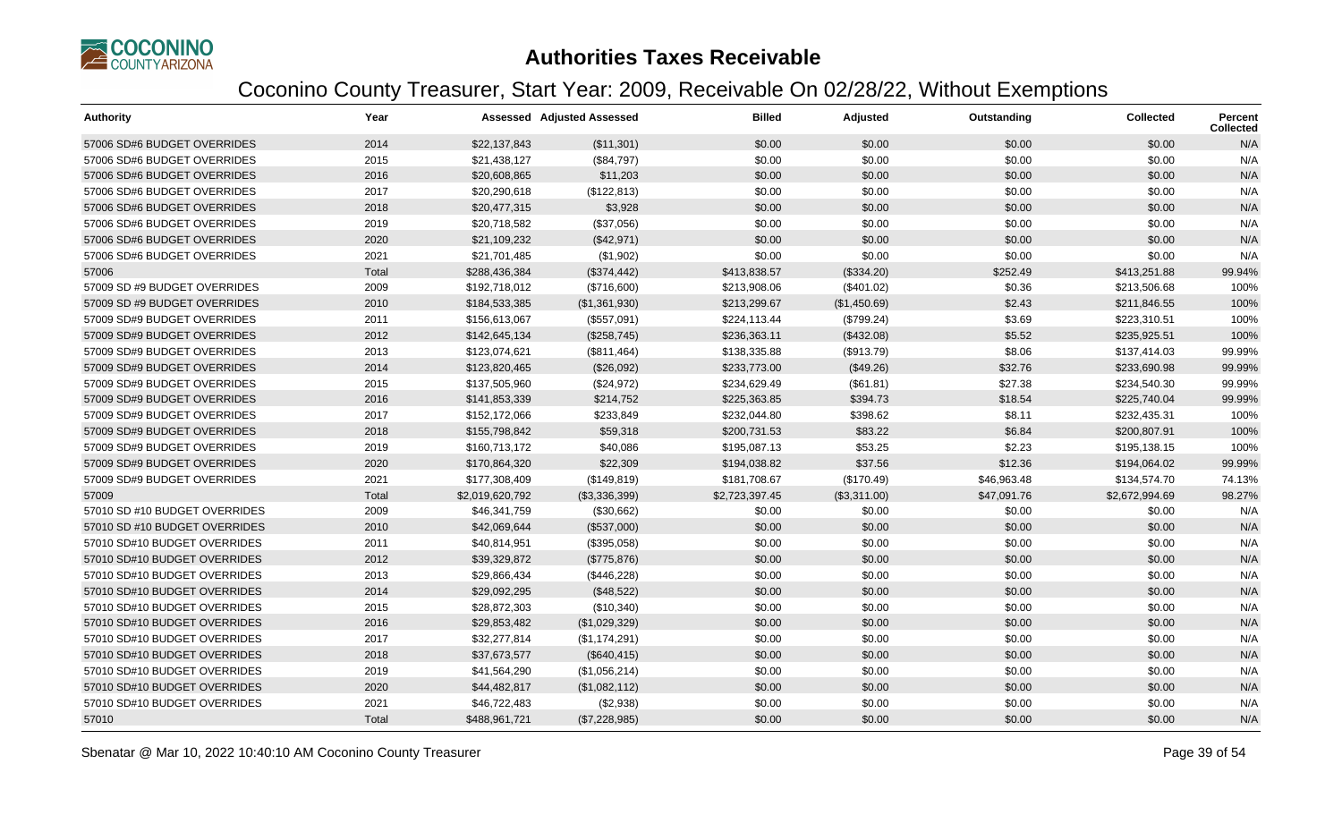# Authorities Taxes Receivable

## Coconino County Treasurer, Start Year: 2009, Receivable On 02/28/22, Without Exemptions

| Authority | Year | Assessed | Adjusted Assessed | Billed | Adjusted | Outstanding | Collected | Percent Collected |
|---|---|---|---|---|---|---|---|---|
| 57006 SD#6 BUDGET OVERRIDES | 2014 | $22,137,843 | ($11,301) | $0.00 | $0.00 | $0.00 | $0.00 | N/A |
| 57006 SD#6 BUDGET OVERRIDES | 2015 | $21,438,127 | ($84,797) | $0.00 | $0.00 | $0.00 | $0.00 | N/A |
| 57006 SD#6 BUDGET OVERRIDES | 2016 | $20,608,865 | $11,203 | $0.00 | $0.00 | $0.00 | $0.00 | N/A |
| 57006 SD#6 BUDGET OVERRIDES | 2017 | $20,290,618 | ($122,813) | $0.00 | $0.00 | $0.00 | $0.00 | N/A |
| 57006 SD#6 BUDGET OVERRIDES | 2018 | $20,477,315 | $3,928 | $0.00 | $0.00 | $0.00 | $0.00 | N/A |
| 57006 SD#6 BUDGET OVERRIDES | 2019 | $20,718,582 | ($37,056) | $0.00 | $0.00 | $0.00 | $0.00 | N/A |
| 57006 SD#6 BUDGET OVERRIDES | 2020 | $21,109,232 | ($42,971) | $0.00 | $0.00 | $0.00 | $0.00 | N/A |
| 57006 SD#6 BUDGET OVERRIDES | 2021 | $21,701,485 | ($1,902) | $0.00 | $0.00 | $0.00 | $0.00 | N/A |
| 57006 | Total | $288,436,384 | ($374,442) | $413,838.57 | ($334.20) | $252.49 | $413,251.88 | 99.94% |
| 57009 SD #9 BUDGET OVERRIDES | 2009 | $192,718,012 | ($716,600) | $213,908.06 | ($401.02) | $0.36 | $213,506.68 | 100% |
| 57009 SD #9 BUDGET OVERRIDES | 2010 | $184,533,385 | ($1,361,930) | $213,299.67 | ($1,450.69) | $2.43 | $211,846.55 | 100% |
| 57009 SD#9 BUDGET OVERRIDES | 2011 | $156,613,067 | ($557,091) | $224,113.44 | ($799.24) | $3.69 | $223,310.51 | 100% |
| 57009 SD#9 BUDGET OVERRIDES | 2012 | $142,645,134 | ($258,745) | $236,363.11 | ($432.08) | $5.52 | $235,925.51 | 100% |
| 57009 SD#9 BUDGET OVERRIDES | 2013 | $123,074,621 | ($811,464) | $138,335.88 | ($913.79) | $8.06 | $137,414.03 | 99.99% |
| 57009 SD#9 BUDGET OVERRIDES | 2014 | $123,820,465 | ($26,092) | $233,773.00 | ($49.26) | $32.76 | $233,690.98 | 99.99% |
| 57009 SD#9 BUDGET OVERRIDES | 2015 | $137,505,960 | ($24,972) | $234,629.49 | ($61.81) | $27.38 | $234,540.30 | 99.99% |
| 57009 SD#9 BUDGET OVERRIDES | 2016 | $141,853,339 | $214,752 | $225,363.85 | $394.73 | $18.54 | $225,740.04 | 99.99% |
| 57009 SD#9 BUDGET OVERRIDES | 2017 | $152,172,066 | $233,849 | $232,044.80 | $398.62 | $8.11 | $232,435.31 | 100% |
| 57009 SD#9 BUDGET OVERRIDES | 2018 | $155,798,842 | $59,318 | $200,731.53 | $83.22 | $6.84 | $200,807.91 | 100% |
| 57009 SD#9 BUDGET OVERRIDES | 2019 | $160,713,172 | $40,086 | $195,087.13 | $53.25 | $2.23 | $195,138.15 | 100% |
| 57009 SD#9 BUDGET OVERRIDES | 2020 | $170,864,320 | $22,309 | $194,038.82 | $37.56 | $12.36 | $194,064.02 | 99.99% |
| 57009 SD#9 BUDGET OVERRIDES | 2021 | $177,308,409 | ($149,819) | $181,708.67 | ($170.49) | $46,963.48 | $134,574.70 | 74.13% |
| 57009 | Total | $2,019,620,792 | ($3,336,399) | $2,723,397.45 | ($3,311.00) | $47,091.76 | $2,672,994.69 | 98.27% |
| 57010 SD #10 BUDGET OVERRIDES | 2009 | $46,341,759 | ($30,662) | $0.00 | $0.00 | $0.00 | $0.00 | N/A |
| 57010 SD #10 BUDGET OVERRIDES | 2010 | $42,069,644 | ($537,000) | $0.00 | $0.00 | $0.00 | $0.00 | N/A |
| 57010 SD#10 BUDGET OVERRIDES | 2011 | $40,814,951 | ($395,058) | $0.00 | $0.00 | $0.00 | $0.00 | N/A |
| 57010 SD#10 BUDGET OVERRIDES | 2012 | $39,329,872 | ($775,876) | $0.00 | $0.00 | $0.00 | $0.00 | N/A |
| 57010 SD#10 BUDGET OVERRIDES | 2013 | $29,866,434 | ($446,228) | $0.00 | $0.00 | $0.00 | $0.00 | N/A |
| 57010 SD#10 BUDGET OVERRIDES | 2014 | $29,092,295 | ($48,522) | $0.00 | $0.00 | $0.00 | $0.00 | N/A |
| 57010 SD#10 BUDGET OVERRIDES | 2015 | $28,872,303 | ($10,340) | $0.00 | $0.00 | $0.00 | $0.00 | N/A |
| 57010 SD#10 BUDGET OVERRIDES | 2016 | $29,853,482 | ($1,029,329) | $0.00 | $0.00 | $0.00 | $0.00 | N/A |
| 57010 SD#10 BUDGET OVERRIDES | 2017 | $32,277,814 | ($1,174,291) | $0.00 | $0.00 | $0.00 | $0.00 | N/A |
| 57010 SD#10 BUDGET OVERRIDES | 2018 | $37,673,577 | ($640,415) | $0.00 | $0.00 | $0.00 | $0.00 | N/A |
| 57010 SD#10 BUDGET OVERRIDES | 2019 | $41,564,290 | ($1,056,214) | $0.00 | $0.00 | $0.00 | $0.00 | N/A |
| 57010 SD#10 BUDGET OVERRIDES | 2020 | $44,482,817 | ($1,082,112) | $0.00 | $0.00 | $0.00 | $0.00 | N/A |
| 57010 SD#10 BUDGET OVERRIDES | 2021 | $46,722,483 | ($2,938) | $0.00 | $0.00 | $0.00 | $0.00 | N/A |
| 57010 | Total | $488,961,721 | ($7,228,985) | $0.00 | $0.00 | $0.00 | $0.00 | N/A |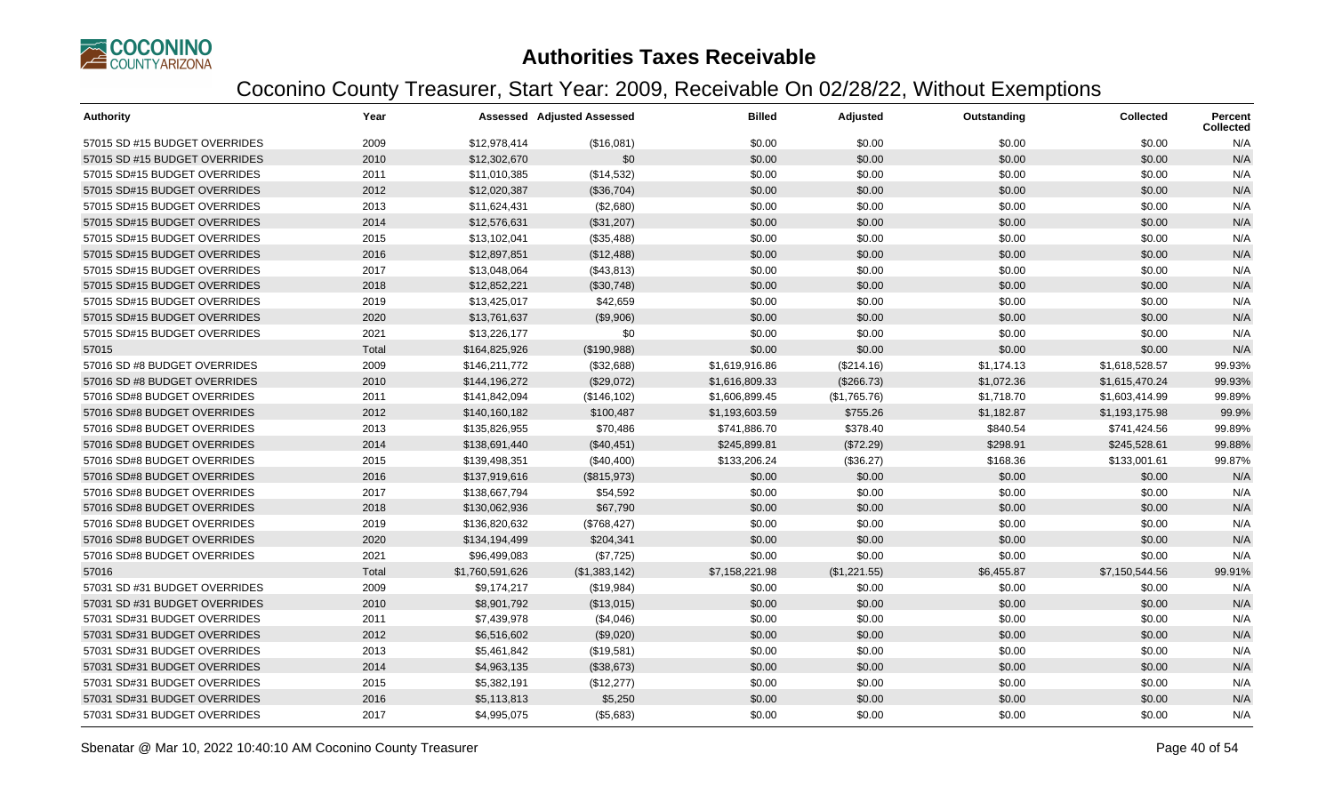# Authorities Taxes Receivable

## Coconino County Treasurer, Start Year: 2009, Receivable On 02/28/22, Without Exemptions

| Authority | Year | Assessed | Adjusted Assessed | Billed | Adjusted | Outstanding | Collected | Percent Collected |
|---|---|---|---|---|---|---|---|---|
| 57015 SD #15 BUDGET OVERRIDES | 2009 | $12,978,414 | ($16,081) | $0.00 | $0.00 | $0.00 | $0.00 | N/A |
| 57015 SD #15 BUDGET OVERRIDES | 2010 | $12,302,670 | $0 | $0.00 | $0.00 | $0.00 | $0.00 | N/A |
| 57015 SD#15 BUDGET OVERRIDES | 2011 | $11,010,385 | ($14,532) | $0.00 | $0.00 | $0.00 | $0.00 | N/A |
| 57015 SD#15 BUDGET OVERRIDES | 2012 | $12,020,387 | ($36,704) | $0.00 | $0.00 | $0.00 | $0.00 | N/A |
| 57015 SD#15 BUDGET OVERRIDES | 2013 | $11,624,431 | ($2,680) | $0.00 | $0.00 | $0.00 | $0.00 | N/A |
| 57015 SD#15 BUDGET OVERRIDES | 2014 | $12,576,631 | ($31,207) | $0.00 | $0.00 | $0.00 | $0.00 | N/A |
| 57015 SD#15 BUDGET OVERRIDES | 2015 | $13,102,041 | ($35,488) | $0.00 | $0.00 | $0.00 | $0.00 | N/A |
| 57015 SD#15 BUDGET OVERRIDES | 2016 | $12,897,851 | ($12,488) | $0.00 | $0.00 | $0.00 | $0.00 | N/A |
| 57015 SD#15 BUDGET OVERRIDES | 2017 | $13,048,064 | ($43,813) | $0.00 | $0.00 | $0.00 | $0.00 | N/A |
| 57015 SD#15 BUDGET OVERRIDES | 2018 | $12,852,221 | ($30,748) | $0.00 | $0.00 | $0.00 | $0.00 | N/A |
| 57015 SD#15 BUDGET OVERRIDES | 2019 | $13,425,017 | $42,659 | $0.00 | $0.00 | $0.00 | $0.00 | N/A |
| 57015 SD#15 BUDGET OVERRIDES | 2020 | $13,761,637 | ($9,906) | $0.00 | $0.00 | $0.00 | $0.00 | N/A |
| 57015 SD#15 BUDGET OVERRIDES | 2021 | $13,226,177 | $0 | $0.00 | $0.00 | $0.00 | $0.00 | N/A |
| 57015 | Total | $164,825,926 | ($190,988) | $0.00 | $0.00 | $0.00 | $0.00 | N/A |
| 57016 SD #8 BUDGET OVERRIDES | 2009 | $146,211,772 | ($32,688) | $1,619,916.86 | ($214.16) | $1,174.13 | $1,618,528.57 | 99.93% |
| 57016 SD #8 BUDGET OVERRIDES | 2010 | $144,196,272 | ($29,072) | $1,616,809.33 | ($266.73) | $1,072.36 | $1,615,470.24 | 99.93% |
| 57016 SD#8 BUDGET OVERRIDES | 2011 | $141,842,094 | ($146,102) | $1,606,899.45 | ($1,765.76) | $1,718.70 | $1,603,414.99 | 99.89% |
| 57016 SD#8 BUDGET OVERRIDES | 2012 | $140,160,182 | $100,487 | $1,193,603.59 | $755.26 | $1,182.87 | $1,193,175.98 | 99.9% |
| 57016 SD#8 BUDGET OVERRIDES | 2013 | $135,826,955 | $70,486 | $741,886.70 | $378.40 | $840.54 | $741,424.56 | 99.89% |
| 57016 SD#8 BUDGET OVERRIDES | 2014 | $138,691,440 | ($40,451) | $245,899.81 | ($72.29) | $298.91 | $245,528.61 | 99.88% |
| 57016 SD#8 BUDGET OVERRIDES | 2015 | $139,498,351 | ($40,400) | $133,206.24 | ($36.27) | $168.36 | $133,001.61 | 99.87% |
| 57016 SD#8 BUDGET OVERRIDES | 2016 | $137,919,616 | ($815,973) | $0.00 | $0.00 | $0.00 | $0.00 | N/A |
| 57016 SD#8 BUDGET OVERRIDES | 2017 | $138,667,794 | $54,592 | $0.00 | $0.00 | $0.00 | $0.00 | N/A |
| 57016 SD#8 BUDGET OVERRIDES | 2018 | $130,062,936 | $67,790 | $0.00 | $0.00 | $0.00 | $0.00 | N/A |
| 57016 SD#8 BUDGET OVERRIDES | 2019 | $136,820,632 | ($768,427) | $0.00 | $0.00 | $0.00 | $0.00 | N/A |
| 57016 SD#8 BUDGET OVERRIDES | 2020 | $134,194,499 | $204,341 | $0.00 | $0.00 | $0.00 | $0.00 | N/A |
| 57016 SD#8 BUDGET OVERRIDES | 2021 | $96,499,083 | ($7,725) | $0.00 | $0.00 | $0.00 | $0.00 | N/A |
| 57016 | Total | $1,760,591,626 | ($1,383,142) | $7,158,221.98 | ($1,221.55) | $6,455.87 | $7,150,544.56 | 99.91% |
| 57031 SD #31 BUDGET OVERRIDES | 2009 | $9,174,217 | ($19,984) | $0.00 | $0.00 | $0.00 | $0.00 | N/A |
| 57031 SD #31 BUDGET OVERRIDES | 2010 | $8,901,792 | ($13,015) | $0.00 | $0.00 | $0.00 | $0.00 | N/A |
| 57031 SD#31 BUDGET OVERRIDES | 2011 | $7,439,978 | ($4,046) | $0.00 | $0.00 | $0.00 | $0.00 | N/A |
| 57031 SD#31 BUDGET OVERRIDES | 2012 | $6,516,602 | ($9,020) | $0.00 | $0.00 | $0.00 | $0.00 | N/A |
| 57031 SD#31 BUDGET OVERRIDES | 2013 | $5,461,842 | ($19,581) | $0.00 | $0.00 | $0.00 | $0.00 | N/A |
| 57031 SD#31 BUDGET OVERRIDES | 2014 | $4,963,135 | ($38,673) | $0.00 | $0.00 | $0.00 | $0.00 | N/A |
| 57031 SD#31 BUDGET OVERRIDES | 2015 | $5,382,191 | ($12,277) | $0.00 | $0.00 | $0.00 | $0.00 | N/A |
| 57031 SD#31 BUDGET OVERRIDES | 2016 | $5,113,813 | $5,250 | $0.00 | $0.00 | $0.00 | $0.00 | N/A |
| 57031 SD#31 BUDGET OVERRIDES | 2017 | $4,995,075 | ($5,683) | $0.00 | $0.00 | $0.00 | $0.00 | N/A |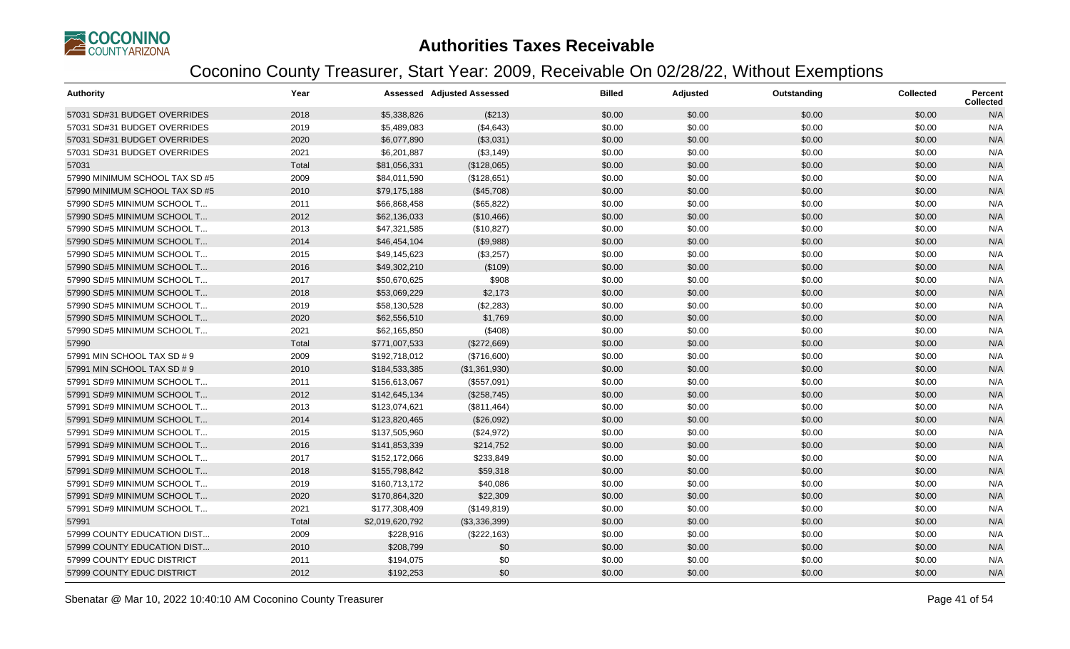# Authorities Taxes Receivable

## Coconino County Treasurer, Start Year: 2009, Receivable On 02/28/22, Without Exemptions

| Authority | Year | Assessed | Adjusted Assessed | Billed | Adjusted | Outstanding | Collected | Percent Collected |
|---|---|---|---|---|---|---|---|---|
| 57031 SD#31 BUDGET OVERRIDES | 2018 | $5,338,826 | ($213) | $0.00 | $0.00 | $0.00 | $0.00 | N/A |
| 57031 SD#31 BUDGET OVERRIDES | 2019 | $5,489,083 | ($4,643) | $0.00 | $0.00 | $0.00 | $0.00 | N/A |
| 57031 SD#31 BUDGET OVERRIDES | 2020 | $6,077,890 | ($3,031) | $0.00 | $0.00 | $0.00 | $0.00 | N/A |
| 57031 SD#31 BUDGET OVERRIDES | 2021 | $6,201,887 | ($3,149) | $0.00 | $0.00 | $0.00 | $0.00 | N/A |
| 57031 | Total | $81,056,331 | ($128,065) | $0.00 | $0.00 | $0.00 | $0.00 | N/A |
| 57990 MINIMUM SCHOOL TAX SD #5 | 2009 | $84,011,590 | ($128,651) | $0.00 | $0.00 | $0.00 | $0.00 | N/A |
| 57990 MINIMUM SCHOOL TAX SD #5 | 2010 | $79,175,188 | ($45,708) | $0.00 | $0.00 | $0.00 | $0.00 | N/A |
| 57990 SD#5 MINIMUM SCHOOL T... | 2011 | $66,868,458 | ($65,822) | $0.00 | $0.00 | $0.00 | $0.00 | N/A |
| 57990 SD#5 MINIMUM SCHOOL T... | 2012 | $62,136,033 | ($10,466) | $0.00 | $0.00 | $0.00 | $0.00 | N/A |
| 57990 SD#5 MINIMUM SCHOOL T... | 2013 | $47,321,585 | ($10,827) | $0.00 | $0.00 | $0.00 | $0.00 | N/A |
| 57990 SD#5 MINIMUM SCHOOL T... | 2014 | $46,454,104 | ($9,988) | $0.00 | $0.00 | $0.00 | $0.00 | N/A |
| 57990 SD#5 MINIMUM SCHOOL T... | 2015 | $49,145,623 | ($3,257) | $0.00 | $0.00 | $0.00 | $0.00 | N/A |
| 57990 SD#5 MINIMUM SCHOOL T... | 2016 | $49,302,210 | ($109) | $0.00 | $0.00 | $0.00 | $0.00 | N/A |
| 57990 SD#5 MINIMUM SCHOOL T... | 2017 | $50,670,625 | $908 | $0.00 | $0.00 | $0.00 | $0.00 | N/A |
| 57990 SD#5 MINIMUM SCHOOL T... | 2018 | $53,069,229 | $2,173 | $0.00 | $0.00 | $0.00 | $0.00 | N/A |
| 57990 SD#5 MINIMUM SCHOOL T... | 2019 | $58,130,528 | ($2,283) | $0.00 | $0.00 | $0.00 | $0.00 | N/A |
| 57990 SD#5 MINIMUM SCHOOL T... | 2020 | $62,556,510 | $1,769 | $0.00 | $0.00 | $0.00 | $0.00 | N/A |
| 57990 SD#5 MINIMUM SCHOOL T... | 2021 | $62,165,850 | ($408) | $0.00 | $0.00 | $0.00 | $0.00 | N/A |
| 57990 | Total | $771,007,533 | ($272,669) | $0.00 | $0.00 | $0.00 | $0.00 | N/A |
| 57991 MIN SCHOOL TAX SD # 9 | 2009 | $192,718,012 | ($716,600) | $0.00 | $0.00 | $0.00 | $0.00 | N/A |
| 57991 MIN SCHOOL TAX SD # 9 | 2010 | $184,533,385 | ($1,361,930) | $0.00 | $0.00 | $0.00 | $0.00 | N/A |
| 57991 SD#9 MINIMUM SCHOOL T... | 2011 | $156,613,067 | ($557,091) | $0.00 | $0.00 | $0.00 | $0.00 | N/A |
| 57991 SD#9 MINIMUM SCHOOL T... | 2012 | $142,645,134 | ($258,745) | $0.00 | $0.00 | $0.00 | $0.00 | N/A |
| 57991 SD#9 MINIMUM SCHOOL T... | 2013 | $123,074,621 | ($811,464) | $0.00 | $0.00 | $0.00 | $0.00 | N/A |
| 57991 SD#9 MINIMUM SCHOOL T... | 2014 | $123,820,465 | ($26,092) | $0.00 | $0.00 | $0.00 | $0.00 | N/A |
| 57991 SD#9 MINIMUM SCHOOL T... | 2015 | $137,505,960 | ($24,972) | $0.00 | $0.00 | $0.00 | $0.00 | N/A |
| 57991 SD#9 MINIMUM SCHOOL T... | 2016 | $141,853,339 | $214,752 | $0.00 | $0.00 | $0.00 | $0.00 | N/A |
| 57991 SD#9 MINIMUM SCHOOL T... | 2017 | $152,172,066 | $233,849 | $0.00 | $0.00 | $0.00 | $0.00 | N/A |
| 57991 SD#9 MINIMUM SCHOOL T... | 2018 | $155,798,842 | $59,318 | $0.00 | $0.00 | $0.00 | $0.00 | N/A |
| 57991 SD#9 MINIMUM SCHOOL T... | 2019 | $160,713,172 | $40,086 | $0.00 | $0.00 | $0.00 | $0.00 | N/A |
| 57991 SD#9 MINIMUM SCHOOL T... | 2020 | $170,864,320 | $22,309 | $0.00 | $0.00 | $0.00 | $0.00 | N/A |
| 57991 SD#9 MINIMUM SCHOOL T... | 2021 | $177,308,409 | ($149,819) | $0.00 | $0.00 | $0.00 | $0.00 | N/A |
| 57991 | Total | $2,019,620,792 | ($3,336,399) | $0.00 | $0.00 | $0.00 | $0.00 | N/A |
| 57999 COUNTY EDUCATION DIST... | 2009 | $228,916 | ($222,163) | $0.00 | $0.00 | $0.00 | $0.00 | N/A |
| 57999 COUNTY EDUCATION DIST... | 2010 | $208,799 | $0 | $0.00 | $0.00 | $0.00 | $0.00 | N/A |
| 57999 COUNTY EDUC DISTRICT | 2011 | $194,075 | $0 | $0.00 | $0.00 | $0.00 | $0.00 | N/A |
| 57999 COUNTY EDUC DISTRICT | 2012 | $192,253 | $0 | $0.00 | $0.00 | $0.00 | $0.00 | N/A |

Sbenatar @ Mar 10, 2022 10:40:10 AM Coconino County Treasurer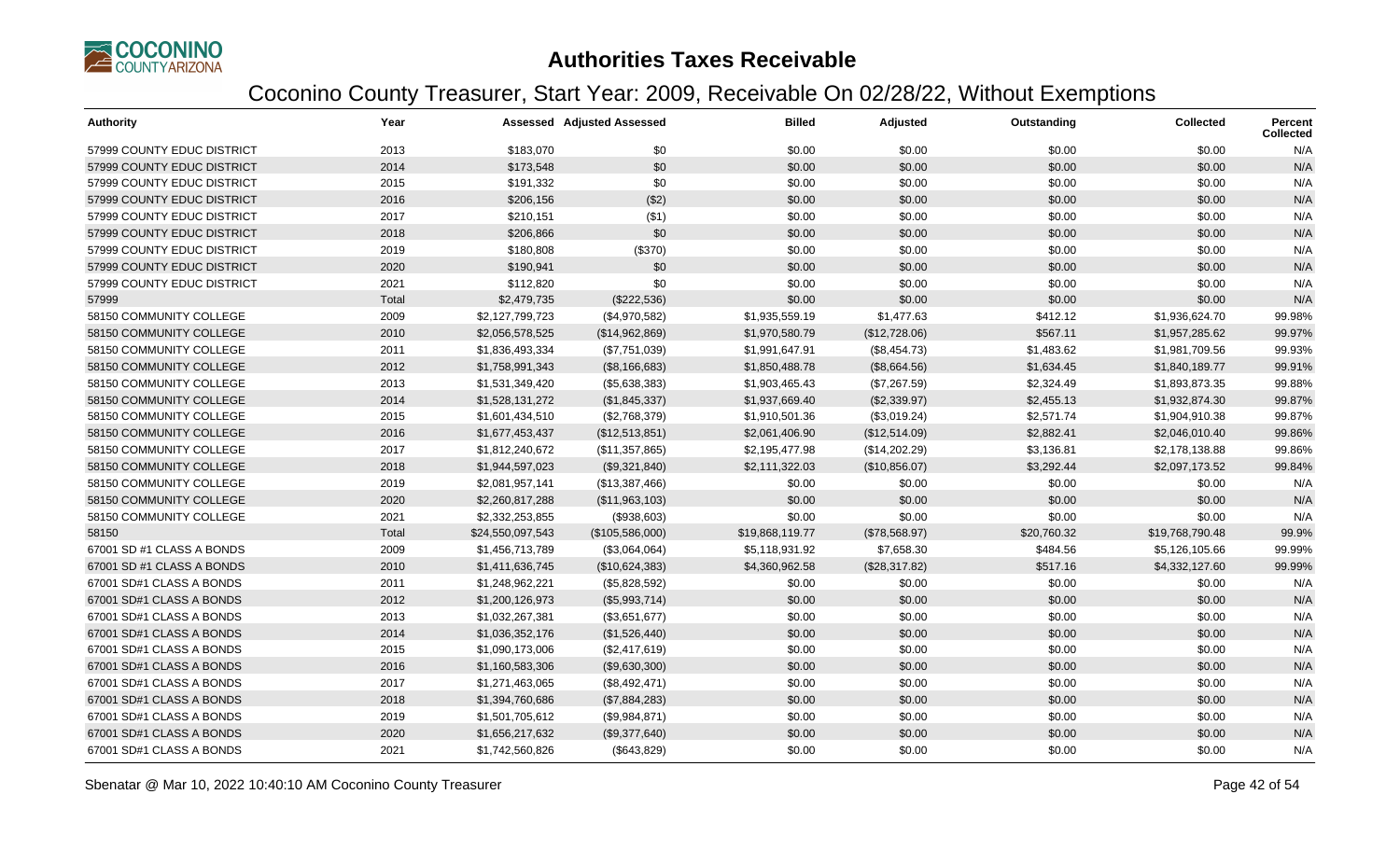# Authorities Taxes Receivable

## Coconino County Treasurer, Start Year: 2009, Receivable On 02/28/22, Without Exemptions

| Authority | Year | Assessed | Adjusted Assessed | Billed | Adjusted | Outstanding | Collected | Percent Collected |
|---|---|---|---|---|---|---|---|---|
| 57999 COUNTY EDUC DISTRICT | 2013 | $183,070 | $0 | $0.00 | $0.00 | $0.00 | $0.00 | N/A |
| 57999 COUNTY EDUC DISTRICT | 2014 | $173,548 | $0 | $0.00 | $0.00 | $0.00 | $0.00 | N/A |
| 57999 COUNTY EDUC DISTRICT | 2015 | $191,332 | $0 | $0.00 | $0.00 | $0.00 | $0.00 | N/A |
| 57999 COUNTY EDUC DISTRICT | 2016 | $206,156 | ($2) | $0.00 | $0.00 | $0.00 | $0.00 | N/A |
| 57999 COUNTY EDUC DISTRICT | 2017 | $210,151 | ($1) | $0.00 | $0.00 | $0.00 | $0.00 | N/A |
| 57999 COUNTY EDUC DISTRICT | 2018 | $206,866 | $0 | $0.00 | $0.00 | $0.00 | $0.00 | N/A |
| 57999 COUNTY EDUC DISTRICT | 2019 | $180,808 | ($370) | $0.00 | $0.00 | $0.00 | $0.00 | N/A |
| 57999 COUNTY EDUC DISTRICT | 2020 | $190,941 | $0 | $0.00 | $0.00 | $0.00 | $0.00 | N/A |
| 57999 COUNTY EDUC DISTRICT | 2021 | $112,820 | $0 | $0.00 | $0.00 | $0.00 | $0.00 | N/A |
| 57999 | Total | $2,479,735 | ($222,536) | $0.00 | $0.00 | $0.00 | $0.00 | N/A |
| 58150 COMMUNITY COLLEGE | 2009 | $2,127,799,723 | ($4,970,582) | $1,935,559.19 | $1,477.63 | $412.12 | $1,936,624.70 | 99.98% |
| 58150 COMMUNITY COLLEGE | 2010 | $2,056,578,525 | ($14,962,869) | $1,970,580.79 | ($12,728.06) | $567.11 | $1,957,285.62 | 99.97% |
| 58150 COMMUNITY COLLEGE | 2011 | $1,836,493,334 | ($7,751,039) | $1,991,647.91 | ($8,454.73) | $1,483.62 | $1,981,709.56 | 99.93% |
| 58150 COMMUNITY COLLEGE | 2012 | $1,758,991,343 | ($8,166,683) | $1,850,488.78 | ($8,664.56) | $1,634.45 | $1,840,189.77 | 99.91% |
| 58150 COMMUNITY COLLEGE | 2013 | $1,531,349,420 | ($5,638,383) | $1,903,465.43 | ($7,267.59) | $2,324.49 | $1,893,873.35 | 99.88% |
| 58150 COMMUNITY COLLEGE | 2014 | $1,528,131,272 | ($1,845,337) | $1,937,669.40 | ($2,339.97) | $2,455.13 | $1,932,874.30 | 99.87% |
| 58150 COMMUNITY COLLEGE | 2015 | $1,601,434,510 | ($2,768,379) | $1,910,501.36 | ($3,019.24) | $2,571.74 | $1,904,910.38 | 99.87% |
| 58150 COMMUNITY COLLEGE | 2016 | $1,677,453,437 | ($12,513,851) | $2,061,406.90 | ($12,514.09) | $2,882.41 | $2,046,010.40 | 99.86% |
| 58150 COMMUNITY COLLEGE | 2017 | $1,812,240,672 | ($11,357,865) | $2,195,477.98 | ($14,202.29) | $3,136.81 | $2,178,138.88 | 99.86% |
| 58150 COMMUNITY COLLEGE | 2018 | $1,944,597,023 | ($9,321,840) | $2,111,322.03 | ($10,856.07) | $3,292.44 | $2,097,173.52 | 99.84% |
| 58150 COMMUNITY COLLEGE | 2019 | $2,081,957,141 | ($13,387,466) | $0.00 | $0.00 | $0.00 | $0.00 | N/A |
| 58150 COMMUNITY COLLEGE | 2020 | $2,260,817,288 | ($11,963,103) | $0.00 | $0.00 | $0.00 | $0.00 | N/A |
| 58150 COMMUNITY COLLEGE | 2021 | $2,332,253,855 | ($938,603) | $0.00 | $0.00 | $0.00 | $0.00 | N/A |
| 58150 | Total | $24,550,097,543 | ($105,586,000) | $19,868,119.77 | ($78,568.97) | $20,760.32 | $19,768,790.48 | 99.9% |
| 67001 SD #1 CLASS A BONDS | 2009 | $1,456,713,789 | ($3,064,064) | $5,118,931.92 | $7,658.30 | $484.56 | $5,126,105.66 | 99.99% |
| 67001 SD #1 CLASS A BONDS | 2010 | $1,411,636,745 | ($10,624,383) | $4,360,962.58 | ($28,317.82) | $517.16 | $4,332,127.60 | 99.99% |
| 67001 SD#1 CLASS A BONDS | 2011 | $1,248,962,221 | ($5,828,592) | $0.00 | $0.00 | $0.00 | $0.00 | N/A |
| 67001 SD#1 CLASS A BONDS | 2012 | $1,200,126,973 | ($5,993,714) | $0.00 | $0.00 | $0.00 | $0.00 | N/A |
| 67001 SD#1 CLASS A BONDS | 2013 | $1,032,267,381 | ($3,651,677) | $0.00 | $0.00 | $0.00 | $0.00 | N/A |
| 67001 SD#1 CLASS A BONDS | 2014 | $1,036,352,176 | ($1,526,440) | $0.00 | $0.00 | $0.00 | $0.00 | N/A |
| 67001 SD#1 CLASS A BONDS | 2015 | $1,090,173,006 | ($2,417,619) | $0.00 | $0.00 | $0.00 | $0.00 | N/A |
| 67001 SD#1 CLASS A BONDS | 2016 | $1,160,583,306 | ($9,630,300) | $0.00 | $0.00 | $0.00 | $0.00 | N/A |
| 67001 SD#1 CLASS A BONDS | 2017 | $1,271,463,065 | ($8,492,471) | $0.00 | $0.00 | $0.00 | $0.00 | N/A |
| 67001 SD#1 CLASS A BONDS | 2018 | $1,394,760,686 | ($7,884,283) | $0.00 | $0.00 | $0.00 | $0.00 | N/A |
| 67001 SD#1 CLASS A BONDS | 2019 | $1,501,705,612 | ($9,984,871) | $0.00 | $0.00 | $0.00 | $0.00 | N/A |
| 67001 SD#1 CLASS A BONDS | 2020 | $1,656,217,632 | ($9,377,640) | $0.00 | $0.00 | $0.00 | $0.00 | N/A |
| 67001 SD#1 CLASS A BONDS | 2021 | $1,742,560,826 | ($643,829) | $0.00 | $0.00 | $0.00 | $0.00 | N/A |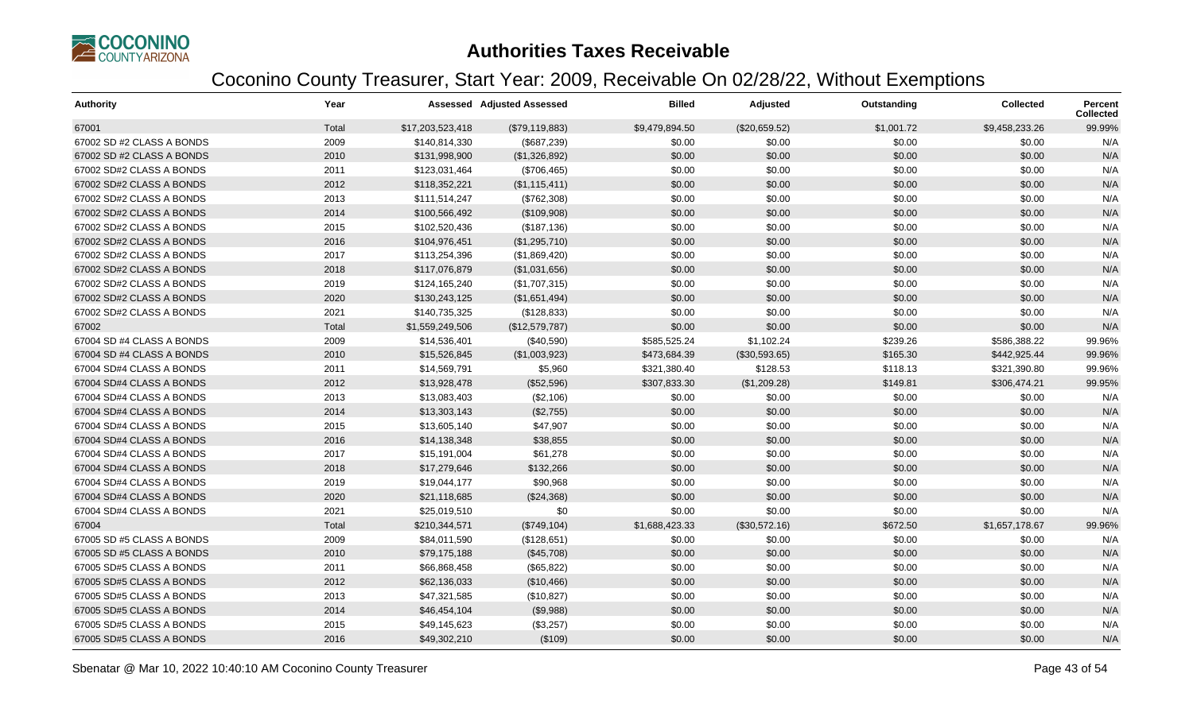# Authorities Taxes Receivable

## Coconino County Treasurer, Start Year: 2009, Receivable On 02/28/22, Without Exemptions

| Authority | Year | Assessed | Adjusted Assessed | Billed | Adjusted | Outstanding | Collected | Percent Collected |
|---|---|---|---|---|---|---|---|---|
| 67001 | Total | $17,203,523,418 | ($79,119,883) | $9,479,894.50 | ($20,659.52) | $1,001.72 | $9,458,233.26 | 99.99% |
| 67002 SD #2 CLASS A BONDS | 2009 | $140,814,330 | ($687,239) | $0.00 | $0.00 | $0.00 | $0.00 | N/A |
| 67002 SD #2 CLASS A BONDS | 2010 | $131,998,900 | ($1,326,892) | $0.00 | $0.00 | $0.00 | $0.00 | N/A |
| 67002 SD#2 CLASS A BONDS | 2011 | $123,031,464 | ($706,465) | $0.00 | $0.00 | $0.00 | $0.00 | N/A |
| 67002 SD#2 CLASS A BONDS | 2012 | $118,352,221 | ($1,115,411) | $0.00 | $0.00 | $0.00 | $0.00 | N/A |
| 67002 SD#2 CLASS A BONDS | 2013 | $111,514,247 | ($762,308) | $0.00 | $0.00 | $0.00 | $0.00 | N/A |
| 67002 SD#2 CLASS A BONDS | 2014 | $100,566,492 | ($109,908) | $0.00 | $0.00 | $0.00 | $0.00 | N/A |
| 67002 SD#2 CLASS A BONDS | 2015 | $102,520,436 | ($187,136) | $0.00 | $0.00 | $0.00 | $0.00 | N/A |
| 67002 SD#2 CLASS A BONDS | 2016 | $104,976,451 | ($1,295,710) | $0.00 | $0.00 | $0.00 | $0.00 | N/A |
| 67002 SD#2 CLASS A BONDS | 2017 | $113,254,396 | ($1,869,420) | $0.00 | $0.00 | $0.00 | $0.00 | N/A |
| 67002 SD#2 CLASS A BONDS | 2018 | $117,076,879 | ($1,031,656) | $0.00 | $0.00 | $0.00 | $0.00 | N/A |
| 67002 SD#2 CLASS A BONDS | 2019 | $124,165,240 | ($1,707,315) | $0.00 | $0.00 | $0.00 | $0.00 | N/A |
| 67002 SD#2 CLASS A BONDS | 2020 | $130,243,125 | ($1,651,494) | $0.00 | $0.00 | $0.00 | $0.00 | N/A |
| 67002 SD#2 CLASS A BONDS | 2021 | $140,735,325 | ($128,833) | $0.00 | $0.00 | $0.00 | $0.00 | N/A |
| 67002 | Total | $1,559,249,506 | ($12,579,787) | $0.00 | $0.00 | $0.00 | $0.00 | N/A |
| 67004 SD #4 CLASS A BONDS | 2009 | $14,536,401 | ($40,590) | $585,525.24 | $1,102.24 | $239.26 | $586,388.22 | 99.96% |
| 67004 SD #4 CLASS A BONDS | 2010 | $15,526,845 | ($1,003,923) | $473,684.39 | ($30,593.65) | $165.30 | $442,925.44 | 99.96% |
| 67004 SD#4 CLASS A BONDS | 2011 | $14,569,791 | $5,960 | $321,380.40 | $128.53 | $118.13 | $321,390.80 | 99.96% |
| 67004 SD#4 CLASS A BONDS | 2012 | $13,928,478 | ($52,596) | $307,833.30 | ($1,209.28) | $149.81 | $306,474.21 | 99.95% |
| 67004 SD#4 CLASS A BONDS | 2013 | $13,083,403 | ($2,106) | $0.00 | $0.00 | $0.00 | $0.00 | N/A |
| 67004 SD#4 CLASS A BONDS | 2014 | $13,303,143 | ($2,755) | $0.00 | $0.00 | $0.00 | $0.00 | N/A |
| 67004 SD#4 CLASS A BONDS | 2015 | $13,605,140 | $47,907 | $0.00 | $0.00 | $0.00 | $0.00 | N/A |
| 67004 SD#4 CLASS A BONDS | 2016 | $14,138,348 | $38,855 | $0.00 | $0.00 | $0.00 | $0.00 | N/A |
| 67004 SD#4 CLASS A BONDS | 2017 | $15,191,004 | $61,278 | $0.00 | $0.00 | $0.00 | $0.00 | N/A |
| 67004 SD#4 CLASS A BONDS | 2018 | $17,279,646 | $132,266 | $0.00 | $0.00 | $0.00 | $0.00 | N/A |
| 67004 SD#4 CLASS A BONDS | 2019 | $19,044,177 | $90,968 | $0.00 | $0.00 | $0.00 | $0.00 | N/A |
| 67004 SD#4 CLASS A BONDS | 2020 | $21,118,685 | ($24,368) | $0.00 | $0.00 | $0.00 | $0.00 | N/A |
| 67004 SD#4 CLASS A BONDS | 2021 | $25,019,510 | $0 | $0.00 | $0.00 | $0.00 | $0.00 | N/A |
| 67004 | Total | $210,344,571 | ($749,104) | $1,688,423.33 | ($30,572.16) | $672.50 | $1,657,178.67 | 99.96% |
| 67005 SD #5 CLASS A BONDS | 2009 | $84,011,590 | ($128,651) | $0.00 | $0.00 | $0.00 | $0.00 | N/A |
| 67005 SD #5 CLASS A BONDS | 2010 | $79,175,188 | ($45,708) | $0.00 | $0.00 | $0.00 | $0.00 | N/A |
| 67005 SD#5 CLASS A BONDS | 2011 | $66,868,458 | ($65,822) | $0.00 | $0.00 | $0.00 | $0.00 | N/A |
| 67005 SD#5 CLASS A BONDS | 2012 | $62,136,033 | ($10,466) | $0.00 | $0.00 | $0.00 | $0.00 | N/A |
| 67005 SD#5 CLASS A BONDS | 2013 | $47,321,585 | ($10,827) | $0.00 | $0.00 | $0.00 | $0.00 | N/A |
| 67005 SD#5 CLASS A BONDS | 2014 | $46,454,104 | ($9,988) | $0.00 | $0.00 | $0.00 | $0.00 | N/A |
| 67005 SD#5 CLASS A BONDS | 2015 | $49,145,623 | ($3,257) | $0.00 | $0.00 | $0.00 | $0.00 | N/A |
| 67005 SD#5 CLASS A BONDS | 2016 | $49,302,210 | ($109) | $0.00 | $0.00 | $0.00 | $0.00 | N/A |

Sbenatar @ Mar 10, 2022 10:40:10 AM Coconino County Treasurer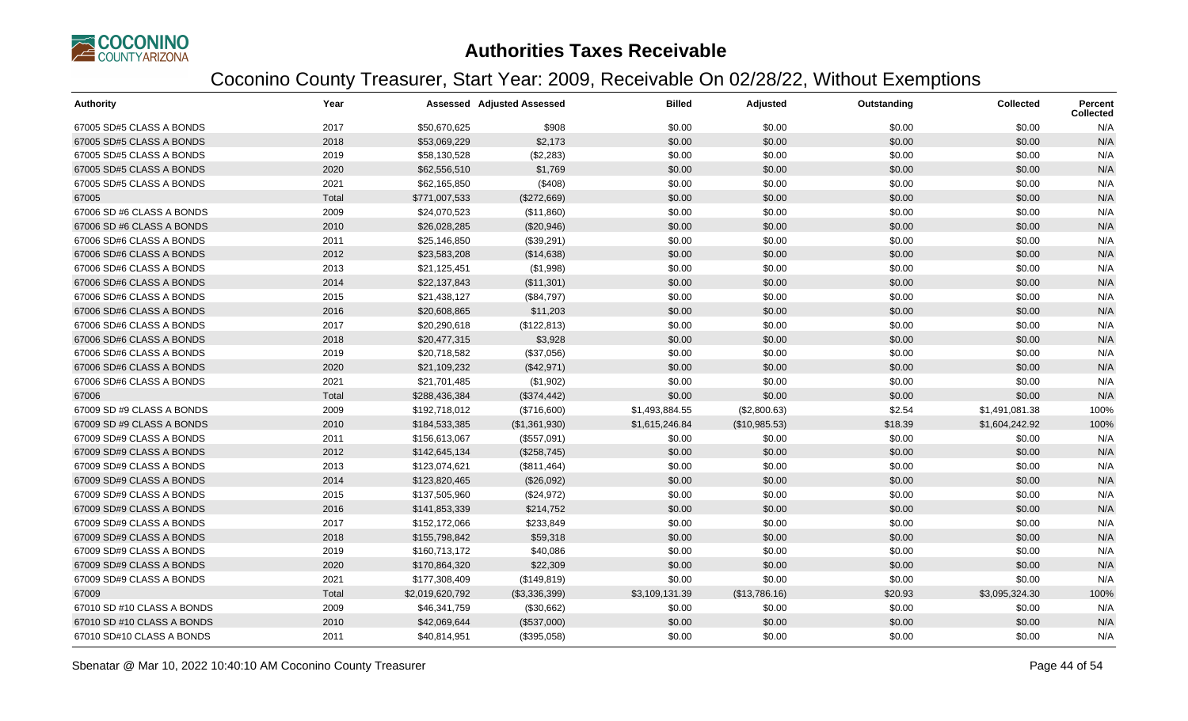# Authorities Taxes Receivable

## Coconino County Treasurer, Start Year: 2009, Receivable On 02/28/22, Without Exemptions

| Authority | Year | Assessed | Adjusted Assessed | Billed | Adjusted | Outstanding | Collected | Percent Collected |
|---|---|---|---|---|---|---|---|---|
| 67005 SD#5 CLASS A BONDS | 2017 | $50,670,625 | $908 | $0.00 | $0.00 | $0.00 | $0.00 | N/A |
| 67005 SD#5 CLASS A BONDS | 2018 | $53,069,229 | $2,173 | $0.00 | $0.00 | $0.00 | $0.00 | N/A |
| 67005 SD#5 CLASS A BONDS | 2019 | $58,130,528 | ($2,283) | $0.00 | $0.00 | $0.00 | $0.00 | N/A |
| 67005 SD#5 CLASS A BONDS | 2020 | $62,556,510 | $1,769 | $0.00 | $0.00 | $0.00 | $0.00 | N/A |
| 67005 SD#5 CLASS A BONDS | 2021 | $62,165,850 | ($408) | $0.00 | $0.00 | $0.00 | $0.00 | N/A |
| 67005 | Total | $771,007,533 | ($272,669) | $0.00 | $0.00 | $0.00 | $0.00 | N/A |
| 67006 SD #6 CLASS A BONDS | 2009 | $24,070,523 | ($11,860) | $0.00 | $0.00 | $0.00 | $0.00 | N/A |
| 67006 SD #6 CLASS A BONDS | 2010 | $26,028,285 | ($20,946) | $0.00 | $0.00 | $0.00 | $0.00 | N/A |
| 67006 SD#6 CLASS A BONDS | 2011 | $25,146,850 | ($39,291) | $0.00 | $0.00 | $0.00 | $0.00 | N/A |
| 67006 SD#6 CLASS A BONDS | 2012 | $23,583,208 | ($14,638) | $0.00 | $0.00 | $0.00 | $0.00 | N/A |
| 67006 SD#6 CLASS A BONDS | 2013 | $21,125,451 | ($1,998) | $0.00 | $0.00 | $0.00 | $0.00 | N/A |
| 67006 SD#6 CLASS A BONDS | 2014 | $22,137,843 | ($11,301) | $0.00 | $0.00 | $0.00 | $0.00 | N/A |
| 67006 SD#6 CLASS A BONDS | 2015 | $21,438,127 | ($84,797) | $0.00 | $0.00 | $0.00 | $0.00 | N/A |
| 67006 SD#6 CLASS A BONDS | 2016 | $20,608,865 | $11,203 | $0.00 | $0.00 | $0.00 | $0.00 | N/A |
| 67006 SD#6 CLASS A BONDS | 2017 | $20,290,618 | ($122,813) | $0.00 | $0.00 | $0.00 | $0.00 | N/A |
| 67006 SD#6 CLASS A BONDS | 2018 | $20,477,315 | $3,928 | $0.00 | $0.00 | $0.00 | $0.00 | N/A |
| 67006 SD#6 CLASS A BONDS | 2019 | $20,718,582 | ($37,056) | $0.00 | $0.00 | $0.00 | $0.00 | N/A |
| 67006 SD#6 CLASS A BONDS | 2020 | $21,109,232 | ($42,971) | $0.00 | $0.00 | $0.00 | $0.00 | N/A |
| 67006 SD#6 CLASS A BONDS | 2021 | $21,701,485 | ($1,902) | $0.00 | $0.00 | $0.00 | $0.00 | N/A |
| 67006 | Total | $288,436,384 | ($374,442) | $0.00 | $0.00 | $0.00 | $0.00 | N/A |
| 67009 SD #9 CLASS A BONDS | 2009 | $192,718,012 | ($716,600) | $1,493,884.55 | ($2,800.63) | $2.54 | $1,491,081.38 | 100% |
| 67009 SD #9 CLASS A BONDS | 2010 | $184,533,385 | ($1,361,930) | $1,615,246.84 | ($10,985.53) | $18.39 | $1,604,242.92 | 100% |
| 67009 SD#9 CLASS A BONDS | 2011 | $156,613,067 | ($557,091) | $0.00 | $0.00 | $0.00 | $0.00 | N/A |
| 67009 SD#9 CLASS A BONDS | 2012 | $142,645,134 | ($258,745) | $0.00 | $0.00 | $0.00 | $0.00 | N/A |
| 67009 SD#9 CLASS A BONDS | 2013 | $123,074,621 | ($811,464) | $0.00 | $0.00 | $0.00 | $0.00 | N/A |
| 67009 SD#9 CLASS A BONDS | 2014 | $123,820,465 | ($26,092) | $0.00 | $0.00 | $0.00 | $0.00 | N/A |
| 67009 SD#9 CLASS A BONDS | 2015 | $137,505,960 | ($24,972) | $0.00 | $0.00 | $0.00 | $0.00 | N/A |
| 67009 SD#9 CLASS A BONDS | 2016 | $141,853,339 | $214,752 | $0.00 | $0.00 | $0.00 | $0.00 | N/A |
| 67009 SD#9 CLASS A BONDS | 2017 | $152,172,066 | $233,849 | $0.00 | $0.00 | $0.00 | $0.00 | N/A |
| 67009 SD#9 CLASS A BONDS | 2018 | $155,798,842 | $59,318 | $0.00 | $0.00 | $0.00 | $0.00 | N/A |
| 67009 SD#9 CLASS A BONDS | 2019 | $160,713,172 | $40,086 | $0.00 | $0.00 | $0.00 | $0.00 | N/A |
| 67009 SD#9 CLASS A BONDS | 2020 | $170,864,320 | $22,309 | $0.00 | $0.00 | $0.00 | $0.00 | N/A |
| 67009 SD#9 CLASS A BONDS | 2021 | $177,308,409 | ($149,819) | $0.00 | $0.00 | $0.00 | $0.00 | N/A |
| 67009 | Total | $2,019,620,792 | ($3,336,399) | $3,109,131.39 | ($13,786.16) | $20.93 | $3,095,324.30 | 100% |
| 67010 SD #10 CLASS A BONDS | 2009 | $46,341,759 | ($30,662) | $0.00 | $0.00 | $0.00 | $0.00 | N/A |
| 67010 SD #10 CLASS A BONDS | 2010 | $42,069,644 | ($537,000) | $0.00 | $0.00 | $0.00 | $0.00 | N/A |
| 67010 SD#10 CLASS A BONDS | 2011 | $40,814,951 | ($395,058) | $0.00 | $0.00 | $0.00 | $0.00 | N/A |

Sbenatar @ Mar 10, 2022 10:40:10 AM Coconino County Treasurer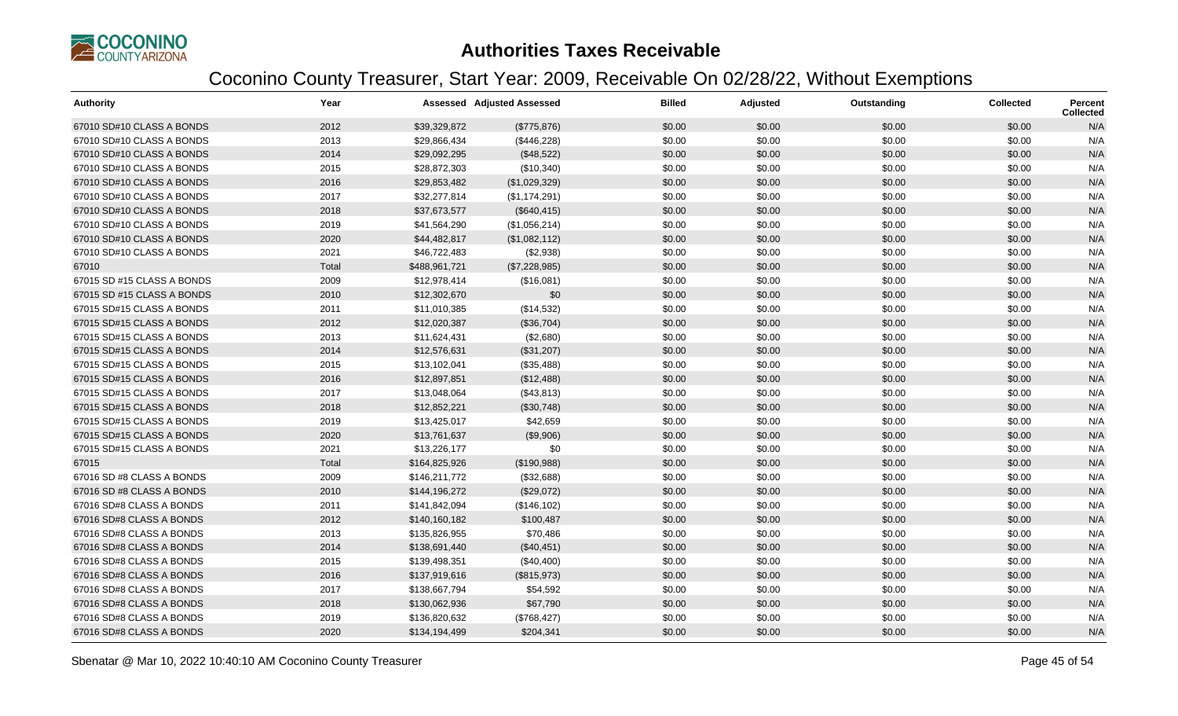# Authorities Taxes Receivable

## Coconino County Treasurer, Start Year: 2009, Receivable On 02/28/22, Without Exemptions

| Authority | Year | Assessed | Adjusted Assessed | Billed | Adjusted | Outstanding | Collected | Percent Collected |
|---|---|---|---|---|---|---|---|---|
| 67010 SD#10 CLASS A BONDS | 2012 | $39,329,872 | ($775,876) | $0.00 | $0.00 | $0.00 | $0.00 | N/A |
| 67010 SD#10 CLASS A BONDS | 2013 | $29,866,434 | ($446,228) | $0.00 | $0.00 | $0.00 | $0.00 | N/A |
| 67010 SD#10 CLASS A BONDS | 2014 | $29,092,295 | ($48,522) | $0.00 | $0.00 | $0.00 | $0.00 | N/A |
| 67010 SD#10 CLASS A BONDS | 2015 | $28,872,303 | ($10,340) | $0.00 | $0.00 | $0.00 | $0.00 | N/A |
| 67010 SD#10 CLASS A BONDS | 2016 | $29,853,482 | ($1,029,329) | $0.00 | $0.00 | $0.00 | $0.00 | N/A |
| 67010 SD#10 CLASS A BONDS | 2017 | $32,277,814 | ($1,174,291) | $0.00 | $0.00 | $0.00 | $0.00 | N/A |
| 67010 SD#10 CLASS A BONDS | 2018 | $37,673,577 | ($640,415) | $0.00 | $0.00 | $0.00 | $0.00 | N/A |
| 67010 SD#10 CLASS A BONDS | 2019 | $41,564,290 | ($1,056,214) | $0.00 | $0.00 | $0.00 | $0.00 | N/A |
| 67010 SD#10 CLASS A BONDS | 2020 | $44,482,817 | ($1,082,112) | $0.00 | $0.00 | $0.00 | $0.00 | N/A |
| 67010 SD#10 CLASS A BONDS | 2021 | $46,722,483 | ($2,938) | $0.00 | $0.00 | $0.00 | $0.00 | N/A |
| 67010 | Total | $488,961,721 | ($7,228,985) | $0.00 | $0.00 | $0.00 | $0.00 | N/A |
| 67015 SD #15 CLASS A BONDS | 2009 | $12,978,414 | ($16,081) | $0.00 | $0.00 | $0.00 | $0.00 | N/A |
| 67015 SD #15 CLASS A BONDS | 2010 | $12,302,670 | $0 | $0.00 | $0.00 | $0.00 | $0.00 | N/A |
| 67015 SD#15 CLASS A BONDS | 2011 | $11,010,385 | ($14,532) | $0.00 | $0.00 | $0.00 | $0.00 | N/A |
| 67015 SD#15 CLASS A BONDS | 2012 | $12,020,387 | ($36,704) | $0.00 | $0.00 | $0.00 | $0.00 | N/A |
| 67015 SD#15 CLASS A BONDS | 2013 | $11,624,431 | ($2,680) | $0.00 | $0.00 | $0.00 | $0.00 | N/A |
| 67015 SD#15 CLASS A BONDS | 2014 | $12,576,631 | ($31,207) | $0.00 | $0.00 | $0.00 | $0.00 | N/A |
| 67015 SD#15 CLASS A BONDS | 2015 | $13,102,041 | ($35,488) | $0.00 | $0.00 | $0.00 | $0.00 | N/A |
| 67015 SD#15 CLASS A BONDS | 2016 | $12,897,851 | ($12,488) | $0.00 | $0.00 | $0.00 | $0.00 | N/A |
| 67015 SD#15 CLASS A BONDS | 2017 | $13,048,064 | ($43,813) | $0.00 | $0.00 | $0.00 | $0.00 | N/A |
| 67015 SD#15 CLASS A BONDS | 2018 | $12,852,221 | ($30,748) | $0.00 | $0.00 | $0.00 | $0.00 | N/A |
| 67015 SD#15 CLASS A BONDS | 2019 | $13,425,017 | $42,659 | $0.00 | $0.00 | $0.00 | $0.00 | N/A |
| 67015 SD#15 CLASS A BONDS | 2020 | $13,761,637 | ($9,906) | $0.00 | $0.00 | $0.00 | $0.00 | N/A |
| 67015 SD#15 CLASS A BONDS | 2021 | $13,226,177 | $0 | $0.00 | $0.00 | $0.00 | $0.00 | N/A |
| 67015 | Total | $164,825,926 | ($190,988) | $0.00 | $0.00 | $0.00 | $0.00 | N/A |
| 67016 SD #8 CLASS A BONDS | 2009 | $146,211,772 | ($32,688) | $0.00 | $0.00 | $0.00 | $0.00 | N/A |
| 67016 SD #8 CLASS A BONDS | 2010 | $144,196,272 | ($29,072) | $0.00 | $0.00 | $0.00 | $0.00 | N/A |
| 67016 SD#8 CLASS A BONDS | 2011 | $141,842,094 | ($146,102) | $0.00 | $0.00 | $0.00 | $0.00 | N/A |
| 67016 SD#8 CLASS A BONDS | 2012 | $140,160,182 | $100,487 | $0.00 | $0.00 | $0.00 | $0.00 | N/A |
| 67016 SD#8 CLASS A BONDS | 2013 | $135,826,955 | $70,486 | $0.00 | $0.00 | $0.00 | $0.00 | N/A |
| 67016 SD#8 CLASS A BONDS | 2014 | $138,691,440 | ($40,451) | $0.00 | $0.00 | $0.00 | $0.00 | N/A |
| 67016 SD#8 CLASS A BONDS | 2015 | $139,498,351 | ($40,400) | $0.00 | $0.00 | $0.00 | $0.00 | N/A |
| 67016 SD#8 CLASS A BONDS | 2016 | $137,919,616 | ($815,973) | $0.00 | $0.00 | $0.00 | $0.00 | N/A |
| 67016 SD#8 CLASS A BONDS | 2017 | $138,667,794 | $54,592 | $0.00 | $0.00 | $0.00 | $0.00 | N/A |
| 67016 SD#8 CLASS A BONDS | 2018 | $130,062,936 | $67,790 | $0.00 | $0.00 | $0.00 | $0.00 | N/A |
| 67016 SD#8 CLASS A BONDS | 2019 | $136,820,632 | ($768,427) | $0.00 | $0.00 | $0.00 | $0.00 | N/A |
| 67016 SD#8 CLASS A BONDS | 2020 | $134,194,499 | $204,341 | $0.00 | $0.00 | $0.00 | $0.00 | N/A |

Sbenatar @ Mar 10, 2022 10:40:10 AM Coconino County Treasurer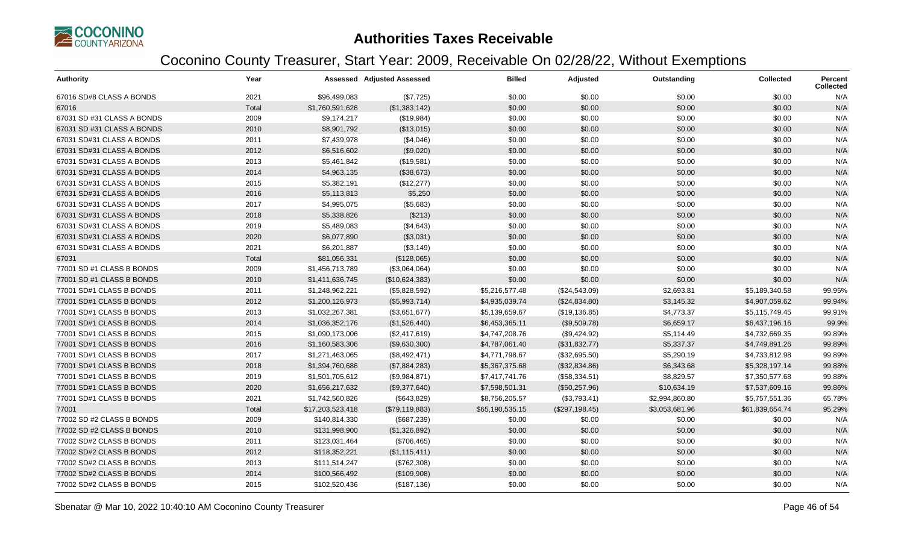# Authorities Taxes Receivable

## Coconino County Treasurer, Start Year: 2009, Receivable On 02/28/22, Without Exemptions

| Authority | Year | Assessed | Adjusted Assessed | Billed | Adjusted | Outstanding | Collected | Percent Collected |
|---|---|---|---|---|---|---|---|---|
| 67016 SD#8 CLASS A BONDS | 2021 | $96,499,083 | ($7,725) | $0.00 | $0.00 | $0.00 | $0.00 | N/A |
| 67016 | Total | $1,760,591,626 | ($1,383,142) | $0.00 | $0.00 | $0.00 | $0.00 | N/A |
| 67031 SD #31 CLASS A BONDS | 2009 | $9,174,217 | ($19,984) | $0.00 | $0.00 | $0.00 | $0.00 | N/A |
| 67031 SD #31 CLASS A BONDS | 2010 | $8,901,792 | ($13,015) | $0.00 | $0.00 | $0.00 | $0.00 | N/A |
| 67031 SD#31 CLASS A BONDS | 2011 | $7,439,978 | ($4,046) | $0.00 | $0.00 | $0.00 | $0.00 | N/A |
| 67031 SD#31 CLASS A BONDS | 2012 | $6,516,602 | ($9,020) | $0.00 | $0.00 | $0.00 | $0.00 | N/A |
| 67031 SD#31 CLASS A BONDS | 2013 | $5,461,842 | ($19,581) | $0.00 | $0.00 | $0.00 | $0.00 | N/A |
| 67031 SD#31 CLASS A BONDS | 2014 | $4,963,135 | ($38,673) | $0.00 | $0.00 | $0.00 | $0.00 | N/A |
| 67031 SD#31 CLASS A BONDS | 2015 | $5,382,191 | ($12,277) | $0.00 | $0.00 | $0.00 | $0.00 | N/A |
| 67031 SD#31 CLASS A BONDS | 2016 | $5,113,813 | $5,250 | $0.00 | $0.00 | $0.00 | $0.00 | N/A |
| 67031 SD#31 CLASS A BONDS | 2017 | $4,995,075 | ($5,683) | $0.00 | $0.00 | $0.00 | $0.00 | N/A |
| 67031 SD#31 CLASS A BONDS | 2018 | $5,338,826 | ($213) | $0.00 | $0.00 | $0.00 | $0.00 | N/A |
| 67031 SD#31 CLASS A BONDS | 2019 | $5,489,083 | ($4,643) | $0.00 | $0.00 | $0.00 | $0.00 | N/A |
| 67031 SD#31 CLASS A BONDS | 2020 | $6,077,890 | ($3,031) | $0.00 | $0.00 | $0.00 | $0.00 | N/A |
| 67031 SD#31 CLASS A BONDS | 2021 | $6,201,887 | ($3,149) | $0.00 | $0.00 | $0.00 | $0.00 | N/A |
| 67031 | Total | $81,056,331 | ($128,065) | $0.00 | $0.00 | $0.00 | $0.00 | N/A |
| 77001 SD #1 CLASS B BONDS | 2009 | $1,456,713,789 | ($3,064,064) | $0.00 | $0.00 | $0.00 | $0.00 | N/A |
| 77001 SD #1 CLASS B BONDS | 2010 | $1,411,636,745 | ($10,624,383) | $0.00 | $0.00 | $0.00 | $0.00 | N/A |
| 77001 SD#1 CLASS B BONDS | 2011 | $1,248,962,221 | ($5,828,592) | $5,216,577.48 | ($24,543.09) | $2,693.81 | $5,189,340.58 | 99.95% |
| 77001 SD#1 CLASS B BONDS | 2012 | $1,200,126,973 | ($5,993,714) | $4,935,039.74 | ($24,834.80) | $3,145.32 | $4,907,059.62 | 99.94% |
| 77001 SD#1 CLASS B BONDS | 2013 | $1,032,267,381 | ($3,651,677) | $5,139,659.67 | ($19,136.85) | $4,773.37 | $5,115,749.45 | 99.91% |
| 77001 SD#1 CLASS B BONDS | 2014 | $1,036,352,176 | ($1,526,440) | $6,453,365.11 | ($9,509.78) | $6,659.17 | $6,437,196.16 | 99.9% |
| 77001 SD#1 CLASS B BONDS | 2015 | $1,090,173,006 | ($2,417,619) | $4,747,208.76 | ($9,424.92) | $5,114.49 | $4,732,669.35 | 99.89% |
| 77001 SD#1 CLASS B BONDS | 2016 | $1,160,583,306 | ($9,630,300) | $4,787,061.40 | ($31,832.77) | $5,337.37 | $4,749,891.26 | 99.89% |
| 77001 SD#1 CLASS B BONDS | 2017 | $1,271,463,065 | ($8,492,471) | $4,771,798.67 | ($32,695.50) | $5,290.19 | $4,733,812.98 | 99.89% |
| 77001 SD#1 CLASS B BONDS | 2018 | $1,394,760,686 | ($7,884,283) | $5,367,375.68 | ($32,834.86) | $6,343.68 | $5,328,197.14 | 99.88% |
| 77001 SD#1 CLASS B BONDS | 2019 | $1,501,705,612 | ($9,984,871) | $7,417,741.76 | ($58,334.51) | $8,829.57 | $7,350,577.68 | 99.88% |
| 77001 SD#1 CLASS B BONDS | 2020 | $1,656,217,632 | ($9,377,640) | $7,598,501.31 | ($50,257.96) | $10,634.19 | $7,537,609.16 | 99.86% |
| 77001 SD#1 CLASS B BONDS | 2021 | $1,742,560,826 | ($643,829) | $8,756,205.57 | ($3,793.41) | $2,994,860.80 | $5,757,551.36 | 65.78% |
| 77001 | Total | $17,203,523,418 | ($79,119,883) | $65,190,535.15 | ($297,198.45) | $3,053,681.96 | $61,839,654.74 | 95.29% |
| 77002 SD #2 CLASS B BONDS | 2009 | $140,814,330 | ($687,239) | $0.00 | $0.00 | $0.00 | $0.00 | N/A |
| 77002 SD #2 CLASS B BONDS | 2010 | $131,998,900 | ($1,326,892) | $0.00 | $0.00 | $0.00 | $0.00 | N/A |
| 77002 SD#2 CLASS B BONDS | 2011 | $123,031,464 | ($706,465) | $0.00 | $0.00 | $0.00 | $0.00 | N/A |
| 77002 SD#2 CLASS B BONDS | 2012 | $118,352,221 | ($1,115,411) | $0.00 | $0.00 | $0.00 | $0.00 | N/A |
| 77002 SD#2 CLASS B BONDS | 2013 | $111,514,247 | ($762,308) | $0.00 | $0.00 | $0.00 | $0.00 | N/A |
| 77002 SD#2 CLASS B BONDS | 2014 | $100,566,492 | ($109,908) | $0.00 | $0.00 | $0.00 | $0.00 | N/A |
| 77002 SD#2 CLASS B BONDS | 2015 | $102,520,436 | ($187,136) | $0.00 | $0.00 | $0.00 | $0.00 | N/A |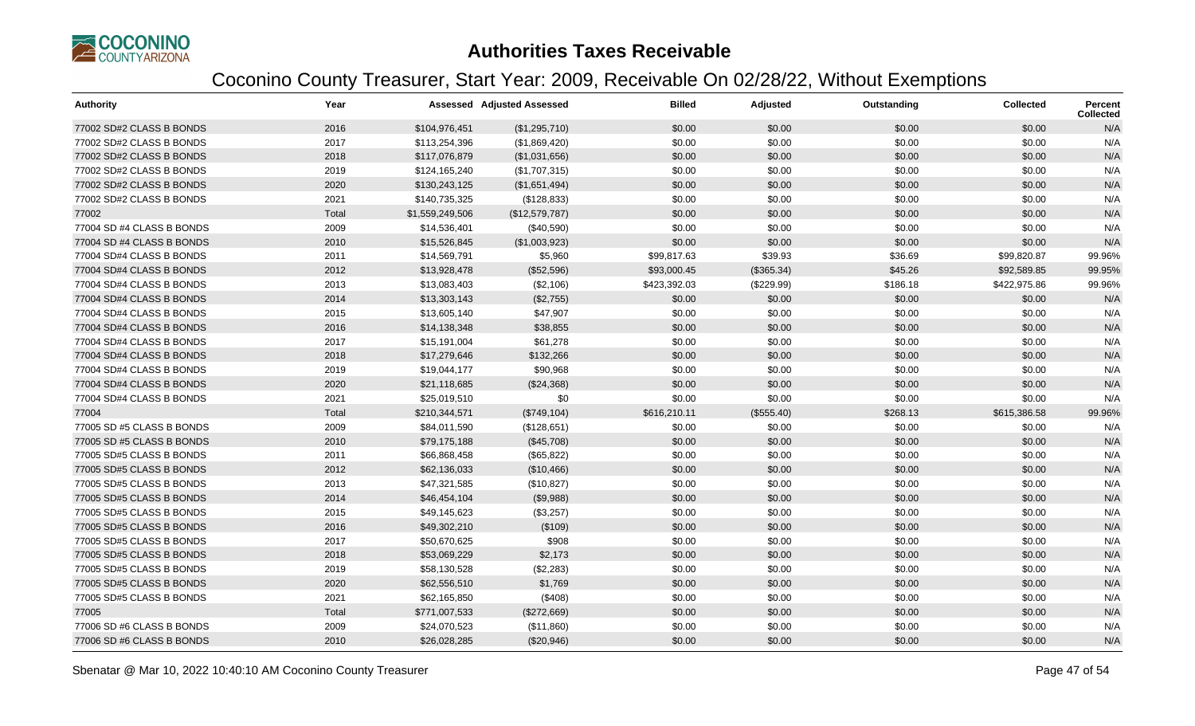# Authorities Taxes Receivable

## Coconino County Treasurer, Start Year: 2009, Receivable On 02/28/22, Without Exemptions

| Authority | Year | Assessed | Adjusted Assessed | Billed | Adjusted | Outstanding | Collected | Percent Collected |
|---|---|---|---|---|---|---|---|---|
| 77002 SD#2 CLASS B BONDS | 2016 | $104,976,451 | ($1,295,710) | $0.00 | $0.00 | $0.00 | $0.00 | N/A |
| 77002 SD#2 CLASS B BONDS | 2017 | $113,254,396 | ($1,869,420) | $0.00 | $0.00 | $0.00 | $0.00 | N/A |
| 77002 SD#2 CLASS B BONDS | 2018 | $117,076,879 | ($1,031,656) | $0.00 | $0.00 | $0.00 | $0.00 | N/A |
| 77002 SD#2 CLASS B BONDS | 2019 | $124,165,240 | ($1,707,315) | $0.00 | $0.00 | $0.00 | $0.00 | N/A |
| 77002 SD#2 CLASS B BONDS | 2020 | $130,243,125 | ($1,651,494) | $0.00 | $0.00 | $0.00 | $0.00 | N/A |
| 77002 SD#2 CLASS B BONDS | 2021 | $140,735,325 | ($128,833) | $0.00 | $0.00 | $0.00 | $0.00 | N/A |
| 77002 | Total | $1,559,249,506 | ($12,579,787) | $0.00 | $0.00 | $0.00 | $0.00 | N/A |
| 77004 SD #4 CLASS B BONDS | 2009 | $14,536,401 | ($40,590) | $0.00 | $0.00 | $0.00 | $0.00 | N/A |
| 77004 SD #4 CLASS B BONDS | 2010 | $15,526,845 | ($1,003,923) | $0.00 | $0.00 | $0.00 | $0.00 | N/A |
| 77004 SD#4 CLASS B BONDS | 2011 | $14,569,791 | $5,960 | $99,817.63 | $39.93 | $36.69 | $99,820.87 | 99.96% |
| 77004 SD#4 CLASS B BONDS | 2012 | $13,928,478 | ($52,596) | $93,000.45 | ($365.34) | $45.26 | $92,589.85 | 99.95% |
| 77004 SD#4 CLASS B BONDS | 2013 | $13,083,403 | ($2,106) | $423,392.03 | ($229.99) | $186.18 | $422,975.86 | 99.96% |
| 77004 SD#4 CLASS B BONDS | 2014 | $13,303,143 | ($2,755) | $0.00 | $0.00 | $0.00 | $0.00 | N/A |
| 77004 SD#4 CLASS B BONDS | 2015 | $13,605,140 | $47,907 | $0.00 | $0.00 | $0.00 | $0.00 | N/A |
| 77004 SD#4 CLASS B BONDS | 2016 | $14,138,348 | $38,855 | $0.00 | $0.00 | $0.00 | $0.00 | N/A |
| 77004 SD#4 CLASS B BONDS | 2017 | $15,191,004 | $61,278 | $0.00 | $0.00 | $0.00 | $0.00 | N/A |
| 77004 SD#4 CLASS B BONDS | 2018 | $17,279,646 | $132,266 | $0.00 | $0.00 | $0.00 | $0.00 | N/A |
| 77004 SD#4 CLASS B BONDS | 2019 | $19,044,177 | $90,968 | $0.00 | $0.00 | $0.00 | $0.00 | N/A |
| 77004 SD#4 CLASS B BONDS | 2020 | $21,118,685 | ($24,368) | $0.00 | $0.00 | $0.00 | $0.00 | N/A |
| 77004 SD#4 CLASS B BONDS | 2021 | $25,019,510 | $0 | $0.00 | $0.00 | $0.00 | $0.00 | N/A |
| 77004 | Total | $210,344,571 | ($749,104) | $616,210.11 | ($555.40) | $268.13 | $615,386.58 | 99.96% |
| 77005 SD #5 CLASS B BONDS | 2009 | $84,011,590 | ($128,651) | $0.00 | $0.00 | $0.00 | $0.00 | N/A |
| 77005 SD #5 CLASS B BONDS | 2010 | $79,175,188 | ($45,708) | $0.00 | $0.00 | $0.00 | $0.00 | N/A |
| 77005 SD#5 CLASS B BONDS | 2011 | $66,868,458 | ($65,822) | $0.00 | $0.00 | $0.00 | $0.00 | N/A |
| 77005 SD#5 CLASS B BONDS | 2012 | $62,136,033 | ($10,466) | $0.00 | $0.00 | $0.00 | $0.00 | N/A |
| 77005 SD#5 CLASS B BONDS | 2013 | $47,321,585 | ($10,827) | $0.00 | $0.00 | $0.00 | $0.00 | N/A |
| 77005 SD#5 CLASS B BONDS | 2014 | $46,454,104 | ($9,988) | $0.00 | $0.00 | $0.00 | $0.00 | N/A |
| 77005 SD#5 CLASS B BONDS | 2015 | $49,145,623 | ($3,257) | $0.00 | $0.00 | $0.00 | $0.00 | N/A |
| 77005 SD#5 CLASS B BONDS | 2016 | $49,302,210 | ($109) | $0.00 | $0.00 | $0.00 | $0.00 | N/A |
| 77005 SD#5 CLASS B BONDS | 2017 | $50,670,625 | $908 | $0.00 | $0.00 | $0.00 | $0.00 | N/A |
| 77005 SD#5 CLASS B BONDS | 2018 | $53,069,229 | $2,173 | $0.00 | $0.00 | $0.00 | $0.00 | N/A |
| 77005 SD#5 CLASS B BONDS | 2019 | $58,130,528 | ($2,283) | $0.00 | $0.00 | $0.00 | $0.00 | N/A |
| 77005 SD#5 CLASS B BONDS | 2020 | $62,556,510 | $1,769 | $0.00 | $0.00 | $0.00 | $0.00 | N/A |
| 77005 SD#5 CLASS B BONDS | 2021 | $62,165,850 | ($408) | $0.00 | $0.00 | $0.00 | $0.00 | N/A |
| 77005 | Total | $771,007,533 | ($272,669) | $0.00 | $0.00 | $0.00 | $0.00 | N/A |
| 77006 SD #6 CLASS B BONDS | 2009 | $24,070,523 | ($11,860) | $0.00 | $0.00 | $0.00 | $0.00 | N/A |
| 77006 SD #6 CLASS B BONDS | 2010 | $26,028,285 | ($20,946) | $0.00 | $0.00 | $0.00 | $0.00 | N/A |

Sbenatar @ Mar 10, 2022 10:40:10 AM Coconino County Treasurer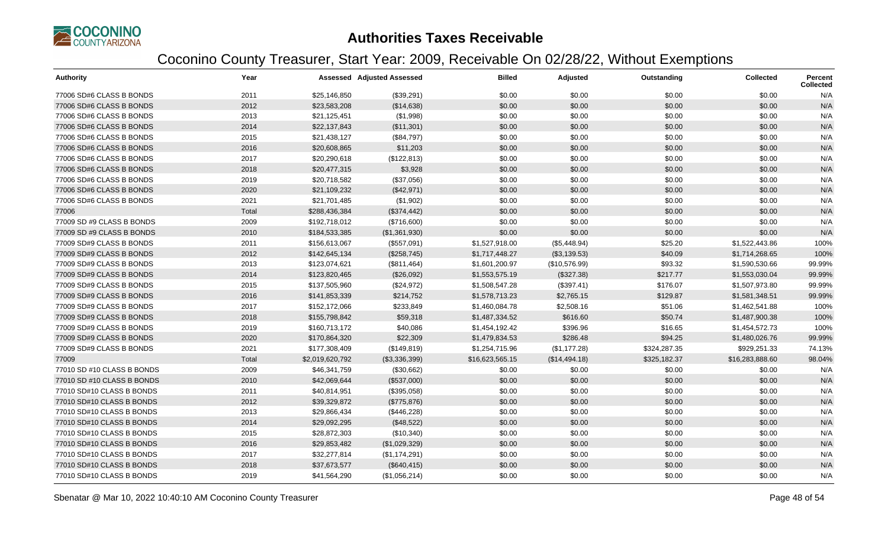# Authorities Taxes Receivable

## Coconino County Treasurer, Start Year: 2009, Receivable On 02/28/22, Without Exemptions

| Authority | Year | Assessed | Adjusted Assessed | Billed | Adjusted | Outstanding | Collected | Percent Collected |
|---|---|---|---|---|---|---|---|---|
| 77006 SD#6 CLASS B BONDS | 2011 | $25,146,850 | ($39,291) | $0.00 | $0.00 | $0.00 | $0.00 | N/A |
| 77006 SD#6 CLASS B BONDS | 2012 | $23,583,208 | ($14,638) | $0.00 | $0.00 | $0.00 | $0.00 | N/A |
| 77006 SD#6 CLASS B BONDS | 2013 | $21,125,451 | ($1,998) | $0.00 | $0.00 | $0.00 | $0.00 | N/A |
| 77006 SD#6 CLASS B BONDS | 2014 | $22,137,843 | ($11,301) | $0.00 | $0.00 | $0.00 | $0.00 | N/A |
| 77006 SD#6 CLASS B BONDS | 2015 | $21,438,127 | ($84,797) | $0.00 | $0.00 | $0.00 | $0.00 | N/A |
| 77006 SD#6 CLASS B BONDS | 2016 | $20,608,865 | $11,203 | $0.00 | $0.00 | $0.00 | $0.00 | N/A |
| 77006 SD#6 CLASS B BONDS | 2017 | $20,290,618 | ($122,813) | $0.00 | $0.00 | $0.00 | $0.00 | N/A |
| 77006 SD#6 CLASS B BONDS | 2018 | $20,477,315 | $3,928 | $0.00 | $0.00 | $0.00 | $0.00 | N/A |
| 77006 SD#6 CLASS B BONDS | 2019 | $20,718,582 | ($37,056) | $0.00 | $0.00 | $0.00 | $0.00 | N/A |
| 77006 SD#6 CLASS B BONDS | 2020 | $21,109,232 | ($42,971) | $0.00 | $0.00 | $0.00 | $0.00 | N/A |
| 77006 SD#6 CLASS B BONDS | 2021 | $21,701,485 | ($1,902) | $0.00 | $0.00 | $0.00 | $0.00 | N/A |
| 77006 | Total | $288,436,384 | ($374,442) | $0.00 | $0.00 | $0.00 | $0.00 | N/A |
| 77009 SD #9 CLASS B BONDS | 2009 | $192,718,012 | ($716,600) | $0.00 | $0.00 | $0.00 | $0.00 | N/A |
| 77009 SD #9 CLASS B BONDS | 2010 | $184,533,385 | ($1,361,930) | $0.00 | $0.00 | $0.00 | $0.00 | N/A |
| 77009 SD#9 CLASS B BONDS | 2011 | $156,613,067 | ($557,091) | $1,527,918.00 | ($5,448.94) | $25.20 | $1,522,443.86 | 100% |
| 77009 SD#9 CLASS B BONDS | 2012 | $142,645,134 | ($258,745) | $1,717,448.27 | ($3,139.53) | $40.09 | $1,714,268.65 | 100% |
| 77009 SD#9 CLASS B BONDS | 2013 | $123,074,621 | ($811,464) | $1,601,200.97 | ($10,576.99) | $93.32 | $1,590,530.66 | 99.99% |
| 77009 SD#9 CLASS B BONDS | 2014 | $123,820,465 | ($26,092) | $1,553,575.19 | ($327.38) | $217.77 | $1,553,030.04 | 99.99% |
| 77009 SD#9 CLASS B BONDS | 2015 | $137,505,960 | ($24,972) | $1,508,547.28 | ($397.41) | $176.07 | $1,507,973.80 | 99.99% |
| 77009 SD#9 CLASS B BONDS | 2016 | $141,853,339 | $214,752 | $1,578,713.23 | $2,765.15 | $129.87 | $1,581,348.51 | 99.99% |
| 77009 SD#9 CLASS B BONDS | 2017 | $152,172,066 | $233,849 | $1,460,084.78 | $2,508.16 | $51.06 | $1,462,541.88 | 100% |
| 77009 SD#9 CLASS B BONDS | 2018 | $155,798,842 | $59,318 | $1,487,334.52 | $616.60 | $50.74 | $1,487,900.38 | 100% |
| 77009 SD#9 CLASS B BONDS | 2019 | $160,713,172 | $40,086 | $1,454,192.42 | $396.96 | $16.65 | $1,454,572.73 | 100% |
| 77009 SD#9 CLASS B BONDS | 2020 | $170,864,320 | $22,309 | $1,479,834.53 | $286.48 | $94.25 | $1,480,026.76 | 99.99% |
| 77009 SD#9 CLASS B BONDS | 2021 | $177,308,409 | ($149,819) | $1,254,715.96 | ($1,177.28) | $324,287.35 | $929,251.33 | 74.13% |
| 77009 | Total | $2,019,620,792 | ($3,336,399) | $16,623,565.15 | ($14,494.18) | $325,182.37 | $16,283,888.60 | 98.04% |
| 77010 SD #10 CLASS B BONDS | 2009 | $46,341,759 | ($30,662) | $0.00 | $0.00 | $0.00 | $0.00 | N/A |
| 77010 SD #10 CLASS B BONDS | 2010 | $42,069,644 | ($537,000) | $0.00 | $0.00 | $0.00 | $0.00 | N/A |
| 77010 SD#10 CLASS B BONDS | 2011 | $40,814,951 | ($395,058) | $0.00 | $0.00 | $0.00 | $0.00 | N/A |
| 77010 SD#10 CLASS B BONDS | 2012 | $39,329,872 | ($775,876) | $0.00 | $0.00 | $0.00 | $0.00 | N/A |
| 77010 SD#10 CLASS B BONDS | 2013 | $29,866,434 | ($446,228) | $0.00 | $0.00 | $0.00 | $0.00 | N/A |
| 77010 SD#10 CLASS B BONDS | 2014 | $29,092,295 | ($48,522) | $0.00 | $0.00 | $0.00 | $0.00 | N/A |
| 77010 SD#10 CLASS B BONDS | 2015 | $28,872,303 | ($10,340) | $0.00 | $0.00 | $0.00 | $0.00 | N/A |
| 77010 SD#10 CLASS B BONDS | 2016 | $29,853,482 | ($1,029,329) | $0.00 | $0.00 | $0.00 | $0.00 | N/A |
| 77010 SD#10 CLASS B BONDS | 2017 | $32,277,814 | ($1,174,291) | $0.00 | $0.00 | $0.00 | $0.00 | N/A |
| 77010 SD#10 CLASS B BONDS | 2018 | $37,673,577 | ($640,415) | $0.00 | $0.00 | $0.00 | $0.00 | N/A |
| 77010 SD#10 CLASS B BONDS | 2019 | $41,564,290 | ($1,056,214) | $0.00 | $0.00 | $0.00 | $0.00 | N/A |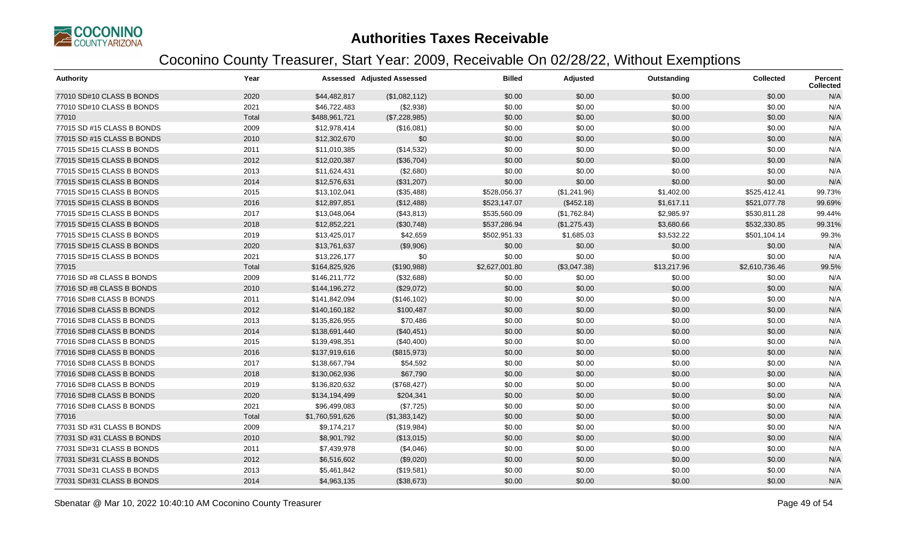# Authorities Taxes Receivable

## Coconino County Treasurer, Start Year: 2009, Receivable On 02/28/22, Without Exemptions

| Authority | Year | Assessed | Adjusted Assessed | Billed | Adjusted | Outstanding | Collected | Percent Collected |
|---|---|---|---|---|---|---|---|---|
| 77010 SD#10 CLASS B BONDS | 2020 | $44,482,817 | ($1,082,112) | $0.00 | $0.00 | $0.00 | $0.00 | N/A |
| 77010 SD#10 CLASS B BONDS | 2021 | $46,722,483 | ($2,938) | $0.00 | $0.00 | $0.00 | $0.00 | N/A |
| 77010 | Total | $488,961,721 | ($7,228,985) | $0.00 | $0.00 | $0.00 | $0.00 | N/A |
| 77015 SD #15 CLASS B BONDS | 2009 | $12,978,414 | ($16,081) | $0.00 | $0.00 | $0.00 | $0.00 | N/A |
| 77015 SD #15 CLASS B BONDS | 2010 | $12,302,670 | $0 | $0.00 | $0.00 | $0.00 | $0.00 | N/A |
| 77015 SD#15 CLASS B BONDS | 2011 | $11,010,385 | ($14,532) | $0.00 | $0.00 | $0.00 | $0.00 | N/A |
| 77015 SD#15 CLASS B BONDS | 2012 | $12,020,387 | ($36,704) | $0.00 | $0.00 | $0.00 | $0.00 | N/A |
| 77015 SD#15 CLASS B BONDS | 2013 | $11,624,431 | ($2,680) | $0.00 | $0.00 | $0.00 | $0.00 | N/A |
| 77015 SD#15 CLASS B BONDS | 2014 | $12,576,631 | ($31,207) | $0.00 | $0.00 | $0.00 | $0.00 | N/A |
| 77015 SD#15 CLASS B BONDS | 2015 | $13,102,041 | ($35,488) | $528,056.37 | ($1,241.96) | $1,402.00 | $525,412.41 | 99.73% |
| 77015 SD#15 CLASS B BONDS | 2016 | $12,897,851 | ($12,488) | $523,147.07 | ($452.18) | $1,617.11 | $521,077.78 | 99.69% |
| 77015 SD#15 CLASS B BONDS | 2017 | $13,048,064 | ($43,813) | $535,560.09 | ($1,762.84) | $2,985.97 | $530,811.28 | 99.44% |
| 77015 SD#15 CLASS B BONDS | 2018 | $12,852,221 | ($30,748) | $537,286.94 | ($1,275.43) | $3,680.66 | $532,330.85 | 99.31% |
| 77015 SD#15 CLASS B BONDS | 2019 | $13,425,017 | $42,659 | $502,951.33 | $1,685.03 | $3,532.22 | $501,104.14 | 99.3% |
| 77015 SD#15 CLASS B BONDS | 2020 | $13,761,637 | ($9,906) | $0.00 | $0.00 | $0.00 | $0.00 | N/A |
| 77015 SD#15 CLASS B BONDS | 2021 | $13,226,177 | $0 | $0.00 | $0.00 | $0.00 | $0.00 | N/A |
| 77015 | Total | $164,825,926 | ($190,988) | $2,627,001.80 | ($3,047.38) | $13,217.96 | $2,610,736.46 | 99.5% |
| 77016 SD #8 CLASS B BONDS | 2009 | $146,211,772 | ($32,688) | $0.00 | $0.00 | $0.00 | $0.00 | N/A |
| 77016 SD #8 CLASS B BONDS | 2010 | $144,196,272 | ($29,072) | $0.00 | $0.00 | $0.00 | $0.00 | N/A |
| 77016 SD#8 CLASS B BONDS | 2011 | $141,842,094 | ($146,102) | $0.00 | $0.00 | $0.00 | $0.00 | N/A |
| 77016 SD#8 CLASS B BONDS | 2012 | $140,160,182 | $100,487 | $0.00 | $0.00 | $0.00 | $0.00 | N/A |
| 77016 SD#8 CLASS B BONDS | 2013 | $135,826,955 | $70,486 | $0.00 | $0.00 | $0.00 | $0.00 | N/A |
| 77016 SD#8 CLASS B BONDS | 2014 | $138,691,440 | ($40,451) | $0.00 | $0.00 | $0.00 | $0.00 | N/A |
| 77016 SD#8 CLASS B BONDS | 2015 | $139,498,351 | ($40,400) | $0.00 | $0.00 | $0.00 | $0.00 | N/A |
| 77016 SD#8 CLASS B BONDS | 2016 | $137,919,616 | ($815,973) | $0.00 | $0.00 | $0.00 | $0.00 | N/A |
| 77016 SD#8 CLASS B BONDS | 2017 | $138,667,794 | $54,592 | $0.00 | $0.00 | $0.00 | $0.00 | N/A |
| 77016 SD#8 CLASS B BONDS | 2018 | $130,062,936 | $67,790 | $0.00 | $0.00 | $0.00 | $0.00 | N/A |
| 77016 SD#8 CLASS B BONDS | 2019 | $136,820,632 | ($768,427) | $0.00 | $0.00 | $0.00 | $0.00 | N/A |
| 77016 SD#8 CLASS B BONDS | 2020 | $134,194,499 | $204,341 | $0.00 | $0.00 | $0.00 | $0.00 | N/A |
| 77016 SD#8 CLASS B BONDS | 2021 | $96,499,083 | ($7,725) | $0.00 | $0.00 | $0.00 | $0.00 | N/A |
| 77016 | Total | $1,760,591,626 | ($1,383,142) | $0.00 | $0.00 | $0.00 | $0.00 | N/A |
| 77031 SD #31 CLASS B BONDS | 2009 | $9,174,217 | ($19,984) | $0.00 | $0.00 | $0.00 | $0.00 | N/A |
| 77031 SD #31 CLASS B BONDS | 2010 | $8,901,792 | ($13,015) | $0.00 | $0.00 | $0.00 | $0.00 | N/A |
| 77031 SD#31 CLASS B BONDS | 2011 | $7,439,978 | ($4,046) | $0.00 | $0.00 | $0.00 | $0.00 | N/A |
| 77031 SD#31 CLASS B BONDS | 2012 | $6,516,602 | ($9,020) | $0.00 | $0.00 | $0.00 | $0.00 | N/A |
| 77031 SD#31 CLASS B BONDS | 2013 | $5,461,842 | ($19,581) | $0.00 | $0.00 | $0.00 | $0.00 | N/A |
| 77031 SD#31 CLASS B BONDS | 2014 | $4,963,135 | ($38,673) | $0.00 | $0.00 | $0.00 | $0.00 | N/A |

Sbenatar @ Mar 10, 2022 10:40:10 AM Coconino County Treasurer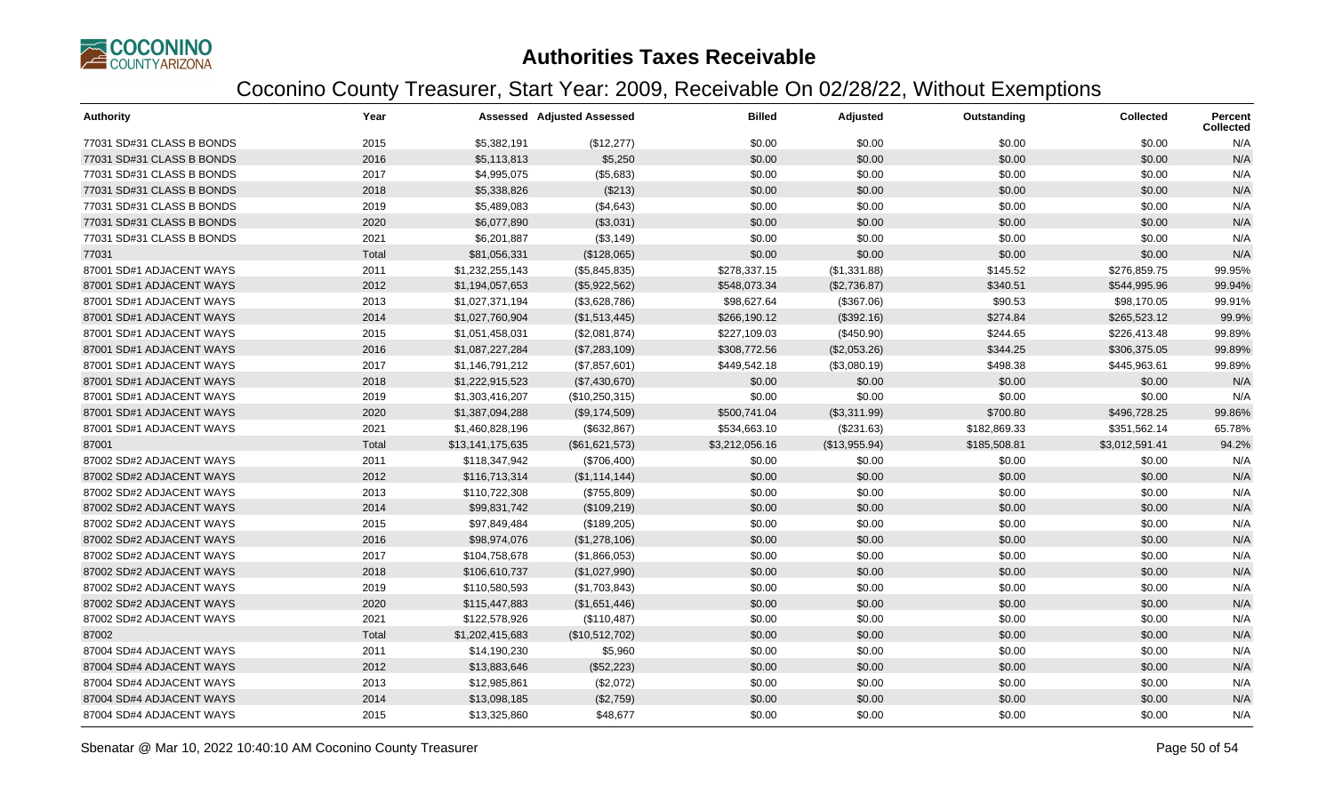# Authorities Taxes Receivable

## Coconino County Treasurer, Start Year: 2009, Receivable On 02/28/22, Without Exemptions

| Authority | Year | Assessed | Adjusted Assessed | Billed | Adjusted | Outstanding | Collected | Percent Collected |
|---|---|---|---|---|---|---|---|---|
| 77031 SD#31 CLASS B BONDS | 2015 | $5,382,191 | ($12,277) | $0.00 | $0.00 | $0.00 | $0.00 | N/A |
| 77031 SD#31 CLASS B BONDS | 2016 | $5,113,813 | $5,250 | $0.00 | $0.00 | $0.00 | $0.00 | N/A |
| 77031 SD#31 CLASS B BONDS | 2017 | $4,995,075 | ($5,683) | $0.00 | $0.00 | $0.00 | $0.00 | N/A |
| 77031 SD#31 CLASS B BONDS | 2018 | $5,338,826 | ($213) | $0.00 | $0.00 | $0.00 | $0.00 | N/A |
| 77031 SD#31 CLASS B BONDS | 2019 | $5,489,083 | ($4,643) | $0.00 | $0.00 | $0.00 | $0.00 | N/A |
| 77031 SD#31 CLASS B BONDS | 2020 | $6,077,890 | ($3,031) | $0.00 | $0.00 | $0.00 | $0.00 | N/A |
| 77031 SD#31 CLASS B BONDS | 2021 | $6,201,887 | ($3,149) | $0.00 | $0.00 | $0.00 | $0.00 | N/A |
| 77031 | Total | $81,056,331 | ($128,065) | $0.00 | $0.00 | $0.00 | $0.00 | N/A |
| 87001 SD#1 ADJACENT WAYS | 2011 | $1,232,255,143 | ($5,845,835) | $278,337.15 | ($1,331.88) | $145.52 | $276,859.75 | 99.95% |
| 87001 SD#1 ADJACENT WAYS | 2012 | $1,194,057,653 | ($5,922,562) | $548,073.34 | ($2,736.87) | $340.51 | $544,995.96 | 99.94% |
| 87001 SD#1 ADJACENT WAYS | 2013 | $1,027,371,194 | ($3,628,786) | $98,627.64 | ($367.06) | $90.53 | $98,170.05 | 99.91% |
| 87001 SD#1 ADJACENT WAYS | 2014 | $1,027,760,904 | ($1,513,445) | $266,190.12 | ($392.16) | $274.84 | $265,523.12 | 99.9% |
| 87001 SD#1 ADJACENT WAYS | 2015 | $1,051,458,031 | ($2,081,874) | $227,109.03 | ($450.90) | $244.65 | $226,413.48 | 99.89% |
| 87001 SD#1 ADJACENT WAYS | 2016 | $1,087,227,284 | ($7,283,109) | $308,772.56 | ($2,053.26) | $344.25 | $306,375.05 | 99.89% |
| 87001 SD#1 ADJACENT WAYS | 2017 | $1,146,791,212 | ($7,857,601) | $449,542.18 | ($3,080.19) | $498.38 | $445,963.61 | 99.89% |
| 87001 SD#1 ADJACENT WAYS | 2018 | $1,222,915,523 | ($7,430,670) | $0.00 | $0.00 | $0.00 | $0.00 | N/A |
| 87001 SD#1 ADJACENT WAYS | 2019 | $1,303,416,207 | ($10,250,315) | $0.00 | $0.00 | $0.00 | $0.00 | N/A |
| 87001 SD#1 ADJACENT WAYS | 2020 | $1,387,094,288 | ($9,174,509) | $500,741.04 | ($3,311.99) | $700.80 | $496,728.25 | 99.86% |
| 87001 SD#1 ADJACENT WAYS | 2021 | $1,460,828,196 | ($632,867) | $534,663.10 | ($231.63) | $182,869.33 | $351,562.14 | 65.78% |
| 87001 | Total | $13,141,175,635 | ($61,621,573) | $3,212,056.16 | ($13,955.94) | $185,508.81 | $3,012,591.41 | 94.2% |
| 87002 SD#2 ADJACENT WAYS | 2011 | $118,347,942 | ($706,400) | $0.00 | $0.00 | $0.00 | $0.00 | N/A |
| 87002 SD#2 ADJACENT WAYS | 2012 | $116,713,314 | ($1,114,144) | $0.00 | $0.00 | $0.00 | $0.00 | N/A |
| 87002 SD#2 ADJACENT WAYS | 2013 | $110,722,308 | ($755,809) | $0.00 | $0.00 | $0.00 | $0.00 | N/A |
| 87002 SD#2 ADJACENT WAYS | 2014 | $99,831,742 | ($109,219) | $0.00 | $0.00 | $0.00 | $0.00 | N/A |
| 87002 SD#2 ADJACENT WAYS | 2015 | $97,849,484 | ($189,205) | $0.00 | $0.00 | $0.00 | $0.00 | N/A |
| 87002 SD#2 ADJACENT WAYS | 2016 | $98,974,076 | ($1,278,106) | $0.00 | $0.00 | $0.00 | $0.00 | N/A |
| 87002 SD#2 ADJACENT WAYS | 2017 | $104,758,678 | ($1,866,053) | $0.00 | $0.00 | $0.00 | $0.00 | N/A |
| 87002 SD#2 ADJACENT WAYS | 2018 | $106,610,737 | ($1,027,990) | $0.00 | $0.00 | $0.00 | $0.00 | N/A |
| 87002 SD#2 ADJACENT WAYS | 2019 | $110,580,593 | ($1,703,843) | $0.00 | $0.00 | $0.00 | $0.00 | N/A |
| 87002 SD#2 ADJACENT WAYS | 2020 | $115,447,883 | ($1,651,446) | $0.00 | $0.00 | $0.00 | $0.00 | N/A |
| 87002 SD#2 ADJACENT WAYS | 2021 | $122,578,926 | ($110,487) | $0.00 | $0.00 | $0.00 | $0.00 | N/A |
| 87002 | Total | $1,202,415,683 | ($10,512,702) | $0.00 | $0.00 | $0.00 | $0.00 | N/A |
| 87004 SD#4 ADJACENT WAYS | 2011 | $14,190,230 | $5,960 | $0.00 | $0.00 | $0.00 | $0.00 | N/A |
| 87004 SD#4 ADJACENT WAYS | 2012 | $13,883,646 | ($52,223) | $0.00 | $0.00 | $0.00 | $0.00 | N/A |
| 87004 SD#4 ADJACENT WAYS | 2013 | $12,985,861 | ($2,072) | $0.00 | $0.00 | $0.00 | $0.00 | N/A |
| 87004 SD#4 ADJACENT WAYS | 2014 | $13,098,185 | ($2,759) | $0.00 | $0.00 | $0.00 | $0.00 | N/A |
| 87004 SD#4 ADJACENT WAYS | 2015 | $13,325,860 | $48,677 | $0.00 | $0.00 | $0.00 | $0.00 | N/A |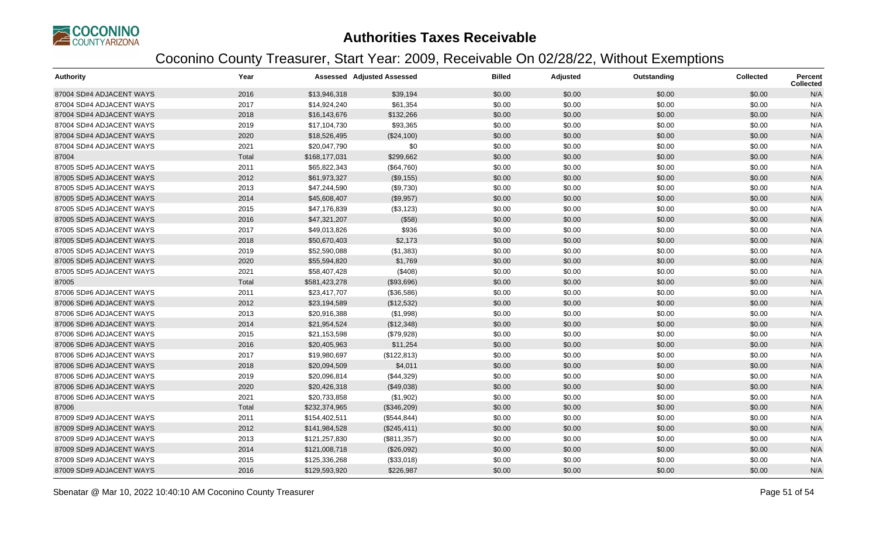# Authorities Taxes Receivable

## Coconino County Treasurer, Start Year: 2009, Receivable On 02/28/22, Without Exemptions

| Authority | Year | Assessed | Adjusted Assessed | Billed | Adjusted | Outstanding | Collected | Percent Collected |
|---|---|---|---|---|---|---|---|---|
| 87004 SD#4 ADJACENT WAYS | 2016 | $13,946,318 | $39,194 | $0.00 | $0.00 | $0.00 | $0.00 | N/A |
| 87004 SD#4 ADJACENT WAYS | 2017 | $14,924,240 | $61,354 | $0.00 | $0.00 | $0.00 | $0.00 | N/A |
| 87004 SD#4 ADJACENT WAYS | 2018 | $16,143,676 | $132,266 | $0.00 | $0.00 | $0.00 | $0.00 | N/A |
| 87004 SD#4 ADJACENT WAYS | 2019 | $17,104,730 | $93,365 | $0.00 | $0.00 | $0.00 | $0.00 | N/A |
| 87004 SD#4 ADJACENT WAYS | 2020 | $18,526,495 | ($24,100) | $0.00 | $0.00 | $0.00 | $0.00 | N/A |
| 87004 SD#4 ADJACENT WAYS | 2021 | $20,047,790 | $0 | $0.00 | $0.00 | $0.00 | $0.00 | N/A |
| 87004 | Total | $168,177,031 | $299,662 | $0.00 | $0.00 | $0.00 | $0.00 | N/A |
| 87005 SD#5 ADJACENT WAYS | 2011 | $65,822,343 | ($64,760) | $0.00 | $0.00 | $0.00 | $0.00 | N/A |
| 87005 SD#5 ADJACENT WAYS | 2012 | $61,973,327 | ($9,155) | $0.00 | $0.00 | $0.00 | $0.00 | N/A |
| 87005 SD#5 ADJACENT WAYS | 2013 | $47,244,590 | ($9,730) | $0.00 | $0.00 | $0.00 | $0.00 | N/A |
| 87005 SD#5 ADJACENT WAYS | 2014 | $45,608,407 | ($9,957) | $0.00 | $0.00 | $0.00 | $0.00 | N/A |
| 87005 SD#5 ADJACENT WAYS | 2015 | $47,176,839 | ($3,123) | $0.00 | $0.00 | $0.00 | $0.00 | N/A |
| 87005 SD#5 ADJACENT WAYS | 2016 | $47,321,207 | ($58) | $0.00 | $0.00 | $0.00 | $0.00 | N/A |
| 87005 SD#5 ADJACENT WAYS | 2017 | $49,013,826 | $936 | $0.00 | $0.00 | $0.00 | $0.00 | N/A |
| 87005 SD#5 ADJACENT WAYS | 2018 | $50,670,403 | $2,173 | $0.00 | $0.00 | $0.00 | $0.00 | N/A |
| 87005 SD#5 ADJACENT WAYS | 2019 | $52,590,088 | ($1,383) | $0.00 | $0.00 | $0.00 | $0.00 | N/A |
| 87005 SD#5 ADJACENT WAYS | 2020 | $55,594,820 | $1,769 | $0.00 | $0.00 | $0.00 | $0.00 | N/A |
| 87005 SD#5 ADJACENT WAYS | 2021 | $58,407,428 | ($408) | $0.00 | $0.00 | $0.00 | $0.00 | N/A |
| 87005 | Total | $581,423,278 | ($93,696) | $0.00 | $0.00 | $0.00 | $0.00 | N/A |
| 87006 SD#6 ADJACENT WAYS | 2011 | $23,417,707 | ($36,586) | $0.00 | $0.00 | $0.00 | $0.00 | N/A |
| 87006 SD#6 ADJACENT WAYS | 2012 | $23,194,589 | ($12,532) | $0.00 | $0.00 | $0.00 | $0.00 | N/A |
| 87006 SD#6 ADJACENT WAYS | 2013 | $20,916,388 | ($1,998) | $0.00 | $0.00 | $0.00 | $0.00 | N/A |
| 87006 SD#6 ADJACENT WAYS | 2014 | $21,954,524 | ($12,348) | $0.00 | $0.00 | $0.00 | $0.00 | N/A |
| 87006 SD#6 ADJACENT WAYS | 2015 | $21,153,598 | ($79,928) | $0.00 | $0.00 | $0.00 | $0.00 | N/A |
| 87006 SD#6 ADJACENT WAYS | 2016 | $20,405,963 | $11,254 | $0.00 | $0.00 | $0.00 | $0.00 | N/A |
| 87006 SD#6 ADJACENT WAYS | 2017 | $19,980,697 | ($122,813) | $0.00 | $0.00 | $0.00 | $0.00 | N/A |
| 87006 SD#6 ADJACENT WAYS | 2018 | $20,094,509 | $4,011 | $0.00 | $0.00 | $0.00 | $0.00 | N/A |
| 87006 SD#6 ADJACENT WAYS | 2019 | $20,096,814 | ($44,329) | $0.00 | $0.00 | $0.00 | $0.00 | N/A |
| 87006 SD#6 ADJACENT WAYS | 2020 | $20,426,318 | ($49,038) | $0.00 | $0.00 | $0.00 | $0.00 | N/A |
| 87006 SD#6 ADJACENT WAYS | 2021 | $20,733,858 | ($1,902) | $0.00 | $0.00 | $0.00 | $0.00 | N/A |
| 87006 | Total | $232,374,965 | ($346,209) | $0.00 | $0.00 | $0.00 | $0.00 | N/A |
| 87009 SD#9 ADJACENT WAYS | 2011 | $154,402,511 | ($544,844) | $0.00 | $0.00 | $0.00 | $0.00 | N/A |
| 87009 SD#9 ADJACENT WAYS | 2012 | $141,984,528 | ($245,411) | $0.00 | $0.00 | $0.00 | $0.00 | N/A |
| 87009 SD#9 ADJACENT WAYS | 2013 | $121,257,830 | ($811,357) | $0.00 | $0.00 | $0.00 | $0.00 | N/A |
| 87009 SD#9 ADJACENT WAYS | 2014 | $121,008,718 | ($26,092) | $0.00 | $0.00 | $0.00 | $0.00 | N/A |
| 87009 SD#9 ADJACENT WAYS | 2015 | $125,336,268 | ($33,018) | $0.00 | $0.00 | $0.00 | $0.00 | N/A |
| 87009 SD#9 ADJACENT WAYS | 2016 | $129,593,920 | $226,987 | $0.00 | $0.00 | $0.00 | $0.00 | N/A |

Sbenatar @ Mar 10, 2022 10:40:10 AM Coconino County Treasurer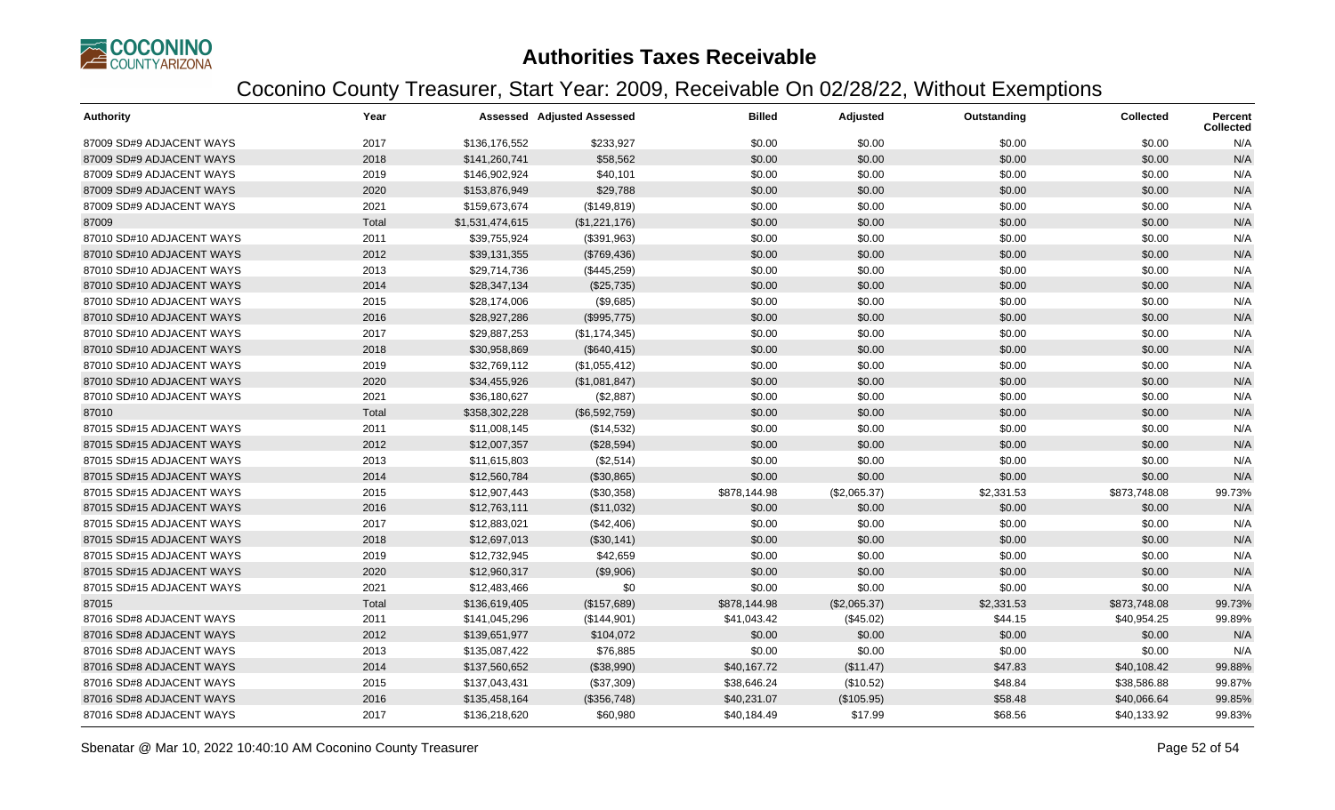# Authorities Taxes Receivable

## Coconino County Treasurer, Start Year: 2009, Receivable On 02/28/22, Without Exemptions

| Authority | Year | Assessed | Adjusted Assessed | Billed | Adjusted | Outstanding | Collected | Percent Collected |
|---|---|---|---|---|---|---|---|---|
| 87009 SD#9 ADJACENT WAYS | 2017 | $136,176,552 | $233,927 | $0.00 | $0.00 | $0.00 | $0.00 | N/A |
| 87009 SD#9 ADJACENT WAYS | 2018 | $141,260,741 | $58,562 | $0.00 | $0.00 | $0.00 | $0.00 | N/A |
| 87009 SD#9 ADJACENT WAYS | 2019 | $146,902,924 | $40,101 | $0.00 | $0.00 | $0.00 | $0.00 | N/A |
| 87009 SD#9 ADJACENT WAYS | 2020 | $153,876,949 | $29,788 | $0.00 | $0.00 | $0.00 | $0.00 | N/A |
| 87009 SD#9 ADJACENT WAYS | 2021 | $159,673,674 | ($149,819) | $0.00 | $0.00 | $0.00 | $0.00 | N/A |
| 87009 | Total | $1,531,474,615 | ($1,221,176) | $0.00 | $0.00 | $0.00 | $0.00 | N/A |
| 87010 SD#10 ADJACENT WAYS | 2011 | $39,755,924 | ($391,963) | $0.00 | $0.00 | $0.00 | $0.00 | N/A |
| 87010 SD#10 ADJACENT WAYS | 2012 | $39,131,355 | ($769,436) | $0.00 | $0.00 | $0.00 | $0.00 | N/A |
| 87010 SD#10 ADJACENT WAYS | 2013 | $29,714,736 | ($445,259) | $0.00 | $0.00 | $0.00 | $0.00 | N/A |
| 87010 SD#10 ADJACENT WAYS | 2014 | $28,347,134 | ($25,735) | $0.00 | $0.00 | $0.00 | $0.00 | N/A |
| 87010 SD#10 ADJACENT WAYS | 2015 | $28,174,006 | ($9,685) | $0.00 | $0.00 | $0.00 | $0.00 | N/A |
| 87010 SD#10 ADJACENT WAYS | 2016 | $28,927,286 | ($995,775) | $0.00 | $0.00 | $0.00 | $0.00 | N/A |
| 87010 SD#10 ADJACENT WAYS | 2017 | $29,887,253 | ($1,174,345) | $0.00 | $0.00 | $0.00 | $0.00 | N/A |
| 87010 SD#10 ADJACENT WAYS | 2018 | $30,958,869 | ($640,415) | $0.00 | $0.00 | $0.00 | $0.00 | N/A |
| 87010 SD#10 ADJACENT WAYS | 2019 | $32,769,112 | ($1,055,412) | $0.00 | $0.00 | $0.00 | $0.00 | N/A |
| 87010 SD#10 ADJACENT WAYS | 2020 | $34,455,926 | ($1,081,847) | $0.00 | $0.00 | $0.00 | $0.00 | N/A |
| 87010 SD#10 ADJACENT WAYS | 2021 | $36,180,627 | ($2,887) | $0.00 | $0.00 | $0.00 | $0.00 | N/A |
| 87010 | Total | $358,302,228 | ($6,592,759) | $0.00 | $0.00 | $0.00 | $0.00 | N/A |
| 87015 SD#15 ADJACENT WAYS | 2011 | $11,008,145 | ($14,532) | $0.00 | $0.00 | $0.00 | $0.00 | N/A |
| 87015 SD#15 ADJACENT WAYS | 2012 | $12,007,357 | ($28,594) | $0.00 | $0.00 | $0.00 | $0.00 | N/A |
| 87015 SD#15 ADJACENT WAYS | 2013 | $11,615,803 | ($2,514) | $0.00 | $0.00 | $0.00 | $0.00 | N/A |
| 87015 SD#15 ADJACENT WAYS | 2014 | $12,560,784 | ($30,865) | $0.00 | $0.00 | $0.00 | $0.00 | N/A |
| 87015 SD#15 ADJACENT WAYS | 2015 | $12,907,443 | ($30,358) | $878,144.98 | ($2,065.37) | $2,331.53 | $873,748.08 | 99.73% |
| 87015 SD#15 ADJACENT WAYS | 2016 | $12,763,111 | ($11,032) | $0.00 | $0.00 | $0.00 | $0.00 | N/A |
| 87015 SD#15 ADJACENT WAYS | 2017 | $12,883,021 | ($42,406) | $0.00 | $0.00 | $0.00 | $0.00 | N/A |
| 87015 SD#15 ADJACENT WAYS | 2018 | $12,697,013 | ($30,141) | $0.00 | $0.00 | $0.00 | $0.00 | N/A |
| 87015 SD#15 ADJACENT WAYS | 2019 | $12,732,945 | $42,659 | $0.00 | $0.00 | $0.00 | $0.00 | N/A |
| 87015 SD#15 ADJACENT WAYS | 2020 | $12,960,317 | ($9,906) | $0.00 | $0.00 | $0.00 | $0.00 | N/A |
| 87015 SD#15 ADJACENT WAYS | 2021 | $12,483,466 | $0 | $0.00 | $0.00 | $0.00 | $0.00 | N/A |
| 87015 | Total | $136,619,405 | ($157,689) | $878,144.98 | ($2,065.37) | $2,331.53 | $873,748.08 | 99.73% |
| 87016 SD#8 ADJACENT WAYS | 2011 | $141,045,296 | ($144,901) | $41,043.42 | ($45.02) | $44.15 | $40,954.25 | 99.89% |
| 87016 SD#8 ADJACENT WAYS | 2012 | $139,651,977 | $104,072 | $0.00 | $0.00 | $0.00 | $0.00 | N/A |
| 87016 SD#8 ADJACENT WAYS | 2013 | $135,087,422 | $76,885 | $0.00 | $0.00 | $0.00 | $0.00 | N/A |
| 87016 SD#8 ADJACENT WAYS | 2014 | $137,560,652 | ($38,990) | $40,167.72 | ($11.47) | $47.83 | $40,108.42 | 99.88% |
| 87016 SD#8 ADJACENT WAYS | 2015 | $137,043,431 | ($37,309) | $38,646.24 | ($10.52) | $48.84 | $38,586.88 | 99.87% |
| 87016 SD#8 ADJACENT WAYS | 2016 | $135,458,164 | ($356,748) | $40,231.07 | ($105.95) | $58.48 | $40,066.64 | 99.85% |
| 87016 SD#8 ADJACENT WAYS | 2017 | $136,218,620 | $60,980 | $40,184.49 | $17.99 | $68.56 | $40,133.92 | 99.83% |

Sbenatar @ Mar 10, 2022 10:40:10 AM Coconino County Treasurer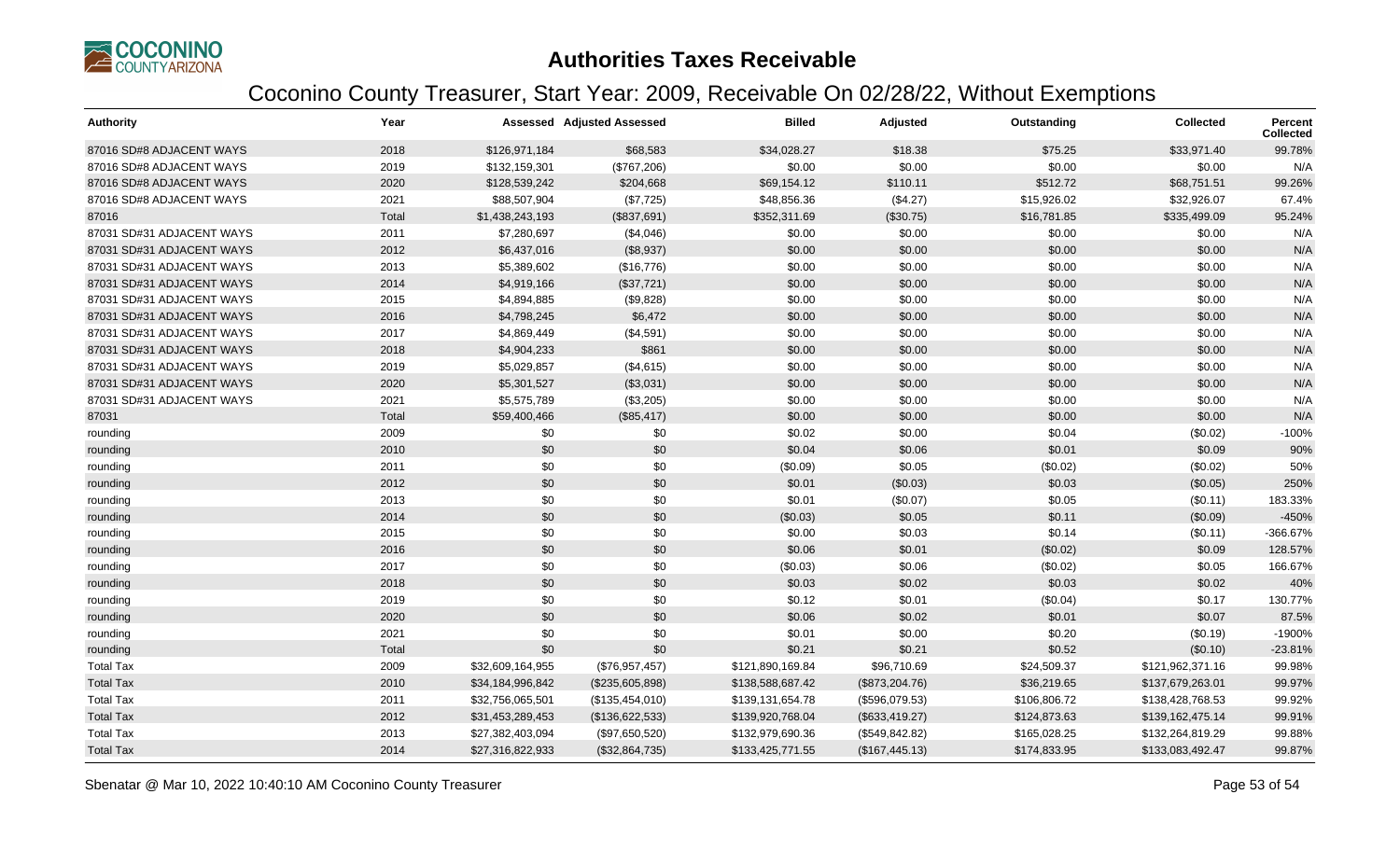# Authorities Taxes Receivable

## Coconino County Treasurer, Start Year: 2009, Receivable On 02/28/22, Without Exemptions

| Authority | Year | Assessed | Adjusted Assessed | Billed | Adjusted | Outstanding | Collected | Percent Collected |
|---|---|---|---|---|---|---|---|---|
| 87016 SD#8 ADJACENT WAYS | 2018 | $126,971,184 | $68,583 | $34,028.27 | $18.38 | $75.25 | $33,971.40 | 99.78% |
| 87016 SD#8 ADJACENT WAYS | 2019 | $132,159,301 | ($767,206) | $0.00 | $0.00 | $0.00 | $0.00 | N/A |
| 87016 SD#8 ADJACENT WAYS | 2020 | $128,539,242 | $204,668 | $69,154.12 | $110.11 | $512.72 | $68,751.51 | 99.26% |
| 87016 SD#8 ADJACENT WAYS | 2021 | $88,507,904 | ($7,725) | $48,856.36 | ($4.27) | $15,926.02 | $32,926.07 | 67.4% |
| 87016 | Total | $1,438,243,193 | ($837,691) | $352,311.69 | ($30.75) | $16,781.85 | $335,499.09 | 95.24% |
| 87031 SD#31 ADJACENT WAYS | 2011 | $7,280,697 | ($4,046) | $0.00 | $0.00 | $0.00 | $0.00 | N/A |
| 87031 SD#31 ADJACENT WAYS | 2012 | $6,437,016 | ($8,937) | $0.00 | $0.00 | $0.00 | $0.00 | N/A |
| 87031 SD#31 ADJACENT WAYS | 2013 | $5,389,602 | ($16,776) | $0.00 | $0.00 | $0.00 | $0.00 | N/A |
| 87031 SD#31 ADJACENT WAYS | 2014 | $4,919,166 | ($37,721) | $0.00 | $0.00 | $0.00 | $0.00 | N/A |
| 87031 SD#31 ADJACENT WAYS | 2015 | $4,894,885 | ($9,828) | $0.00 | $0.00 | $0.00 | $0.00 | N/A |
| 87031 SD#31 ADJACENT WAYS | 2016 | $4,798,245 | $6,472 | $0.00 | $0.00 | $0.00 | $0.00 | N/A |
| 87031 SD#31 ADJACENT WAYS | 2017 | $4,869,449 | ($4,591) | $0.00 | $0.00 | $0.00 | $0.00 | N/A |
| 87031 SD#31 ADJACENT WAYS | 2018 | $4,904,233 | $861 | $0.00 | $0.00 | $0.00 | $0.00 | N/A |
| 87031 SD#31 ADJACENT WAYS | 2019 | $5,029,857 | ($4,615) | $0.00 | $0.00 | $0.00 | $0.00 | N/A |
| 87031 SD#31 ADJACENT WAYS | 2020 | $5,301,527 | ($3,031) | $0.00 | $0.00 | $0.00 | $0.00 | N/A |
| 87031 SD#31 ADJACENT WAYS | 2021 | $5,575,789 | ($3,205) | $0.00 | $0.00 | $0.00 | $0.00 | N/A |
| 87031 | Total | $59,400,466 | ($85,417) | $0.00 | $0.00 | $0.00 | $0.00 | N/A |
| rounding | 2009 | $0 | $0 | $0.02 | $0.00 | $0.04 | ($0.02) | -100% |
| rounding | 2010 | $0 | $0 | $0.04 | $0.06 | $0.01 | $0.09 | 90% |
| rounding | 2011 | $0 | $0 | ($0.09) | $0.05 | ($0.02) | ($0.02) | 50% |
| rounding | 2012 | $0 | $0 | $0.01 | ($0.03) | $0.03 | ($0.05) | 250% |
| rounding | 2013 | $0 | $0 | $0.01 | ($0.07) | $0.05 | ($0.11) | 183.33% |
| rounding | 2014 | $0 | $0 | ($0.03) | $0.05 | $0.11 | ($0.09) | -450% |
| rounding | 2015 | $0 | $0 | $0.00 | $0.03 | $0.14 | ($0.11) | -366.67% |
| rounding | 2016 | $0 | $0 | $0.06 | $0.01 | ($0.02) | $0.09 | 128.57% |
| rounding | 2017 | $0 | $0 | ($0.03) | $0.06 | ($0.02) | $0.05 | 166.67% |
| rounding | 2018 | $0 | $0 | $0.03 | $0.02 | $0.03 | $0.02 | 40% |
| rounding | 2019 | $0 | $0 | $0.12 | $0.01 | ($0.04) | $0.17 | 130.77% |
| rounding | 2020 | $0 | $0 | $0.06 | $0.02 | $0.01 | $0.07 | 87.5% |
| rounding | 2021 | $0 | $0 | $0.01 | $0.00 | $0.20 | ($0.19) | -1900% |
| rounding | Total | $0 | $0 | $0.21 | $0.21 | $0.52 | ($0.10) | -23.81% |
| Total Tax | 2009 | $32,609,164,955 | ($76,957,457) | $121,890,169.84 | $96,710.69 | $24,509.37 | $121,962,371.16 | 99.98% |
| Total Tax | 2010 | $34,184,996,842 | ($235,605,898) | $138,588,687.42 | ($873,204.76) | $36,219.65 | $137,679,263.01 | 99.97% |
| Total Tax | 2011 | $32,756,065,501 | ($135,454,010) | $139,131,654.78 | ($596,079.53) | $106,806.72 | $138,428,768.53 | 99.92% |
| Total Tax | 2012 | $31,453,289,453 | ($136,622,533) | $139,920,768.04 | ($633,419.27) | $124,873.63 | $139,162,475.14 | 99.91% |
| Total Tax | 2013 | $27,382,403,094 | ($97,650,520) | $132,979,690.36 | ($549,842.82) | $165,028.25 | $132,264,819.29 | 99.88% |
| Total Tax | 2014 | $27,316,822,933 | ($32,864,735) | $133,425,771.55 | ($167,445.13) | $174,833.95 | $133,083,492.47 | 99.87% |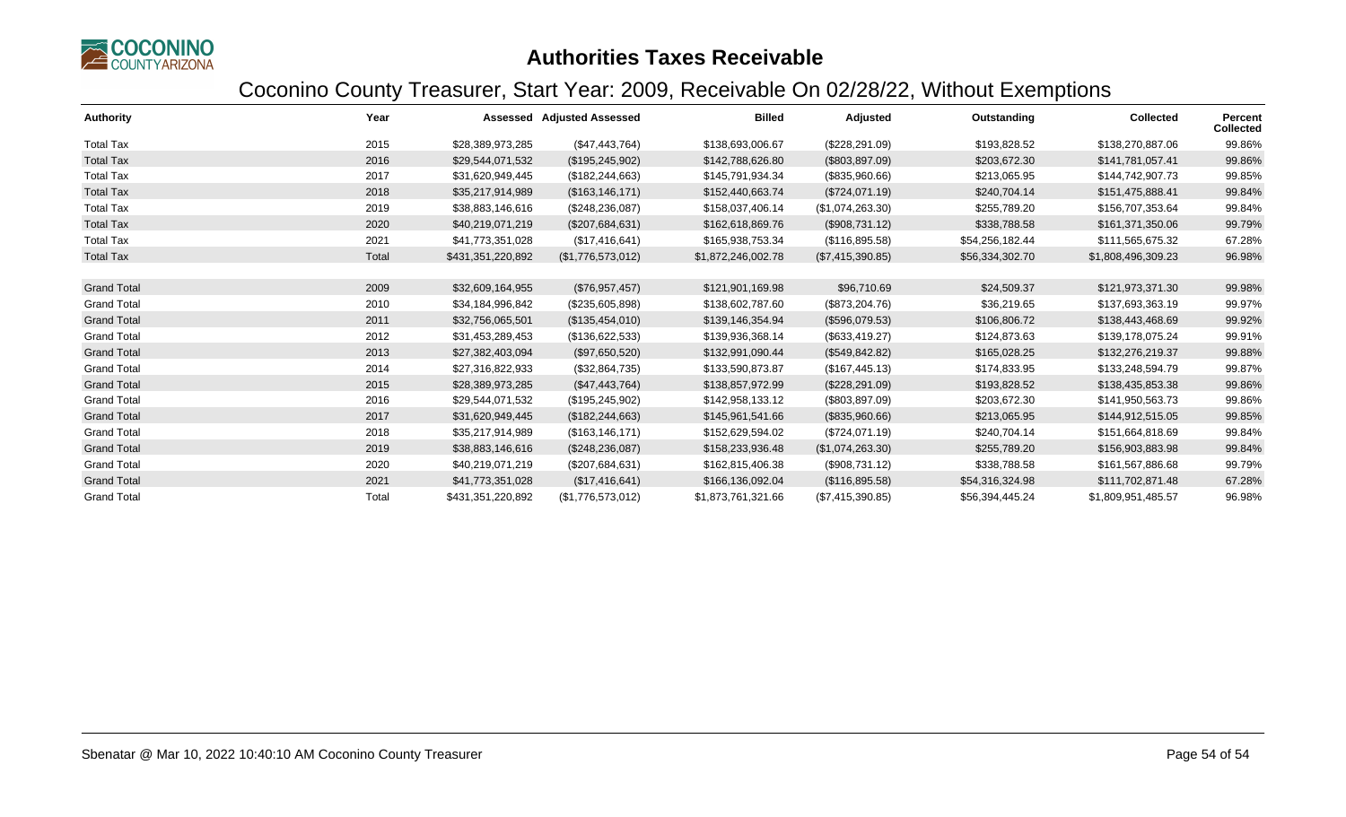# Authorities Taxes Receivable

## Coconino County Treasurer, Start Year: 2009, Receivable On 02/28/22, Without Exemptions

| Authority | Year | Assessed | Adjusted Assessed | Billed | Adjusted | Outstanding | Collected | Percent Collected |
|---|---|---|---|---|---|---|---|---|
| Total Tax | 2015 | $28,389,973,285 | ($47,443,764) | $138,693,006.67 | ($228,291.09) | $193,828.52 | $138,270,887.06 | 99.86% |
| Total Tax | 2016 | $29,544,071,532 | ($195,245,902) | $142,788,626.80 | ($803,897.09) | $203,672.30 | $141,781,057.41 | 99.86% |
| Total Tax | 2017 | $31,620,949,445 | ($182,244,663) | $145,791,934.34 | ($835,960.66) | $213,065.95 | $144,742,907.73 | 99.85% |
| Total Tax | 2018 | $35,217,914,989 | ($163,146,171) | $152,440,663.74 | ($724,071.19) | $240,704.14 | $151,475,888.41 | 99.84% |
| Total Tax | 2019 | $38,883,146,616 | ($248,236,087) | $158,037,406.14 | ($1,074,263.30) | $255,789.20 | $156,707,353.64 | 99.84% |
| Total Tax | 2020 | $40,219,071,219 | ($207,684,631) | $162,618,869.76 | ($908,731.12) | $338,788.58 | $161,371,350.06 | 99.79% |
| Total Tax | 2021 | $41,773,351,028 | ($17,416,641) | $165,938,753.34 | ($116,895.58) | $54,256,182.44 | $111,565,675.32 | 67.28% |
| Total Tax | Total | $431,351,220,892 | ($1,776,573,012) | $1,872,246,002.78 | ($7,415,390.85) | $56,334,302.70 | $1,808,496,309.23 | 96.98% |
| Grand Total | 2009 | $32,609,164,955 | ($76,957,457) | $121,901,169.98 | $96,710.69 | $24,509.37 | $121,973,371.30 | 99.98% |
| Grand Total | 2010 | $34,184,996,842 | ($235,605,898) | $138,602,787.60 | ($873,204.76) | $36,219.65 | $137,693,363.19 | 99.97% |
| Grand Total | 2011 | $32,756,065,501 | ($135,454,010) | $139,146,354.94 | ($596,079.53) | $106,806.72 | $138,443,468.69 | 99.92% |
| Grand Total | 2012 | $31,453,289,453 | ($136,622,533) | $139,936,368.14 | ($633,419.27) | $124,873.63 | $139,178,075.24 | 99.91% |
| Grand Total | 2013 | $27,382,403,094 | ($97,650,520) | $132,991,090.44 | ($549,842.82) | $165,028.25 | $132,276,219.37 | 99.88% |
| Grand Total | 2014 | $27,316,822,933 | ($32,864,735) | $133,590,873.87 | ($167,445.13) | $174,833.95 | $133,248,594.79 | 99.87% |
| Grand Total | 2015 | $28,389,973,285 | ($47,443,764) | $138,857,972.99 | ($228,291.09) | $193,828.52 | $138,435,853.38 | 99.86% |
| Grand Total | 2016 | $29,544,071,532 | ($195,245,902) | $142,958,133.12 | ($803,897.09) | $203,672.30 | $141,950,563.73 | 99.86% |
| Grand Total | 2017 | $31,620,949,445 | ($182,244,663) | $145,961,541.66 | ($835,960.66) | $213,065.95 | $144,912,515.05 | 99.85% |
| Grand Total | 2018 | $35,217,914,989 | ($163,146,171) | $152,629,594.02 | ($724,071.19) | $240,704.14 | $151,664,818.69 | 99.84% |
| Grand Total | 2019 | $38,883,146,616 | ($248,236,087) | $158,233,936.48 | ($1,074,263.30) | $255,789.20 | $156,903,883.98 | 99.84% |
| Grand Total | 2020 | $40,219,071,219 | ($207,684,631) | $162,815,406.38 | ($908,731.12) | $338,788.58 | $161,567,886.68 | 99.79% |
| Grand Total | 2021 | $41,773,351,028 | ($17,416,641) | $166,136,092.04 | ($116,895.58) | $54,316,324.98 | $111,702,871.48 | 67.28% |
| Grand Total | Total | $431,351,220,892 | ($1,776,573,012) | $1,873,761,321.66 | ($7,415,390.85) | $56,394,445.24 | $1,809,951,485.57 | 96.98% |

Sbenatar @ Mar 10, 2022 10:40:10 AM Coconino County Treasurer